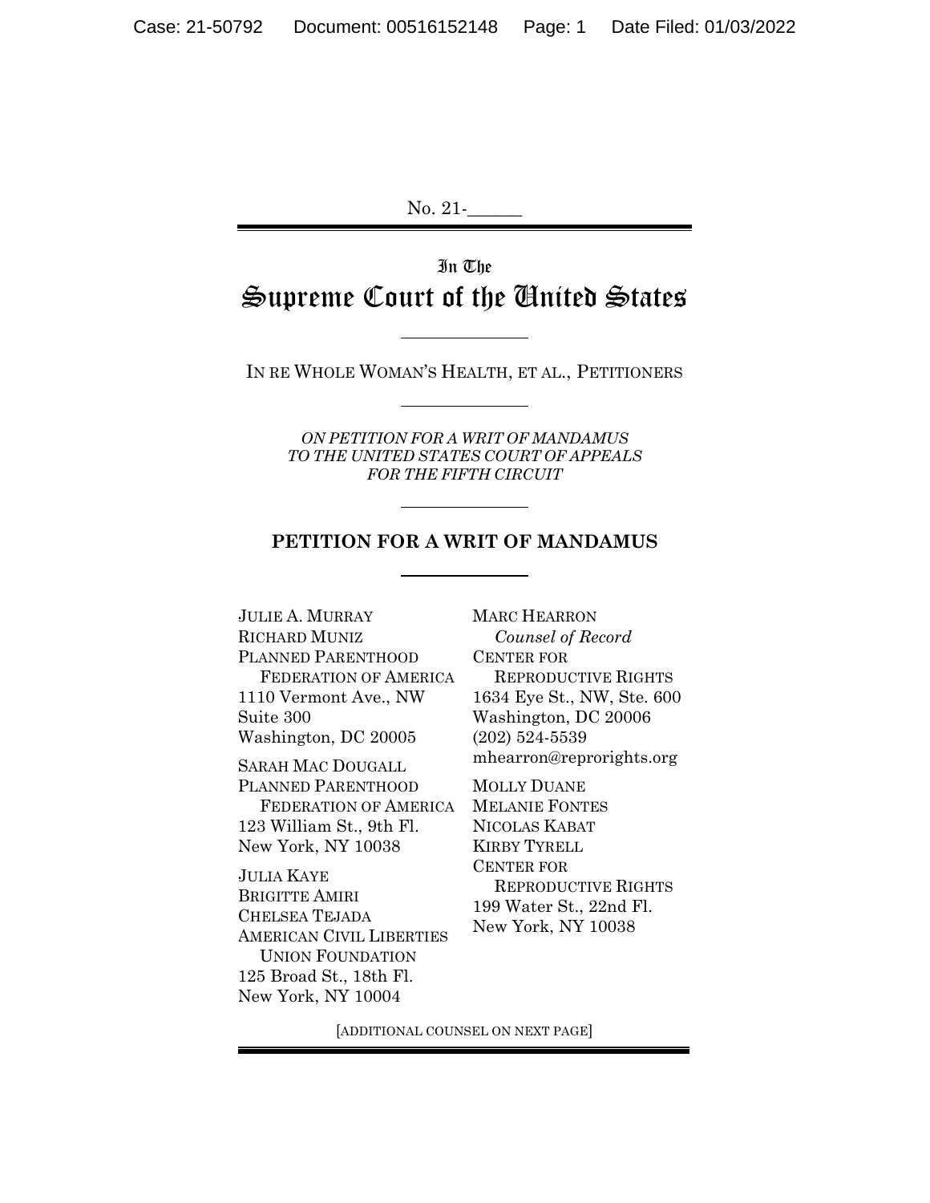No. 21-______

In The

# Supreme Court of the United States

IN RE WHOLE WOMAN'S HEALTH, ET AL., PETITIONERS

*ON PETITION FOR A WRIT OF MANDAMUS TO THE UNITED STATES COURT OF APPEALS FOR THE FIFTH CIRCUIT*

## PETITION FOR A WRIT OF MANDAMUS

JULIE A. MURRAY
RICHARD MUNIZ
PLANNED PARENTHOOD
FEDERATION OF AMERICA
1110 Vermont Ave., NW
Suite 300
Washington, DC 20005

SARAH MAC DOUGALL
PLANNED PARENTHOOD
FEDERATION OF AMERICA
123 William St., 9th Fl.
New York, NY 10038

JULIA KAYE
BRIGITTE AMIRI
CHELSEA TEJADA
AMERICAN CIVIL LIBERTIES
UNION FOUNDATION
125 Broad St., 18th Fl.
New York, NY 10004

MARC HEARRON
*Counsel of Record*
CENTER FOR
REPRODUCTIVE RIGHTS
1634 Eye St., NW, Ste. 600
Washington, DC 20006
(202) 524-5539
mhearron@reprorights.org

MOLLY DUANE
MELANIE FONTES
NICOLAS KABAT
KIRBY TYRELL
CENTER FOR
REPRODUCTIVE RIGHTS
199 Water St., 22nd Fl.
New York, NY 10038

[ADDITIONAL COUNSEL ON NEXT PAGE]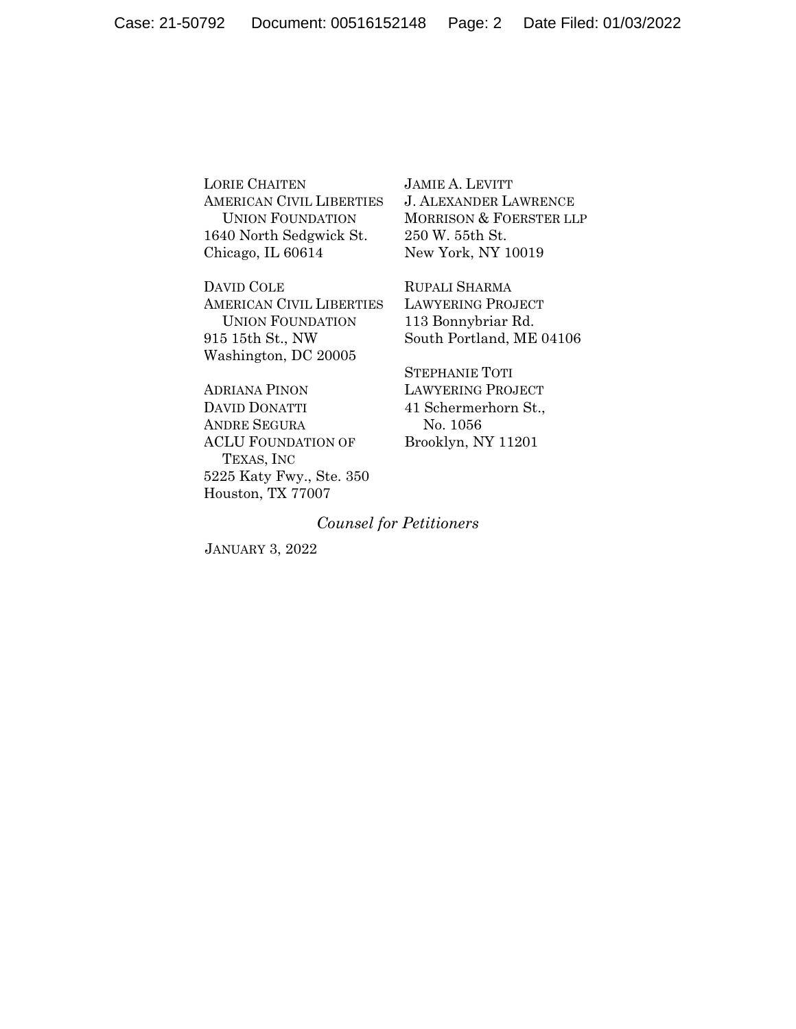LORIE CHAITEN
AMERICAN CIVIL LIBERTIES
UNION FOUNDATION
1640 North Sedgwick St.
Chicago, IL 60614

DAVID COLE
AMERICAN CIVIL LIBERTIES
UNION FOUNDATION
915 15th St., NW
Washington, DC 20005

ADRIANA PINON
DAVID DONATTI
ANDRE SEGURA
ACLU FOUNDATION OF
TEXAS, INC
5225 Katy Fwy., Ste. 350
Houston, TX 77007

JAMIE A. LEVITT
J. ALEXANDER LAWRENCE
MORRISON & FOERSTER LLP
250 W. 55th St.
New York, NY 10019

RUPALI SHARMA
LAWYERING PROJECT
113 Bonnybriar Rd.
South Portland, ME 04106

STEPHANIE TOTI
LAWYERING PROJECT
41 Schermerhorn St.,
No. 1056
Brooklyn, NY 11201

*Counsel for Petitioners*

JANUARY 3, 2022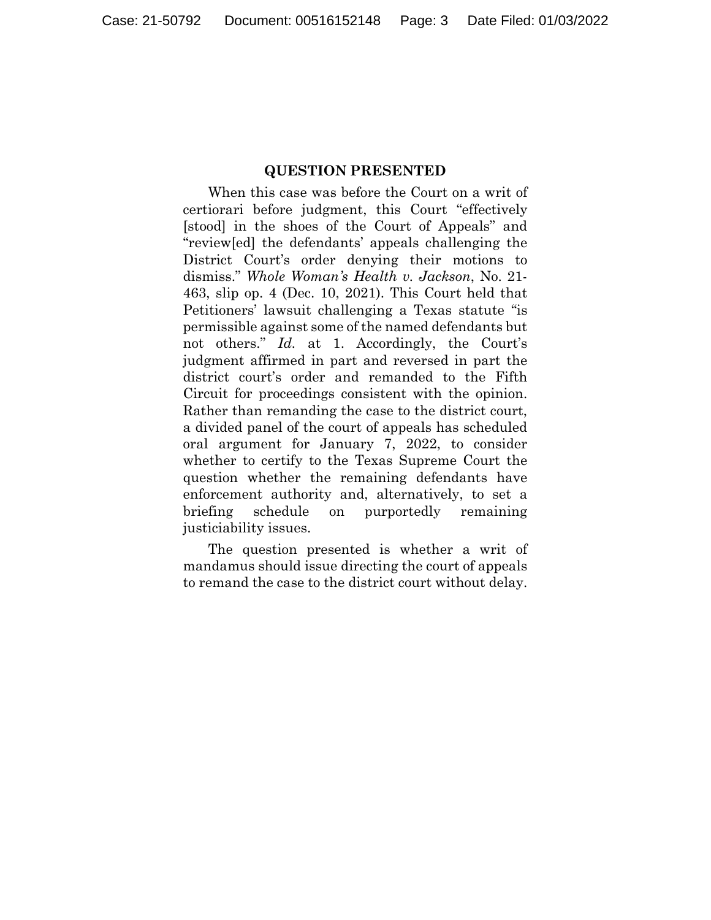## QUESTION PRESENTED

When this case was before the Court on a writ of certiorari before judgment, this Court "effectively [stood] in the shoes of the Court of Appeals" and "review[ed] the defendants' appeals challenging the District Court's order denying their motions to dismiss." *Whole Woman's Health v. Jackson*, No. 21-463, slip op. 4 (Dec. 10, 2021). This Court held that Petitioners' lawsuit challenging a Texas statute "is permissible against some of the named defendants but not others." *Id.* at 1. Accordingly, the Court's judgment affirmed in part and reversed in part the district court's order and remanded to the Fifth Circuit for proceedings consistent with the opinion. Rather than remanding the case to the district court, a divided panel of the court of appeals has scheduled oral argument for January 7, 2022, to consider whether to certify to the Texas Supreme Court the question whether the remaining defendants have enforcement authority and, alternatively, to set a briefing schedule on purportedly remaining justiciability issues.

The question presented is whether a writ of mandamus should issue directing the court of appeals to remand the case to the district court without delay.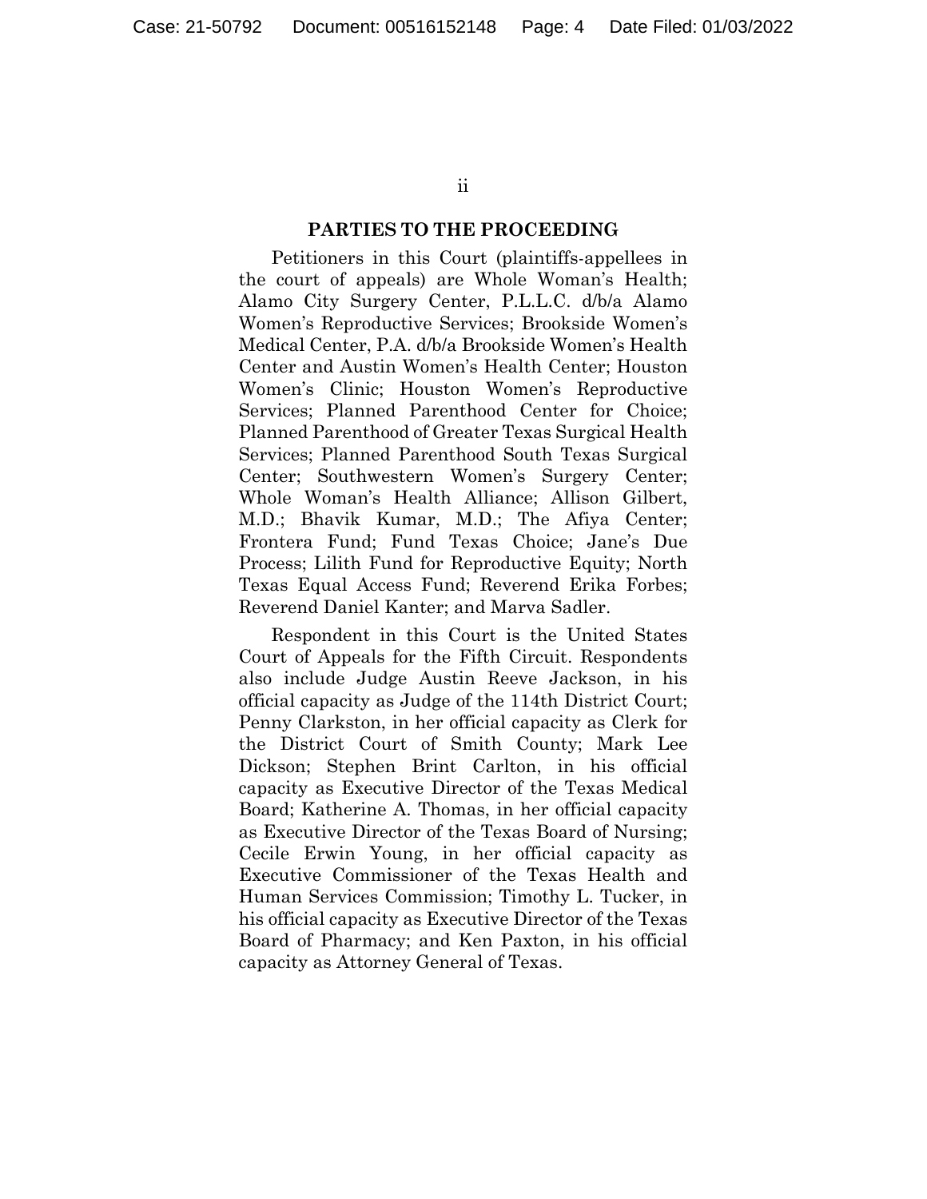## PARTIES TO THE PROCEEDING

Petitioners in this Court (plaintiffs-appellees in the court of appeals) are Whole Woman's Health; Alamo City Surgery Center, P.L.L.C. d/b/a Alamo Women's Reproductive Services; Brookside Women's Medical Center, P.A. d/b/a Brookside Women's Health Center and Austin Women's Health Center; Houston Women's Clinic; Houston Women's Reproductive Services; Planned Parenthood Center for Choice; Planned Parenthood of Greater Texas Surgical Health Services; Planned Parenthood South Texas Surgical Center; Southwestern Women's Surgery Center; Whole Woman's Health Alliance; Allison Gilbert, M.D.; Bhavik Kumar, M.D.; The Afiya Center; Frontera Fund; Fund Texas Choice; Jane's Due Process; Lilith Fund for Reproductive Equity; North Texas Equal Access Fund; Reverend Erika Forbes; Reverend Daniel Kanter; and Marva Sadler.

Respondent in this Court is the United States Court of Appeals for the Fifth Circuit. Respondents also include Judge Austin Reeve Jackson, in his official capacity as Judge of the 114th District Court; Penny Clarkston, in her official capacity as Clerk for the District Court of Smith County; Mark Lee Dickson; Stephen Brint Carlton, in his official capacity as Executive Director of the Texas Medical Board; Katherine A. Thomas, in her official capacity as Executive Director of the Texas Board of Nursing; Cecile Erwin Young, in her official capacity as Executive Commissioner of the Texas Health and Human Services Commission; Timothy L. Tucker, in his official capacity as Executive Director of the Texas Board of Pharmacy; and Ken Paxton, in his official capacity as Attorney General of Texas.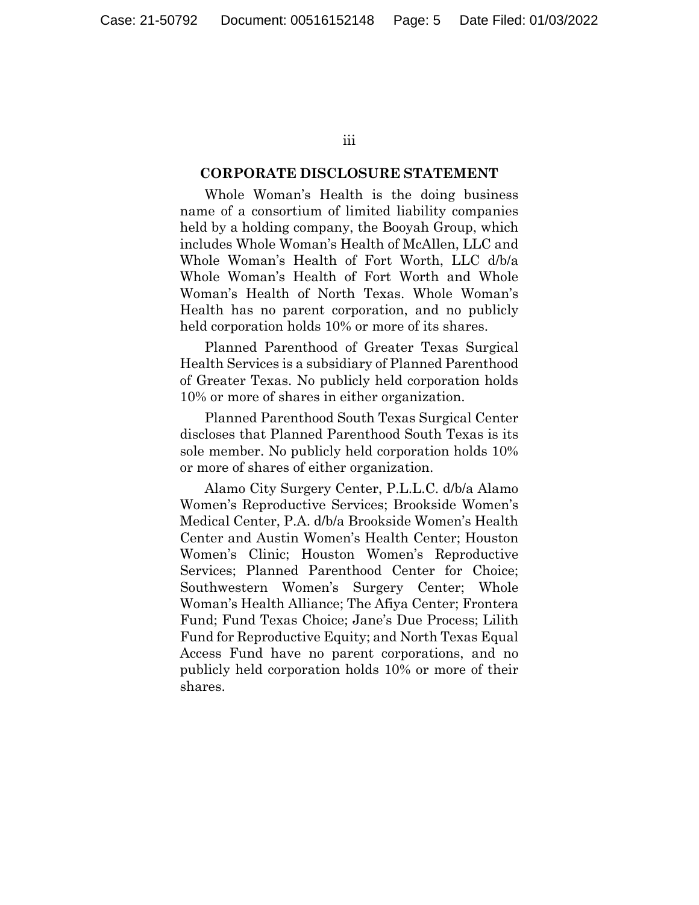## CORPORATE DISCLOSURE STATEMENT

Whole Woman's Health is the doing business name of a consortium of limited liability companies held by a holding company, the Booyah Group, which includes Whole Woman's Health of McAllen, LLC and Whole Woman's Health of Fort Worth, LLC d/b/a Whole Woman's Health of Fort Worth and Whole Woman's Health of North Texas. Whole Woman's Health has no parent corporation, and no publicly held corporation holds 10% or more of its shares.

Planned Parenthood of Greater Texas Surgical Health Services is a subsidiary of Planned Parenthood of Greater Texas. No publicly held corporation holds 10% or more of shares in either organization.

Planned Parenthood South Texas Surgical Center discloses that Planned Parenthood South Texas is its sole member. No publicly held corporation holds 10% or more of shares of either organization.

Alamo City Surgery Center, P.L.L.C. d/b/a Alamo Women's Reproductive Services; Brookside Women's Medical Center, P.A. d/b/a Brookside Women's Health Center and Austin Women's Health Center; Houston Women's Clinic; Houston Women's Reproductive Services; Planned Parenthood Center for Choice; Southwestern Women's Surgery Center; Whole Woman's Health Alliance; The Afiya Center; Frontera Fund; Fund Texas Choice; Jane's Due Process; Lilith Fund for Reproductive Equity; and North Texas Equal Access Fund have no parent corporations, and no publicly held corporation holds 10% or more of their shares.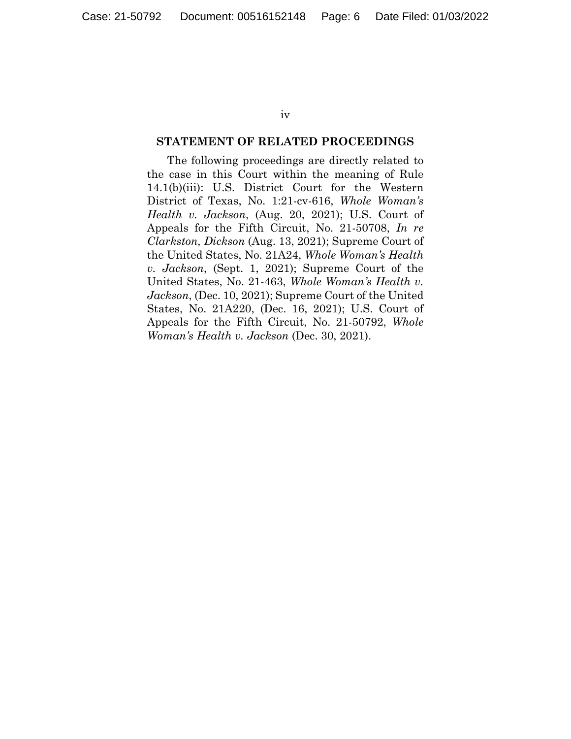## STATEMENT OF RELATED PROCEEDINGS

The following proceedings are directly related to the case in this Court within the meaning of Rule 14.1(b)(iii): U.S. District Court for the Western District of Texas, No. 1:21-cv-616, *Whole Woman's Health v. Jackson*, (Aug. 20, 2021); U.S. Court of Appeals for the Fifth Circuit, No. 21-50708, *In re Clarkston, Dickson* (Aug. 13, 2021); Supreme Court of the United States, No. 21A24, *Whole Woman's Health v. Jackson*, (Sept. 1, 2021); Supreme Court of the United States, No. 21-463, *Whole Woman's Health v. Jackson*, (Dec. 10, 2021); Supreme Court of the United States, No. 21A220, (Dec. 16, 2021); U.S. Court of Appeals for the Fifth Circuit, No. 21-50792, *Whole Woman's Health v. Jackson* (Dec. 30, 2021).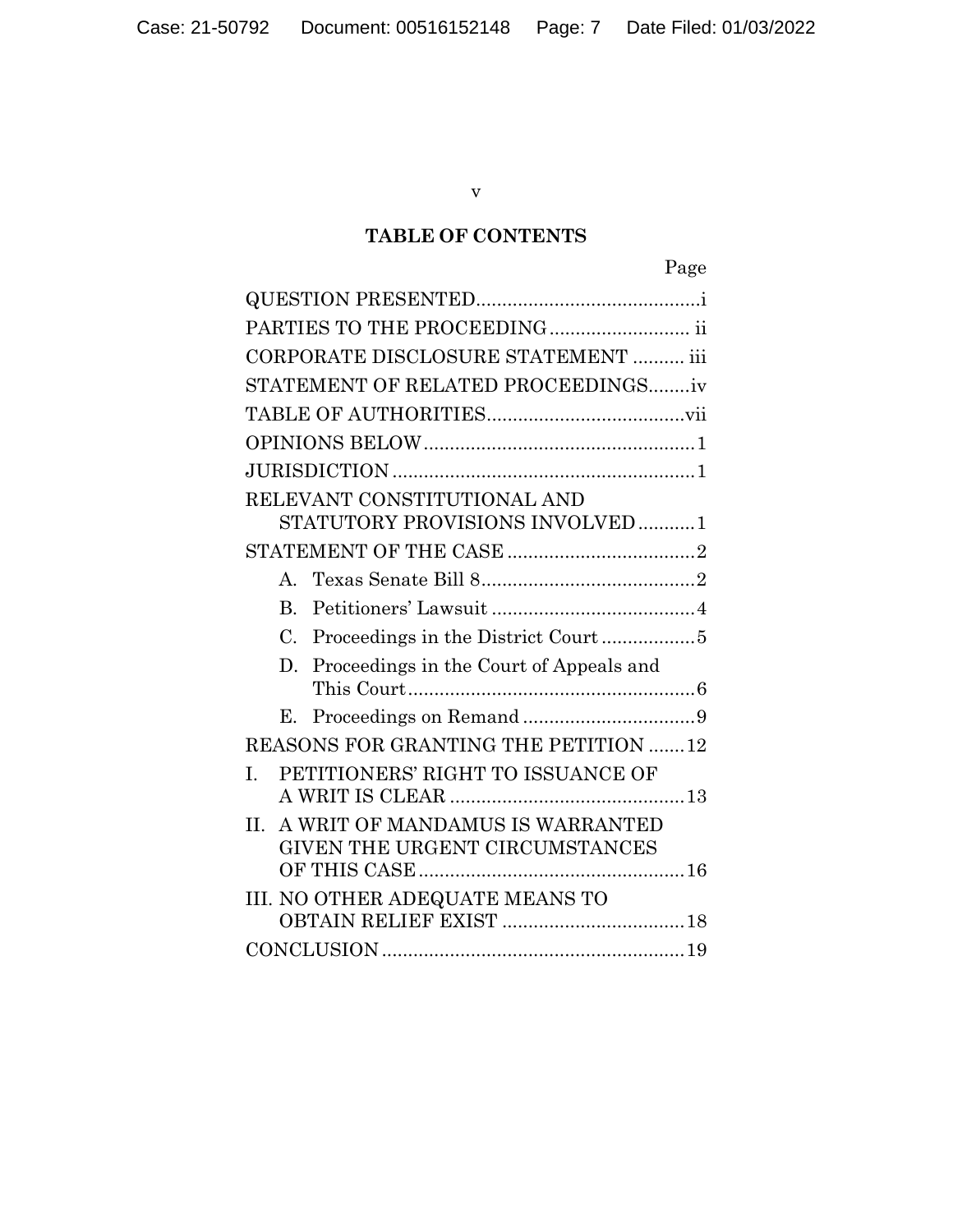## TABLE OF CONTENTS

| | Page |
|---|---|
| QUESTION PRESENTED | i |
| PARTIES TO THE PROCEEDING | ii |
| CORPORATE DISCLOSURE STATEMENT | iii |
| STATEMENT OF RELATED PROCEEDINGS | iv |
| TABLE OF AUTHORITIES | vii |
| OPINIONS BELOW | 1 |
| JURISDICTION | 1 |
| RELEVANT CONSTITUTIONAL AND STATUTORY PROVISIONS INVOLVED | 1 |
| STATEMENT OF THE CASE | 2 |
| A. Texas Senate Bill 8 | 2 |
| B. Petitioners' Lawsuit | 4 |
| C. Proceedings in the District Court | 5 |
| D. Proceedings in the Court of Appeals and This Court | 6 |
| E. Proceedings on Remand | 9 |
| REASONS FOR GRANTING THE PETITION | 12 |
| I. PETITIONERS' RIGHT TO ISSUANCE OF A WRIT IS CLEAR | 13 |
| II. A WRIT OF MANDAMUS IS WARRANTED GIVEN THE URGENT CIRCUMSTANCES OF THIS CASE | 16 |
| III. NO OTHER ADEQUATE MEANS TO OBTAIN RELIEF EXIST | 18 |
| CONCLUSION | 19 |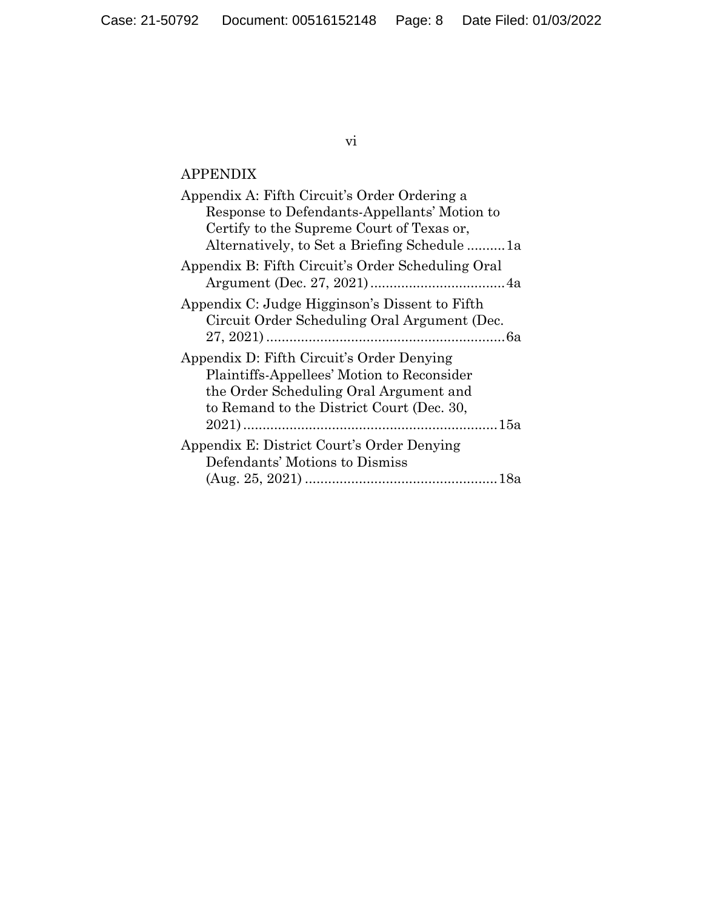## APPENDIX

Appendix A: Fifth Circuit's Order Ordering a Response to Defendants-Appellants' Motion to Certify to the Supreme Court of Texas or, Alternatively, to Set a Briefing Schedule .......... 1a

Appendix B: Fifth Circuit's Order Scheduling Oral Argument (Dec. 27, 2021) .................................. 4a

Appendix C: Judge Higginson's Dissent to Fifth Circuit Order Scheduling Oral Argument (Dec. 27, 2021) ............................................................ 6a

Appendix D: Fifth Circuit's Order Denying Plaintiffs-Appellees' Motion to Reconsider the Order Scheduling Oral Argument and to Remand to the District Court (Dec. 30, 2021) ................................................................ 15a

Appendix E: District Court's Order Denying Defendants' Motions to Dismiss (Aug. 25, 2021) ................................................ 18a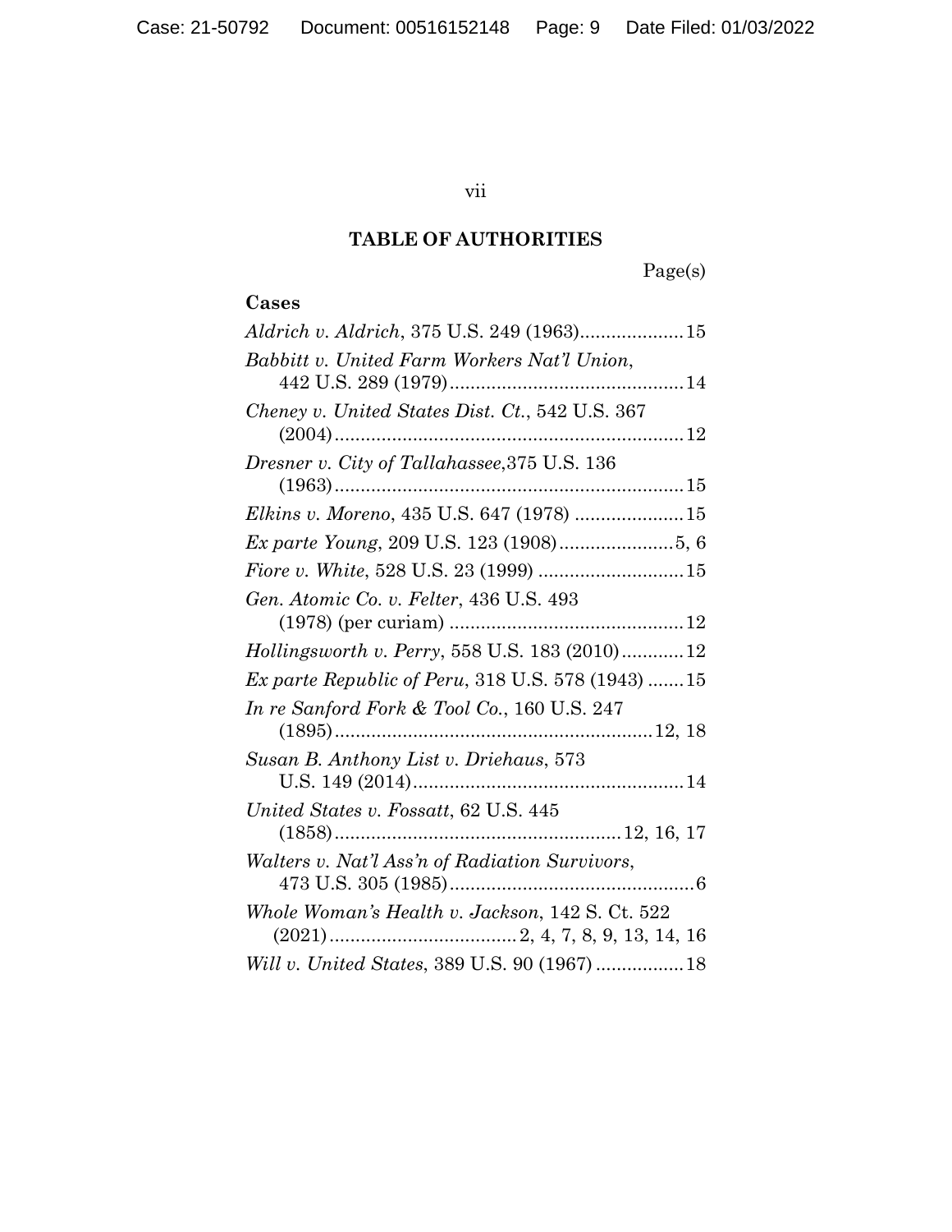## TABLE OF AUTHORITIES

Page(s)

**Cases**

*Aldrich v. Aldrich*, 375 U.S. 249 (1963)....................15

*Babbitt v. United Farm Workers Nat'l Union*, 442 U.S. 289 (1979)............................................14

*Cheney v. United States Dist. Ct.*, 542 U.S. 367 (2004)...................................................................12

*Dresner v. City of Tallahassee*,375 U.S. 136 (1963)...................................................................15

*Elkins v. Moreno*, 435 U.S. 647 (1978) .....................15

*Ex parte Young*, 209 U.S. 123 (1908)......................5, 6

*Fiore v. White*, 528 U.S. 23 (1999) ............................15

*Gen. Atomic Co. v. Felter*, 436 U.S. 493 (1978) (per curiam) ............................................12

*Hollingsworth v. Perry*, 558 U.S. 183 (2010)............12

*Ex parte Republic of Peru*, 318 U.S. 578 (1943) .......15

*In re Sanford Fork & Tool Co.*, 160 U.S. 247 (1895)............................................................12, 18

*Susan B. Anthony List v. Driehaus*, 573 U.S. 149 (2014)...................................................14

*United States v. Fossatt*, 62 U.S. 445 (1858).......................................................12, 16, 17

*Walters v. Nat'l Ass'n of Radiation Survivors*, 473 U.S. 305 (1985)...............................................6

*Whole Woman's Health v. Jackson*, 142 S. Ct. 522 (2021)...................................2, 4, 7, 8, 9, 13, 14, 16

*Will v. United States*, 389 U.S. 90 (1967) .................18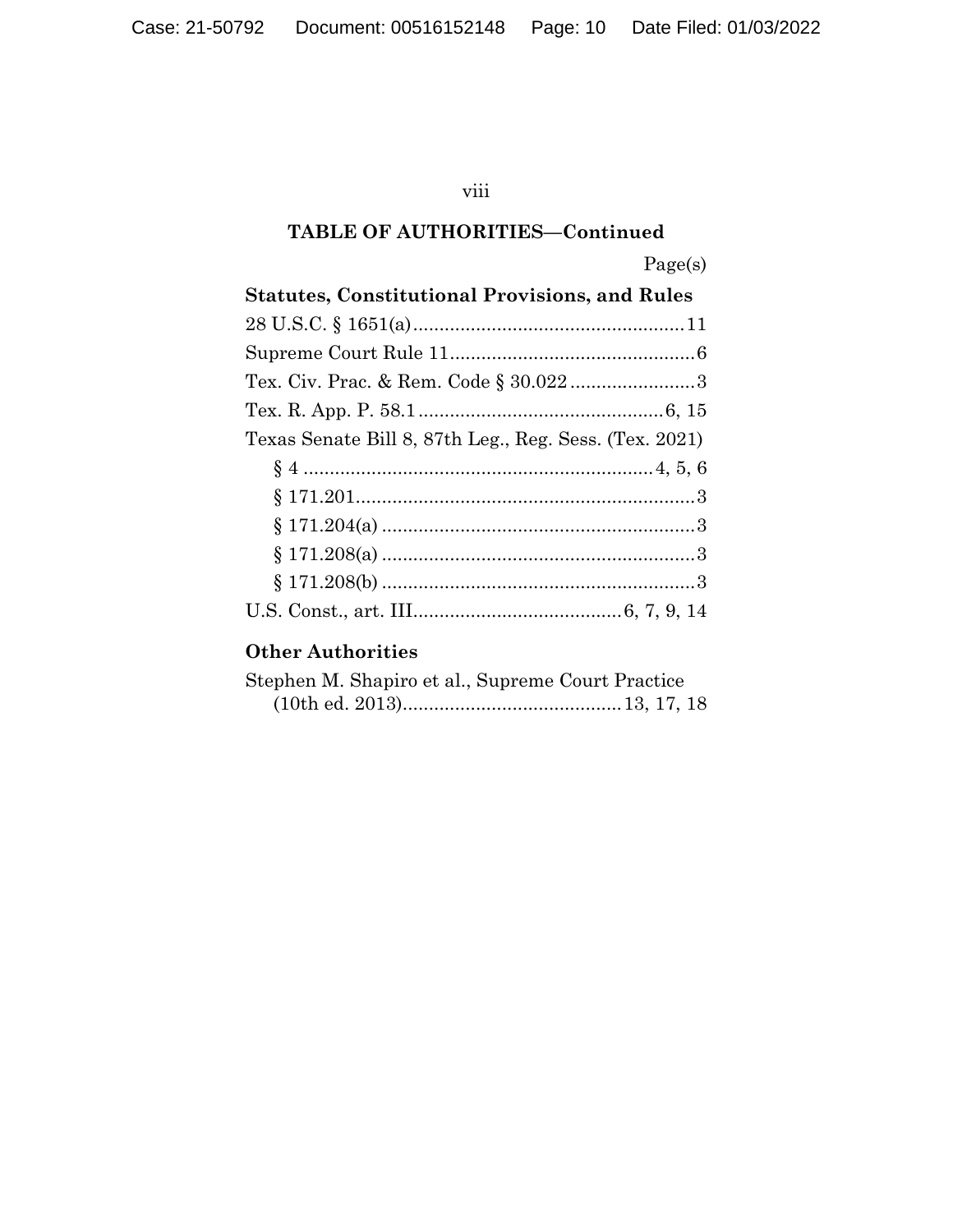## TABLE OF AUTHORITIES—Continued

Page(s)

**Statutes, Constitutional Provisions, and Rules**

28 U.S.C. § 1651(a) .................................................... 11

Supreme Court Rule 11 ............................................... 6

Tex. Civ. Prac. & Rem. Code § 30.022 ........................ 3

Tex. R. App. P. 58.1 ............................................... 6, 15

Texas Senate Bill 8, 87th Leg., Reg. Sess. (Tex. 2021)

- § 4 ................................................................... 4, 5, 6
- § 171.201 ................................................................. 3
- § 171.204(a) ............................................................ 3
- § 171.208(a) ............................................................ 3
- § 171.208(b) ............................................................ 3

U.S. Const., art. III ........................................ 6, 7, 9, 14

**Other Authorities**

Stephen M. Shapiro et al., Supreme Court Practice (10th ed. 2013) .......................................... 13, 17, 18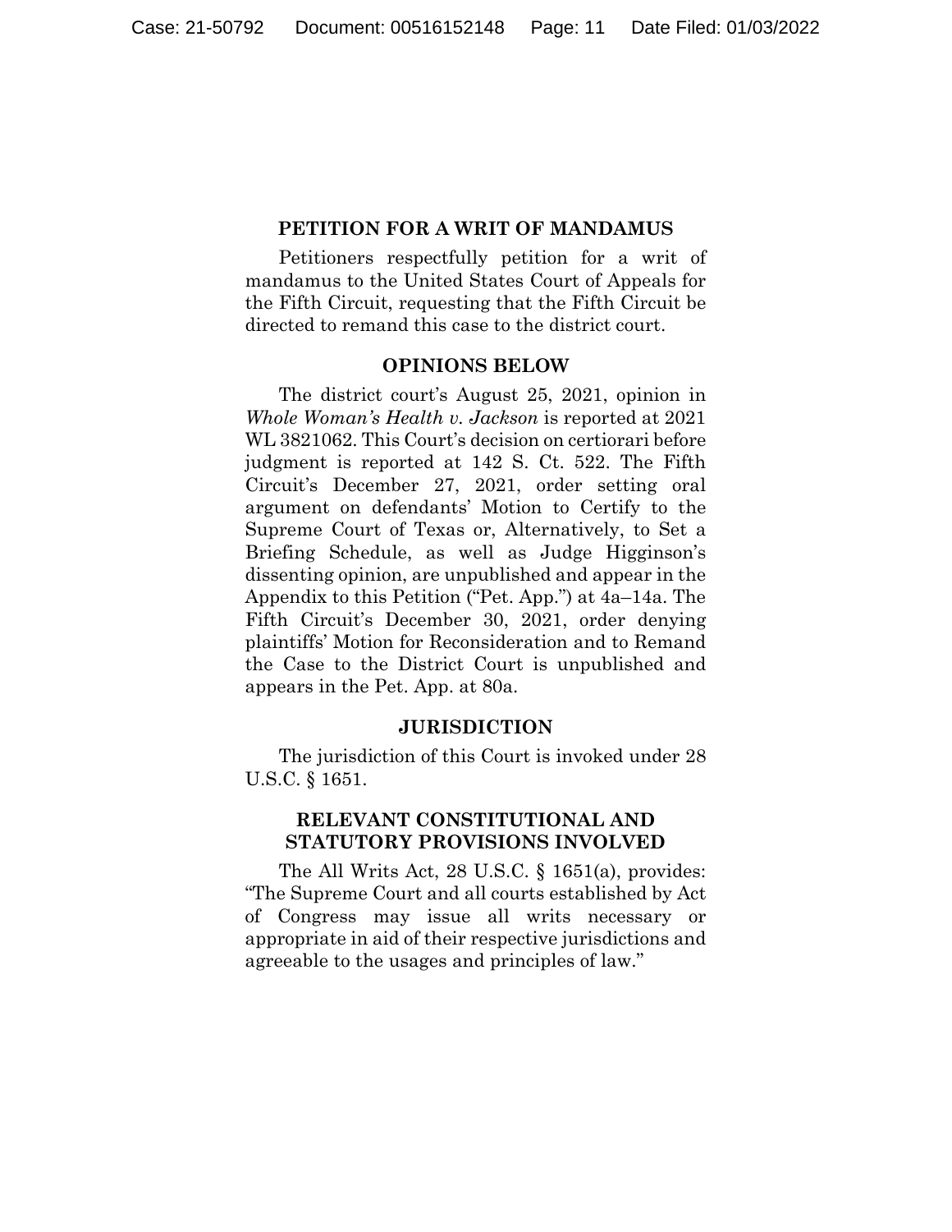## PETITION FOR A WRIT OF MANDAMUS

Petitioners respectfully petition for a writ of mandamus to the United States Court of Appeals for the Fifth Circuit, requesting that the Fifth Circuit be directed to remand this case to the district court.

## OPINIONS BELOW

The district court's August 25, 2021, opinion in *Whole Woman's Health v. Jackson* is reported at 2021 WL 3821062. This Court's decision on certiorari before judgment is reported at 142 S. Ct. 522. The Fifth Circuit's December 27, 2021, order setting oral argument on defendants' Motion to Certify to the Supreme Court of Texas or, Alternatively, to Set a Briefing Schedule, as well as Judge Higginson's dissenting opinion, are unpublished and appear in the Appendix to this Petition ("Pet. App.") at 4a–14a. The Fifth Circuit's December 30, 2021, order denying plaintiffs' Motion for Reconsideration and to Remand the Case to the District Court is unpublished and appears in the Pet. App. at 80a.

## JURISDICTION

The jurisdiction of this Court is invoked under 28 U.S.C. § 1651.

## RELEVANT CONSTITUTIONAL AND STATUTORY PROVISIONS INVOLVED

The All Writs Act, 28 U.S.C. § 1651(a), provides: "The Supreme Court and all courts established by Act of Congress may issue all writs necessary or appropriate in aid of their respective jurisdictions and agreeable to the usages and principles of law."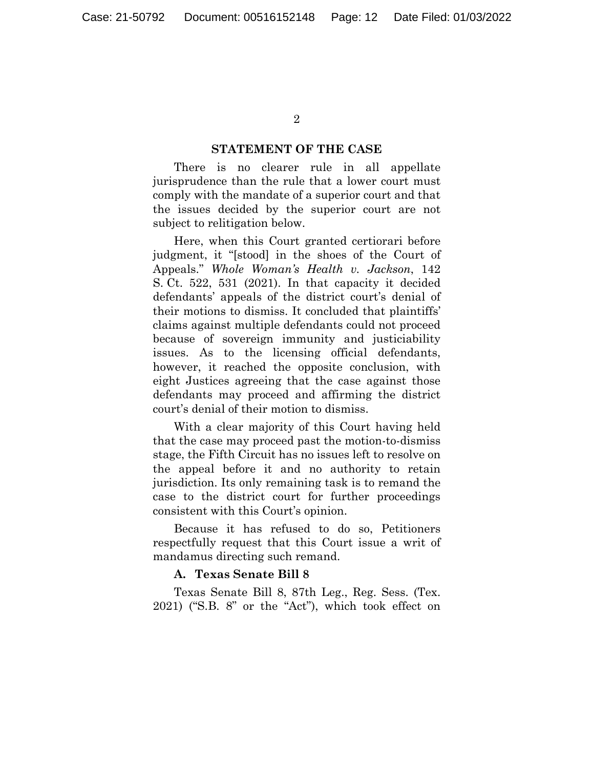## STATEMENT OF THE CASE

There is no clearer rule in all appellate jurisprudence than the rule that a lower court must comply with the mandate of a superior court and that the issues decided by the superior court are not subject to relitigation below.

Here, when this Court granted certiorari before judgment, it "[stood] in the shoes of the Court of Appeals." *Whole Woman's Health v. Jackson*, 142 S. Ct. 522, 531 (2021). In that capacity it decided defendants' appeals of the district court's denial of their motions to dismiss. It concluded that plaintiffs' claims against multiple defendants could not proceed because of sovereign immunity and justiciability issues. As to the licensing official defendants, however, it reached the opposite conclusion, with eight Justices agreeing that the case against those defendants may proceed and affirming the district court's denial of their motion to dismiss.

With a clear majority of this Court having held that the case may proceed past the motion-to-dismiss stage, the Fifth Circuit has no issues left to resolve on the appeal before it and no authority to retain jurisdiction. Its only remaining task is to remand the case to the district court for further proceedings consistent with this Court's opinion.

Because it has refused to do so, Petitioners respectfully request that this Court issue a writ of mandamus directing such remand.

### A. Texas Senate Bill 8

Texas Senate Bill 8, 87th Leg., Reg. Sess. (Tex. 2021) ("S.B. 8" or the "Act"), which took effect on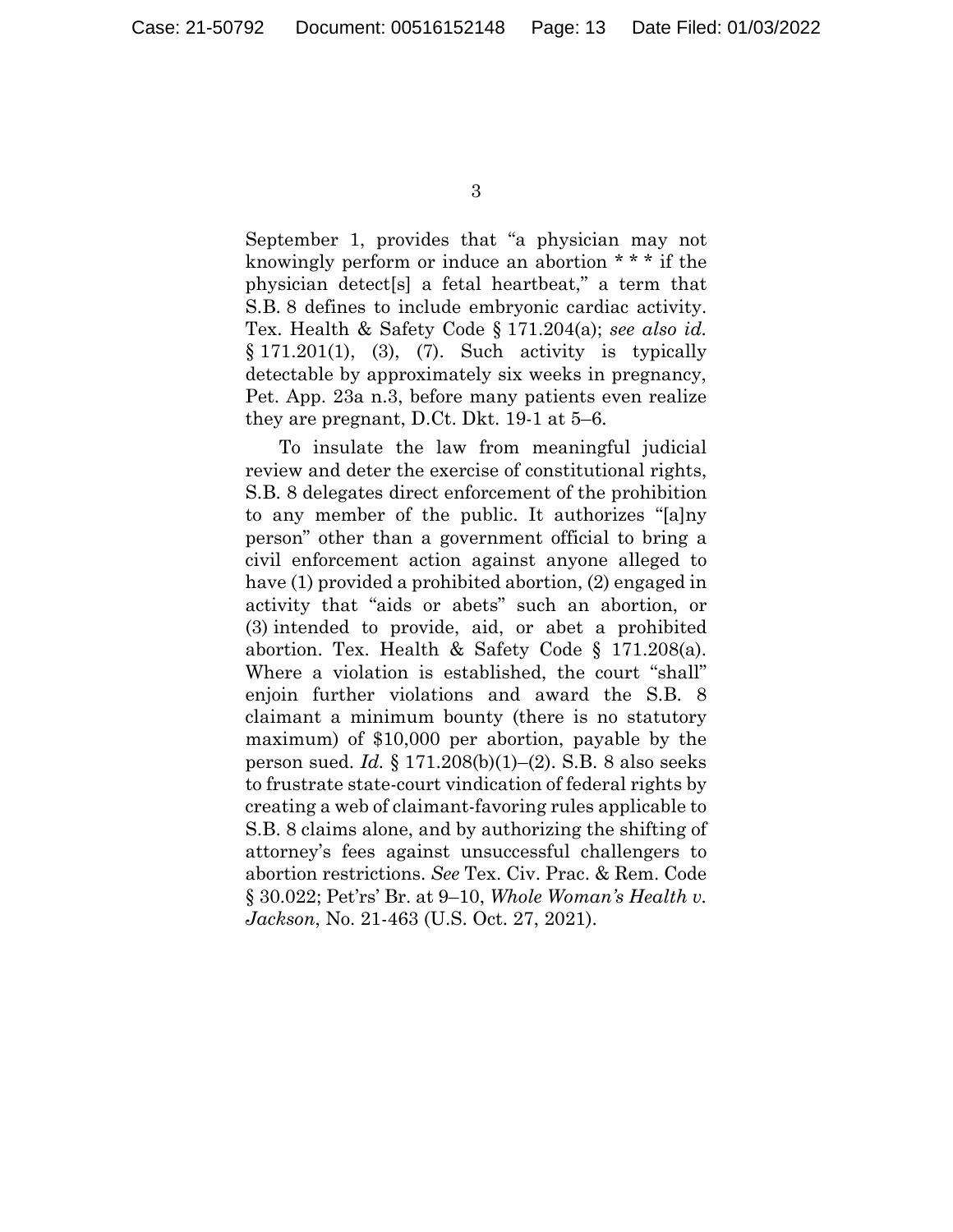September 1, provides that "a physician may not knowingly perform or induce an abortion * * * if the physician detect[s] a fetal heartbeat," a term that S.B. 8 defines to include embryonic cardiac activity. Tex. Health & Safety Code § 171.204(a); *see also id.* § 171.201(1), (3), (7). Such activity is typically detectable by approximately six weeks in pregnancy, Pet. App. 23a n.3, before many patients even realize they are pregnant, D.Ct. Dkt. 19-1 at 5–6.

To insulate the law from meaningful judicial review and deter the exercise of constitutional rights, S.B. 8 delegates direct enforcement of the prohibition to any member of the public. It authorizes "[a]ny person" other than a government official to bring a civil enforcement action against anyone alleged to have (1) provided a prohibited abortion, (2) engaged in activity that "aids or abets" such an abortion, or (3) intended to provide, aid, or abet a prohibited abortion. Tex. Health & Safety Code § 171.208(a). Where a violation is established, the court "shall" enjoin further violations and award the S.B. 8 claimant a minimum bounty (there is no statutory maximum) of $10,000 per abortion, payable by the person sued. *Id.* § 171.208(b)(1)–(2). S.B. 8 also seeks to frustrate state-court vindication of federal rights by creating a web of claimant-favoring rules applicable to S.B. 8 claims alone, and by authorizing the shifting of attorney's fees against unsuccessful challengers to abortion restrictions. *See* Tex. Civ. Prac. & Rem. Code § 30.022; Pet'rs' Br. at 9–10, *Whole Woman's Health v. Jackson*, No. 21-463 (U.S. Oct. 27, 2021).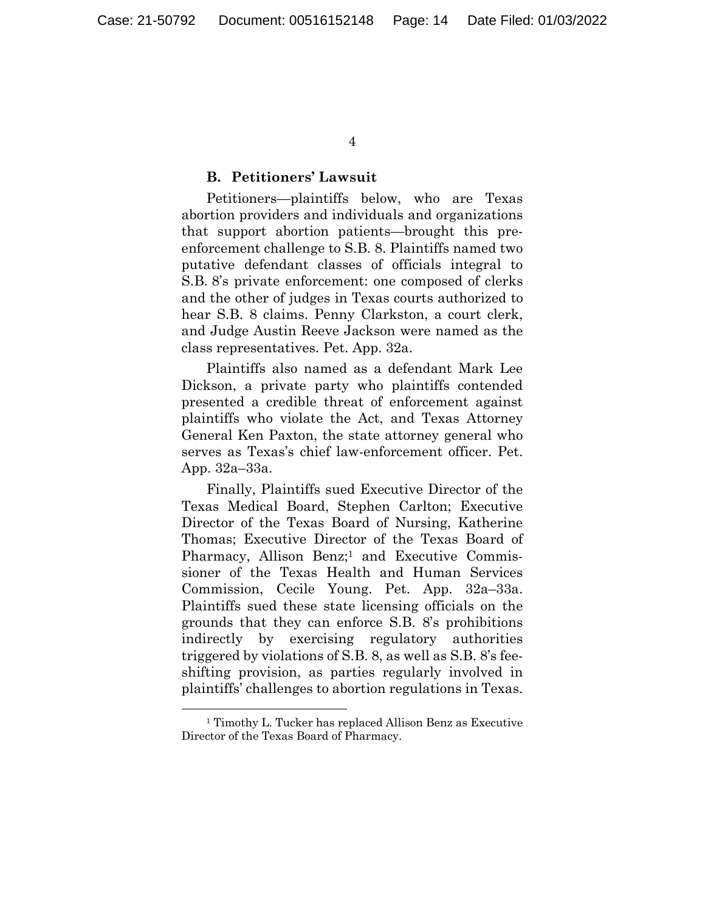### B. Petitioners' Lawsuit

Petitioners—plaintiffs below, who are Texas abortion providers and individuals and organizations that support abortion patients—brought this pre-enforcement challenge to S.B. 8. Plaintiffs named two putative defendant classes of officials integral to S.B. 8's private enforcement: one composed of clerks and the other of judges in Texas courts authorized to hear S.B. 8 claims. Penny Clarkston, a court clerk, and Judge Austin Reeve Jackson were named as the class representatives. Pet. App. 32a.

Plaintiffs also named as a defendant Mark Lee Dickson, a private party who plaintiffs contended presented a credible threat of enforcement against plaintiffs who violate the Act, and Texas Attorney General Ken Paxton, the state attorney general who serves as Texas's chief law-enforcement officer. Pet. App. 32a–33a.

Finally, Plaintiffs sued Executive Director of the Texas Medical Board, Stephen Carlton; Executive Director of the Texas Board of Nursing, Katherine Thomas; Executive Director of the Texas Board of Pharmacy, Allison Benz;[1] and Executive Commissioner of the Texas Health and Human Services Commission, Cecile Young. Pet. App. 32a–33a. Plaintiffs sued these state licensing officials on the grounds that they can enforce S.B. 8's prohibitions indirectly by exercising regulatory authorities triggered by violations of S.B. 8, as well as S.B. 8's fee-shifting provision, as parties regularly involved in plaintiffs' challenges to abortion regulations in Texas.

---

[1] Timothy L. Tucker has replaced Allison Benz as Executive Director of the Texas Board of Pharmacy.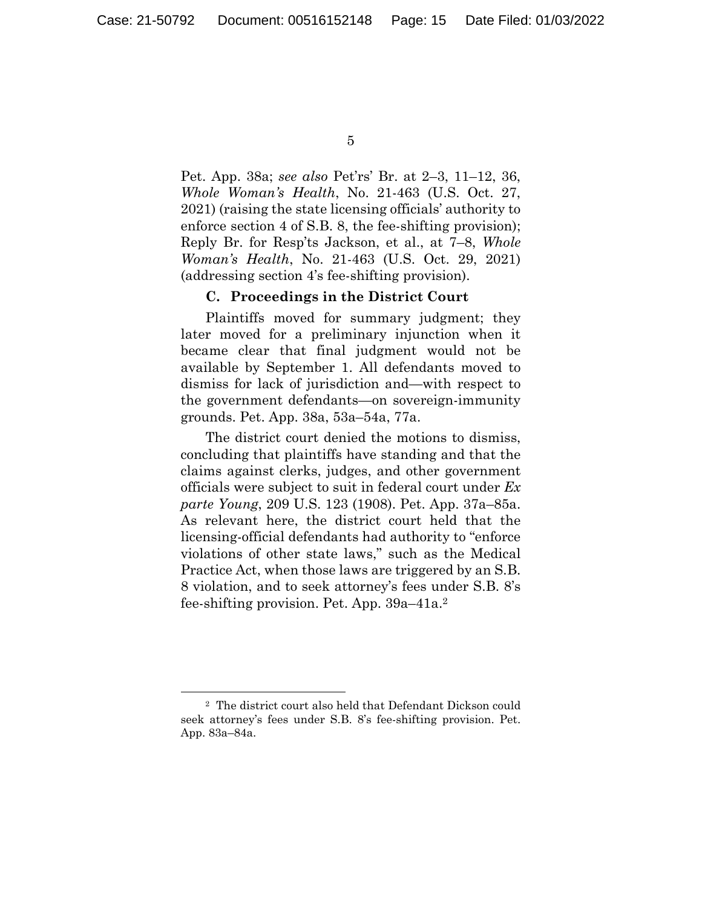Pet. App. 38a; *see also* Pet'rs' Br. at 2–3, 11–12, 36, *Whole Woman's Health*, No. 21-463 (U.S. Oct. 27, 2021) (raising the state licensing officials' authority to enforce section 4 of S.B. 8, the fee-shifting provision); Reply Br. for Resp'ts Jackson, et al., at 7–8, *Whole Woman's Health*, No. 21-463 (U.S. Oct. 29, 2021) (addressing section 4's fee-shifting provision).

### C. Proceedings in the District Court

Plaintiffs moved for summary judgment; they later moved for a preliminary injunction when it became clear that final judgment would not be available by September 1. All defendants moved to dismiss for lack of jurisdiction and—with respect to the government defendants—on sovereign-immunity grounds. Pet. App. 38a, 53a–54a, 77a.

The district court denied the motions to dismiss, concluding that plaintiffs have standing and that the claims against clerks, judges, and other government officials were subject to suit in federal court under *Ex parte Young*, 209 U.S. 123 (1908). Pet. App. 37a–85a. As relevant here, the district court held that the licensing-official defendants had authority to "enforce violations of other state laws," such as the Medical Practice Act, when those laws are triggered by an S.B. 8 violation, and to seek attorney's fees under S.B. 8's fee-shifting provision. Pet. App. 39a–41a.[2]

---

[2] The district court also held that Defendant Dickson could seek attorney's fees under S.B. 8's fee-shifting provision. Pet. App. 83a–84a.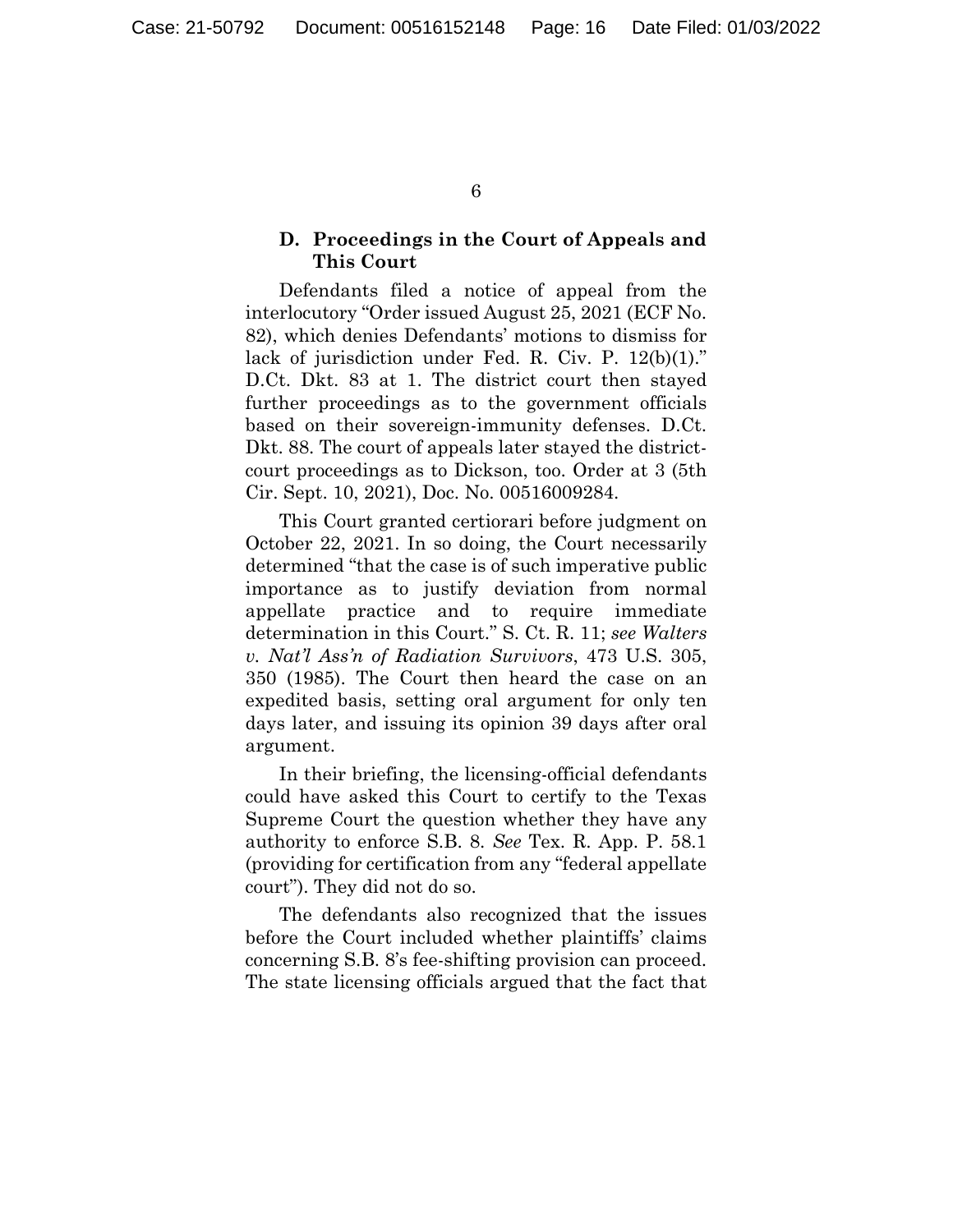### D. Proceedings in the Court of Appeals and This Court

Defendants filed a notice of appeal from the interlocutory "Order issued August 25, 2021 (ECF No. 82), which denies Defendants' motions to dismiss for lack of jurisdiction under Fed. R. Civ. P. 12(b)(1)." D.Ct. Dkt. 83 at 1. The district court then stayed further proceedings as to the government officials based on their sovereign-immunity defenses. D.Ct. Dkt. 88. The court of appeals later stayed the district-court proceedings as to Dickson, too. Order at 3 (5th Cir. Sept. 10, 2021), Doc. No. 00516009284.

This Court granted certiorari before judgment on October 22, 2021. In so doing, the Court necessarily determined "that the case is of such imperative public importance as to justify deviation from normal appellate practice and to require immediate determination in this Court." S. Ct. R. 11; *see Walters v. Nat'l Ass'n of Radiation Survivors*, 473 U.S. 305, 350 (1985). The Court then heard the case on an expedited basis, setting oral argument for only ten days later, and issuing its opinion 39 days after oral argument.

In their briefing, the licensing-official defendants could have asked this Court to certify to the Texas Supreme Court the question whether they have any authority to enforce S.B. 8. *See* Tex. R. App. P. 58.1 (providing for certification from any "federal appellate court"). They did not do so.

The defendants also recognized that the issues before the Court included whether plaintiffs' claims concerning S.B. 8's fee-shifting provision can proceed. The state licensing officials argued that the fact that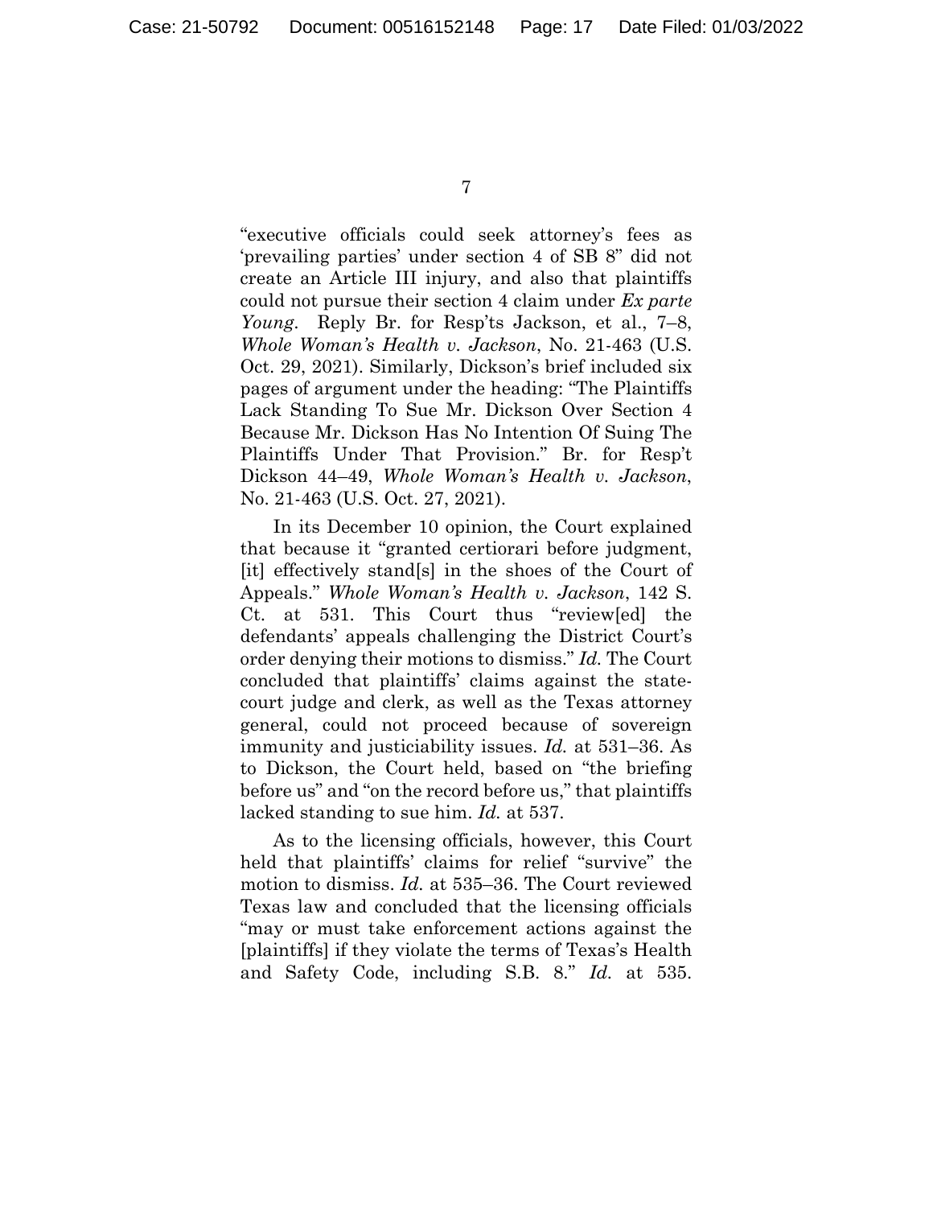"executive officials could seek attorney's fees as 'prevailing parties' under section 4 of SB 8" did not create an Article III injury, and also that plaintiffs could not pursue their section 4 claim under *Ex parte Young*. Reply Br. for Resp'ts Jackson, et al., 7–8, *Whole Woman's Health v. Jackson*, No. 21-463 (U.S. Oct. 29, 2021). Similarly, Dickson's brief included six pages of argument under the heading: "The Plaintiffs Lack Standing To Sue Mr. Dickson Over Section 4 Because Mr. Dickson Has No Intention Of Suing The Plaintiffs Under That Provision." Br. for Resp't Dickson 44–49, *Whole Woman's Health v. Jackson*, No. 21-463 (U.S. Oct. 27, 2021).

In its December 10 opinion, the Court explained that because it "granted certiorari before judgment, [it] effectively stand[s] in the shoes of the Court of Appeals." *Whole Woman's Health v. Jackson*, 142 S. Ct. at 531. This Court thus "review[ed] the defendants' appeals challenging the District Court's order denying their motions to dismiss." *Id.* The Court concluded that plaintiffs' claims against the state-court judge and clerk, as well as the Texas attorney general, could not proceed because of sovereign immunity and justiciability issues. *Id.* at 531–36. As to Dickson, the Court held, based on "the briefing before us" and "on the record before us," that plaintiffs lacked standing to sue him. *Id.* at 537.

As to the licensing officials, however, this Court held that plaintiffs' claims for relief "survive" the motion to dismiss. *Id.* at 535–36. The Court reviewed Texas law and concluded that the licensing officials "may or must take enforcement actions against the [plaintiffs] if they violate the terms of Texas's Health and Safety Code, including S.B. 8." *Id.* at 535.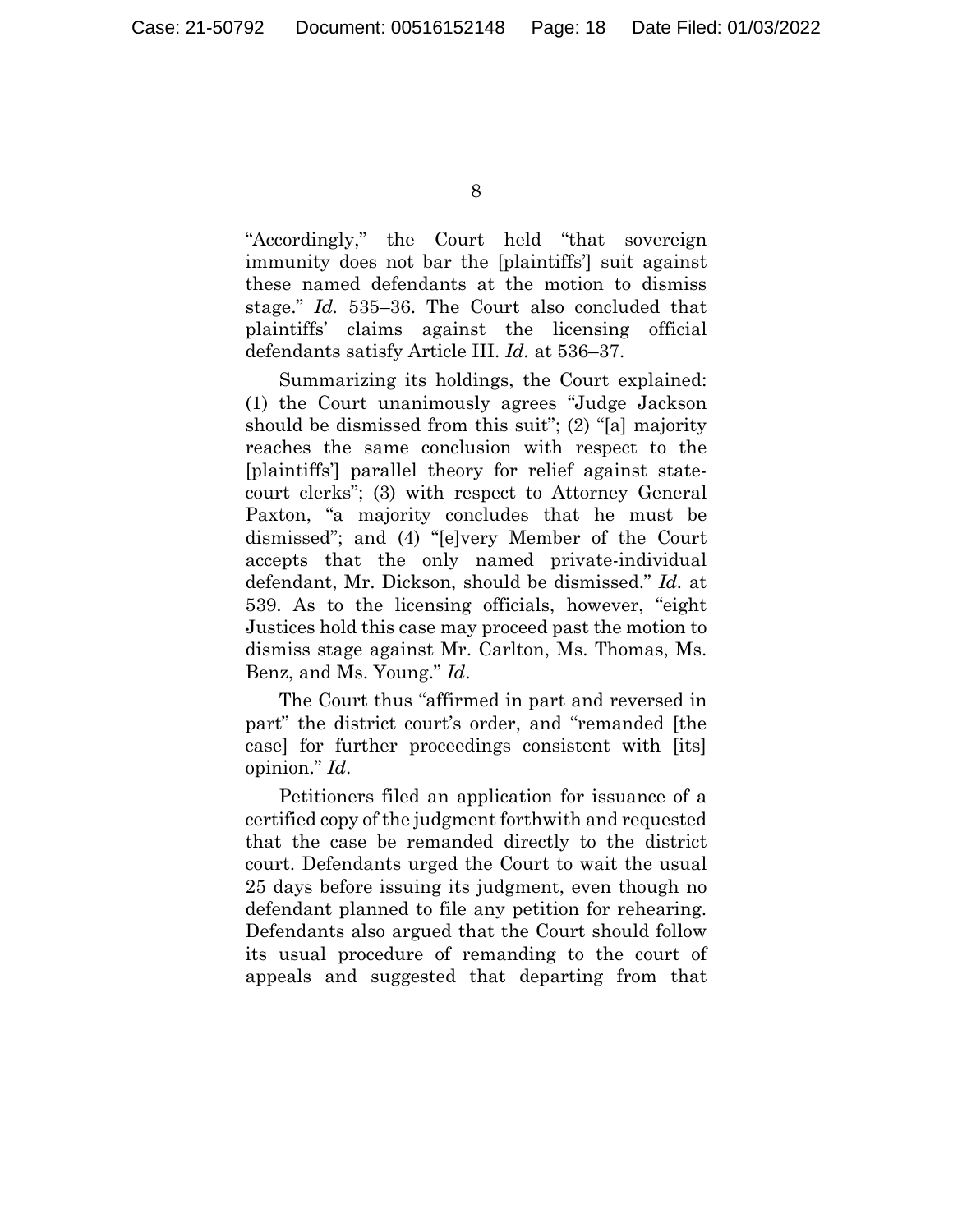"Accordingly," the Court held "that sovereign immunity does not bar the [plaintiffs'] suit against these named defendants at the motion to dismiss stage." *Id.* 535–36. The Court also concluded that plaintiffs' claims against the licensing official defendants satisfy Article III. *Id.* at 536–37.

Summarizing its holdings, the Court explained: (1) the Court unanimously agrees "Judge Jackson should be dismissed from this suit"; (2) "[a] majority reaches the same conclusion with respect to the [plaintiffs'] parallel theory for relief against state-court clerks"; (3) with respect to Attorney General Paxton, "a majority concludes that he must be dismissed"; and (4) "[e]very Member of the Court accepts that the only named private-individual defendant, Mr. Dickson, should be dismissed." *Id.* at 539. As to the licensing officials, however, "eight Justices hold this case may proceed past the motion to dismiss stage against Mr. Carlton, Ms. Thomas, Ms. Benz, and Ms. Young." *Id*.

The Court thus "affirmed in part and reversed in part" the district court's order, and "remanded [the case] for further proceedings consistent with [its] opinion." *Id*.

Petitioners filed an application for issuance of a certified copy of the judgment forthwith and requested that the case be remanded directly to the district court. Defendants urged the Court to wait the usual 25 days before issuing its judgment, even though no defendant planned to file any petition for rehearing. Defendants also argued that the Court should follow its usual procedure of remanding to the court of appeals and suggested that departing from that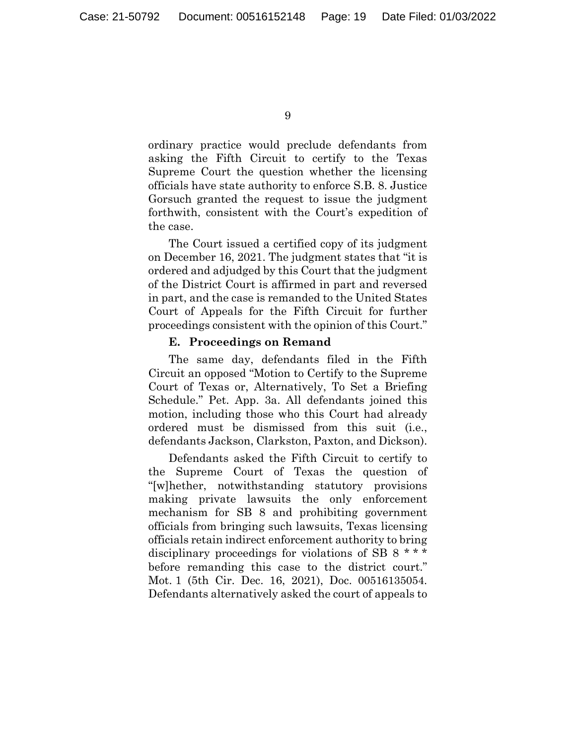ordinary practice would preclude defendants from asking the Fifth Circuit to certify to the Texas Supreme Court the question whether the licensing officials have state authority to enforce S.B. 8. Justice Gorsuch granted the request to issue the judgment forthwith, consistent with the Court's expedition of the case.

The Court issued a certified copy of its judgment on December 16, 2021. The judgment states that "it is ordered and adjudged by this Court that the judgment of the District Court is affirmed in part and reversed in part, and the case is remanded to the United States Court of Appeals for the Fifth Circuit for further proceedings consistent with the opinion of this Court."

### E. Proceedings on Remand

The same day, defendants filed in the Fifth Circuit an opposed "Motion to Certify to the Supreme Court of Texas or, Alternatively, To Set a Briefing Schedule." Pet. App. 3a. All defendants joined this motion, including those who this Court had already ordered must be dismissed from this suit (i.e., defendants Jackson, Clarkston, Paxton, and Dickson).

Defendants asked the Fifth Circuit to certify to the Supreme Court of Texas the question of "[w]hether, notwithstanding statutory provisions making private lawsuits the only enforcement mechanism for SB 8 and prohibiting government officials from bringing such lawsuits, Texas licensing officials retain indirect enforcement authority to bring disciplinary proceedings for violations of SB 8 * * * before remanding this case to the district court." Mot. 1 (5th Cir. Dec. 16, 2021), Doc. 00516135054. Defendants alternatively asked the court of appeals to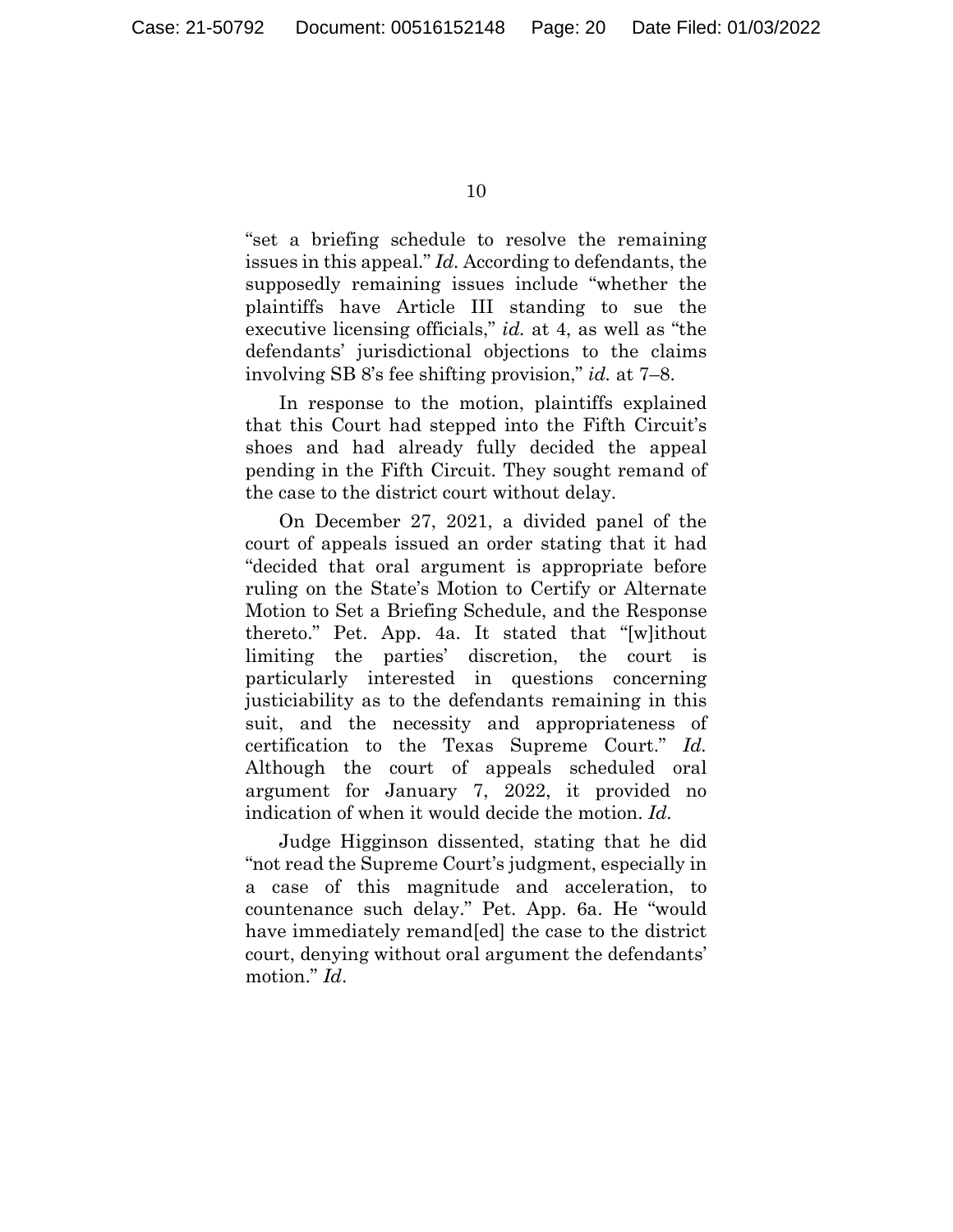"set a briefing schedule to resolve the remaining issues in this appeal." *Id.* According to defendants, the supposedly remaining issues include "whether the plaintiffs have Article III standing to sue the executive licensing officials," *id.* at 4, as well as "the defendants' jurisdictional objections to the claims involving SB 8's fee shifting provision," *id.* at 7–8.

In response to the motion, plaintiffs explained that this Court had stepped into the Fifth Circuit's shoes and had already fully decided the appeal pending in the Fifth Circuit. They sought remand of the case to the district court without delay.

On December 27, 2021, a divided panel of the court of appeals issued an order stating that it had "decided that oral argument is appropriate before ruling on the State's Motion to Certify or Alternate Motion to Set a Briefing Schedule, and the Response thereto." Pet. App. 4a. It stated that "[w]ithout limiting the parties' discretion, the court is particularly interested in questions concerning justiciability as to the defendants remaining in this suit, and the necessity and appropriateness of certification to the Texas Supreme Court." *Id.* Although the court of appeals scheduled oral argument for January 7, 2022, it provided no indication of when it would decide the motion. *Id.*

Judge Higginson dissented, stating that he did "not read the Supreme Court's judgment, especially in a case of this magnitude and acceleration, to countenance such delay." Pet. App. 6a. He "would have immediately remand[ed] the case to the district court, denying without oral argument the defendants' motion." *Id*.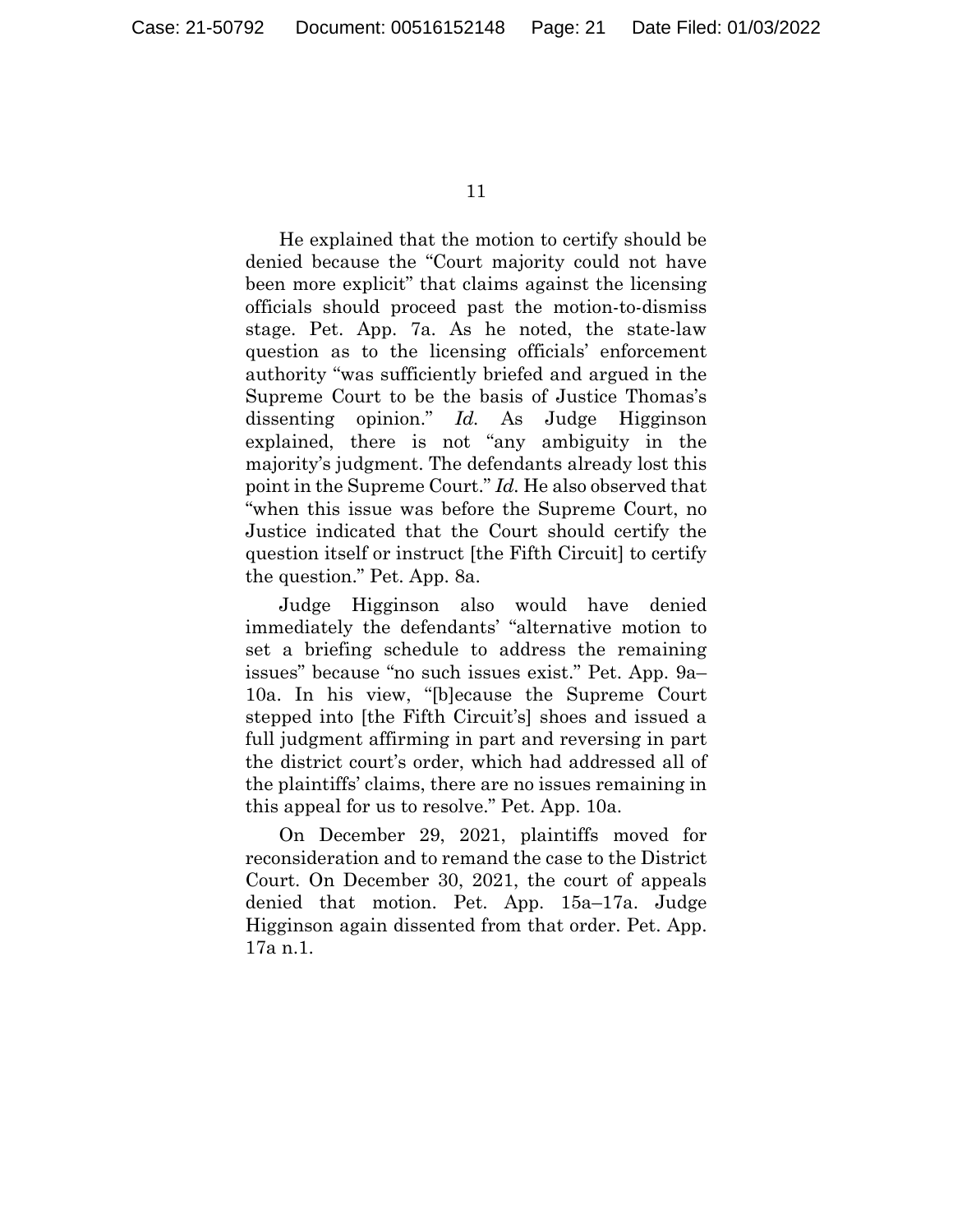He explained that the motion to certify should be denied because the "Court majority could not have been more explicit" that claims against the licensing officials should proceed past the motion-to-dismiss stage. Pet. App. 7a. As he noted, the state-law question as to the licensing officials' enforcement authority "was sufficiently briefed and argued in the Supreme Court to be the basis of Justice Thomas's dissenting opinion." *Id.* As Judge Higginson explained, there is not "any ambiguity in the majority's judgment. The defendants already lost this point in the Supreme Court." *Id.* He also observed that "when this issue was before the Supreme Court, no Justice indicated that the Court should certify the question itself or instruct [the Fifth Circuit] to certify the question." Pet. App. 8a.

Judge Higginson also would have denied immediately the defendants' "alternative motion to set a briefing schedule to address the remaining issues" because "no such issues exist." Pet. App. 9a–10a. In his view, "[b]ecause the Supreme Court stepped into [the Fifth Circuit's] shoes and issued a full judgment affirming in part and reversing in part the district court's order, which had addressed all of the plaintiffs' claims, there are no issues remaining in this appeal for us to resolve." Pet. App. 10a.

On December 29, 2021, plaintiffs moved for reconsideration and to remand the case to the District Court. On December 30, 2021, the court of appeals denied that motion. Pet. App. 15a–17a. Judge Higginson again dissented from that order. Pet. App. 17a n.1.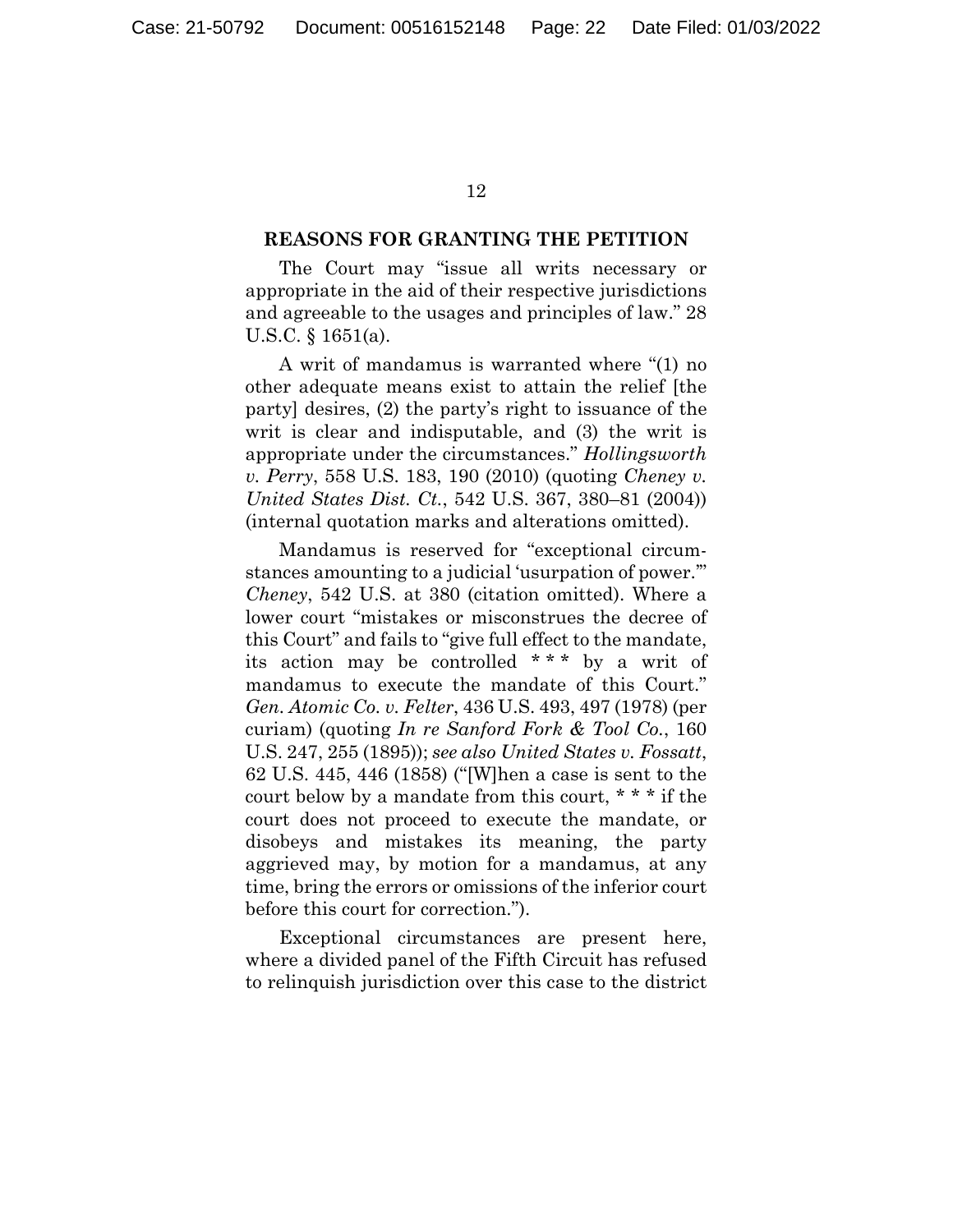## REASONS FOR GRANTING THE PETITION

The Court may "issue all writs necessary or appropriate in the aid of their respective jurisdictions and agreeable to the usages and principles of law." 28 U.S.C. § 1651(a).

A writ of mandamus is warranted where "(1) no other adequate means exist to attain the relief [the party] desires, (2) the party's right to issuance of the writ is clear and indisputable, and (3) the writ is appropriate under the circumstances." *Hollingsworth v. Perry*, 558 U.S. 183, 190 (2010) (quoting *Cheney v. United States Dist. Ct.*, 542 U.S. 367, 380–81 (2004)) (internal quotation marks and alterations omitted).

Mandamus is reserved for "exceptional circumstances amounting to a judicial 'usurpation of power.'" *Cheney*, 542 U.S. at 380 (citation omitted). Where a lower court "mistakes or misconstrues the decree of this Court" and fails to "give full effect to the mandate, its action may be controlled * * * by a writ of mandamus to execute the mandate of this Court." *Gen. Atomic Co. v. Felter*, 436 U.S. 493, 497 (1978) (per curiam) (quoting *In re Sanford Fork & Tool Co.*, 160 U.S. 247, 255 (1895)); *see also United States v. Fossatt*, 62 U.S. 445, 446 (1858) ("[W]hen a case is sent to the court below by a mandate from this court, * * * if the court does not proceed to execute the mandate, or disobeys and mistakes its meaning, the party aggrieved may, by motion for a mandamus, at any time, bring the errors or omissions of the inferior court before this court for correction.").

Exceptional circumstances are present here, where a divided panel of the Fifth Circuit has refused to relinquish jurisdiction over this case to the district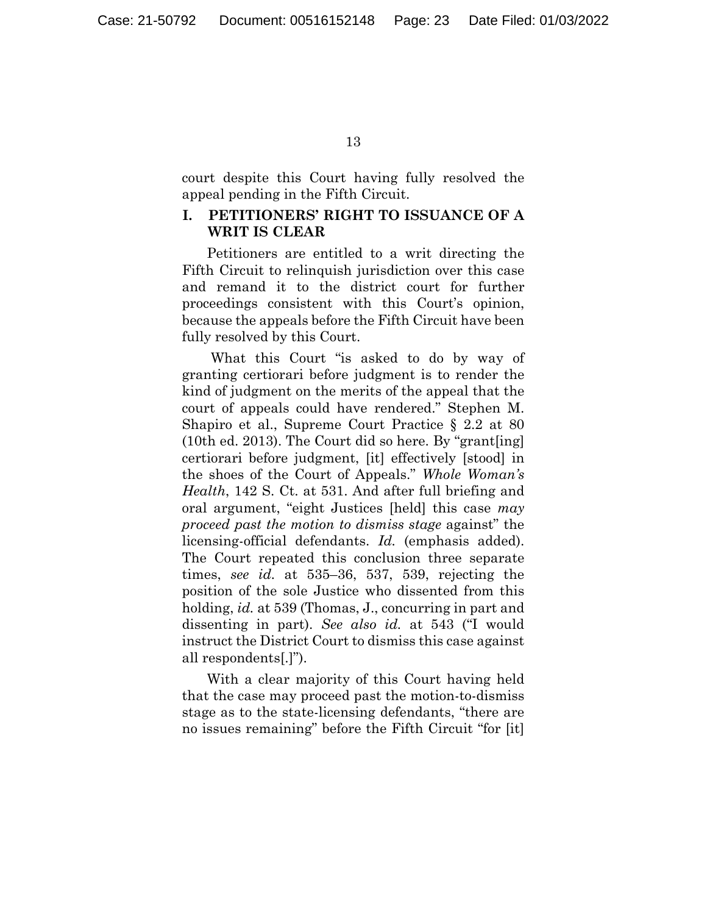court despite this Court having fully resolved the appeal pending in the Fifth Circuit.

## I. PETITIONERS' RIGHT TO ISSUANCE OF A WRIT IS CLEAR

Petitioners are entitled to a writ directing the Fifth Circuit to relinquish jurisdiction over this case and remand it to the district court for further proceedings consistent with this Court's opinion, because the appeals before the Fifth Circuit have been fully resolved by this Court.

What this Court "is asked to do by way of granting certiorari before judgment is to render the kind of judgment on the merits of the appeal that the court of appeals could have rendered." Stephen M. Shapiro et al., Supreme Court Practice § 2.2 at 80 (10th ed. 2013). The Court did so here. By "grant[ing] certiorari before judgment, [it] effectively [stood] in the shoes of the Court of Appeals." *Whole Woman's Health*, 142 S. Ct. at 531. And after full briefing and oral argument, "eight Justices [held] this case *may proceed past the motion to dismiss stage* against" the licensing-official defendants. *Id.* (emphasis added). The Court repeated this conclusion three separate times, *see id.* at 535–36, 537, 539, rejecting the position of the sole Justice who dissented from this holding, *id.* at 539 (Thomas, J., concurring in part and dissenting in part). *See also id.* at 543 ("I would instruct the District Court to dismiss this case against all respondents[.]").

With a clear majority of this Court having held that the case may proceed past the motion-to-dismiss stage as to the state-licensing defendants, "there are no issues remaining" before the Fifth Circuit "for [it]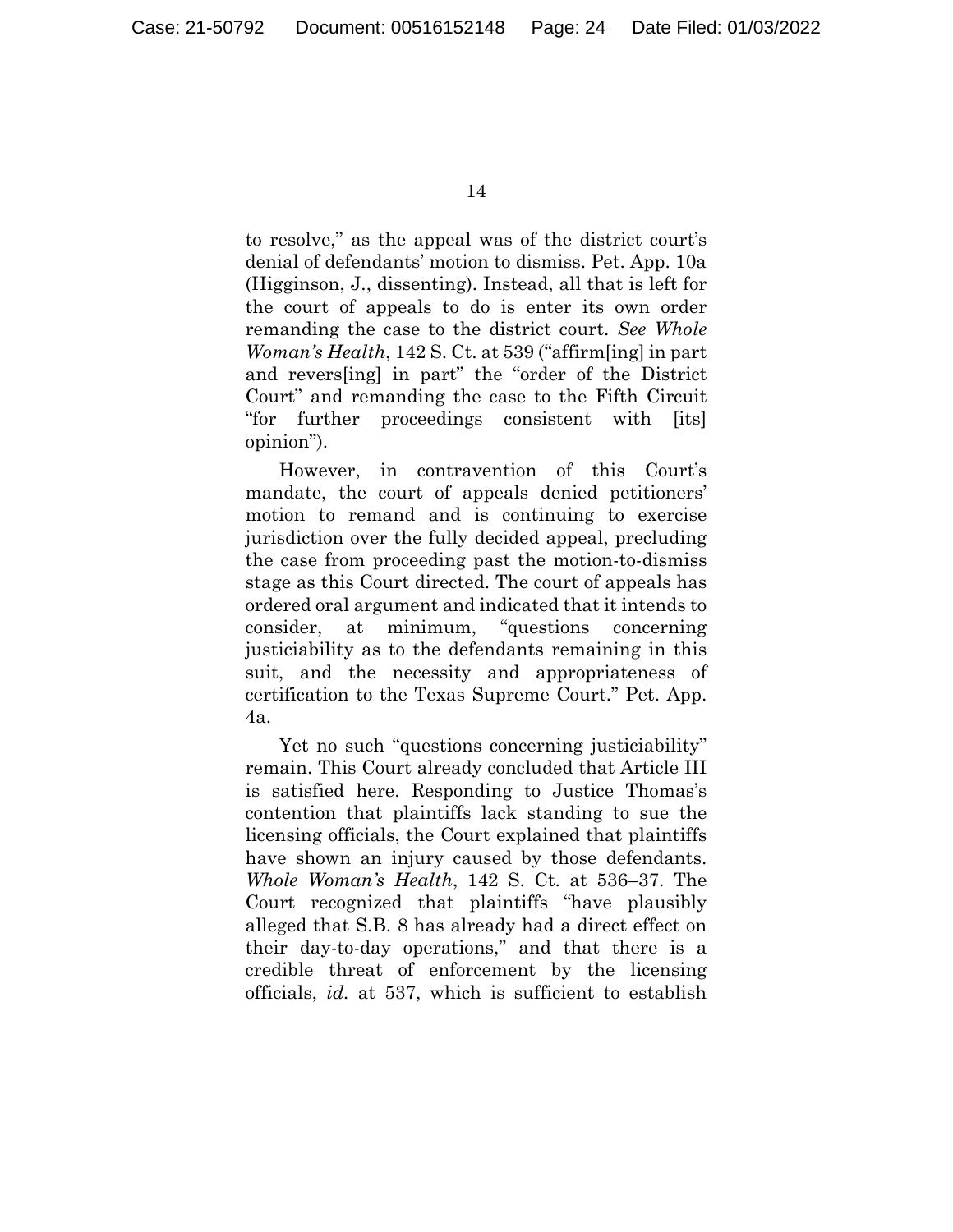to resolve," as the appeal was of the district court's denial of defendants' motion to dismiss. Pet. App. 10a (Higginson, J., dissenting). Instead, all that is left for the court of appeals to do is enter its own order remanding the case to the district court. *See Whole Woman's Health*, 142 S. Ct. at 539 ("affirm[ing] in part and revers[ing] in part" the "order of the District Court" and remanding the case to the Fifth Circuit "for further proceedings consistent with [its] opinion").

However, in contravention of this Court's mandate, the court of appeals denied petitioners' motion to remand and is continuing to exercise jurisdiction over the fully decided appeal, precluding the case from proceeding past the motion-to-dismiss stage as this Court directed. The court of appeals has ordered oral argument and indicated that it intends to consider, at minimum, "questions concerning justiciability as to the defendants remaining in this suit, and the necessity and appropriateness of certification to the Texas Supreme Court." Pet. App. 4a.

Yet no such "questions concerning justiciability" remain. This Court already concluded that Article III is satisfied here. Responding to Justice Thomas's contention that plaintiffs lack standing to sue the licensing officials, the Court explained that plaintiffs have shown an injury caused by those defendants. *Whole Woman's Health*, 142 S. Ct. at 536–37. The Court recognized that plaintiffs "have plausibly alleged that S.B. 8 has already had a direct effect on their day-to-day operations," and that there is a credible threat of enforcement by the licensing officials, *id.* at 537, which is sufficient to establish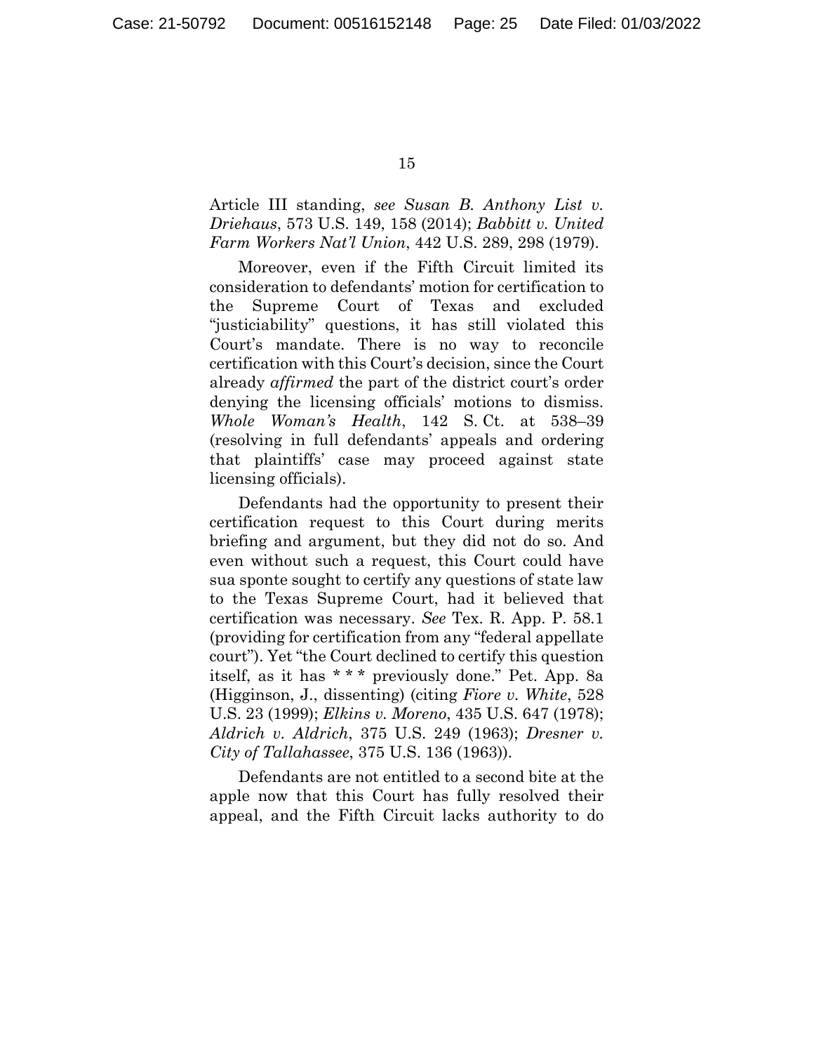Article III standing, *see Susan B. Anthony List v. Driehaus*, 573 U.S. 149, 158 (2014); *Babbitt v. United Farm Workers Nat'l Union*, 442 U.S. 289, 298 (1979).

Moreover, even if the Fifth Circuit limited its consideration to defendants' motion for certification to the Supreme Court of Texas and excluded "justiciability" questions, it has still violated this Court's mandate. There is no way to reconcile certification with this Court's decision, since the Court already *affirmed* the part of the district court's order denying the licensing officials' motions to dismiss. *Whole Woman's Health*, 142 S. Ct. at 538–39 (resolving in full defendants' appeals and ordering that plaintiffs' case may proceed against state licensing officials).

Defendants had the opportunity to present their certification request to this Court during merits briefing and argument, but they did not do so. And even without such a request, this Court could have sua sponte sought to certify any questions of state law to the Texas Supreme Court, had it believed that certification was necessary. *See* Tex. R. App. P. 58.1 (providing for certification from any "federal appellate court"). Yet "the Court declined to certify this question itself, as it has * * * previously done." Pet. App. 8a (Higginson, J., dissenting) (citing *Fiore v. White*, 528 U.S. 23 (1999); *Elkins v. Moreno*, 435 U.S. 647 (1978); *Aldrich v. Aldrich*, 375 U.S. 249 (1963); *Dresner v. City of Tallahassee*, 375 U.S. 136 (1963)).

Defendants are not entitled to a second bite at the apple now that this Court has fully resolved their appeal, and the Fifth Circuit lacks authority to do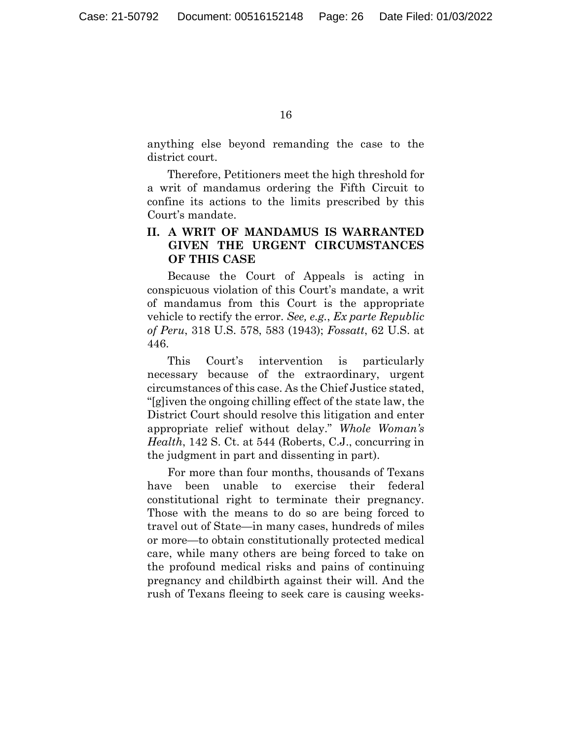anything else beyond remanding the case to the district court.

Therefore, Petitioners meet the high threshold for a writ of mandamus ordering the Fifth Circuit to confine its actions to the limits prescribed by this Court's mandate.

## II. A WRIT OF MANDAMUS IS WARRANTED GIVEN THE URGENT CIRCUMSTANCES OF THIS CASE

Because the Court of Appeals is acting in conspicuous violation of this Court's mandate, a writ of mandamus from this Court is the appropriate vehicle to rectify the error. *See, e.g.*, *Ex parte Republic of Peru*, 318 U.S. 578, 583 (1943); *Fossatt*, 62 U.S. at 446.

This Court's intervention is particularly necessary because of the extraordinary, urgent circumstances of this case. As the Chief Justice stated, "[g]iven the ongoing chilling effect of the state law, the District Court should resolve this litigation and enter appropriate relief without delay." *Whole Woman's Health*, 142 S. Ct. at 544 (Roberts, C.J., concurring in the judgment in part and dissenting in part).

For more than four months, thousands of Texans have been unable to exercise their federal constitutional right to terminate their pregnancy. Those with the means to do so are being forced to travel out of State—in many cases, hundreds of miles or more—to obtain constitutionally protected medical care, while many others are being forced to take on the profound medical risks and pains of continuing pregnancy and childbirth against their will. And the rush of Texans fleeing to seek care is causing weeks-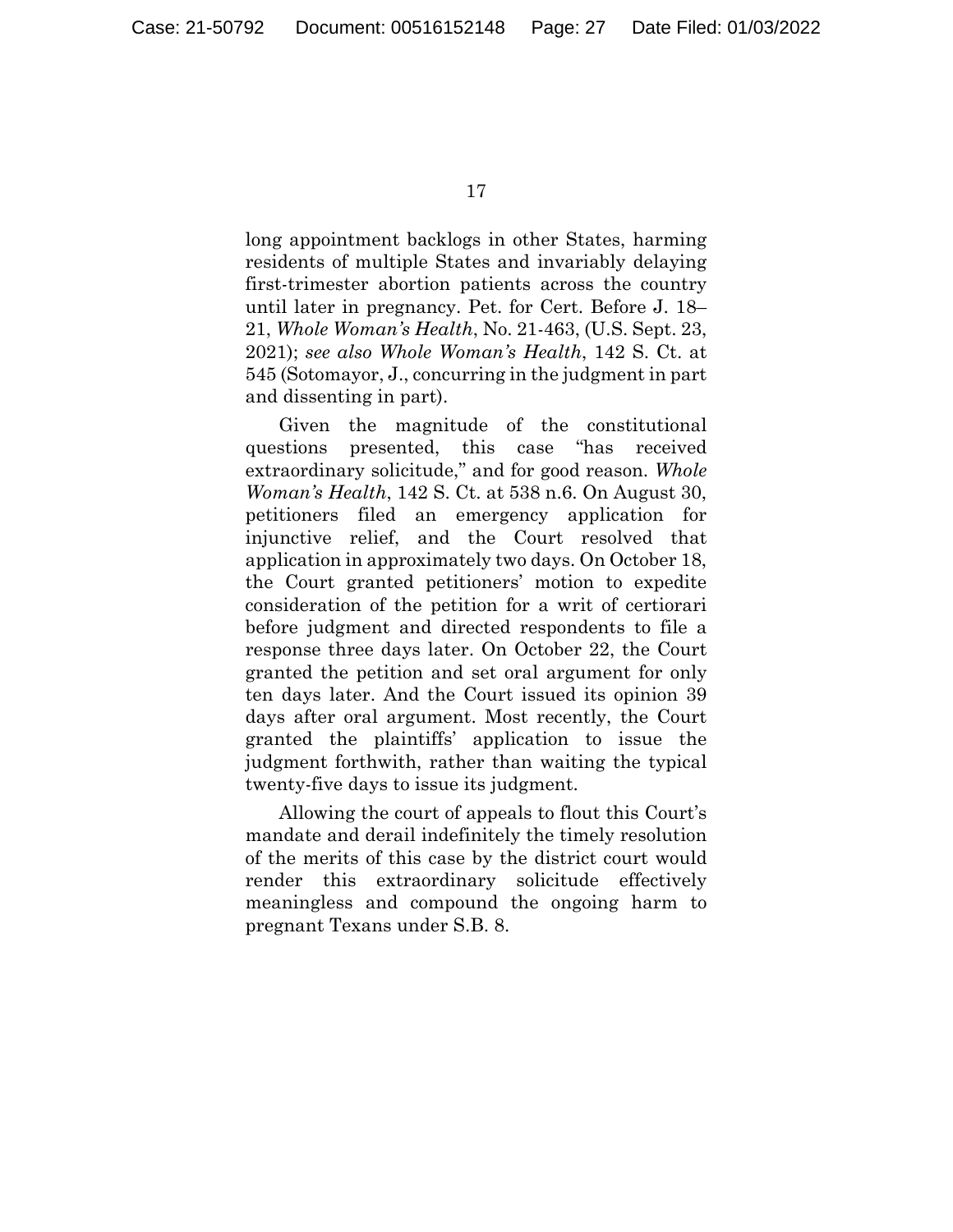long appointment backlogs in other States, harming residents of multiple States and invariably delaying first-trimester abortion patients across the country until later in pregnancy. Pet. for Cert. Before J. 18–21, *Whole Woman's Health*, No. 21-463, (U.S. Sept. 23, 2021); *see also Whole Woman's Health*, 142 S. Ct. at 545 (Sotomayor, J., concurring in the judgment in part and dissenting in part).

Given the magnitude of the constitutional questions presented, this case "has received extraordinary solicitude," and for good reason. *Whole Woman's Health*, 142 S. Ct. at 538 n.6. On August 30, petitioners filed an emergency application for injunctive relief, and the Court resolved that application in approximately two days. On October 18, the Court granted petitioners' motion to expedite consideration of the petition for a writ of certiorari before judgment and directed respondents to file a response three days later. On October 22, the Court granted the petition and set oral argument for only ten days later. And the Court issued its opinion 39 days after oral argument. Most recently, the Court granted the plaintiffs' application to issue the judgment forthwith, rather than waiting the typical twenty-five days to issue its judgment.

Allowing the court of appeals to flout this Court's mandate and derail indefinitely the timely resolution of the merits of this case by the district court would render this extraordinary solicitude effectively meaningless and compound the ongoing harm to pregnant Texans under S.B. 8.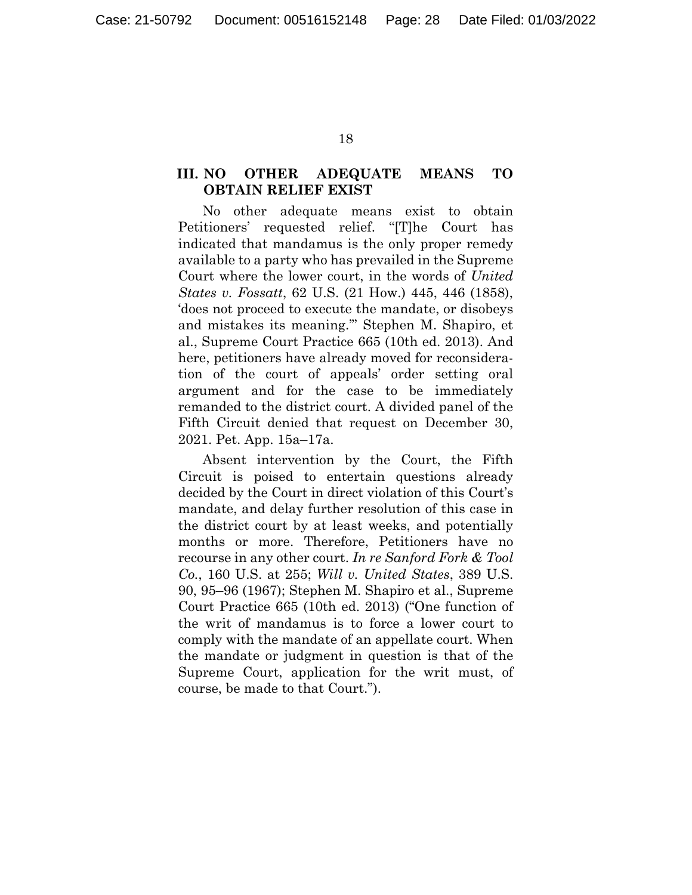## III. NO OTHER ADEQUATE MEANS TO OBTAIN RELIEF EXIST

No other adequate means exist to obtain Petitioners' requested relief. "[T]he Court has indicated that mandamus is the only proper remedy available to a party who has prevailed in the Supreme Court where the lower court, in the words of *United States v. Fossatt*, 62 U.S. (21 How.) 445, 446 (1858), 'does not proceed to execute the mandate, or disobeys and mistakes its meaning.'" Stephen M. Shapiro, et al., Supreme Court Practice 665 (10th ed. 2013). And here, petitioners have already moved for reconsideration of the court of appeals' order setting oral argument and for the case to be immediately remanded to the district court. A divided panel of the Fifth Circuit denied that request on December 30, 2021. Pet. App. 15a–17a.

Absent intervention by the Court, the Fifth Circuit is poised to entertain questions already decided by the Court in direct violation of this Court's mandate, and delay further resolution of this case in the district court by at least weeks, and potentially months or more. Therefore, Petitioners have no recourse in any other court. *In re Sanford Fork & Tool Co.*, 160 U.S. at 255; *Will v. United States*, 389 U.S. 90, 95–96 (1967); Stephen M. Shapiro et al., Supreme Court Practice 665 (10th ed. 2013) ("One function of the writ of mandamus is to force a lower court to comply with the mandate of an appellate court. When the mandate or judgment in question is that of the Supreme Court, application for the writ must, of course, be made to that Court.").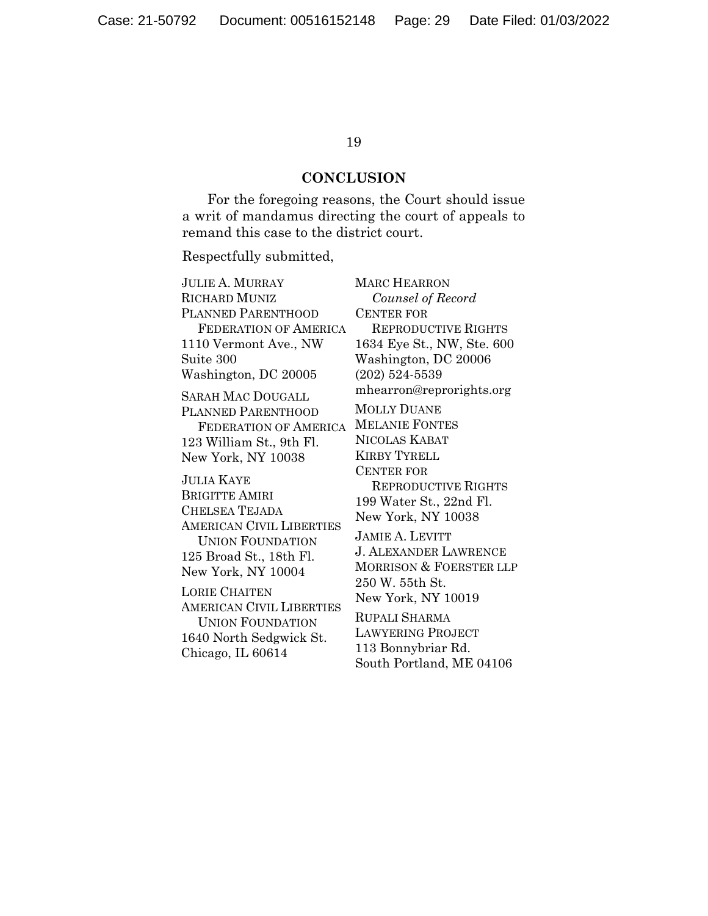## CONCLUSION

For the foregoing reasons, the Court should issue a writ of mandamus directing the court of appeals to remand this case to the district court.

Respectfully submitted,

JULIE A. MURRAY
RICHARD MUNIZ
PLANNED PARENTHOOD
FEDERATION OF AMERICA
1110 Vermont Ave., NW
Suite 300
Washington, DC 20005

SARAH MAC DOUGALL
PLANNED PARENTHOOD
FEDERATION OF AMERICA
123 William St., 9th Fl.
New York, NY 10038

JULIA KAYE
BRIGITTE AMIRI
CHELSEA TEJADA
AMERICAN CIVIL LIBERTIES
UNION FOUNDATION
125 Broad St., 18th Fl.
New York, NY 10004

LORIE CHAITEN
AMERICAN CIVIL LIBERTIES
UNION FOUNDATION
1640 North Sedgwick St.
Chicago, IL 60614

MARC HEARRON
*Counsel of Record*
CENTER FOR
REPRODUCTIVE RIGHTS
1634 Eye St., NW, Ste. 600
Washington, DC 20006
(202) 524-5539
mhearron@reprorights.org

MOLLY DUANE
MELANIE FONTES
NICOLAS KABAT
KIRBY TYRELL
CENTER FOR
REPRODUCTIVE RIGHTS
199 Water St., 22nd Fl.
New York, NY 10038

JAMIE A. LEVITT
J. ALEXANDER LAWRENCE
MORRISON & FOERSTER LLP
250 W. 55th St.
New York, NY 10019

RUPALI SHARMA
LAWYERING PROJECT
113 Bonnybriar Rd.
South Portland, ME 04106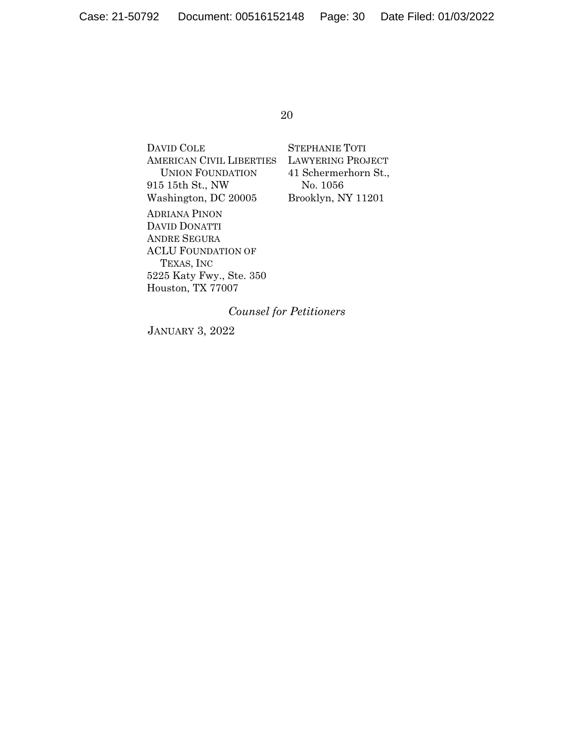DAVID COLE
AMERICAN CIVIL LIBERTIES UNION FOUNDATION
915 15th St., NW
Washington, DC 20005

ADRIANA PINON
DAVID DONATTI
ANDRE SEGURA
ACLU FOUNDATION OF TEXAS, INC
5225 Katy Fwy., Ste. 350
Houston, TX 77007

STEPHANIE TOTI
LAWYERING PROJECT
41 Schermerhorn St., No. 1056
Brooklyn, NY 11201

*Counsel for Petitioners*

JANUARY 3, 2022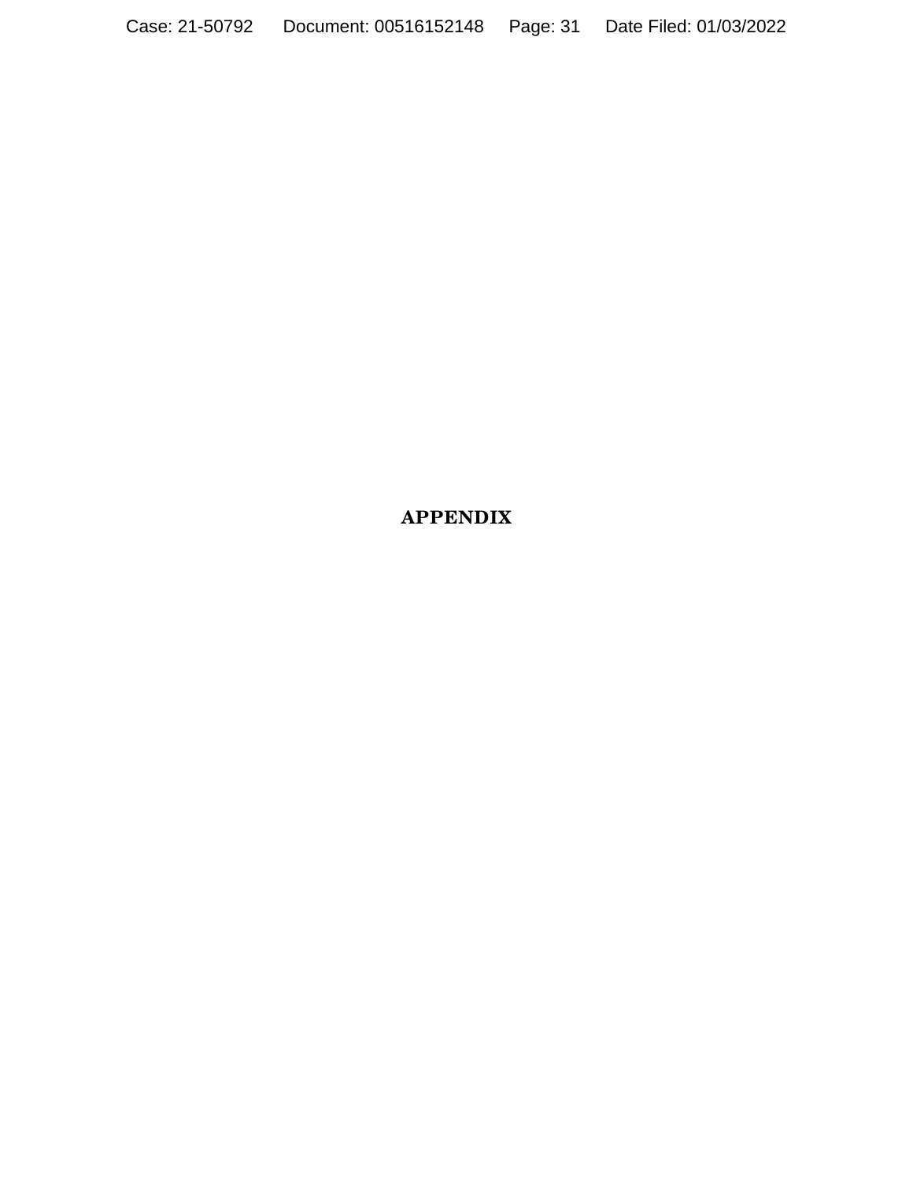# APPENDIX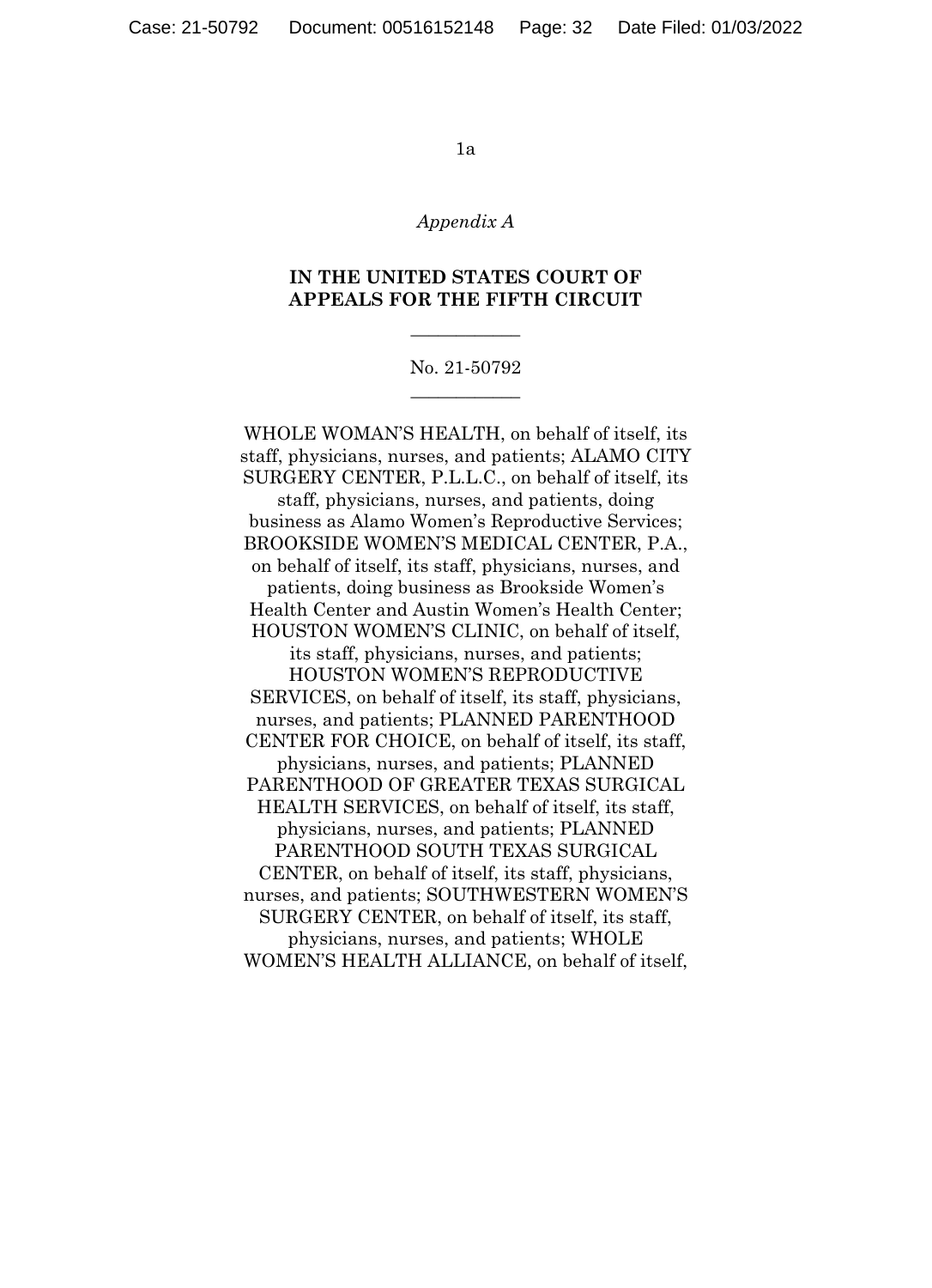*Appendix A*

**IN THE UNITED STATES COURT OF APPEALS FOR THE FIFTH CIRCUIT**

---

No. 21-50792

---

WHOLE WOMAN'S HEALTH, on behalf of itself, its staff, physicians, nurses, and patients; ALAMO CITY SURGERY CENTER, P.L.L.C., on behalf of itself, its staff, physicians, nurses, and patients, doing business as Alamo Women's Reproductive Services; BROOKSIDE WOMEN'S MEDICAL CENTER, P.A., on behalf of itself, its staff, physicians, nurses, and patients, doing business as Brookside Women's Health Center and Austin Women's Health Center; HOUSTON WOMEN'S CLINIC, on behalf of itself, its staff, physicians, nurses, and patients; HOUSTON WOMEN'S REPRODUCTIVE SERVICES, on behalf of itself, its staff, physicians, nurses, and patients; PLANNED PARENTHOOD CENTER FOR CHOICE, on behalf of itself, its staff, physicians, nurses, and patients; PLANNED PARENTHOOD OF GREATER TEXAS SURGICAL HEALTH SERVICES, on behalf of itself, its staff, physicians, nurses, and patients; PLANNED PARENTHOOD SOUTH TEXAS SURGICAL CENTER, on behalf of itself, its staff, physicians, nurses, and patients; SOUTHWESTERN WOMEN'S SURGERY CENTER, on behalf of itself, its staff, physicians, nurses, and patients; WHOLE WOMEN'S HEALTH ALLIANCE, on behalf of itself,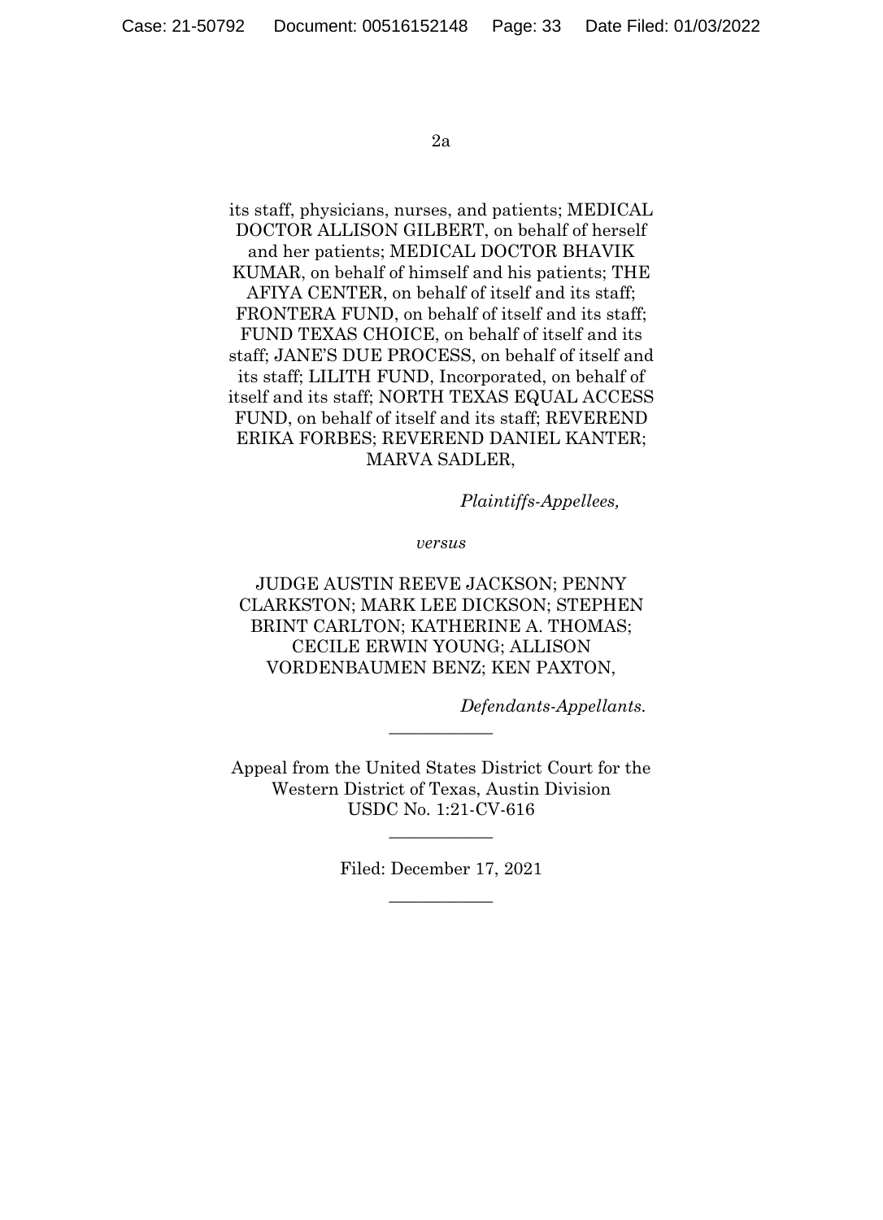its staff, physicians, nurses, and patients; MEDICAL DOCTOR ALLISON GILBERT, on behalf of herself and her patients; MEDICAL DOCTOR BHAVIK KUMAR, on behalf of himself and his patients; THE AFIYA CENTER, on behalf of itself and its staff; FRONTERA FUND, on behalf of itself and its staff; FUND TEXAS CHOICE, on behalf of itself and its staff; JANE'S DUE PROCESS, on behalf of itself and its staff; LILITH FUND, Incorporated, on behalf of itself and its staff; NORTH TEXAS EQUAL ACCESS FUND, on behalf of itself and its staff; REVEREND ERIKA FORBES; REVEREND DANIEL KANTER; MARVA SADLER,

*Plaintiffs-Appellees,*

*versus*

JUDGE AUSTIN REEVE JACKSON; PENNY CLARKSTON; MARK LEE DICKSON; STEPHEN BRINT CARLTON; KATHERINE A. THOMAS; CECILE ERWIN YOUNG; ALLISON VORDENBAUMEN BENZ; KEN PAXTON,

*Defendants-Appellants.*

---

Appeal from the United States District Court for the Western District of Texas, Austin Division
USDC No. 1:21-CV-616

---

Filed: December 17, 2021

---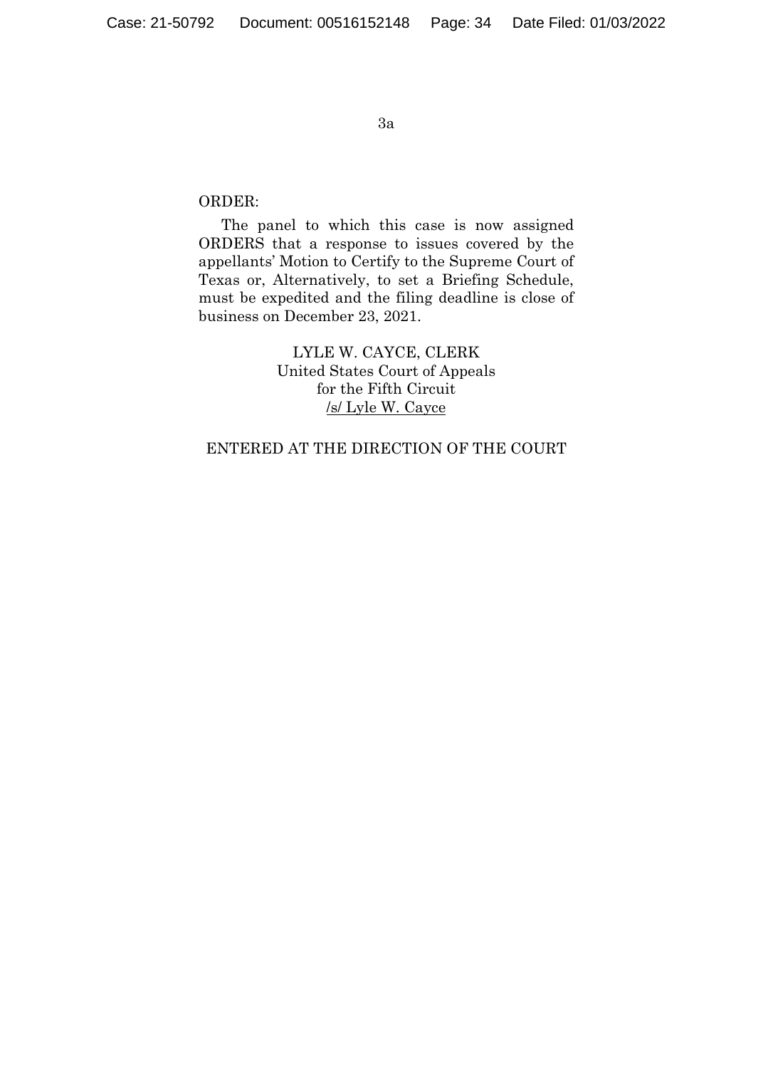ORDER:

The panel to which this case is now assigned ORDERS that a response to issues covered by the appellants' Motion to Certify to the Supreme Court of Texas or, Alternatively, to set a Briefing Schedule, must be expedited and the filing deadline is close of business on December 23, 2021.

LYLE W. CAYCE, CLERK
United States Court of Appeals
for the Fifth Circuit
/s/ Lyle W. Cayce

ENTERED AT THE DIRECTION OF THE COURT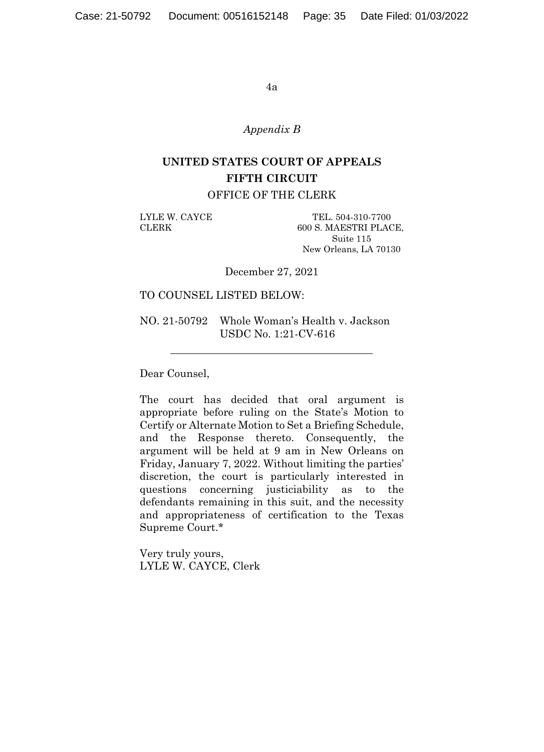*Appendix B*

**UNITED STATES COURT OF APPEALS**
**FIFTH CIRCUIT**
OFFICE OF THE CLERK

LYLE W. CAYCE
CLERK

TEL. 504-310-7700
600 S. MAESTRI PLACE,
Suite 115
New Orleans, LA 70130

December 27, 2021

TO COUNSEL LISTED BELOW:

NO. 21-50792 Whole Woman's Health v. Jackson
USDC No. 1:21-CV-616

---

Dear Counsel,

The court has decided that oral argument is appropriate before ruling on the State's Motion to Certify or Alternate Motion to Set a Briefing Schedule, and the Response thereto. Consequently, the argument will be held at 9 am in New Orleans on Friday, January 7, 2022. Without limiting the parties' discretion, the court is particularly interested in questions concerning justiciability as to the defendants remaining in this suit, and the necessity and appropriateness of certification to the Texas Supreme Court.*

Very truly yours,
LYLE W. CAYCE, Clerk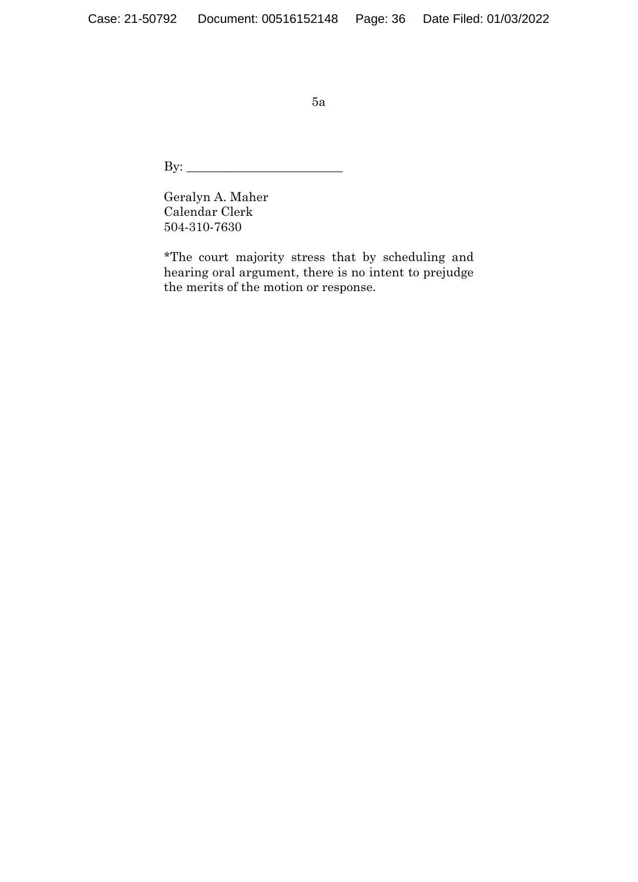By: ________________________

Geralyn A. Maher
Calendar Clerk
504-310-7630

*The court majority stress that by scheduling and hearing oral argument, there is no intent to prejudge the merits of the motion or response.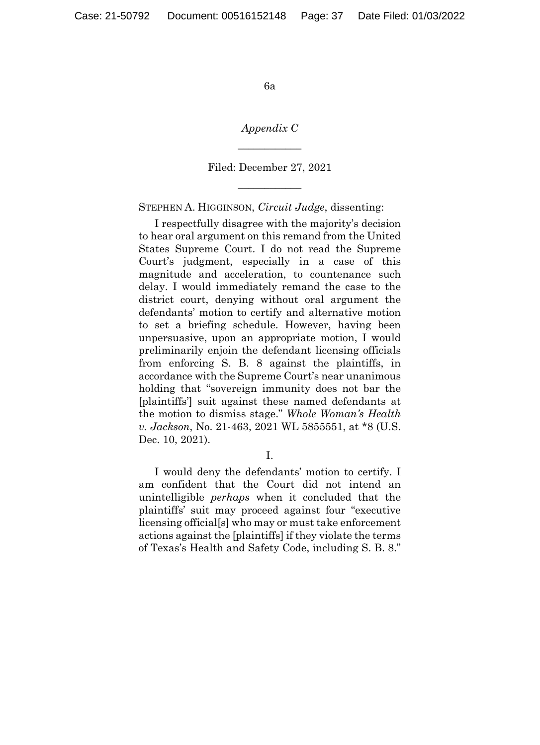*Appendix C*

---

Filed: December 27, 2021

---

STEPHEN A. HIGGINSON, *Circuit Judge*, dissenting:

I respectfully disagree with the majority's decision to hear oral argument on this remand from the United States Supreme Court. I do not read the Supreme Court's judgment, especially in a case of this magnitude and acceleration, to countenance such delay. I would immediately remand the case to the district court, denying without oral argument the defendants' motion to certify and alternative motion to set a briefing schedule. However, having been unpersuasive, upon an appropriate motion, I would preliminarily enjoin the defendant licensing officials from enforcing S. B. 8 against the plaintiffs, in accordance with the Supreme Court's near unanimous holding that "sovereign immunity does not bar the [plaintiffs'] suit against these named defendants at the motion to dismiss stage." *Whole Woman's Health v. Jackson*, No. 21-463, 2021 WL 5855551, at *8 (U.S. Dec. 10, 2021).

I.

I would deny the defendants' motion to certify. I am confident that the Court did not intend an unintelligible *perhaps* when it concluded that the plaintiffs' suit may proceed against four "executive licensing official[s] who may or must take enforcement actions against the [plaintiffs] if they violate the terms of Texas's Health and Safety Code, including S. B. 8."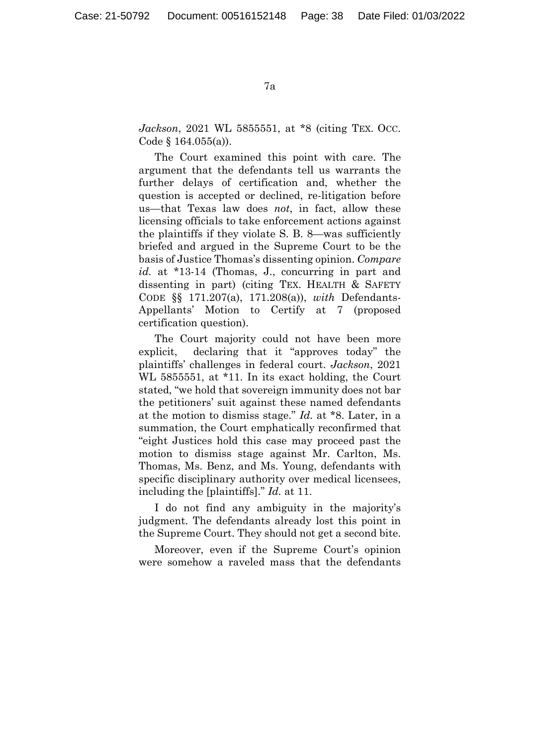*Jackson*, 2021 WL 5855551, at *8 (citing TEX. OCC. Code § 164.055(a)).

The Court examined this point with care. The argument that the defendants tell us warrants the further delays of certification and, whether the question is accepted or declined, re-litigation before us—that Texas law does *not*, in fact, allow these licensing officials to take enforcement actions against the plaintiffs if they violate S. B. 8—was sufficiently briefed and argued in the Supreme Court to be the basis of Justice Thomas's dissenting opinion. *Compare id.* at *13-14 (Thomas, J., concurring in part and dissenting in part) (citing TEX. HEALTH & SAFETY CODE §§ 171.207(a), 171.208(a)), *with* Defendants-Appellants' Motion to Certify at 7 (proposed certification question).

The Court majority could not have been more explicit, declaring that it "approves today" the plaintiffs' challenges in federal court. *Jackson*, 2021 WL 5855551, at *11. In its exact holding, the Court stated, "we hold that sovereign immunity does not bar the petitioners' suit against these named defendants at the motion to dismiss stage." *Id.* at *8. Later, in a summation, the Court emphatically reconfirmed that "eight Justices hold this case may proceed past the motion to dismiss stage against Mr. Carlton, Ms. Thomas, Ms. Benz, and Ms. Young, defendants with specific disciplinary authority over medical licensees, including the [plaintiffs]." *Id.* at 11.

I do not find any ambiguity in the majority's judgment. The defendants already lost this point in the Supreme Court. They should not get a second bite.

Moreover, even if the Supreme Court's opinion were somehow a raveled mass that the defendants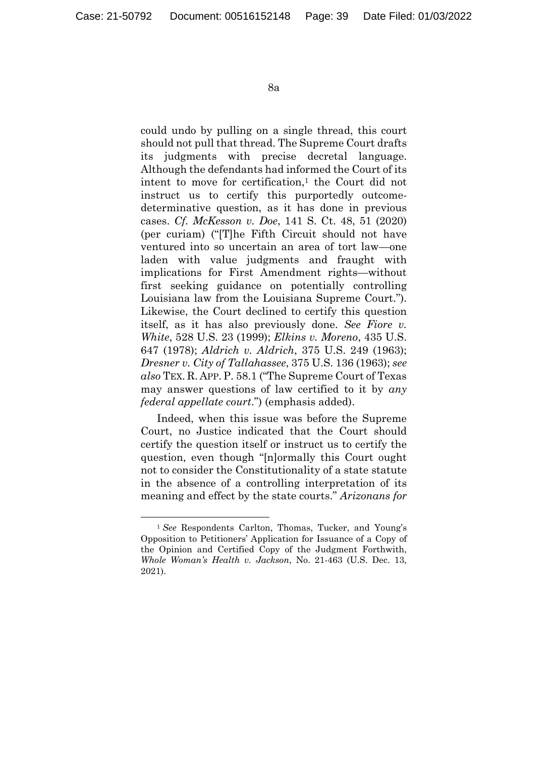could undo by pulling on a single thread, this court should not pull that thread. The Supreme Court drafts its judgments with precise decretal language. Although the defendants had informed the Court of its intent to move for certification,[1] the Court did not instruct us to certify this purportedly outcome-determinative question, as it has done in previous cases. *Cf. McKesson v. Doe*, 141 S. Ct. 48, 51 (2020) (per curiam) ("[T]he Fifth Circuit should not have ventured into so uncertain an area of tort law—one laden with value judgments and fraught with implications for First Amendment rights—without first seeking guidance on potentially controlling Louisiana law from the Louisiana Supreme Court."). Likewise, the Court declined to certify this question itself, as it has also previously done. *See Fiore v. White*, 528 U.S. 23 (1999); *Elkins v. Moreno*, 435 U.S. 647 (1978); *Aldrich v. Aldrich*, 375 U.S. 249 (1963); *Dresner v. City of Tallahassee*, 375 U.S. 136 (1963); *see also* TEX. R. APP. P. 58.1 ("The Supreme Court of Texas may answer questions of law certified to it by *any federal appellate court*.") (emphasis added).

Indeed, when this issue was before the Supreme Court, no Justice indicated that the Court should certify the question itself or instruct us to certify the question, even though "[n]ormally this Court ought not to consider the Constitutionality of a state statute in the absence of a controlling interpretation of its meaning and effect by the state courts." *Arizonans for*

---

[1] *See* Respondents Carlton, Thomas, Tucker, and Young's Opposition to Petitioners' Application for Issuance of a Copy of the Opinion and Certified Copy of the Judgment Forthwith, *Whole Woman's Health v. Jackson*, No. 21-463 (U.S. Dec. 13, 2021).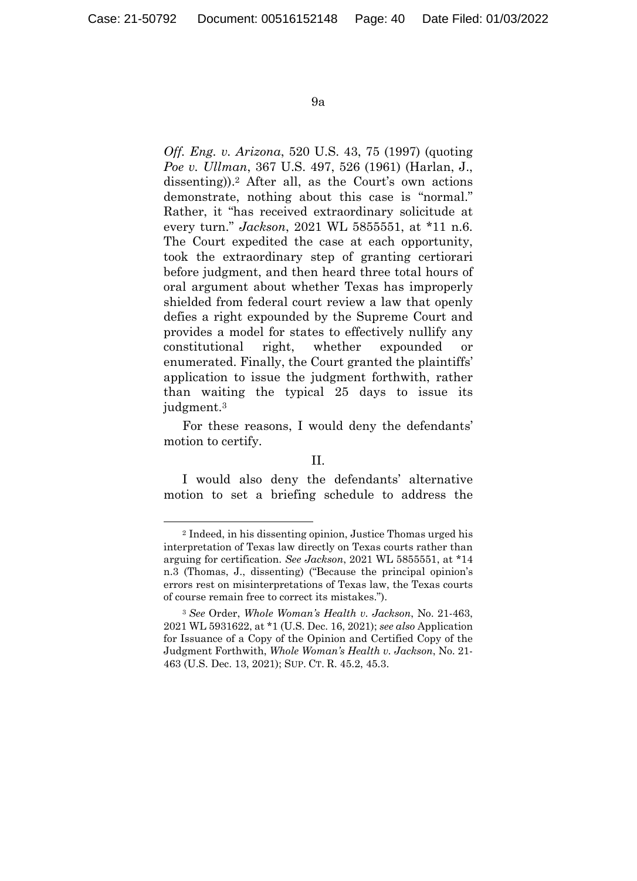*Off. Eng. v. Arizona*, 520 U.S. 43, 75 (1997) (quoting *Poe v. Ullman*, 367 U.S. 497, 526 (1961) (Harlan, J., dissenting)).[2] After all, as the Court's own actions demonstrate, nothing about this case is "normal." Rather, it "has received extraordinary solicitude at every turn." *Jackson*, 2021 WL 5855551, at *11 n.6. The Court expedited the case at each opportunity, took the extraordinary step of granting certiorari before judgment, and then heard three total hours of oral argument about whether Texas has improperly shielded from federal court review a law that openly defies a right expounded by the Supreme Court and provides a model for states to effectively nullify any constitutional right, whether expounded or enumerated. Finally, the Court granted the plaintiffs' application to issue the judgment forthwith, rather than waiting the typical 25 days to issue its judgment.[3]

For these reasons, I would deny the defendants' motion to certify.

II.

I would also deny the defendants' alternative motion to set a briefing schedule to address the

---

[2] Indeed, in his dissenting opinion, Justice Thomas urged his interpretation of Texas law directly on Texas courts rather than arguing for certification. *See Jackson*, 2021 WL 5855551, at *14 n.3 (Thomas, J., dissenting) ("Because the principal opinion's errors rest on misinterpretations of Texas law, the Texas courts of course remain free to correct its mistakes.").

[3] *See* Order, *Whole Woman's Health v. Jackson*, No. 21-463, 2021 WL 5931622, at *1 (U.S. Dec. 16, 2021); *see also* Application for Issuance of a Copy of the Opinion and Certified Copy of the Judgment Forthwith, *Whole Woman's Health v. Jackson*, No. 21-463 (U.S. Dec. 13, 2021); SUP. CT. R. 45.2, 45.3.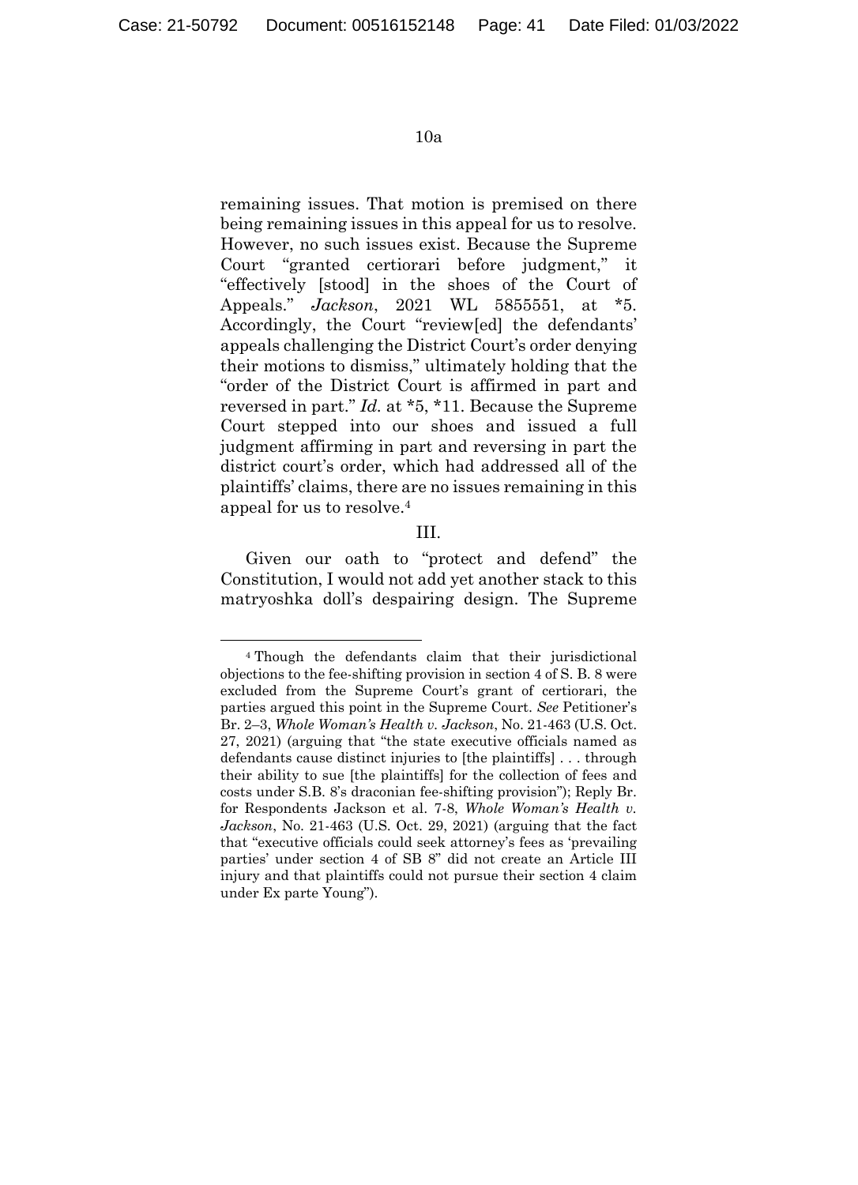remaining issues. That motion is premised on there being remaining issues in this appeal for us to resolve. However, no such issues exist. Because the Supreme Court "granted certiorari before judgment," it "effectively [stood] in the shoes of the Court of Appeals." *Jackson*, 2021 WL 5855551, at *5. Accordingly, the Court "review[ed] the defendants' appeals challenging the District Court's order denying their motions to dismiss," ultimately holding that the "order of the District Court is affirmed in part and reversed in part." *Id.* at *5, *11. Because the Supreme Court stepped into our shoes and issued a full judgment affirming in part and reversing in part the district court's order, which had addressed all of the plaintiffs' claims, there are no issues remaining in this appeal for us to resolve.[4]

III.

Given our oath to "protect and defend" the Constitution, I would not add yet another stack to this matryoshka doll's despairing design. The Supreme

[4] Though the defendants claim that their jurisdictional objections to the fee-shifting provision in section 4 of S. B. 8 were excluded from the Supreme Court's grant of certiorari, the parties argued this point in the Supreme Court. *See* Petitioner's Br. 2–3, *Whole Woman's Health v. Jackson*, No. 21-463 (U.S. Oct. 27, 2021) (arguing that "the state executive officials named as defendants cause distinct injuries to [the plaintiffs] . . . through their ability to sue [the plaintiffs] for the collection of fees and costs under S.B. 8's draconian fee-shifting provision"); Reply Br. for Respondents Jackson et al. 7-8, *Whole Woman's Health v. Jackson*, No. 21-463 (U.S. Oct. 29, 2021) (arguing that the fact that "executive officials could seek attorney's fees as 'prevailing parties' under section 4 of SB 8" did not create an Article III injury and that plaintiffs could not pursue their section 4 claim under Ex parte Young").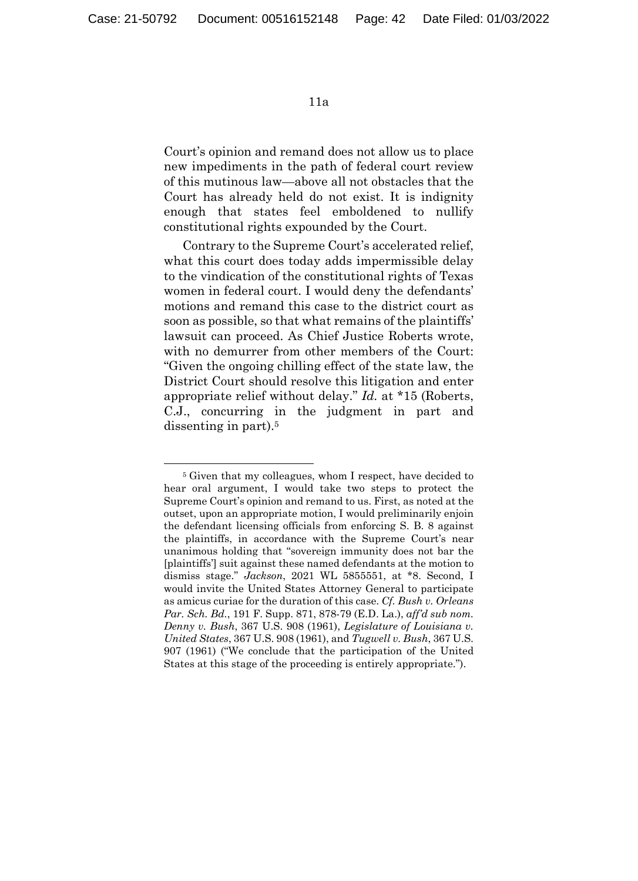Court's opinion and remand does not allow us to place new impediments in the path of federal court review of this mutinous law—above all not obstacles that the Court has already held do not exist. It is indignity enough that states feel emboldened to nullify constitutional rights expounded by the Court.

Contrary to the Supreme Court's accelerated relief, what this court does today adds impermissible delay to the vindication of the constitutional rights of Texas women in federal court. I would deny the defendants' motions and remand this case to the district court as soon as possible, so that what remains of the plaintiffs' lawsuit can proceed. As Chief Justice Roberts wrote, with no demurrer from other members of the Court: "Given the ongoing chilling effect of the state law, the District Court should resolve this litigation and enter appropriate relief without delay." *Id.* at *15 (Roberts, C.J., concurring in the judgment in part and dissenting in part).[5]

---

[5] Given that my colleagues, whom I respect, have decided to hear oral argument, I would take two steps to protect the Supreme Court's opinion and remand to us. First, as noted at the outset, upon an appropriate motion, I would preliminarily enjoin the defendant licensing officials from enforcing S. B. 8 against the plaintiffs, in accordance with the Supreme Court's near unanimous holding that "sovereign immunity does not bar the [plaintiffs'] suit against these named defendants at the motion to dismiss stage." *Jackson*, 2021 WL 5855551, at *8. Second, I would invite the United States Attorney General to participate as amicus curiae for the duration of this case. *Cf. Bush v. Orleans Par. Sch. Bd.*, 191 F. Supp. 871, 878-79 (E.D. La.), *aff'd sub nom. Denny v. Bush*, 367 U.S. 908 (1961), *Legislature of Louisiana v. United States*, 367 U.S. 908 (1961), and *Tugwell v. Bush*, 367 U.S. 907 (1961) ("We conclude that the participation of the United States at this stage of the proceeding is entirely appropriate.").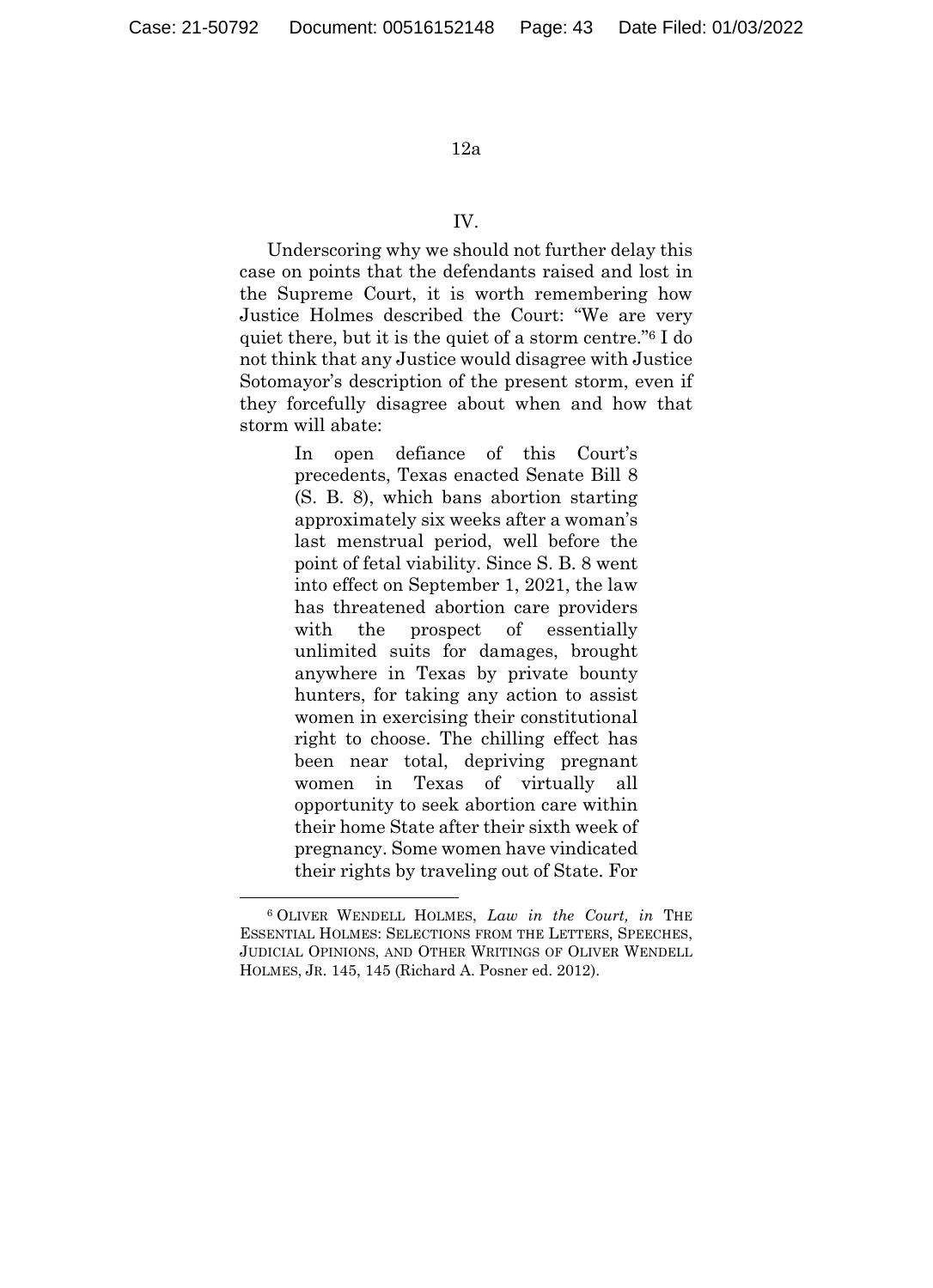## IV.

Underscoring why we should not further delay this case on points that the defendants raised and lost in the Supreme Court, it is worth remembering how Justice Holmes described the Court: "We are very quiet there, but it is the quiet of a storm centre."[6] I do not think that any Justice would disagree with Justice Sotomayor's description of the present storm, even if they forcefully disagree about when and how that storm will abate:

> In open defiance of this Court's precedents, Texas enacted Senate Bill 8 (S. B. 8), which bans abortion starting approximately six weeks after a woman's last menstrual period, well before the point of fetal viability. Since S. B. 8 went into effect on September 1, 2021, the law has threatened abortion care providers with the prospect of essentially unlimited suits for damages, brought anywhere in Texas by private bounty hunters, for taking any action to assist women in exercising their constitutional right to choose. The chilling effect has been near total, depriving pregnant women in Texas of virtually all opportunity to seek abortion care within their home State after their sixth week of pregnancy. Some women have vindicated their rights by traveling out of State. For

---

[6] OLIVER WENDELL HOLMES, *Law in the Court, in* THE ESSENTIAL HOLMES: SELECTIONS FROM THE LETTERS, SPEECHES, JUDICIAL OPINIONS, AND OTHER WRITINGS OF OLIVER WENDELL HOLMES, JR. 145, 145 (Richard A. Posner ed. 2012).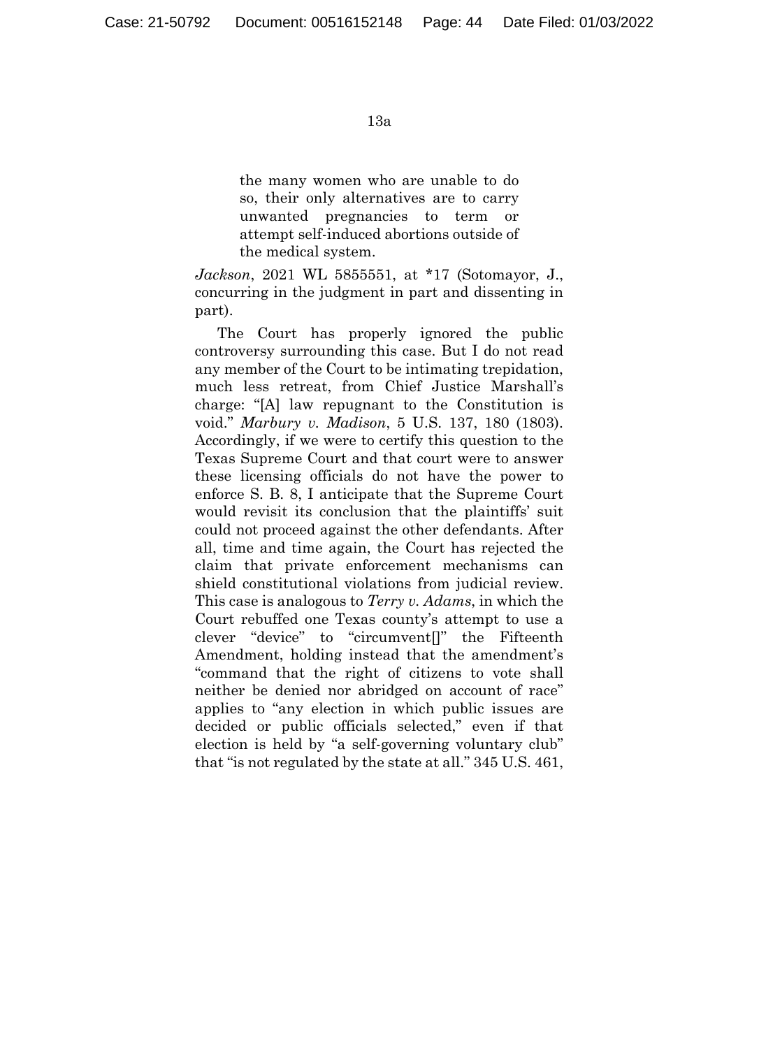> the many women who are unable to do so, their only alternatives are to carry unwanted pregnancies to term or attempt self-induced abortions outside of the medical system.

*Jackson*, 2021 WL 5855551, at *17 (Sotomayor, J., concurring in the judgment in part and dissenting in part).

The Court has properly ignored the public controversy surrounding this case. But I do not read any member of the Court to be intimating trepidation, much less retreat, from Chief Justice Marshall's charge: "[A] law repugnant to the Constitution is void." *Marbury v. Madison*, 5 U.S. 137, 180 (1803). Accordingly, if we were to certify this question to the Texas Supreme Court and that court were to answer these licensing officials do not have the power to enforce S. B. 8, I anticipate that the Supreme Court would revisit its conclusion that the plaintiffs' suit could not proceed against the other defendants. After all, time and time again, the Court has rejected the claim that private enforcement mechanisms can shield constitutional violations from judicial review. This case is analogous to *Terry v. Adams*, in which the Court rebuffed one Texas county's attempt to use a clever "device" to "circumvent[]" the Fifteenth Amendment, holding instead that the amendment's "command that the right of citizens to vote shall neither be denied nor abridged on account of race" applies to "any election in which public issues are decided or public officials selected," even if that election is held by "a self-governing voluntary club" that "is not regulated by the state at all." 345 U.S. 461,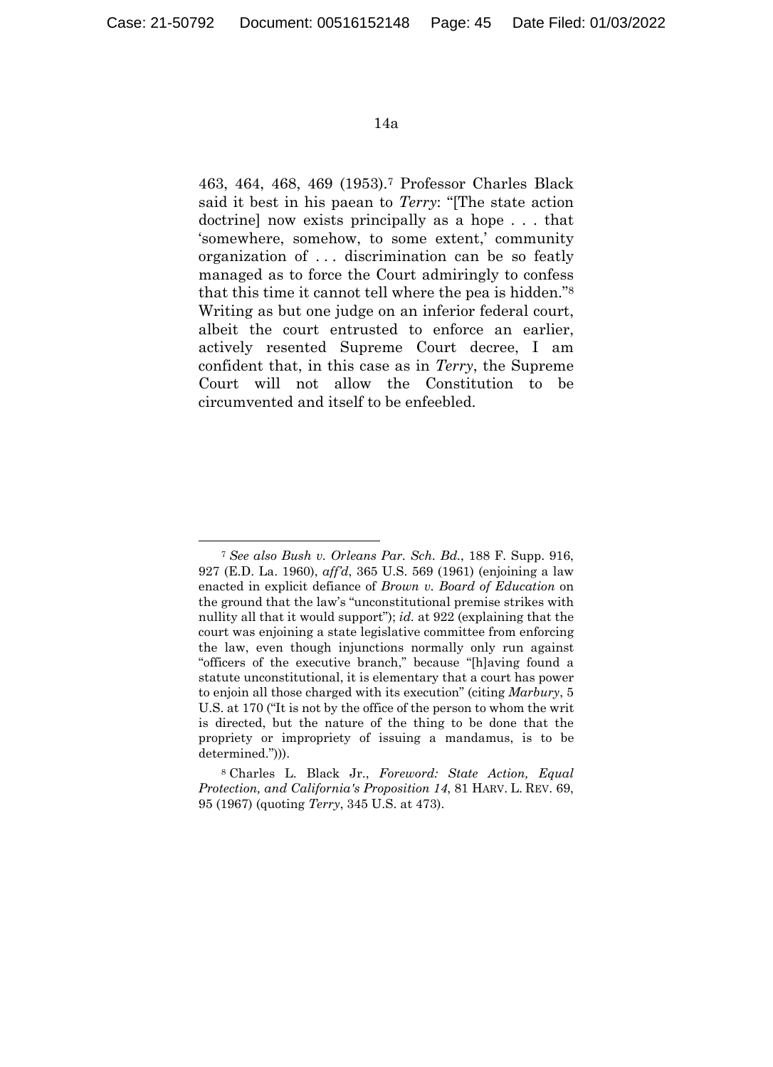463, 464, 468, 469 (1953).[7] Professor Charles Black said it best in his paean to *Terry*: "[The state action doctrine] now exists principally as a hope . . . that 'somewhere, somehow, to some extent,' community organization of . . . discrimination can be so featly managed as to force the Court admiringly to confess that this time it cannot tell where the pea is hidden."[8] Writing as but one judge on an inferior federal court, albeit the court entrusted to enforce an earlier, actively resented Supreme Court decree, I am confident that, in this case as in *Terry*, the Supreme Court will not allow the Constitution to be circumvented and itself to be enfeebled.

---

[7] *See also Bush v. Orleans Par. Sch. Bd.*, 188 F. Supp. 916, 927 (E.D. La. 1960), *aff'd*, 365 U.S. 569 (1961) (enjoining a law enacted in explicit defiance of *Brown v. Board of Education* on the ground that the law's "unconstitutional premise strikes with nullity all that it would support"); *id.* at 922 (explaining that the court was enjoining a state legislative committee from enforcing the law, even though injunctions normally only run against "officers of the executive branch," because "[h]aving found a statute unconstitutional, it is elementary that a court has power to enjoin all those charged with its execution" (citing *Marbury*, 5 U.S. at 170 ("It is not by the office of the person to whom the writ is directed, but the nature of the thing to be done that the propriety or impropriety of issuing a mandamus, is to be determined."))).

[8] Charles L. Black Jr., *Foreword: State Action, Equal Protection, and California's Proposition 14*, 81 HARV. L. REV. 69, 95 (1967) (quoting *Terry*, 345 U.S. at 473).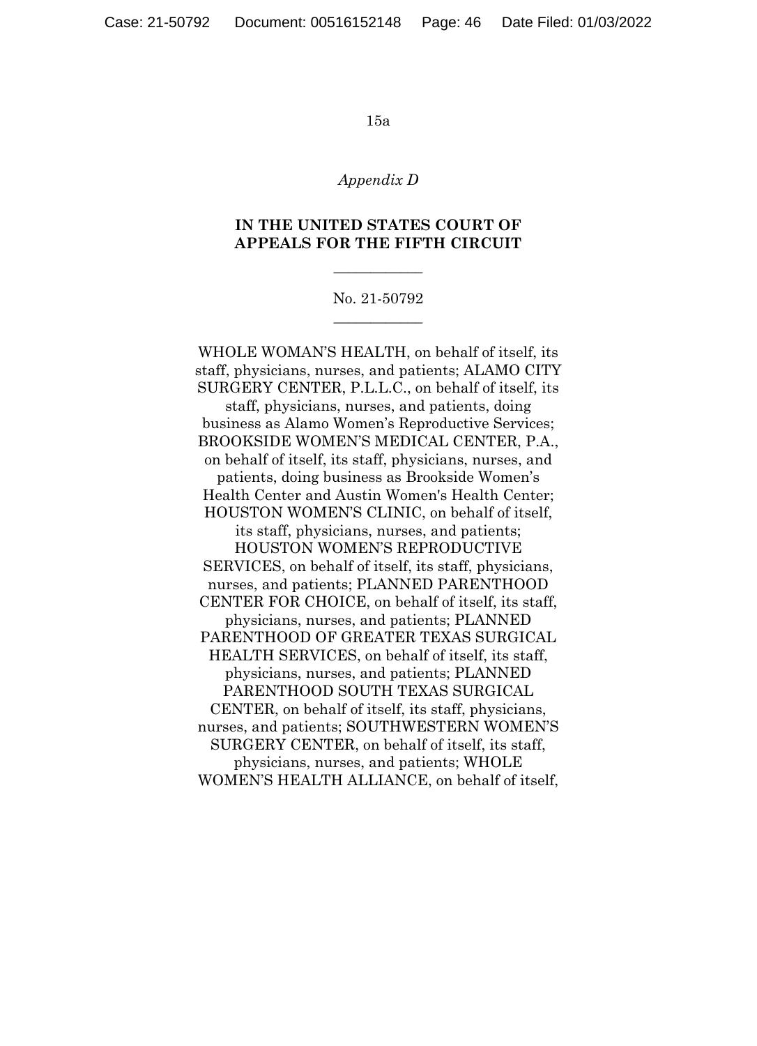*Appendix D*

**IN THE UNITED STATES COURT OF APPEALS FOR THE FIFTH CIRCUIT**

\_\_\_\_\_\_\_\_\_\_\_\_

No. 21-50792

\_\_\_\_\_\_\_\_\_\_\_\_

WHOLE WOMAN'S HEALTH, on behalf of itself, its staff, physicians, nurses, and patients; ALAMO CITY SURGERY CENTER, P.L.L.C., on behalf of itself, its staff, physicians, nurses, and patients, doing business as Alamo Women's Reproductive Services; BROOKSIDE WOMEN'S MEDICAL CENTER, P.A., on behalf of itself, its staff, physicians, nurses, and patients, doing business as Brookside Women's Health Center and Austin Women's Health Center; HOUSTON WOMEN'S CLINIC, on behalf of itself, its staff, physicians, nurses, and patients; HOUSTON WOMEN'S REPRODUCTIVE SERVICES, on behalf of itself, its staff, physicians, nurses, and patients; PLANNED PARENTHOOD CENTER FOR CHOICE, on behalf of itself, its staff, physicians, nurses, and patients; PLANNED PARENTHOOD OF GREATER TEXAS SURGICAL HEALTH SERVICES, on behalf of itself, its staff, physicians, nurses, and patients; PLANNED PARENTHOOD SOUTH TEXAS SURGICAL CENTER, on behalf of itself, its staff, physicians, nurses, and patients; SOUTHWESTERN WOMEN'S SURGERY CENTER, on behalf of itself, its staff, physicians, nurses, and patients; WHOLE WOMEN'S HEALTH ALLIANCE, on behalf of itself,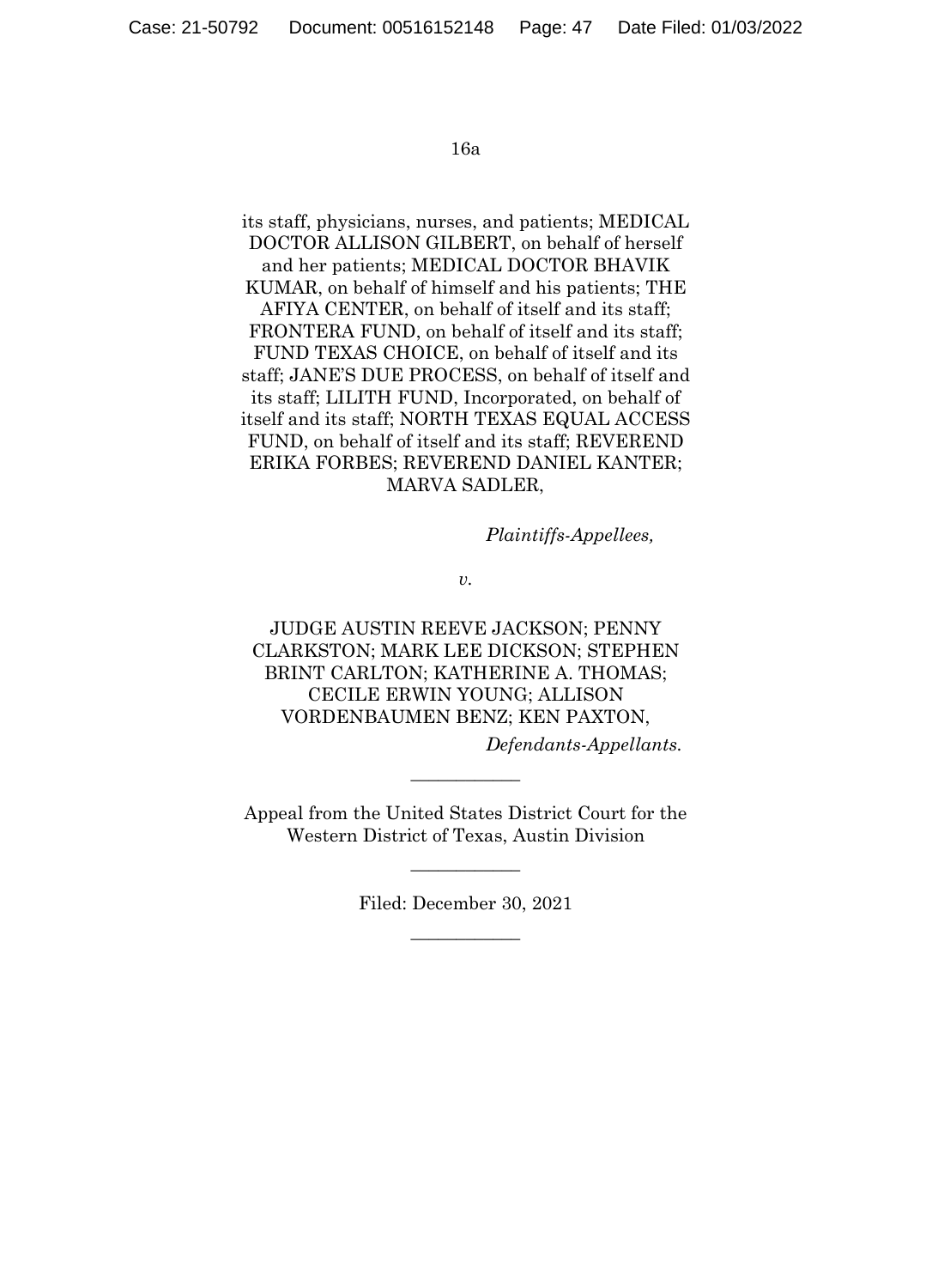its staff, physicians, nurses, and patients; MEDICAL DOCTOR ALLISON GILBERT, on behalf of herself and her patients; MEDICAL DOCTOR BHAVIK KUMAR, on behalf of himself and his patients; THE AFIYA CENTER, on behalf of itself and its staff; FRONTERA FUND, on behalf of itself and its staff; FUND TEXAS CHOICE, on behalf of itself and its staff; JANE'S DUE PROCESS, on behalf of itself and its staff; LILITH FUND, Incorporated, on behalf of itself and its staff; NORTH TEXAS EQUAL ACCESS FUND, on behalf of itself and its staff; REVEREND ERIKA FORBES; REVEREND DANIEL KANTER; MARVA SADLER,

*Plaintiffs-Appellees,*

*v.*

JUDGE AUSTIN REEVE JACKSON; PENNY CLARKSTON; MARK LEE DICKSON; STEPHEN BRINT CARLTON; KATHERINE A. THOMAS; CECILE ERWIN YOUNG; ALLISON VORDENBAUMEN BENZ; KEN PAXTON,

*Defendants-Appellants.*

---

Appeal from the United States District Court for the Western District of Texas, Austin Division

---

Filed: December 30, 2021

---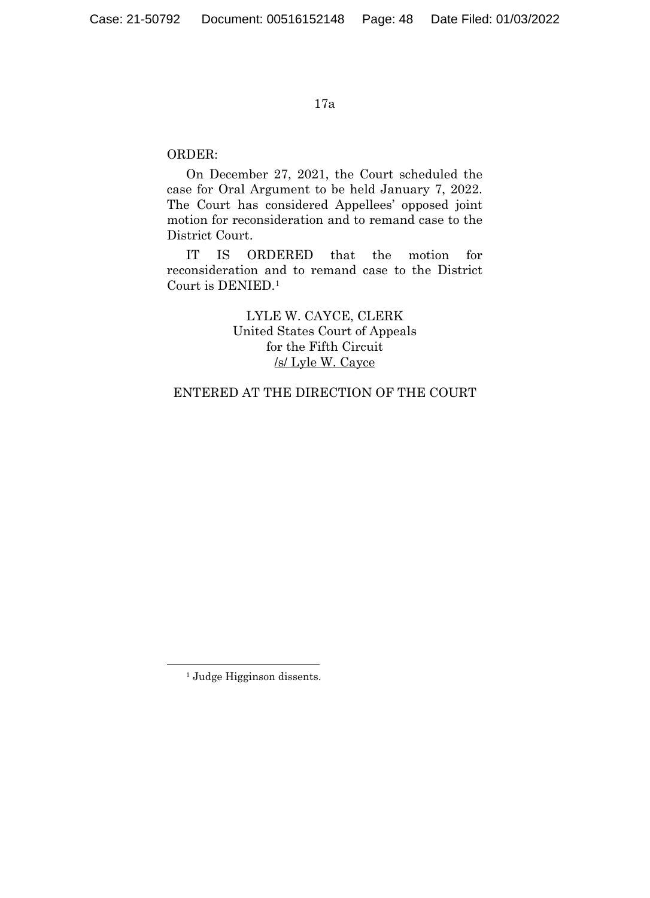ORDER:

On December 27, 2021, the Court scheduled the case for Oral Argument to be held January 7, 2022. The Court has considered Appellees' opposed joint motion for reconsideration and to remand case to the District Court.

IT IS ORDERED that the motion for reconsideration and to remand case to the District Court is DENIED.[1]

LYLE W. CAYCE, CLERK
United States Court of Appeals
for the Fifth Circuit
/s/ Lyle W. Cayce

ENTERED AT THE DIRECTION OF THE COURT

---

[1] Judge Higginson dissents.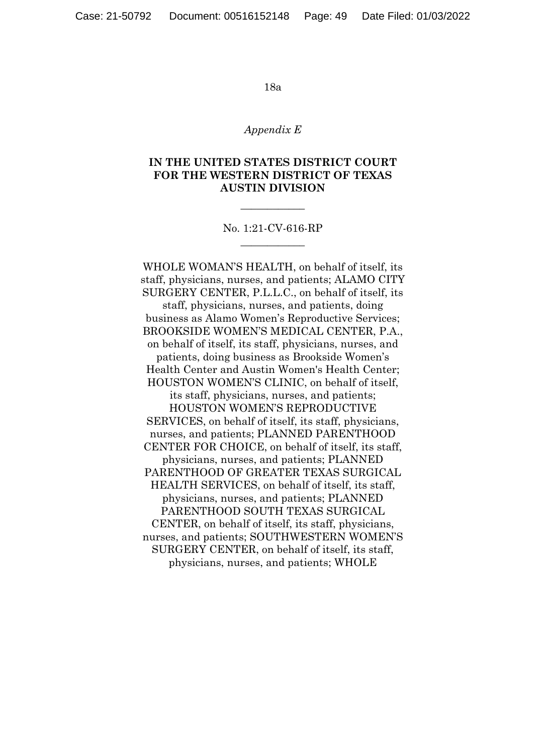*Appendix E*

**IN THE UNITED STATES DISTRICT COURT FOR THE WESTERN DISTRICT OF TEXAS AUSTIN DIVISION**

---

No. 1:21-CV-616-RP

---

WHOLE WOMAN'S HEALTH, on behalf of itself, its staff, physicians, nurses, and patients; ALAMO CITY SURGERY CENTER, P.L.L.C., on behalf of itself, its staff, physicians, nurses, and patients, doing business as Alamo Women's Reproductive Services; BROOKSIDE WOMEN'S MEDICAL CENTER, P.A., on behalf of itself, its staff, physicians, nurses, and patients, doing business as Brookside Women's Health Center and Austin Women's Health Center; HOUSTON WOMEN'S CLINIC, on behalf of itself, its staff, physicians, nurses, and patients; HOUSTON WOMEN'S REPRODUCTIVE SERVICES, on behalf of itself, its staff, physicians, nurses, and patients; PLANNED PARENTHOOD CENTER FOR CHOICE, on behalf of itself, its staff, physicians, nurses, and patients; PLANNED PARENTHOOD OF GREATER TEXAS SURGICAL HEALTH SERVICES, on behalf of itself, its staff, physicians, nurses, and patients; PLANNED PARENTHOOD SOUTH TEXAS SURGICAL CENTER, on behalf of itself, its staff, physicians, nurses, and patients; SOUTHWESTERN WOMEN'S SURGERY CENTER, on behalf of itself, its staff, physicians, nurses, and patients; WHOLE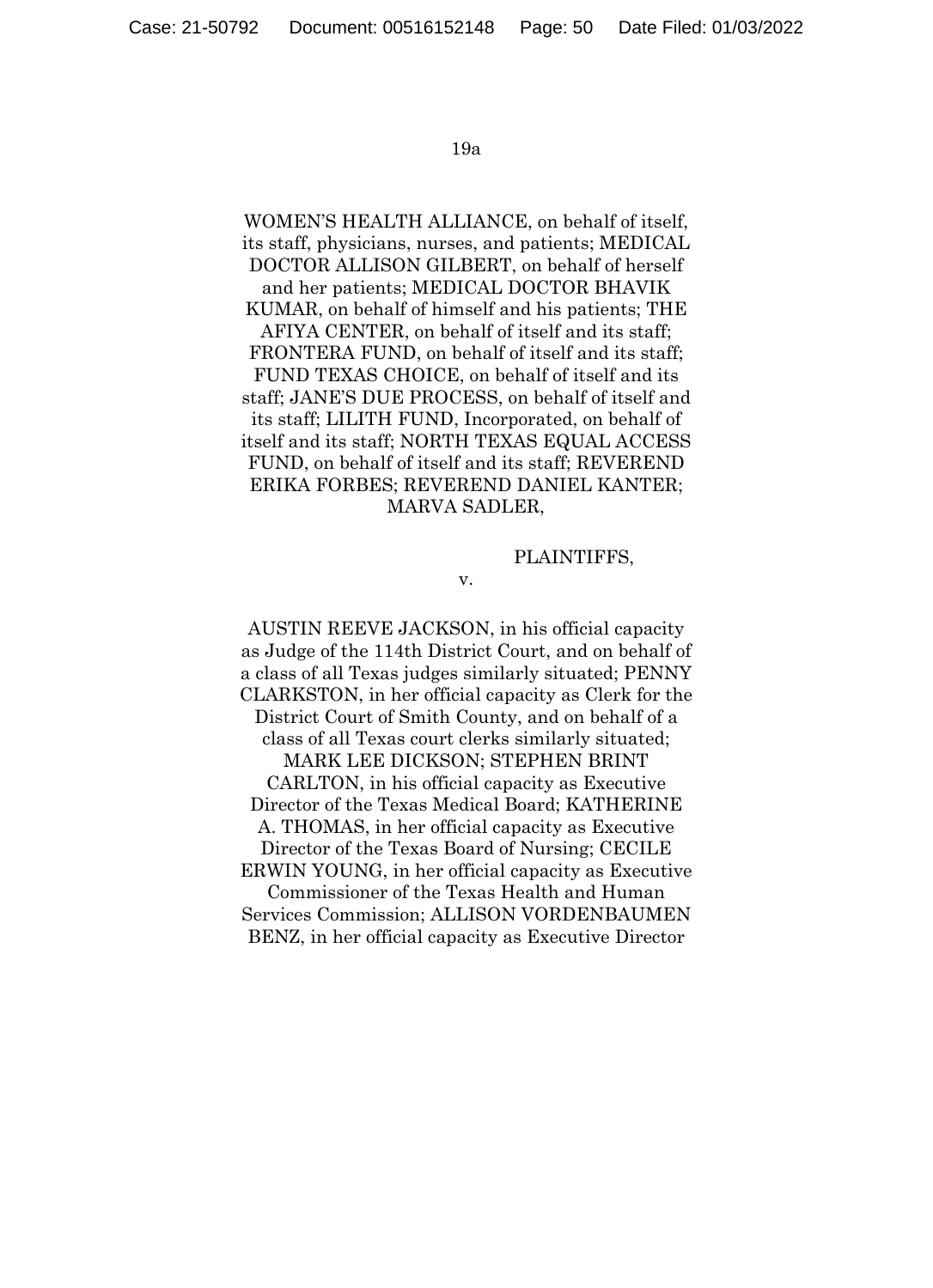WOMEN'S HEALTH ALLIANCE, on behalf of itself, its staff, physicians, nurses, and patients; MEDICAL DOCTOR ALLISON GILBERT, on behalf of herself and her patients; MEDICAL DOCTOR BHAVIK KUMAR, on behalf of himself and his patients; THE AFIYA CENTER, on behalf of itself and its staff; FRONTERA FUND, on behalf of itself and its staff; FUND TEXAS CHOICE, on behalf of itself and its staff; JANE'S DUE PROCESS, on behalf of itself and its staff; LILITH FUND, Incorporated, on behalf of itself and its staff; NORTH TEXAS EQUAL ACCESS FUND, on behalf of itself and its staff; REVEREND ERIKA FORBES; REVEREND DANIEL KANTER; MARVA SADLER,

PLAINTIFFS,

v.

AUSTIN REEVE JACKSON, in his official capacity as Judge of the 114th District Court, and on behalf of a class of all Texas judges similarly situated; PENNY CLARKSTON, in her official capacity as Clerk for the District Court of Smith County, and on behalf of a class of all Texas court clerks similarly situated; MARK LEE DICKSON; STEPHEN BRINT CARLTON, in his official capacity as Executive Director of the Texas Medical Board; KATHERINE A. THOMAS, in her official capacity as Executive Director of the Texas Board of Nursing; CECILE ERWIN YOUNG, in her official capacity as Executive Commissioner of the Texas Health and Human Services Commission; ALLISON VORDENBAUMEN BENZ, in her official capacity as Executive Director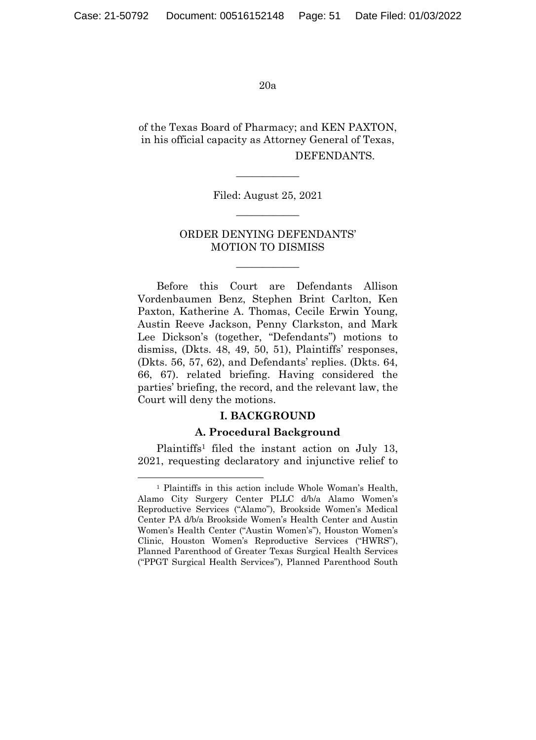of the Texas Board of Pharmacy; and KEN PAXTON, in his official capacity as Attorney General of Texas,

DEFENDANTS.

---

Filed: August 25, 2021

---

ORDER DENYING DEFENDANTS' MOTION TO DISMISS

---

Before this Court are Defendants Allison Vordenbaumen Benz, Stephen Brint Carlton, Ken Paxton, Katherine A. Thomas, Cecile Erwin Young, Austin Reeve Jackson, Penny Clarkston, and Mark Lee Dickson's (together, "Defendants") motions to dismiss, (Dkts. 48, 49, 50, 51), Plaintiffs' responses, (Dkts. 56, 57, 62), and Defendants' replies. (Dkts. 64, 66, 67). related briefing. Having considered the parties' briefing, the record, and the relevant law, the Court will deny the motions.

## I. BACKGROUND

### A. Procedural Background

Plaintiffs[1] filed the instant action on July 13, 2021, requesting declaratory and injunctive relief to

---

[1] Plaintiffs in this action include Whole Woman's Health, Alamo City Surgery Center PLLC d/b/a Alamo Women's Reproductive Services ("Alamo"), Brookside Women's Medical Center PA d/b/a Brookside Women's Health Center and Austin Women's Health Center ("Austin Women's"), Houston Women's Clinic, Houston Women's Reproductive Services ("HWRS"), Planned Parenthood of Greater Texas Surgical Health Services ("PPGT Surgical Health Services"), Planned Parenthood South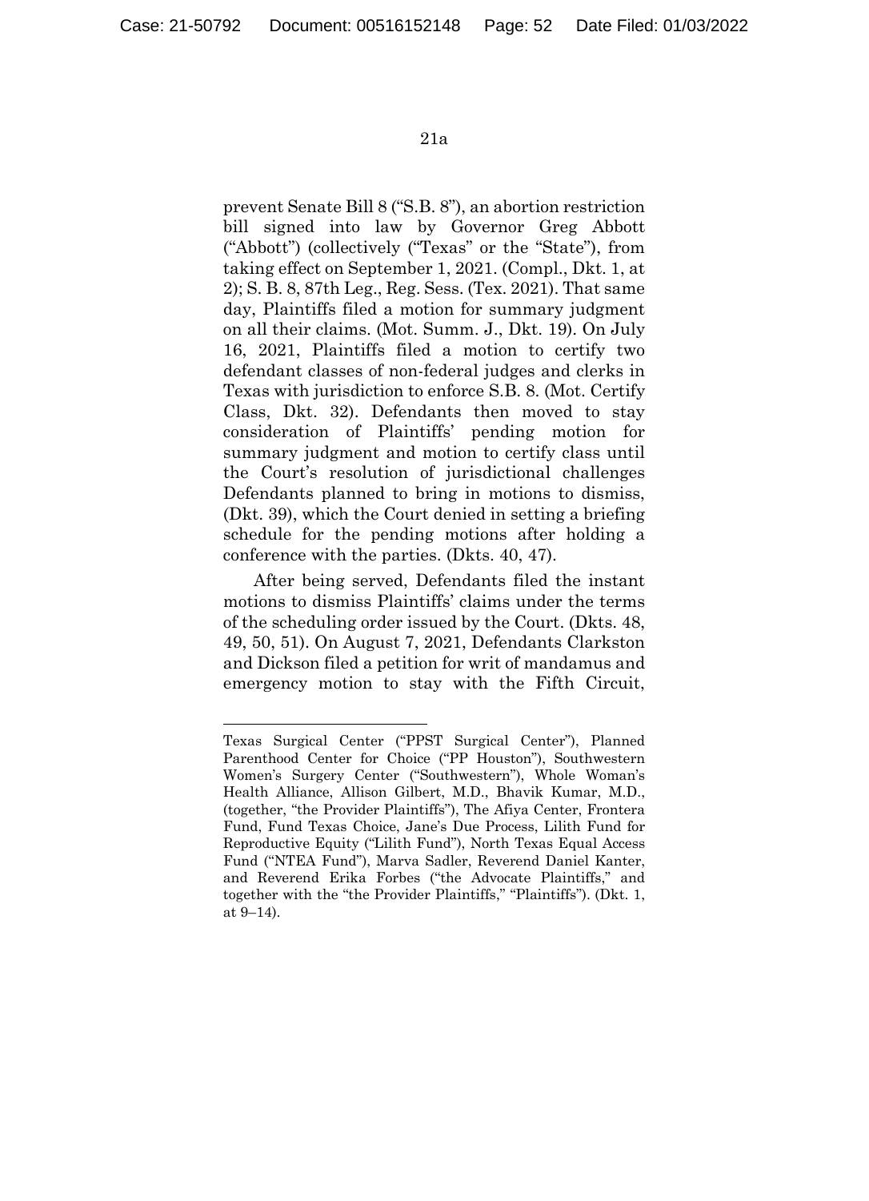prevent Senate Bill 8 ("S.B. 8"), an abortion restriction bill signed into law by Governor Greg Abbott ("Abbott") (collectively ("Texas" or the "State"), from taking effect on September 1, 2021. (Compl., Dkt. 1, at 2); S. B. 8, 87th Leg., Reg. Sess. (Tex. 2021). That same day, Plaintiffs filed a motion for summary judgment on all their claims. (Mot. Summ. J., Dkt. 19). On July 16, 2021, Plaintiffs filed a motion to certify two defendant classes of non-federal judges and clerks in Texas with jurisdiction to enforce S.B. 8. (Mot. Certify Class, Dkt. 32). Defendants then moved to stay consideration of Plaintiffs' pending motion for summary judgment and motion to certify class until the Court's resolution of jurisdictional challenges Defendants planned to bring in motions to dismiss, (Dkt. 39), which the Court denied in setting a briefing schedule for the pending motions after holding a conference with the parties. (Dkts. 40, 47).

After being served, Defendants filed the instant motions to dismiss Plaintiffs' claims under the terms of the scheduling order issued by the Court. (Dkts. 48, 49, 50, 51). On August 7, 2021, Defendants Clarkston and Dickson filed a petition for writ of mandamus and emergency motion to stay with the Fifth Circuit,

---

Texas Surgical Center ("PPST Surgical Center"), Planned Parenthood Center for Choice ("PP Houston"), Southwestern Women's Surgery Center ("Southwestern"), Whole Woman's Health Alliance, Allison Gilbert, M.D., Bhavik Kumar, M.D., (together, "the Provider Plaintiffs"), The Afiya Center, Frontera Fund, Fund Texas Choice, Jane's Due Process, Lilith Fund for Reproductive Equity ("Lilith Fund"), North Texas Equal Access Fund ("NTEA Fund"), Marva Sadler, Reverend Daniel Kanter, and Reverend Erika Forbes ("the Advocate Plaintiffs," and together with the "the Provider Plaintiffs," "Plaintiffs"). (Dkt. 1, at 9–14).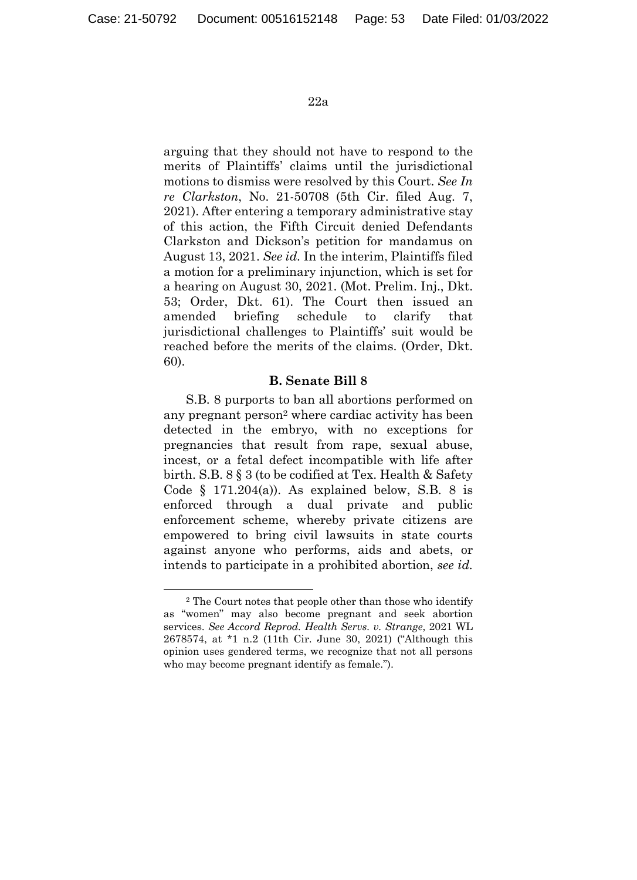arguing that they should not have to respond to the merits of Plaintiffs' claims until the jurisdictional motions to dismiss were resolved by this Court. *See In re Clarkston*, No. 21-50708 (5th Cir. filed Aug. 7, 2021). After entering a temporary administrative stay of this action, the Fifth Circuit denied Defendants Clarkston and Dickson's petition for mandamus on August 13, 2021. *See id.* In the interim, Plaintiffs filed a motion for a preliminary injunction, which is set for a hearing on August 30, 2021. (Mot. Prelim. Inj., Dkt. 53; Order, Dkt. 61). The Court then issued an amended briefing schedule to clarify that jurisdictional challenges to Plaintiffs' suit would be reached before the merits of the claims. (Order, Dkt. 60).

### B. Senate Bill 8

S.B. 8 purports to ban all abortions performed on any pregnant person[2] where cardiac activity has been detected in the embryo, with no exceptions for pregnancies that result from rape, sexual abuse, incest, or a fetal defect incompatible with life after birth. S.B. 8 § 3 (to be codified at Tex. Health & Safety Code § 171.204(a)). As explained below, S.B. 8 is enforced through a dual private and public enforcement scheme, whereby private citizens are empowered to bring civil lawsuits in state courts against anyone who performs, aids and abets, or intends to participate in a prohibited abortion, *see id.*

---

[2] The Court notes that people other than those who identify as "women" may also become pregnant and seek abortion services. *See Accord Reprod. Health Servs. v. Strange*, 2021 WL 2678574, at *1 n.2 (11th Cir. June 30, 2021) ("Although this opinion uses gendered terms, we recognize that not all persons who may become pregnant identify as female.").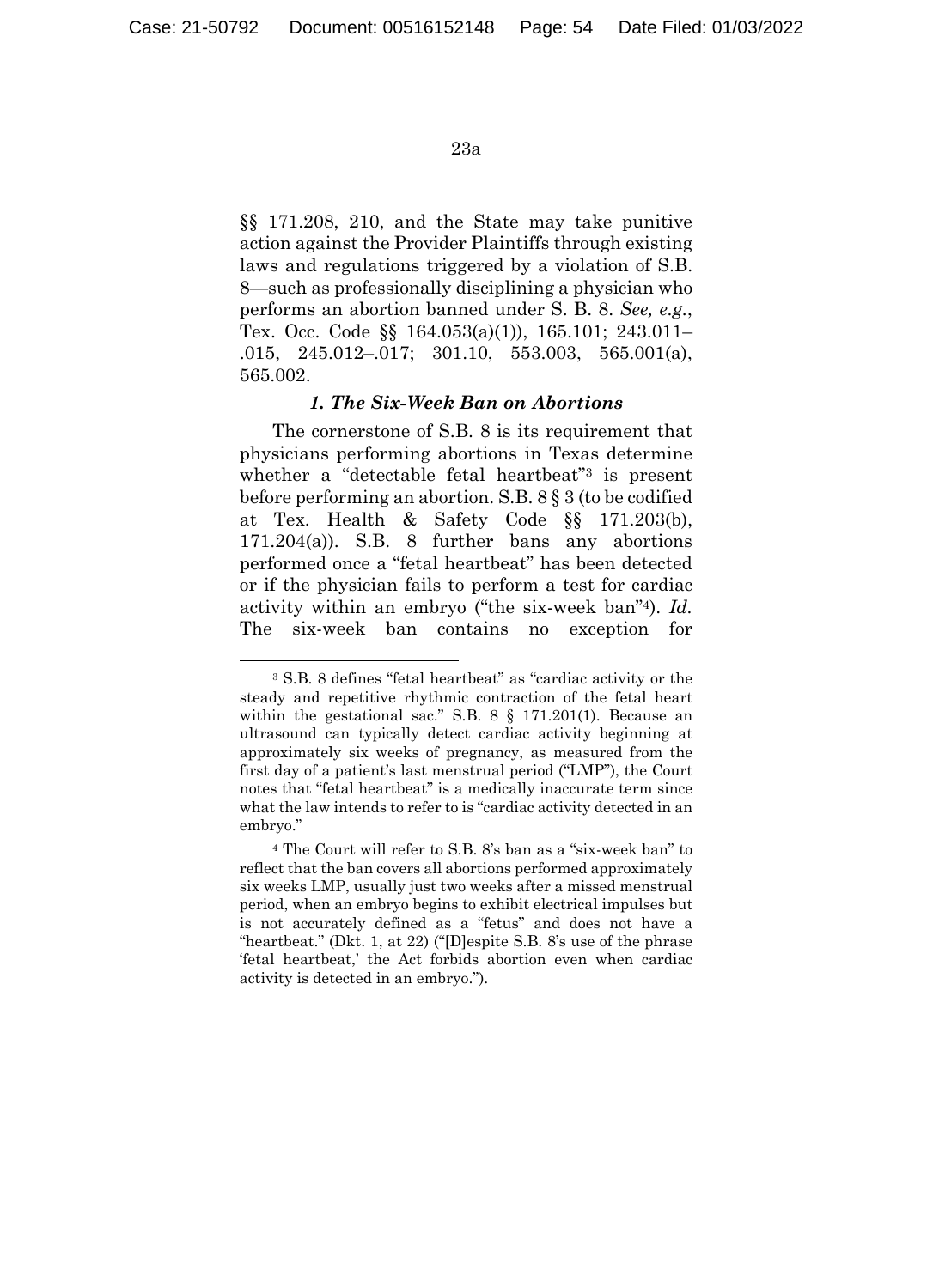§§ 171.208, 210, and the State may take punitive action against the Provider Plaintiffs through existing laws and regulations triggered by a violation of S.B. 8—such as professionally disciplining a physician who performs an abortion banned under S. B. 8. *See, e.g.*, Tex. Occ. Code §§ 164.053(a)(1)), 165.101; 243.011–.015, 245.012–.017; 301.10, 553.003, 565.001(a), 565.002.

### *1. The Six-Week Ban on Abortions*

The cornerstone of S.B. 8 is its requirement that physicians performing abortions in Texas determine whether a "detectable fetal heartbeat"[3] is present before performing an abortion. S.B. 8 § 3 (to be codified at Tex. Health & Safety Code §§ 171.203(b), 171.204(a)). S.B. 8 further bans any abortions performed once a "fetal heartbeat" has been detected or if the physician fails to perform a test for cardiac activity within an embryo ("the six-week ban"[4]). *Id.* The six-week ban contains no exception for

---

[3] S.B. 8 defines "fetal heartbeat" as "cardiac activity or the steady and repetitive rhythmic contraction of the fetal heart within the gestational sac." S.B. 8 § 171.201(1). Because an ultrasound can typically detect cardiac activity beginning at approximately six weeks of pregnancy, as measured from the first day of a patient's last menstrual period ("LMP"), the Court notes that "fetal heartbeat" is a medically inaccurate term since what the law intends to refer to is "cardiac activity detected in an embryo."

[4] The Court will refer to S.B. 8's ban as a "six-week ban" to reflect that the ban covers all abortions performed approximately six weeks LMP, usually just two weeks after a missed menstrual period, when an embryo begins to exhibit electrical impulses but is not accurately defined as a "fetus" and does not have a "heartbeat." (Dkt. 1, at 22) ("[D]espite S.B. 8's use of the phrase 'fetal heartbeat,' the Act forbids abortion even when cardiac activity is detected in an embryo.").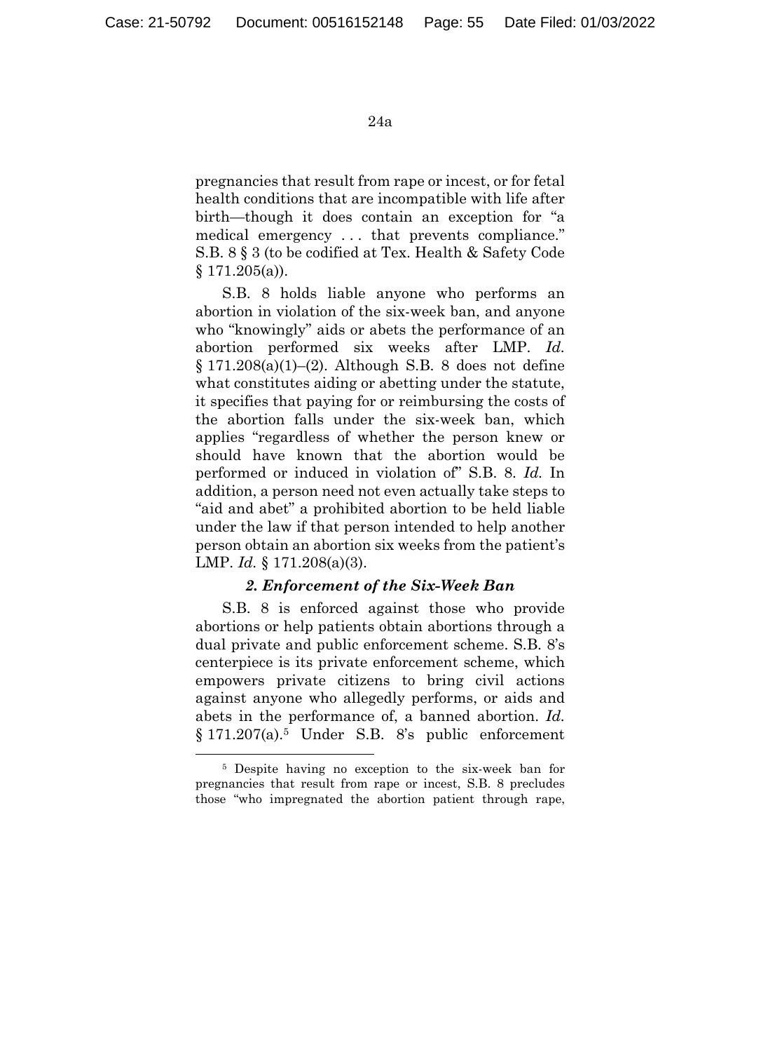pregnancies that result from rape or incest, or for fetal health conditions that are incompatible with life after birth—though it does contain an exception for "a medical emergency . . . that prevents compliance." S.B. 8 § 3 (to be codified at Tex. Health & Safety Code § 171.205(a)).

S.B. 8 holds liable anyone who performs an abortion in violation of the six-week ban, and anyone who "knowingly" aids or abets the performance of an abortion performed six weeks after LMP. *Id.* § 171.208(a)(1)–(2). Although S.B. 8 does not define what constitutes aiding or abetting under the statute, it specifies that paying for or reimbursing the costs of the abortion falls under the six-week ban, which applies "regardless of whether the person knew or should have known that the abortion would be performed or induced in violation of" S.B. 8. *Id.* In addition, a person need not even actually take steps to "aid and abet" a prohibited abortion to be held liable under the law if that person intended to help another person obtain an abortion six weeks from the patient's LMP. *Id.* § 171.208(a)(3).

### *2. Enforcement of the Six-Week Ban*

S.B. 8 is enforced against those who provide abortions or help patients obtain abortions through a dual private and public enforcement scheme. S.B. 8's centerpiece is its private enforcement scheme, which empowers private citizens to bring civil actions against anyone who allegedly performs, or aids and abets in the performance of, a banned abortion. *Id.* § 171.207(a).[5] Under S.B. 8's public enforcement

[5] Despite having no exception to the six-week ban for pregnancies that result from rape or incest, S.B. 8 precludes those "who impregnated the abortion patient through rape,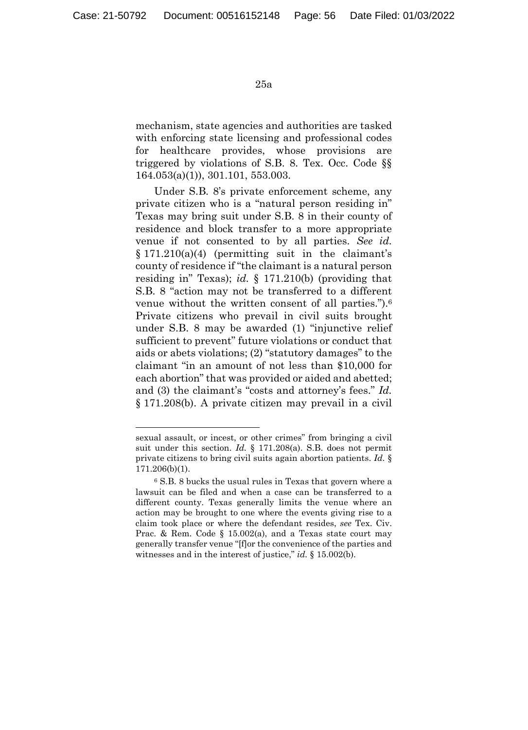mechanism, state agencies and authorities are tasked with enforcing state licensing and professional codes for healthcare provides, whose provisions are triggered by violations of S.B. 8. Tex. Occ. Code §§ 164.053(a)(1)), 301.101, 553.003.

Under S.B. 8's private enforcement scheme, any private citizen who is a "natural person residing in" Texas may bring suit under S.B. 8 in their county of residence and block transfer to a more appropriate venue if not consented to by all parties. *See id.* § 171.210(a)(4) (permitting suit in the claimant's county of residence if "the claimant is a natural person residing in" Texas); *id.* § 171.210(b) (providing that S.B. 8 "action may not be transferred to a different venue without the written consent of all parties.").[6] Private citizens who prevail in civil suits brought under S.B. 8 may be awarded (1) "injunctive relief sufficient to prevent" future violations or conduct that aids or abets violations; (2) "statutory damages" to the claimant "in an amount of not less than $10,000 for each abortion" that was provided or aided and abetted; and (3) the claimant's "costs and attorney's fees." *Id.* § 171.208(b). A private citizen may prevail in a civil

---

sexual assault, or incest, or other crimes" from bringing a civil suit under this section. *Id.* § 171.208(a). S.B. does not permit private citizens to bring civil suits again abortion patients. *Id.* § 171.206(b)(1).

[6] S.B. 8 bucks the usual rules in Texas that govern where a lawsuit can be filed and when a case can be transferred to a different county. Texas generally limits the venue where an action may be brought to one where the events giving rise to a claim took place or where the defendant resides, *see* Tex. Civ. Prac. & Rem. Code § 15.002(a), and a Texas state court may generally transfer venue "[f]or the convenience of the parties and witnesses and in the interest of justice," *id.* § 15.002(b).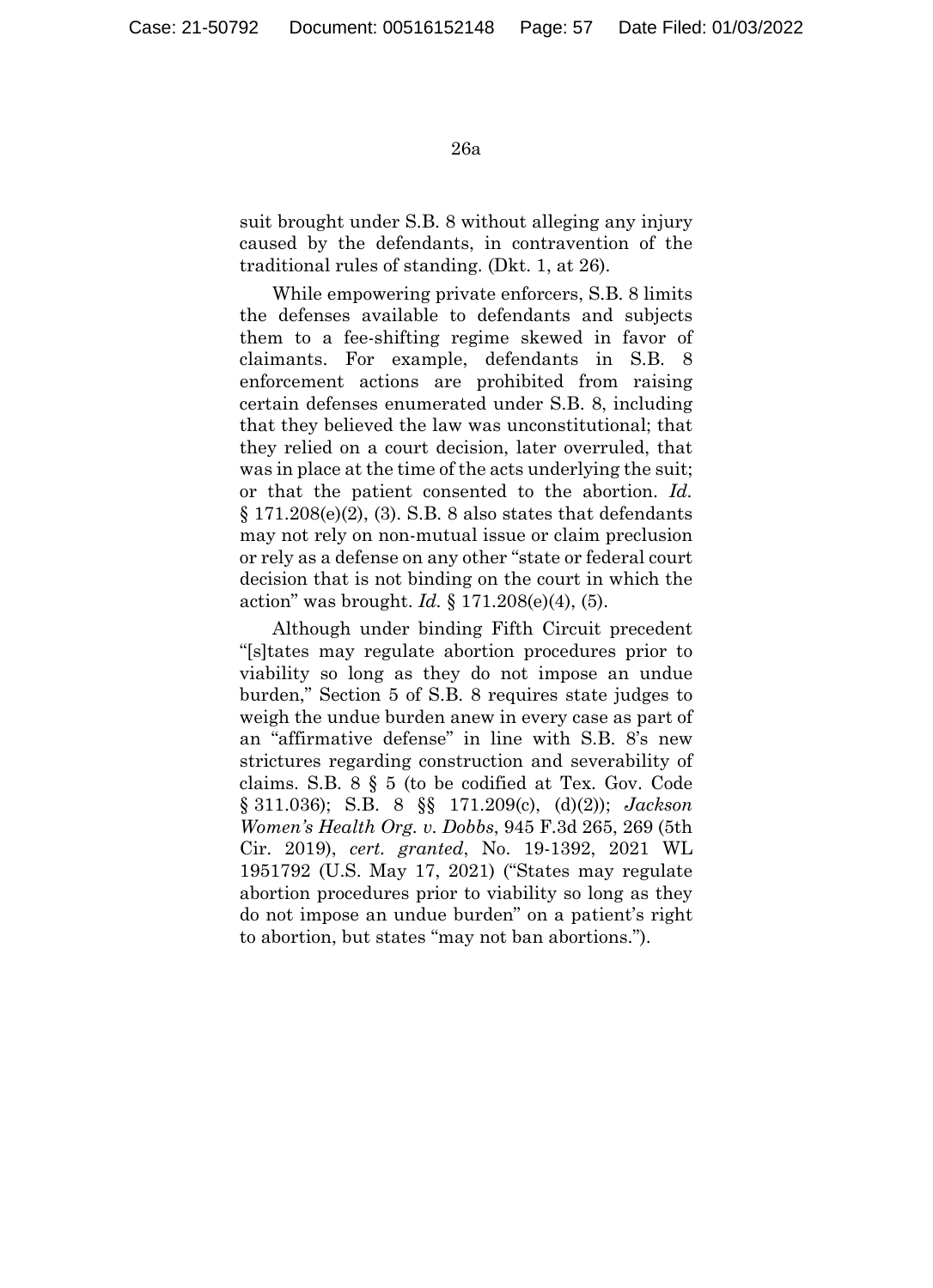suit brought under S.B. 8 without alleging any injury caused by the defendants, in contravention of the traditional rules of standing. (Dkt. 1, at 26).

While empowering private enforcers, S.B. 8 limits the defenses available to defendants and subjects them to a fee-shifting regime skewed in favor of claimants. For example, defendants in S.B. 8 enforcement actions are prohibited from raising certain defenses enumerated under S.B. 8, including that they believed the law was unconstitutional; that they relied on a court decision, later overruled, that was in place at the time of the acts underlying the suit; or that the patient consented to the abortion. *Id.* § 171.208(e)(2), (3). S.B. 8 also states that defendants may not rely on non-mutual issue or claim preclusion or rely as a defense on any other "state or federal court decision that is not binding on the court in which the action" was brought. *Id.* § 171.208(e)(4), (5).

Although under binding Fifth Circuit precedent "[s]tates may regulate abortion procedures prior to viability so long as they do not impose an undue burden," Section 5 of S.B. 8 requires state judges to weigh the undue burden anew in every case as part of an "affirmative defense" in line with S.B. 8's new strictures regarding construction and severability of claims. S.B. 8 § 5 (to be codified at Tex. Gov. Code § 311.036); S.B. 8 §§ 171.209(c), (d)(2)); *Jackson Women's Health Org. v. Dobbs*, 945 F.3d 265, 269 (5th Cir. 2019), *cert. granted*, No. 19-1392, 2021 WL 1951792 (U.S. May 17, 2021) ("States may regulate abortion procedures prior to viability so long as they do not impose an undue burden" on a patient's right to abortion, but states "may not ban abortions.").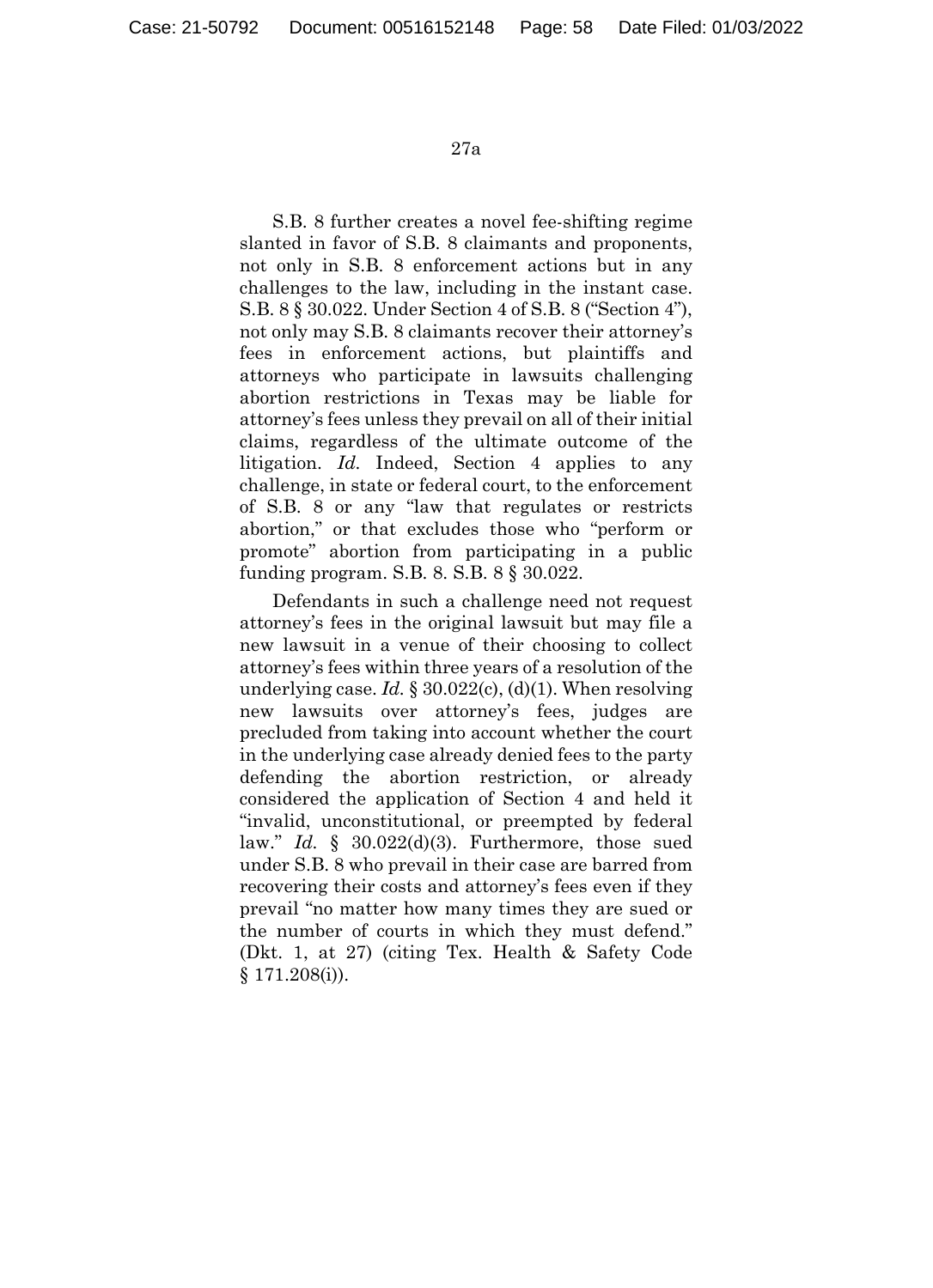S.B. 8 further creates a novel fee-shifting regime slanted in favor of S.B. 8 claimants and proponents, not only in S.B. 8 enforcement actions but in any challenges to the law, including in the instant case. S.B. 8 § 30.022. Under Section 4 of S.B. 8 ("Section 4"), not only may S.B. 8 claimants recover their attorney's fees in enforcement actions, but plaintiffs and attorneys who participate in lawsuits challenging abortion restrictions in Texas may be liable for attorney's fees unless they prevail on all of their initial claims, regardless of the ultimate outcome of the litigation. *Id.* Indeed, Section 4 applies to any challenge, in state or federal court, to the enforcement of S.B. 8 or any "law that regulates or restricts abortion," or that excludes those who "perform or promote" abortion from participating in a public funding program. S.B. 8. S.B. 8 § 30.022.

Defendants in such a challenge need not request attorney's fees in the original lawsuit but may file a new lawsuit in a venue of their choosing to collect attorney's fees within three years of a resolution of the underlying case. *Id.* § 30.022(c), (d)(1). When resolving new lawsuits over attorney's fees, judges are precluded from taking into account whether the court in the underlying case already denied fees to the party defending the abortion restriction, or already considered the application of Section 4 and held it "invalid, unconstitutional, or preempted by federal law." *Id.* § 30.022(d)(3). Furthermore, those sued under S.B. 8 who prevail in their case are barred from recovering their costs and attorney's fees even if they prevail "no matter how many times they are sued or the number of courts in which they must defend." (Dkt. 1, at 27) (citing Tex. Health & Safety Code § 171.208(i)).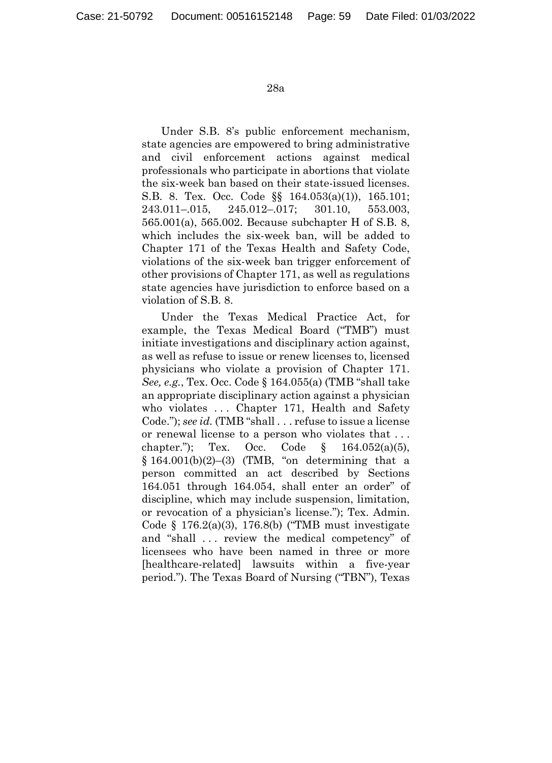Under S.B. 8's public enforcement mechanism, state agencies are empowered to bring administrative and civil enforcement actions against medical professionals who participate in abortions that violate the six-week ban based on their state-issued licenses. S.B. 8. Tex. Occ. Code §§ 164.053(a)(1)), 165.101; 243.011–.015, 245.012–.017; 301.10, 553.003, 565.001(a), 565.002. Because subchapter H of S.B. 8, which includes the six-week ban, will be added to Chapter 171 of the Texas Health and Safety Code, violations of the six-week ban trigger enforcement of other provisions of Chapter 171, as well as regulations state agencies have jurisdiction to enforce based on a violation of S.B. 8.

Under the Texas Medical Practice Act, for example, the Texas Medical Board ("TMB") must initiate investigations and disciplinary action against, as well as refuse to issue or renew licenses to, licensed physicians who violate a provision of Chapter 171. *See, e.g.*, Tex. Occ. Code § 164.055(a) (TMB "shall take an appropriate disciplinary action against a physician who violates . . . Chapter 171, Health and Safety Code."); *see id.* (TMB "shall . . . refuse to issue a license or renewal license to a person who violates that . . . chapter."); Tex. Occ. Code § 164.052(a)(5), § 164.001(b)(2)–(3) (TMB, "on determining that a person committed an act described by Sections 164.051 through 164.054, shall enter an order" of discipline, which may include suspension, limitation, or revocation of a physician's license."); Tex. Admin. Code § 176.2(a)(3), 176.8(b) ("TMB must investigate and "shall . . . review the medical competency" of licensees who have been named in three or more [healthcare-related] lawsuits within a five-year period."). The Texas Board of Nursing ("TBN"), Texas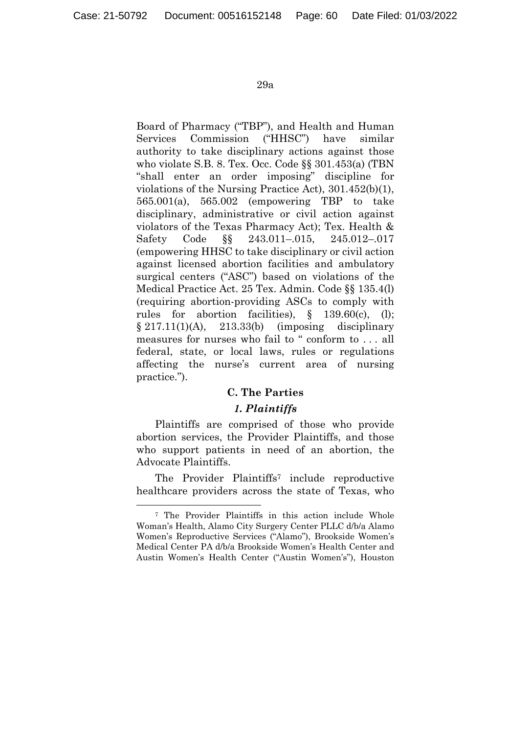Board of Pharmacy ("TBP"), and Health and Human Services Commission ("HHSC") have similar authority to take disciplinary actions against those who violate S.B. 8. Tex. Occ. Code §§ 301.453(a) (TBN "shall enter an order imposing" discipline for violations of the Nursing Practice Act), 301.452(b)(1), 565.001(a), 565.002 (empowering TBP to take disciplinary, administrative or civil action against violators of the Texas Pharmacy Act); Tex. Health & Safety Code §§ 243.011–.015, 245.012–.017 (empowering HHSC to take disciplinary or civil action against licensed abortion facilities and ambulatory surgical centers ("ASC") based on violations of the Medical Practice Act. 25 Tex. Admin. Code §§ 135.4(l) (requiring abortion-providing ASCs to comply with rules for abortion facilities), § 139.60(c), (l); § 217.11(1)(A), 213.33(b) (imposing disciplinary measures for nurses who fail to " conform to . . . all federal, state, or local laws, rules or regulations affecting the nurse's current area of nursing practice.").

### C. The Parties

#### *1. Plaintiffs*

Plaintiffs are comprised of those who provide abortion services, the Provider Plaintiffs, and those who support patients in need of an abortion, the Advocate Plaintiffs.

The Provider Plaintiffs[7] include reproductive healthcare providers across the state of Texas, who

[7] The Provider Plaintiffs in this action include Whole Woman's Health, Alamo City Surgery Center PLLC d/b/a Alamo Women's Reproductive Services ("Alamo"), Brookside Women's Medical Center PA d/b/a Brookside Women's Health Center and Austin Women's Health Center ("Austin Women's"), Houston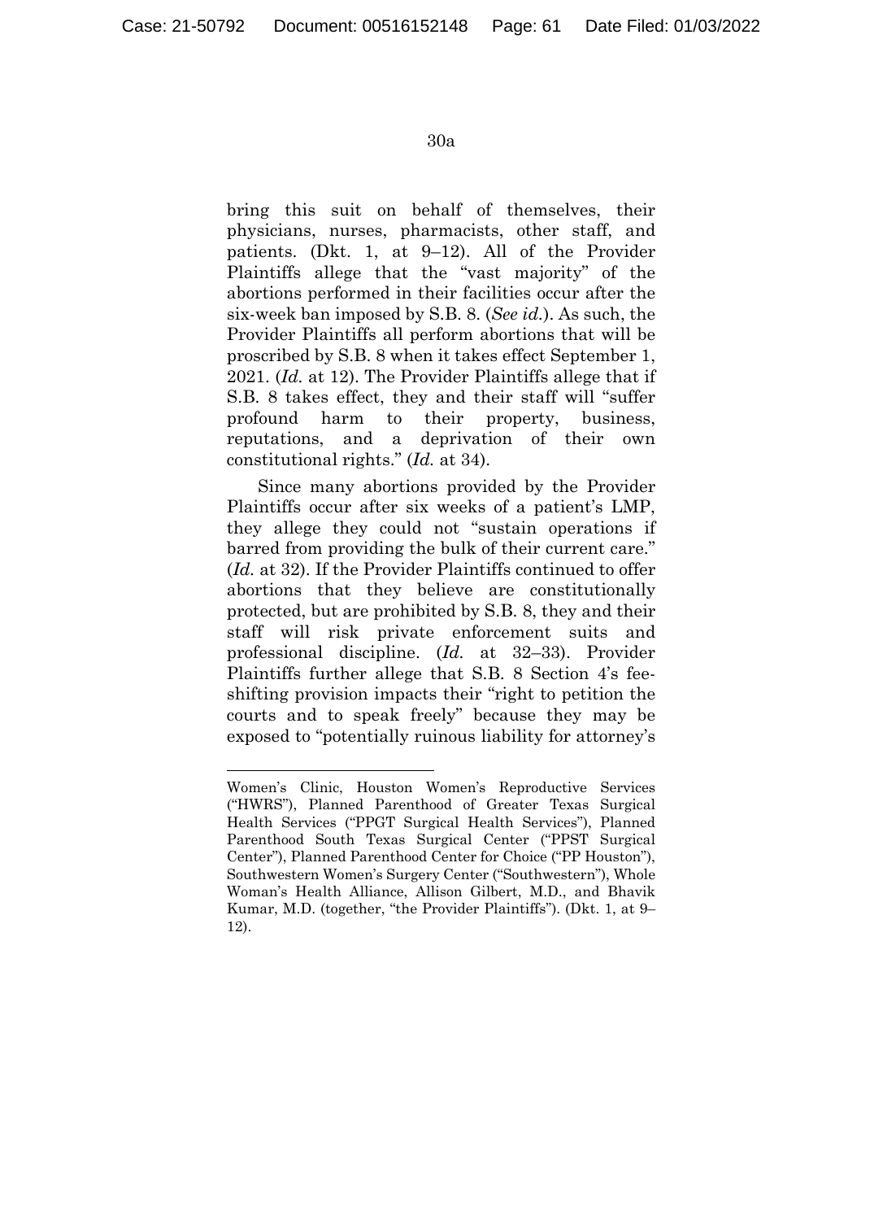bring this suit on behalf of themselves, their physicians, nurses, pharmacists, other staff, and patients. (Dkt. 1, at 9–12). All of the Provider Plaintiffs allege that the "vast majority" of the abortions performed in their facilities occur after the six-week ban imposed by S.B. 8. (*See id.*). As such, the Provider Plaintiffs all perform abortions that will be proscribed by S.B. 8 when it takes effect September 1, 2021. (*Id.* at 12). The Provider Plaintiffs allege that if S.B. 8 takes effect, they and their staff will "suffer profound harm to their property, business, reputations, and a deprivation of their own constitutional rights." (*Id.* at 34).

Since many abortions provided by the Provider Plaintiffs occur after six weeks of a patient's LMP, they allege they could not "sustain operations if barred from providing the bulk of their current care." (*Id.* at 32). If the Provider Plaintiffs continued to offer abortions that they believe are constitutionally protected, but are prohibited by S.B. 8, they and their staff will risk private enforcement suits and professional discipline. (*Id.* at 32–33). Provider Plaintiffs further allege that S.B. 8 Section 4's fee-shifting provision impacts their "right to petition the courts and to speak freely" because they may be exposed to "potentially ruinous liability for attorney's

---

Women's Clinic, Houston Women's Reproductive Services ("HWRS"), Planned Parenthood of Greater Texas Surgical Health Services ("PPGT Surgical Health Services"), Planned Parenthood South Texas Surgical Center ("PPST Surgical Center"), Planned Parenthood Center for Choice ("PP Houston"), Southwestern Women's Surgery Center ("Southwestern"), Whole Woman's Health Alliance, Allison Gilbert, M.D., and Bhavik Kumar, M.D. (together, "the Provider Plaintiffs"). (Dkt. 1, at 9–12).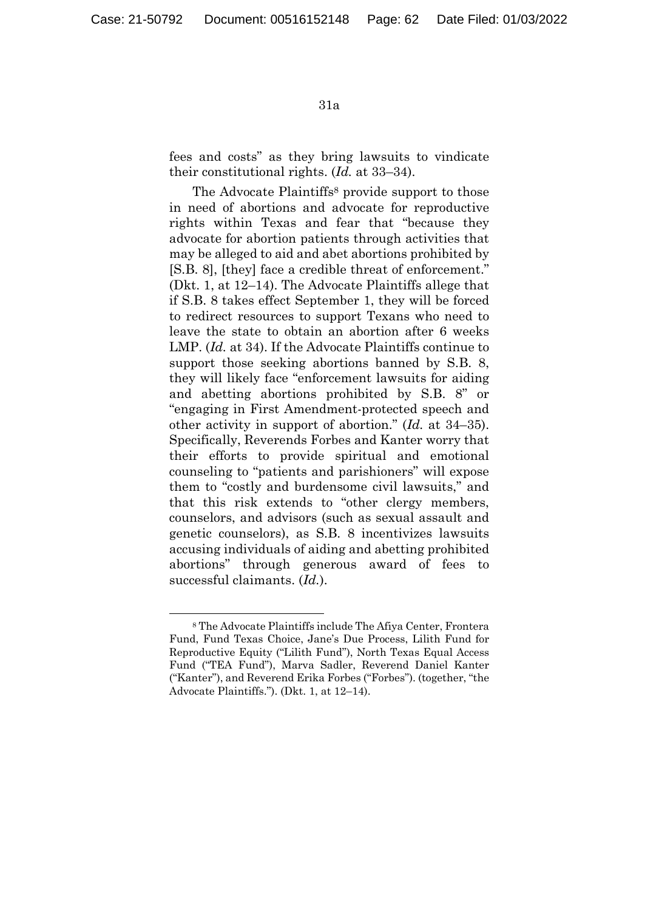fees and costs" as they bring lawsuits to vindicate their constitutional rights. (*Id.* at 33–34).

The Advocate Plaintiffs[8] provide support to those in need of abortions and advocate for reproductive rights within Texas and fear that "because they advocate for abortion patients through activities that may be alleged to aid and abet abortions prohibited by [S.B. 8], [they] face a credible threat of enforcement." (Dkt. 1, at 12–14). The Advocate Plaintiffs allege that if S.B. 8 takes effect September 1, they will be forced to redirect resources to support Texans who need to leave the state to obtain an abortion after 6 weeks LMP. (*Id.* at 34). If the Advocate Plaintiffs continue to support those seeking abortions banned by S.B. 8, they will likely face "enforcement lawsuits for aiding and abetting abortions prohibited by S.B. 8" or "engaging in First Amendment-protected speech and other activity in support of abortion." (*Id.* at 34–35). Specifically, Reverends Forbes and Kanter worry that their efforts to provide spiritual and emotional counseling to "patients and parishioners" will expose them to "costly and burdensome civil lawsuits," and that this risk extends to "other clergy members, counselors, and advisors (such as sexual assault and genetic counselors), as S.B. 8 incentivizes lawsuits accusing individuals of aiding and abetting prohibited abortions" through generous award of fees to successful claimants. (*Id.*).

---

[8] The Advocate Plaintiffs include The Afiya Center, Frontera Fund, Fund Texas Choice, Jane's Due Process, Lilith Fund for Reproductive Equity ("Lilith Fund"), North Texas Equal Access Fund ("TEA Fund"), Marva Sadler, Reverend Daniel Kanter ("Kanter"), and Reverend Erika Forbes ("Forbes"). (together, "the Advocate Plaintiffs."). (Dkt. 1, at 12–14).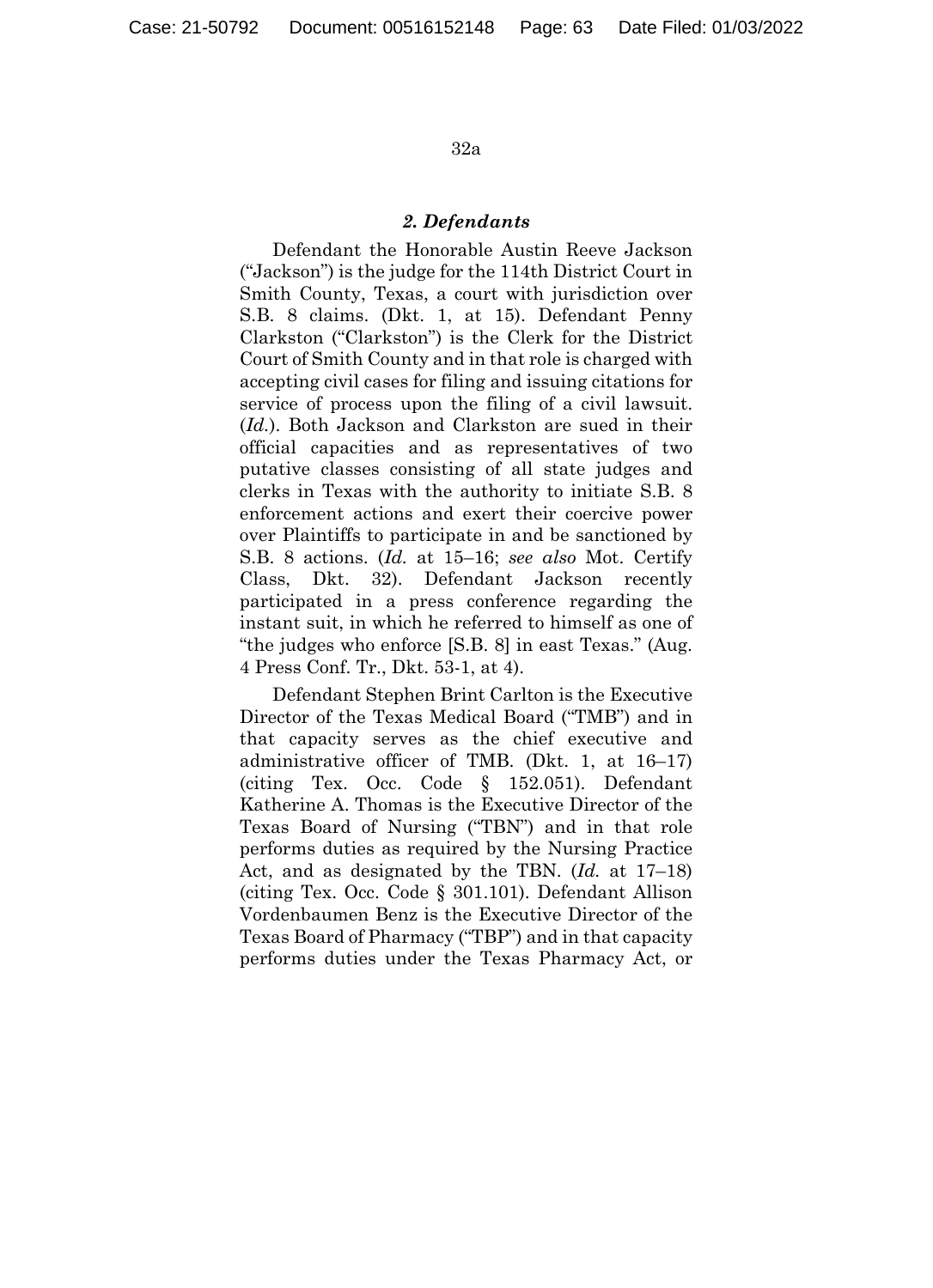### *2. Defendants*

Defendant the Honorable Austin Reeve Jackson ("Jackson") is the judge for the 114th District Court in Smith County, Texas, a court with jurisdiction over S.B. 8 claims. (Dkt. 1, at 15). Defendant Penny Clarkston ("Clarkston") is the Clerk for the District Court of Smith County and in that role is charged with accepting civil cases for filing and issuing citations for service of process upon the filing of a civil lawsuit. (*Id.*). Both Jackson and Clarkston are sued in their official capacities and as representatives of two putative classes consisting of all state judges and clerks in Texas with the authority to initiate S.B. 8 enforcement actions and exert their coercive power over Plaintiffs to participate in and be sanctioned by S.B. 8 actions. (*Id.* at 15–16; *see also* Mot. Certify Class, Dkt. 32). Defendant Jackson recently participated in a press conference regarding the instant suit, in which he referred to himself as one of "the judges who enforce [S.B. 8] in east Texas." (Aug. 4 Press Conf. Tr., Dkt. 53-1, at 4).

Defendant Stephen Brint Carlton is the Executive Director of the Texas Medical Board ("TMB") and in that capacity serves as the chief executive and administrative officer of TMB. (Dkt. 1, at 16–17) (citing Tex. Occ. Code § 152.051). Defendant Katherine A. Thomas is the Executive Director of the Texas Board of Nursing ("TBN") and in that role performs duties as required by the Nursing Practice Act, and as designated by the TBN. (*Id.* at 17–18) (citing Tex. Occ. Code § 301.101). Defendant Allison Vordenbaumen Benz is the Executive Director of the Texas Board of Pharmacy ("TBP") and in that capacity performs duties under the Texas Pharmacy Act, or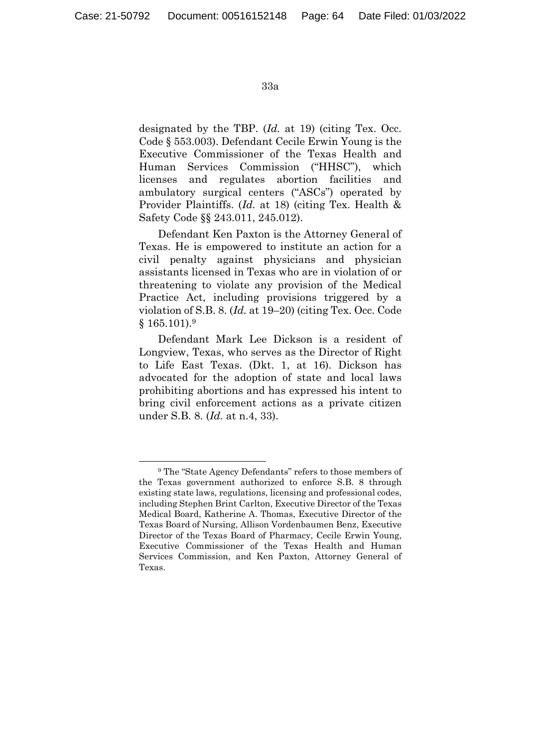designated by the TBP. (*Id.* at 19) (citing Tex. Occ. Code § 553.003). Defendant Cecile Erwin Young is the Executive Commissioner of the Texas Health and Human Services Commission ("HHSC"), which licenses and regulates abortion facilities and ambulatory surgical centers ("ASCs") operated by Provider Plaintiffs. (*Id.* at 18) (citing Tex. Health & Safety Code §§ 243.011, 245.012).

Defendant Ken Paxton is the Attorney General of Texas. He is empowered to institute an action for a civil penalty against physicians and physician assistants licensed in Texas who are in violation of or threatening to violate any provision of the Medical Practice Act, including provisions triggered by a violation of S.B. 8. (*Id.* at 19–20) (citing Tex. Occ. Code § 165.101).[9]

Defendant Mark Lee Dickson is a resident of Longview, Texas, who serves as the Director of Right to Life East Texas. (Dkt. 1, at 16). Dickson has advocated for the adoption of state and local laws prohibiting abortions and has expressed his intent to bring civil enforcement actions as a private citizen under S.B. 8. (*Id.* at n.4, 33).

---

[9] The "State Agency Defendants" refers to those members of the Texas government authorized to enforce S.B. 8 through existing state laws, regulations, licensing and professional codes, including Stephen Brint Carlton, Executive Director of the Texas Medical Board, Katherine A. Thomas, Executive Director of the Texas Board of Nursing, Allison Vordenbaumen Benz, Executive Director of the Texas Board of Pharmacy, Cecile Erwin Young, Executive Commissioner of the Texas Health and Human Services Commission, and Ken Paxton, Attorney General of Texas.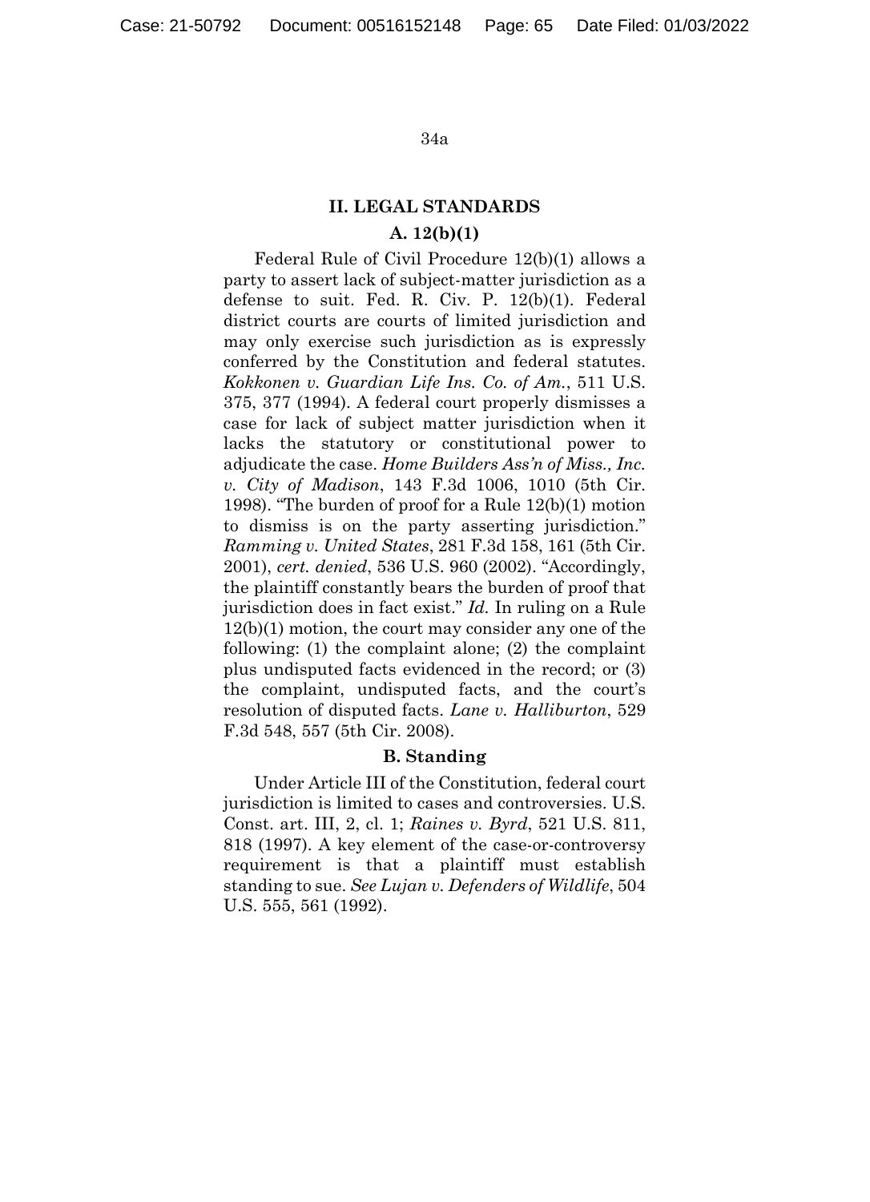## II. LEGAL STANDARDS

### A. 12(b)(1)

Federal Rule of Civil Procedure 12(b)(1) allows a party to assert lack of subject-matter jurisdiction as a defense to suit. Fed. R. Civ. P. 12(b)(1). Federal district courts are courts of limited jurisdiction and may only exercise such jurisdiction as is expressly conferred by the Constitution and federal statutes. *Kokkonen v. Guardian Life Ins. Co. of Am.*, 511 U.S. 375, 377 (1994). A federal court properly dismisses a case for lack of subject matter jurisdiction when it lacks the statutory or constitutional power to adjudicate the case. *Home Builders Ass'n of Miss., Inc. v. City of Madison*, 143 F.3d 1006, 1010 (5th Cir. 1998). "The burden of proof for a Rule 12(b)(1) motion to dismiss is on the party asserting jurisdiction." *Ramming v. United States*, 281 F.3d 158, 161 (5th Cir. 2001), *cert. denied*, 536 U.S. 960 (2002). "Accordingly, the plaintiff constantly bears the burden of proof that jurisdiction does in fact exist." *Id.* In ruling on a Rule 12(b)(1) motion, the court may consider any one of the following: (1) the complaint alone; (2) the complaint plus undisputed facts evidenced in the record; or (3) the complaint, undisputed facts, and the court's resolution of disputed facts. *Lane v. Halliburton*, 529 F.3d 548, 557 (5th Cir. 2008).

### B. Standing

Under Article III of the Constitution, federal court jurisdiction is limited to cases and controversies. U.S. Const. art. III, 2, cl. 1; *Raines v. Byrd*, 521 U.S. 811, 818 (1997). A key element of the case-or-controversy requirement is that a plaintiff must establish standing to sue. *See Lujan v. Defenders of Wildlife*, 504 U.S. 555, 561 (1992).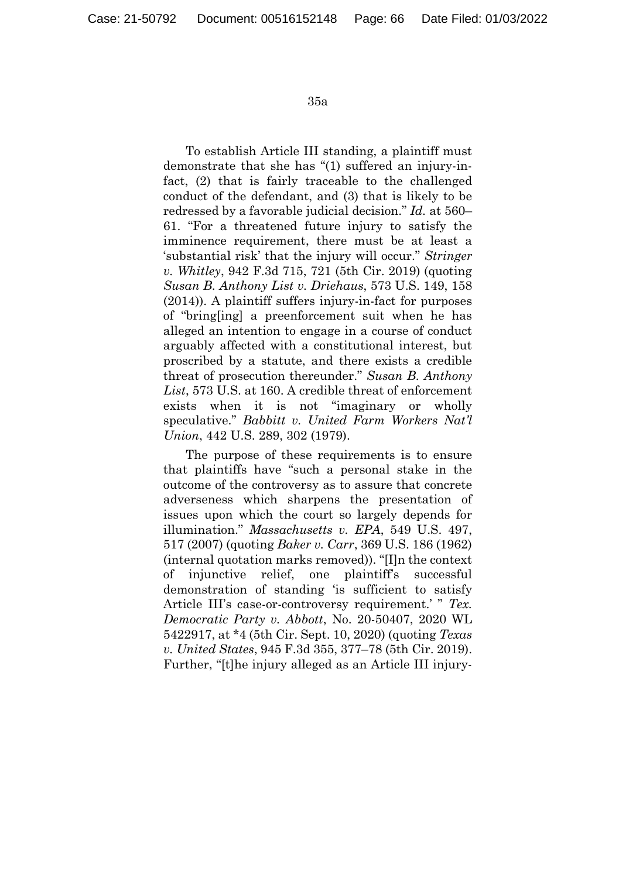To establish Article III standing, a plaintiff must demonstrate that she has "(1) suffered an injury-in-fact, (2) that is fairly traceable to the challenged conduct of the defendant, and (3) that is likely to be redressed by a favorable judicial decision." *Id.* at 560–61. "For a threatened future injury to satisfy the imminence requirement, there must be at least a 'substantial risk' that the injury will occur." *Stringer v. Whitley*, 942 F.3d 715, 721 (5th Cir. 2019) (quoting *Susan B. Anthony List v. Driehaus*, 573 U.S. 149, 158 (2014)). A plaintiff suffers injury-in-fact for purposes of "bring[ing] a preenforcement suit when he has alleged an intention to engage in a course of conduct arguably affected with a constitutional interest, but proscribed by a statute, and there exists a credible threat of prosecution thereunder." *Susan B. Anthony List*, 573 U.S. at 160. A credible threat of enforcement exists when it is not "imaginary or wholly speculative." *Babbitt v. United Farm Workers Nat'l Union*, 442 U.S. 289, 302 (1979).

The purpose of these requirements is to ensure that plaintiffs have "such a personal stake in the outcome of the controversy as to assure that concrete adverseness which sharpens the presentation of issues upon which the court so largely depends for illumination." *Massachusetts v. EPA*, 549 U.S. 497, 517 (2007) (quoting *Baker v. Carr*, 369 U.S. 186 (1962) (internal quotation marks removed)). "[I]n the context of injunctive relief, one plaintiff's successful demonstration of standing 'is sufficient to satisfy Article III's case-or-controversy requirement.' " *Tex. Democratic Party v. Abbott*, No. 20-50407, 2020 WL 5422917, at *4 (5th Cir. Sept. 10, 2020) (quoting *Texas v. United States*, 945 F.3d 355, 377–78 (5th Cir. 2019). Further, "[t]he injury alleged as an Article III injury-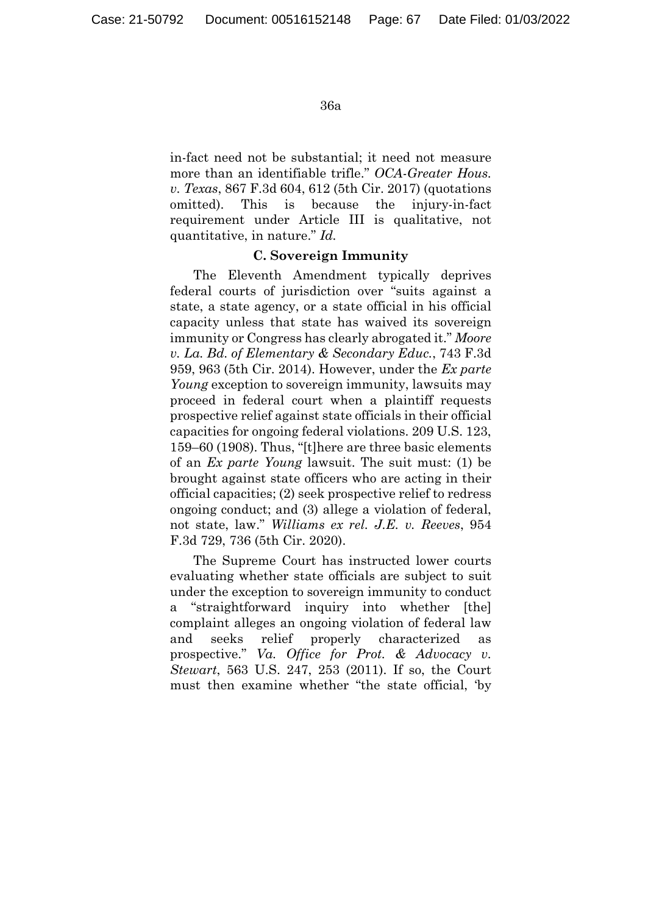in-fact need not be substantial; it need not measure more than an identifiable trifle." *OCA-Greater Hous. v. Texas*, 867 F.3d 604, 612 (5th Cir. 2017) (quotations omitted). This is because the injury-in-fact requirement under Article III is qualitative, not quantitative, in nature." *Id.*

### C. Sovereign Immunity

The Eleventh Amendment typically deprives federal courts of jurisdiction over "suits against a state, a state agency, or a state official in his official capacity unless that state has waived its sovereign immunity or Congress has clearly abrogated it." *Moore v. La. Bd. of Elementary & Secondary Educ.*, 743 F.3d 959, 963 (5th Cir. 2014). However, under the *Ex parte Young* exception to sovereign immunity, lawsuits may proceed in federal court when a plaintiff requests prospective relief against state officials in their official capacities for ongoing federal violations. 209 U.S. 123, 159–60 (1908). Thus, "[t]here are three basic elements of an *Ex parte Young* lawsuit. The suit must: (1) be brought against state officers who are acting in their official capacities; (2) seek prospective relief to redress ongoing conduct; and (3) allege a violation of federal, not state, law." *Williams ex rel. J.E. v. Reeves*, 954 F.3d 729, 736 (5th Cir. 2020).

The Supreme Court has instructed lower courts evaluating whether state officials are subject to suit under the exception to sovereign immunity to conduct a "straightforward inquiry into whether [the] complaint alleges an ongoing violation of federal law and seeks relief properly characterized as prospective." *Va. Office for Prot. & Advocacy v. Stewart*, 563 U.S. 247, 253 (2011). If so, the Court must then examine whether "the state official, 'by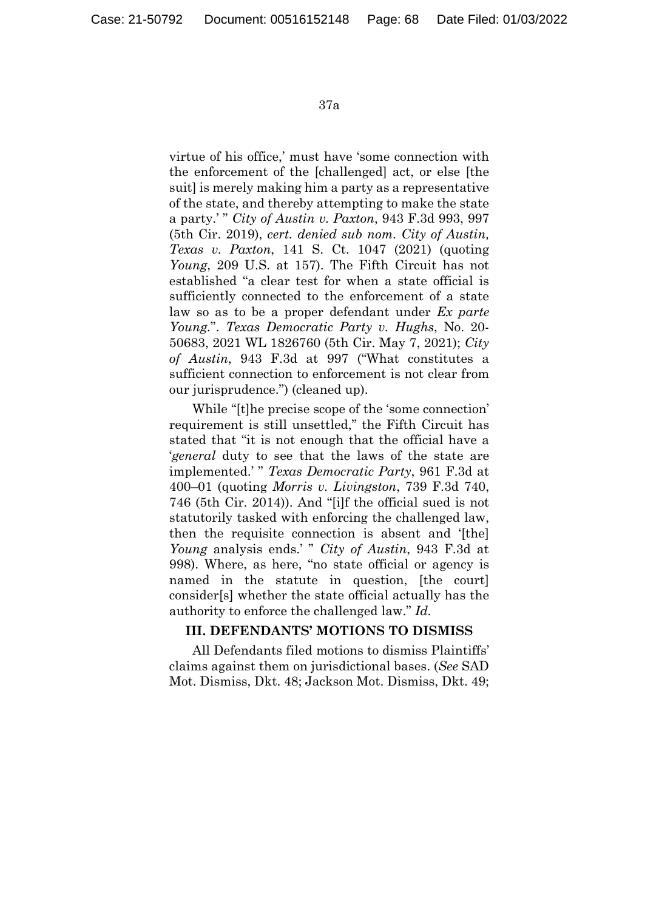virtue of his office,' must have 'some connection with the enforcement of the [challenged] act, or else [the suit] is merely making him a party as a representative of the state, and thereby attempting to make the state a party.' " *City of Austin v. Paxton*, 943 F.3d 993, 997 (5th Cir. 2019), *cert. denied sub nom. City of Austin, Texas v. Paxton*, 141 S. Ct. 1047 (2021) (quoting *Young*, 209 U.S. at 157). The Fifth Circuit has not established "a clear test for when a state official is sufficiently connected to the enforcement of a state law so as to be a proper defendant under *Ex parte Young.*". *Texas Democratic Party v. Hughs*, No. 20-50683, 2021 WL 1826760 (5th Cir. May 7, 2021); *City of Austin*, 943 F.3d at 997 ("What constitutes a sufficient connection to enforcement is not clear from our jurisprudence.") (cleaned up).

While "[t]he precise scope of the 'some connection' requirement is still unsettled," the Fifth Circuit has stated that "it is not enough that the official have a '*general* duty to see that the laws of the state are implemented.' " *Texas Democratic Party*, 961 F.3d at 400–01 (quoting *Morris v. Livingston*, 739 F.3d 740, 746 (5th Cir. 2014)). And "[i]f the official sued is not statutorily tasked with enforcing the challenged law, then the requisite connection is absent and '[the] *Young* analysis ends.' " *City of Austin*, 943 F.3d at 998). Where, as here, "no state official or agency is named in the statute in question, [the court] consider[s] whether the state official actually has the authority to enforce the challenged law." *Id.*

## III. DEFENDANTS' MOTIONS TO DISMISS

All Defendants filed motions to dismiss Plaintiffs' claims against them on jurisdictional bases. (*See* SAD Mot. Dismiss, Dkt. 48; Jackson Mot. Dismiss, Dkt. 49;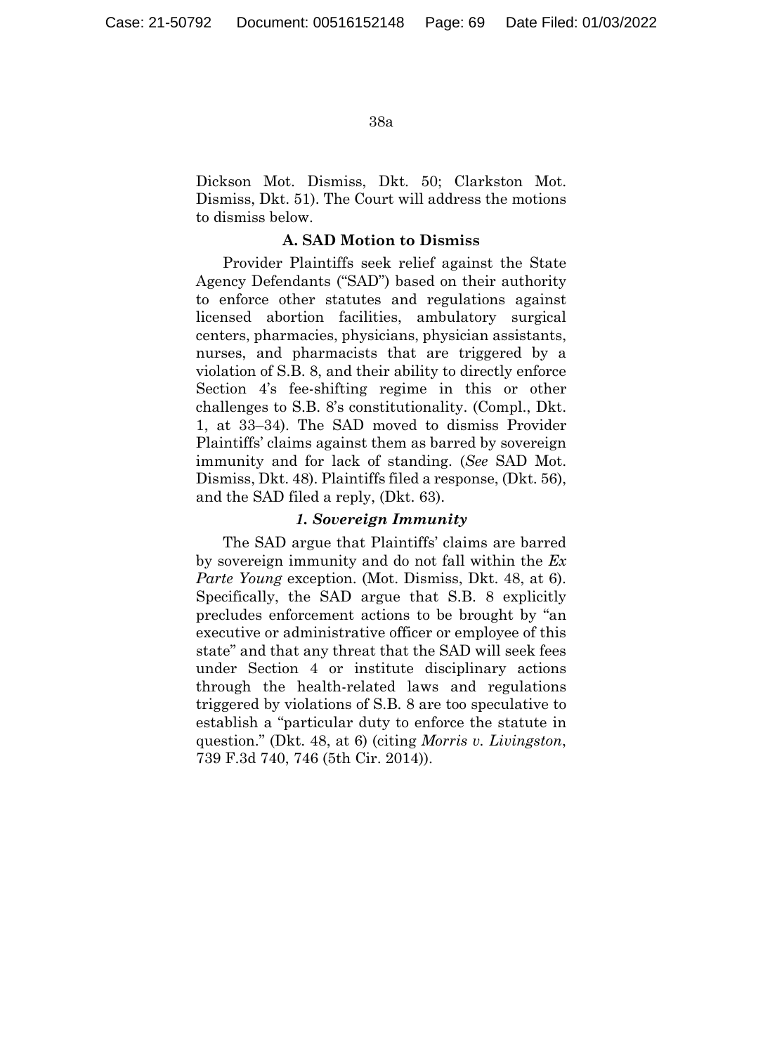Dickson Mot. Dismiss, Dkt. 50; Clarkston Mot. Dismiss, Dkt. 51). The Court will address the motions to dismiss below.

### A. SAD Motion to Dismiss

Provider Plaintiffs seek relief against the State Agency Defendants ("SAD") based on their authority to enforce other statutes and regulations against licensed abortion facilities, ambulatory surgical centers, pharmacies, physicians, physician assistants, nurses, and pharmacists that are triggered by a violation of S.B. 8, and their ability to directly enforce Section 4's fee-shifting regime in this or other challenges to S.B. 8's constitutionality. (Compl., Dkt. 1, at 33–34). The SAD moved to dismiss Provider Plaintiffs' claims against them as barred by sovereign immunity and for lack of standing. (*See* SAD Mot. Dismiss, Dkt. 48). Plaintiffs filed a response, (Dkt. 56), and the SAD filed a reply, (Dkt. 63).

#### *1. Sovereign Immunity*

The SAD argue that Plaintiffs' claims are barred by sovereign immunity and do not fall within the *Ex Parte Young* exception. (Mot. Dismiss, Dkt. 48, at 6). Specifically, the SAD argue that S.B. 8 explicitly precludes enforcement actions to be brought by "an executive or administrative officer or employee of this state" and that any threat that the SAD will seek fees under Section 4 or institute disciplinary actions through the health-related laws and regulations triggered by violations of S.B. 8 are too speculative to establish a "particular duty to enforce the statute in question." (Dkt. 48, at 6) (citing *Morris v. Livingston*, 739 F.3d 740, 746 (5th Cir. 2014)).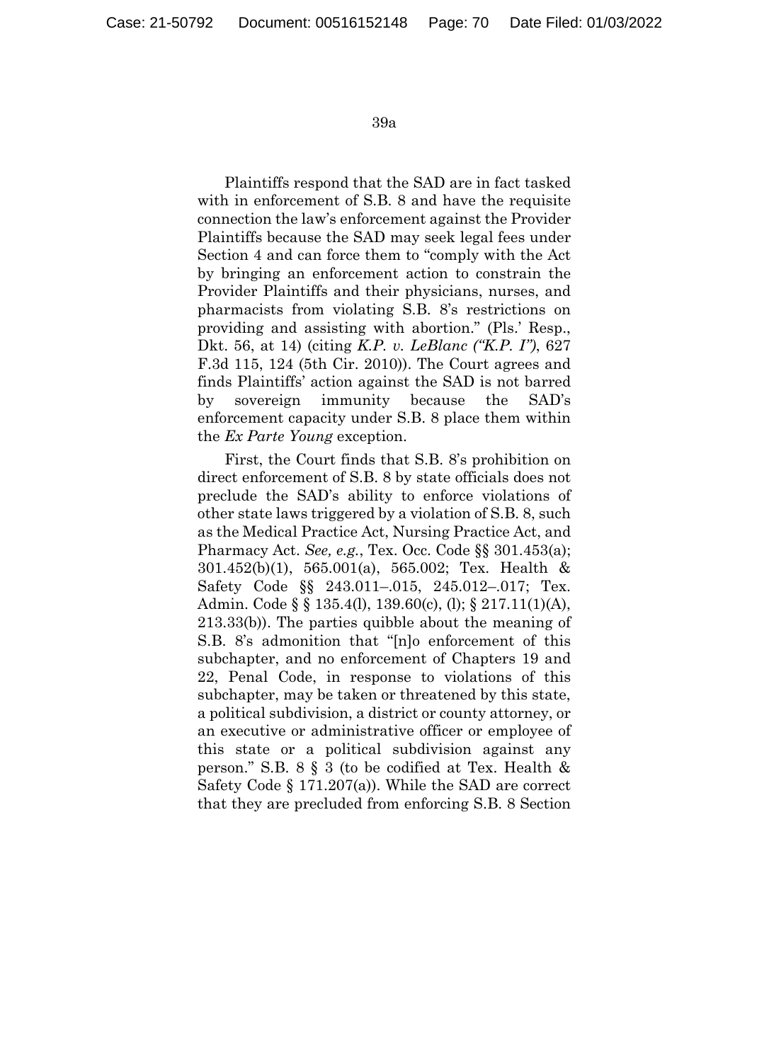Plaintiffs respond that the SAD are in fact tasked with in enforcement of S.B. 8 and have the requisite connection the law's enforcement against the Provider Plaintiffs because the SAD may seek legal fees under Section 4 and can force them to "comply with the Act by bringing an enforcement action to constrain the Provider Plaintiffs and their physicians, nurses, and pharmacists from violating S.B. 8's restrictions on providing and assisting with abortion." (Pls.' Resp., Dkt. 56, at 14) (citing *K.P. v. LeBlanc ("K.P. I")*, 627 F.3d 115, 124 (5th Cir. 2010)). The Court agrees and finds Plaintiffs' action against the SAD is not barred by sovereign immunity because the SAD's enforcement capacity under S.B. 8 place them within the *Ex Parte Young* exception.

First, the Court finds that S.B. 8's prohibition on direct enforcement of S.B. 8 by state officials does not preclude the SAD's ability to enforce violations of other state laws triggered by a violation of S.B. 8, such as the Medical Practice Act, Nursing Practice Act, and Pharmacy Act. *See, e.g.*, Tex. Occ. Code §§ 301.453(a); 301.452(b)(1), 565.001(a), 565.002; Tex. Health & Safety Code §§ 243.011–.015, 245.012–.017; Tex. Admin. Code § § 135.4(l), 139.60(c), (l); § 217.11(1)(A), 213.33(b)). The parties quibble about the meaning of S.B. 8's admonition that "[n]o enforcement of this subchapter, and no enforcement of Chapters 19 and 22, Penal Code, in response to violations of this subchapter, may be taken or threatened by this state, a political subdivision, a district or county attorney, or an executive or administrative officer or employee of this state or a political subdivision against any person." S.B. 8 § 3 (to be codified at Tex. Health & Safety Code § 171.207(a)). While the SAD are correct that they are precluded from enforcing S.B. 8 Section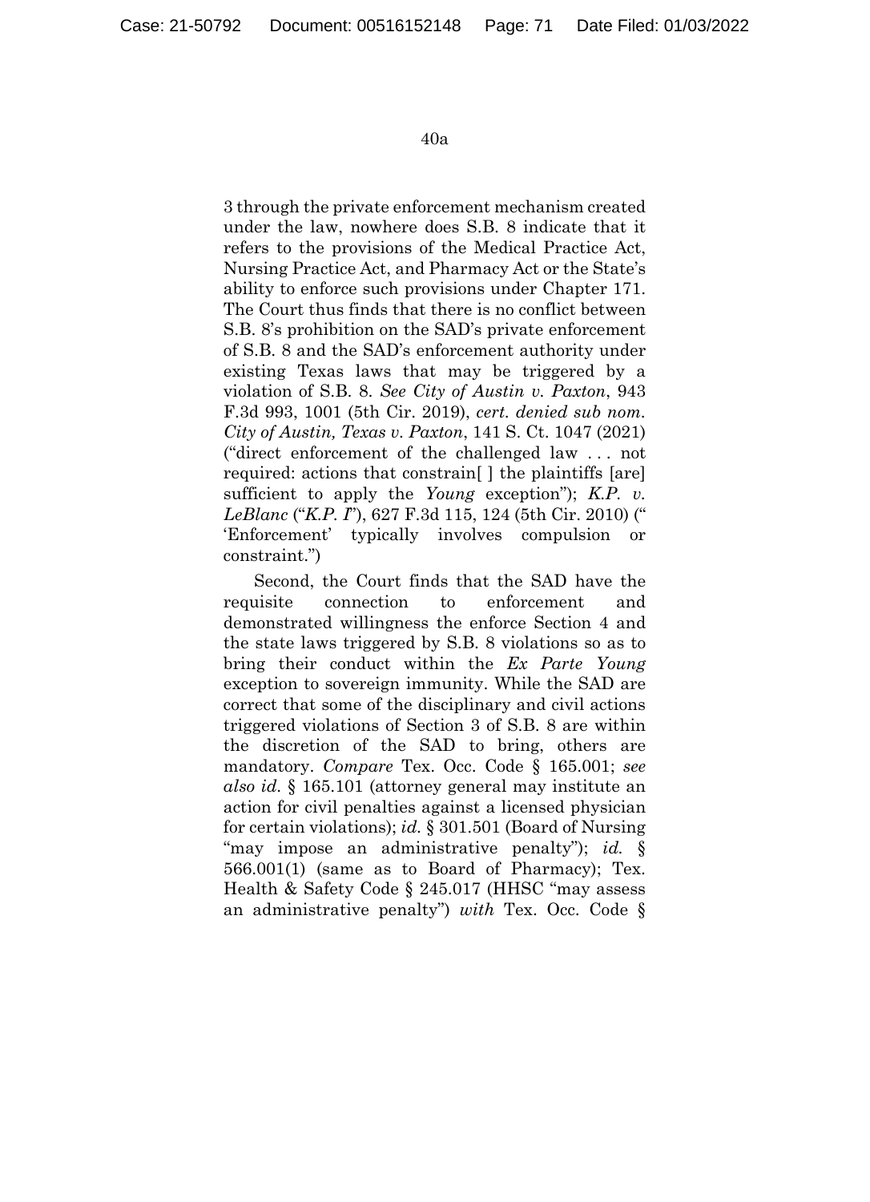3 through the private enforcement mechanism created under the law, nowhere does S.B. 8 indicate that it refers to the provisions of the Medical Practice Act, Nursing Practice Act, and Pharmacy Act or the State's ability to enforce such provisions under Chapter 171. The Court thus finds that there is no conflict between S.B. 8's prohibition on the SAD's private enforcement of S.B. 8 and the SAD's enforcement authority under existing Texas laws that may be triggered by a violation of S.B. 8. *See City of Austin v. Paxton*, 943 F.3d 993, 1001 (5th Cir. 2019), *cert. denied sub nom. City of Austin, Texas v. Paxton*, 141 S. Ct. 1047 (2021) ("direct enforcement of the challenged law . . . not required: actions that constrain[ ] the plaintiffs [are] sufficient to apply the *Young* exception"); *K.P. v. LeBlanc* ("*K.P. I*"), 627 F.3d 115, 124 (5th Cir. 2010) (" 'Enforcement' typically involves compulsion or constraint.")

Second, the Court finds that the SAD have the requisite connection to enforcement and demonstrated willingness the enforce Section 4 and the state laws triggered by S.B. 8 violations so as to bring their conduct within the *Ex Parte Young* exception to sovereign immunity. While the SAD are correct that some of the disciplinary and civil actions triggered violations of Section 3 of S.B. 8 are within the discretion of the SAD to bring, others are mandatory. *Compare* Tex. Occ. Code § 165.001; *see also id.* § 165.101 (attorney general may institute an action for civil penalties against a licensed physician for certain violations); *id.* § 301.501 (Board of Nursing "may impose an administrative penalty"); *id.* § 566.001(1) (same as to Board of Pharmacy); Tex. Health & Safety Code § 245.017 (HHSC "may assess an administrative penalty") *with* Tex. Occ. Code §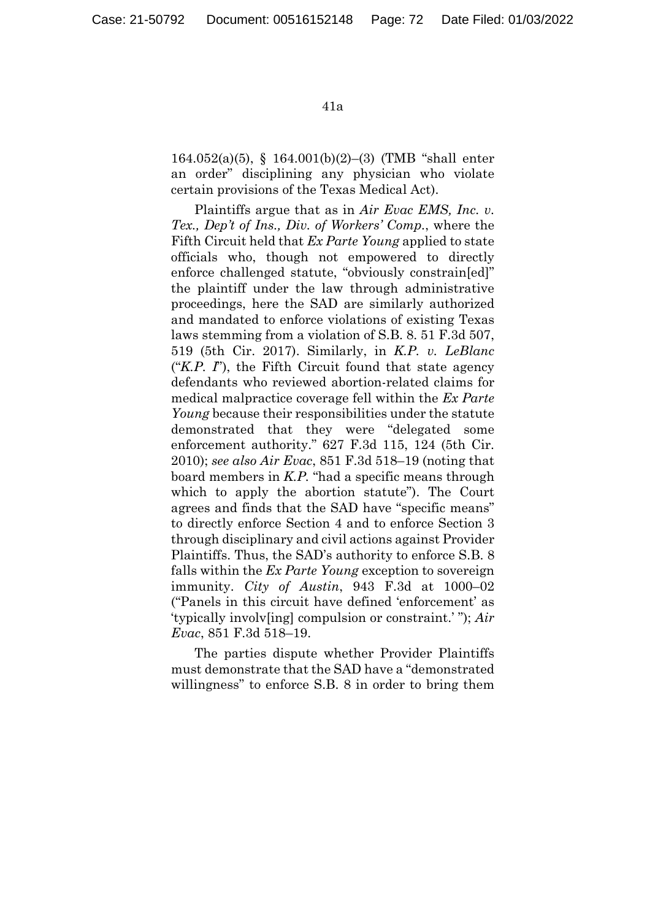164.052(a)(5), § 164.001(b)(2)–(3) (TMB "shall enter an order" disciplining any physician who violate certain provisions of the Texas Medical Act).

Plaintiffs argue that as in *Air Evac EMS, Inc. v. Tex., Dep't of Ins., Div. of Workers' Comp.*, where the Fifth Circuit held that *Ex Parte Young* applied to state officials who, though not empowered to directly enforce challenged statute, "obviously constrain[ed]" the plaintiff under the law through administrative proceedings, here the SAD are similarly authorized and mandated to enforce violations of existing Texas laws stemming from a violation of S.B. 8. 51 F.3d 507, 519 (5th Cir. 2017). Similarly, in *K.P. v. LeBlanc* ("*K.P. I*"), the Fifth Circuit found that state agency defendants who reviewed abortion-related claims for medical malpractice coverage fell within the *Ex Parte Young* because their responsibilities under the statute demonstrated that they were "delegated some enforcement authority." 627 F.3d 115, 124 (5th Cir. 2010); *see also Air Evac*, 851 F.3d 518–19 (noting that board members in *K.P.* "had a specific means through which to apply the abortion statute"). The Court agrees and finds that the SAD have "specific means" to directly enforce Section 4 and to enforce Section 3 through disciplinary and civil actions against Provider Plaintiffs. Thus, the SAD's authority to enforce S.B. 8 falls within the *Ex Parte Young* exception to sovereign immunity. *City of Austin*, 943 F.3d at 1000–02 ("Panels in this circuit have defined 'enforcement' as 'typically involv[ing] compulsion or constraint.' "); *Air Evac*, 851 F.3d 518–19.

The parties dispute whether Provider Plaintiffs must demonstrate that the SAD have a "demonstrated willingness" to enforce S.B. 8 in order to bring them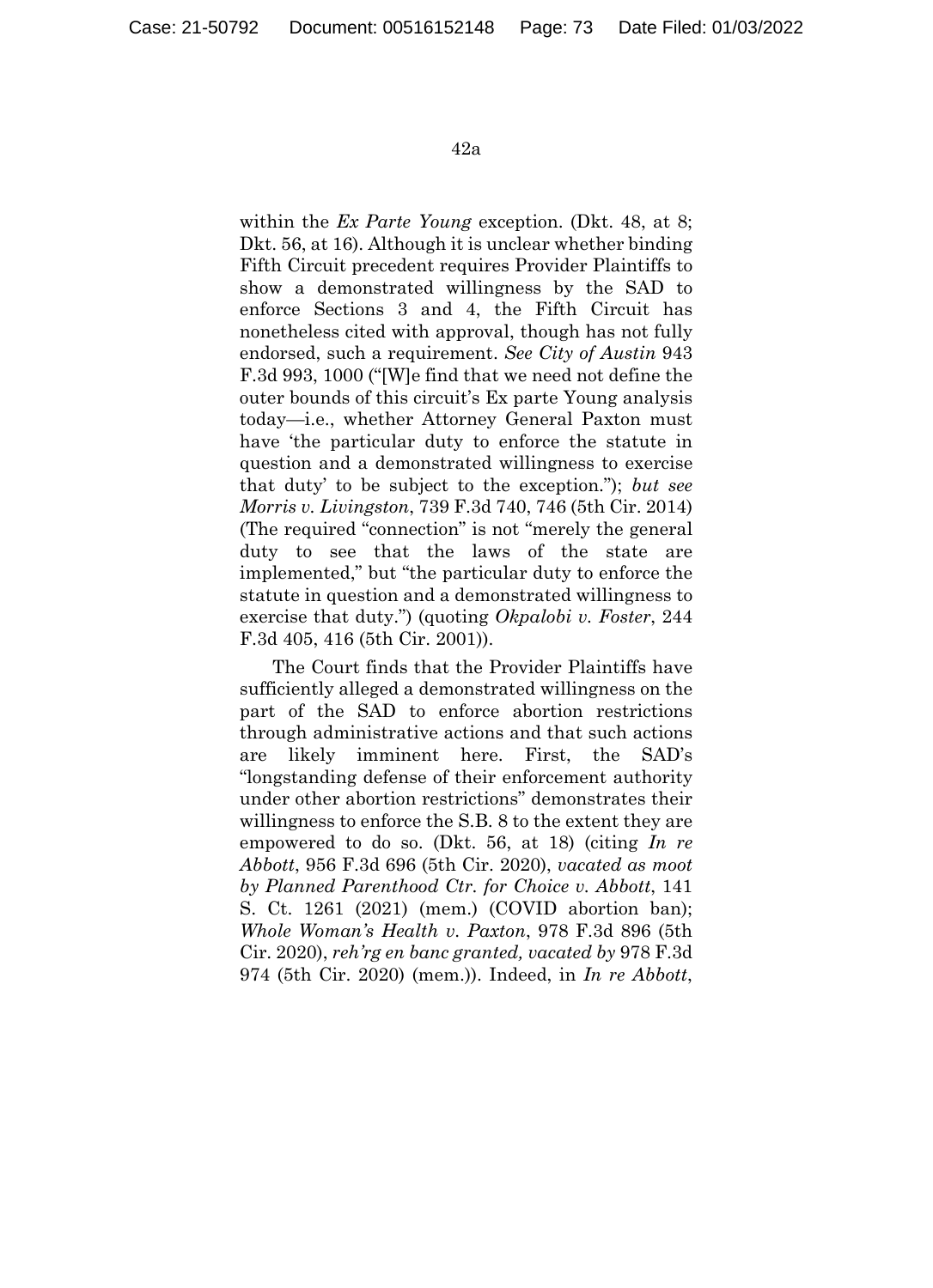within the *Ex Parte Young* exception. (Dkt. 48, at 8; Dkt. 56, at 16). Although it is unclear whether binding Fifth Circuit precedent requires Provider Plaintiffs to show a demonstrated willingness by the SAD to enforce Sections 3 and 4, the Fifth Circuit has nonetheless cited with approval, though has not fully endorsed, such a requirement. *See City of Austin* 943 F.3d 993, 1000 ("[W]e find that we need not define the outer bounds of this circuit's Ex parte Young analysis today—i.e., whether Attorney General Paxton must have 'the particular duty to enforce the statute in question and a demonstrated willingness to exercise that duty' to be subject to the exception."); *but see Morris v. Livingston*, 739 F.3d 740, 746 (5th Cir. 2014) (The required "connection" is not "merely the general duty to see that the laws of the state are implemented," but "the particular duty to enforce the statute in question and a demonstrated willingness to exercise that duty.") (quoting *Okpalobi v. Foster*, 244 F.3d 405, 416 (5th Cir. 2001)).

The Court finds that the Provider Plaintiffs have sufficiently alleged a demonstrated willingness on the part of the SAD to enforce abortion restrictions through administrative actions and that such actions are likely imminent here. First, the SAD's "longstanding defense of their enforcement authority under other abortion restrictions" demonstrates their willingness to enforce the S.B. 8 to the extent they are empowered to do so. (Dkt. 56, at 18) (citing *In re Abbott*, 956 F.3d 696 (5th Cir. 2020), *vacated as moot by Planned Parenthood Ctr. for Choice v. Abbott*, 141 S. Ct. 1261 (2021) (mem.) (COVID abortion ban); *Whole Woman's Health v. Paxton*, 978 F.3d 896 (5th Cir. 2020), *reh'rg en banc granted, vacated by* 978 F.3d 974 (5th Cir. 2020) (mem.)). Indeed, in *In re Abbott*,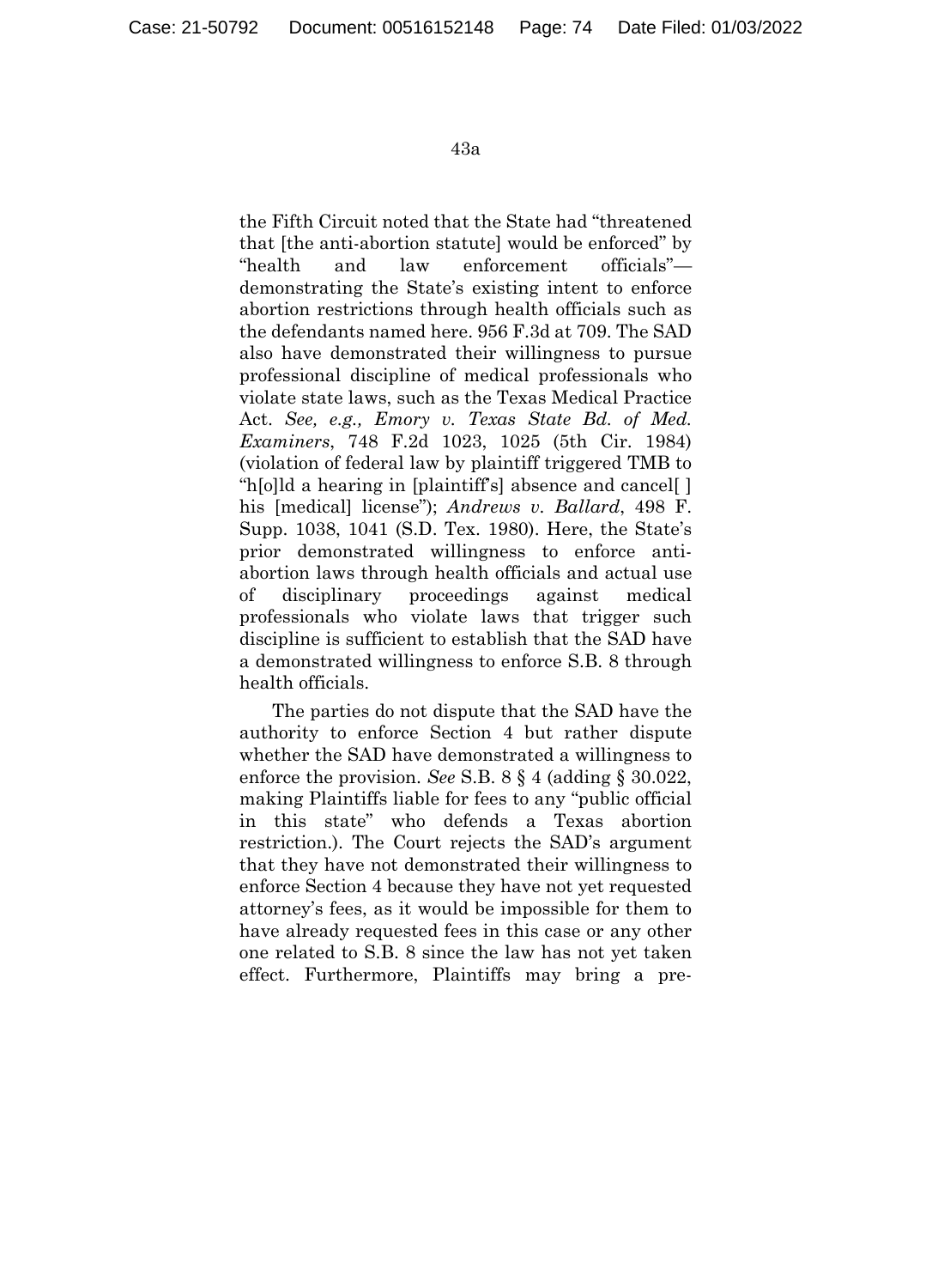the Fifth Circuit noted that the State had "threatened that [the anti-abortion statute] would be enforced" by "health and law enforcement officials"—demonstrating the State's existing intent to enforce abortion restrictions through health officials such as the defendants named here. 956 F.3d at 709. The SAD also have demonstrated their willingness to pursue professional discipline of medical professionals who violate state laws, such as the Texas Medical Practice Act. *See, e.g., Emory v. Texas State Bd. of Med. Examiners*, 748 F.2d 1023, 1025 (5th Cir. 1984) (violation of federal law by plaintiff triggered TMB to "h[o]ld a hearing in [plaintiff's] absence and cancel[ ] his [medical] license"); *Andrews v. Ballard*, 498 F. Supp. 1038, 1041 (S.D. Tex. 1980). Here, the State's prior demonstrated willingness to enforce anti-abortion laws through health officials and actual use of disciplinary proceedings against medical professionals who violate laws that trigger such discipline is sufficient to establish that the SAD have a demonstrated willingness to enforce S.B. 8 through health officials.

The parties do not dispute that the SAD have the authority to enforce Section 4 but rather dispute whether the SAD have demonstrated a willingness to enforce the provision. *See* S.B. 8 § 4 (adding § 30.022, making Plaintiffs liable for fees to any "public official in this state" who defends a Texas abortion restriction.). The Court rejects the SAD's argument that they have not demonstrated their willingness to enforce Section 4 because they have not yet requested attorney's fees, as it would be impossible for them to have already requested fees in this case or any other one related to S.B. 8 since the law has not yet taken effect. Furthermore, Plaintiffs may bring a pre-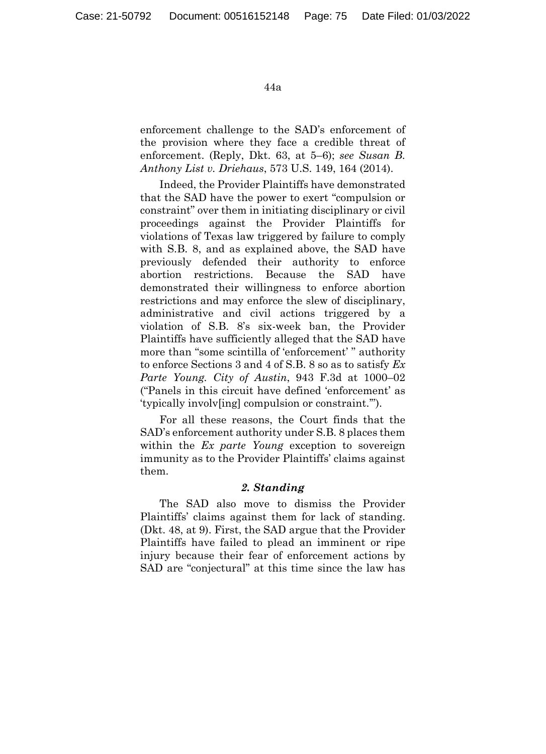enforcement challenge to the SAD's enforcement of the provision where they face a credible threat of enforcement. (Reply, Dkt. 63, at 5–6); *see Susan B. Anthony List v. Driehaus*, 573 U.S. 149, 164 (2014).

Indeed, the Provider Plaintiffs have demonstrated that the SAD have the power to exert "compulsion or constraint" over them in initiating disciplinary or civil proceedings against the Provider Plaintiffs for violations of Texas law triggered by failure to comply with S.B. 8, and as explained above, the SAD have previously defended their authority to enforce abortion restrictions. Because the SAD have demonstrated their willingness to enforce abortion restrictions and may enforce the slew of disciplinary, administrative and civil actions triggered by a violation of S.B. 8's six-week ban, the Provider Plaintiffs have sufficiently alleged that the SAD have more than "some scintilla of 'enforcement' " authority to enforce Sections 3 and 4 of S.B. 8 so as to satisfy *Ex Parte Young*. *City of Austin*, 943 F.3d at 1000–02 ("Panels in this circuit have defined 'enforcement' as 'typically involv[ing] compulsion or constraint.'").

For all these reasons, the Court finds that the SAD's enforcement authority under S.B. 8 places them within the *Ex parte Young* exception to sovereign immunity as to the Provider Plaintiffs' claims against them.

#### *2. Standing*

The SAD also move to dismiss the Provider Plaintiffs' claims against them for lack of standing. (Dkt. 48, at 9). First, the SAD argue that the Provider Plaintiffs have failed to plead an imminent or ripe injury because their fear of enforcement actions by SAD are "conjectural" at this time since the law has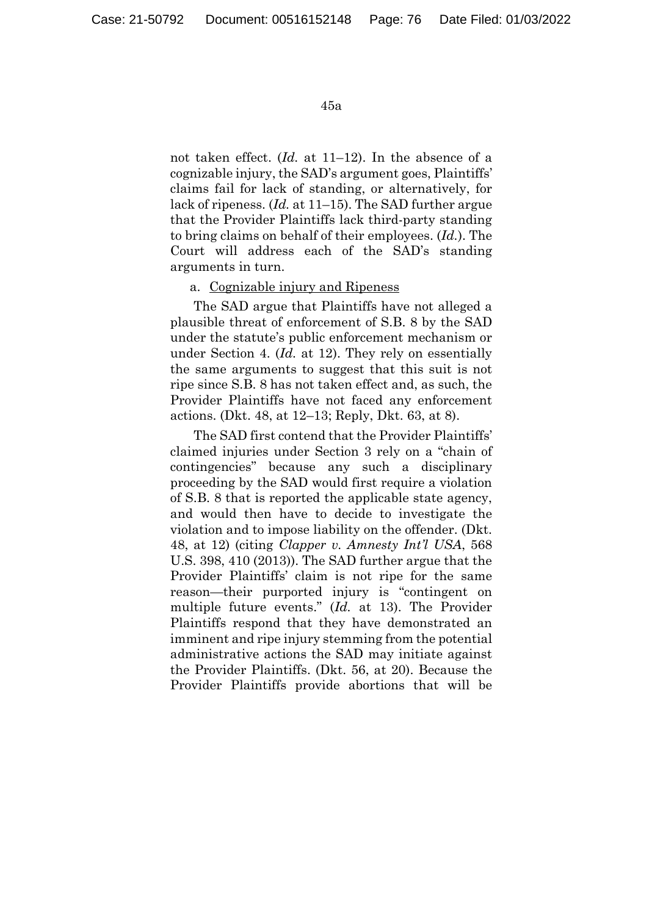not taken effect. (*Id.* at 11–12). In the absence of a cognizable injury, the SAD's argument goes, Plaintiffs' claims fail for lack of standing, or alternatively, for lack of ripeness. (*Id.* at 11–15). The SAD further argue that the Provider Plaintiffs lack third-party standing to bring claims on behalf of their employees. (*Id.*). The Court will address each of the SAD's standing arguments in turn.

a. <u>Cognizable injury and Ripeness</u>

The SAD argue that Plaintiffs have not alleged a plausible threat of enforcement of S.B. 8 by the SAD under the statute's public enforcement mechanism or under Section 4. (*Id.* at 12). They rely on essentially the same arguments to suggest that this suit is not ripe since S.B. 8 has not taken effect and, as such, the Provider Plaintiffs have not faced any enforcement actions. (Dkt. 48, at 12–13; Reply, Dkt. 63, at 8).

The SAD first contend that the Provider Plaintiffs' claimed injuries under Section 3 rely on a "chain of contingencies" because any such a disciplinary proceeding by the SAD would first require a violation of S.B. 8 that is reported the applicable state agency, and would then have to decide to investigate the violation and to impose liability on the offender. (Dkt. 48, at 12) (citing *Clapper v. Amnesty Int'l USA*, 568 U.S. 398, 410 (2013)). The SAD further argue that the Provider Plaintiffs' claim is not ripe for the same reason—their purported injury is "contingent on multiple future events." (*Id.* at 13). The Provider Plaintiffs respond that they have demonstrated an imminent and ripe injury stemming from the potential administrative actions the SAD may initiate against the Provider Plaintiffs. (Dkt. 56, at 20). Because the Provider Plaintiffs provide abortions that will be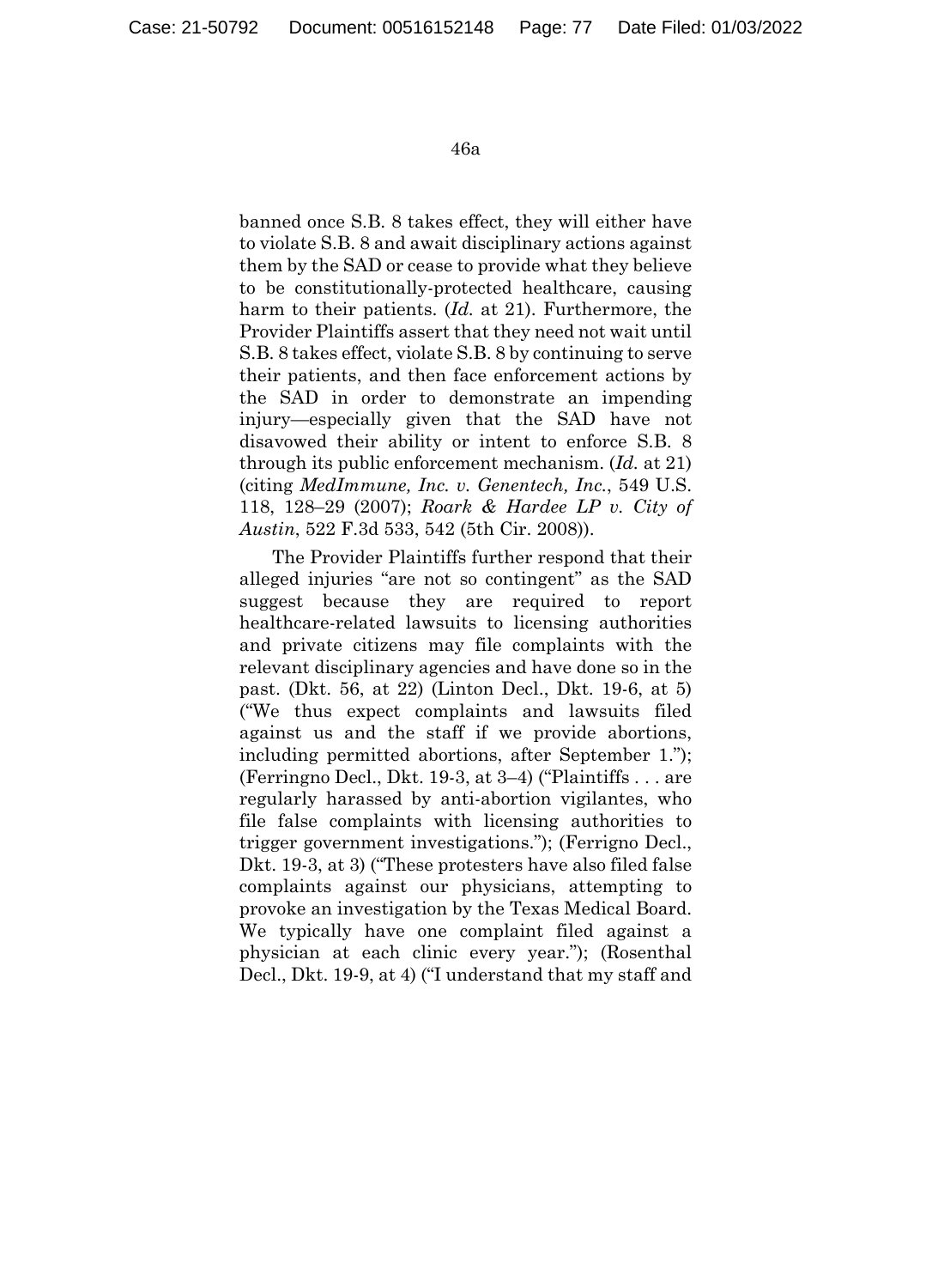banned once S.B. 8 takes effect, they will either have to violate S.B. 8 and await disciplinary actions against them by the SAD or cease to provide what they believe to be constitutionally-protected healthcare, causing harm to their patients. (*Id.* at 21). Furthermore, the Provider Plaintiffs assert that they need not wait until S.B. 8 takes effect, violate S.B. 8 by continuing to serve their patients, and then face enforcement actions by the SAD in order to demonstrate an impending injury—especially given that the SAD have not disavowed their ability or intent to enforce S.B. 8 through its public enforcement mechanism. (*Id.* at 21) (citing *MedImmune, Inc. v. Genentech, Inc.*, 549 U.S. 118, 128–29 (2007); *Roark & Hardee LP v. City of Austin*, 522 F.3d 533, 542 (5th Cir. 2008)).

The Provider Plaintiffs further respond that their alleged injuries "are not so contingent" as the SAD suggest because they are required to report healthcare-related lawsuits to licensing authorities and private citizens may file complaints with the relevant disciplinary agencies and have done so in the past. (Dkt. 56, at 22) (Linton Decl., Dkt. 19-6, at 5) ("We thus expect complaints and lawsuits filed against us and the staff if we provide abortions, including permitted abortions, after September 1."); (Ferringno Decl., Dkt. 19-3, at 3–4) ("Plaintiffs . . . are regularly harassed by anti-abortion vigilantes, who file false complaints with licensing authorities to trigger government investigations."); (Ferrigno Decl., Dkt. 19-3, at 3) ("These protesters have also filed false complaints against our physicians, attempting to provoke an investigation by the Texas Medical Board. We typically have one complaint filed against a physician at each clinic every year."); (Rosenthal Decl., Dkt. 19-9, at 4) ("I understand that my staff and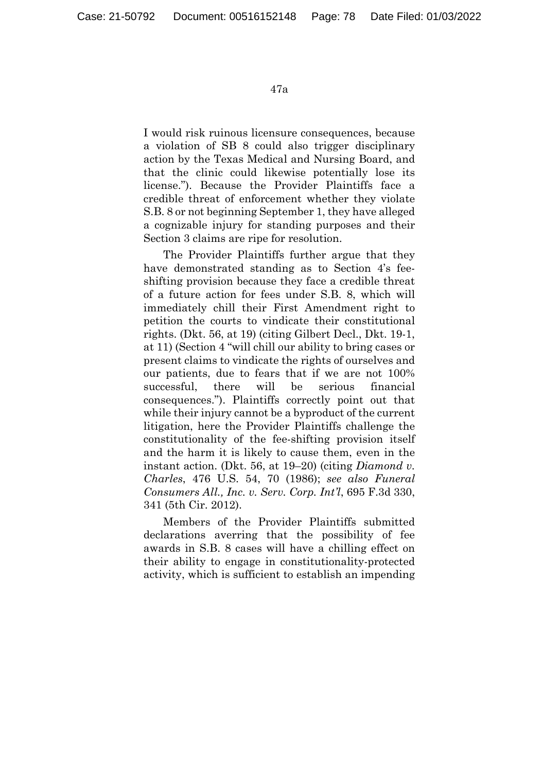I would risk ruinous licensure consequences, because a violation of SB 8 could also trigger disciplinary action by the Texas Medical and Nursing Board, and that the clinic could likewise potentially lose its license."). Because the Provider Plaintiffs face a credible threat of enforcement whether they violate S.B. 8 or not beginning September 1, they have alleged a cognizable injury for standing purposes and their Section 3 claims are ripe for resolution.

The Provider Plaintiffs further argue that they have demonstrated standing as to Section 4's fee-shifting provision because they face a credible threat of a future action for fees under S.B. 8, which will immediately chill their First Amendment right to petition the courts to vindicate their constitutional rights. (Dkt. 56, at 19) (citing Gilbert Decl., Dkt. 19-1, at 11) (Section 4 "will chill our ability to bring cases or present claims to vindicate the rights of ourselves and our patients, due to fears that if we are not 100% successful, there will be serious financial consequences."). Plaintiffs correctly point out that while their injury cannot be a byproduct of the current litigation, here the Provider Plaintiffs challenge the constitutionality of the fee-shifting provision itself and the harm it is likely to cause them, even in the instant action. (Dkt. 56, at 19–20) (citing *Diamond v. Charles*, 476 U.S. 54, 70 (1986); *see also Funeral Consumers All., Inc. v. Serv. Corp. Int'l*, 695 F.3d 330, 341 (5th Cir. 2012).

Members of the Provider Plaintiffs submitted declarations averring that the possibility of fee awards in S.B. 8 cases will have a chilling effect on their ability to engage in constitutionality-protected activity, which is sufficient to establish an impending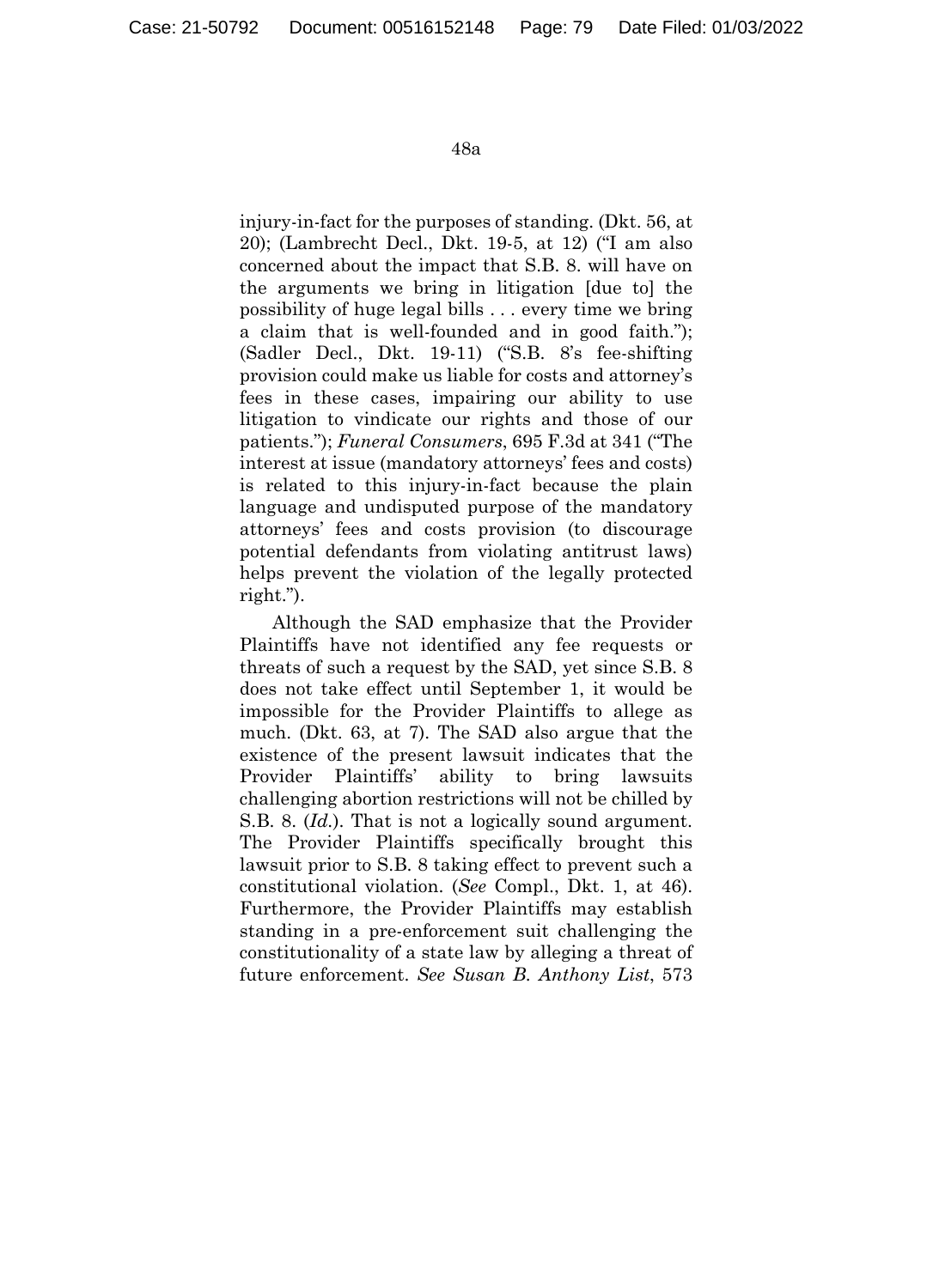injury-in-fact for the purposes of standing. (Dkt. 56, at 20); (Lambrecht Decl., Dkt. 19-5, at 12) ("I am also concerned about the impact that S.B. 8. will have on the arguments we bring in litigation [due to] the possibility of huge legal bills . . . every time we bring a claim that is well-founded and in good faith."); (Sadler Decl., Dkt. 19-11) ("S.B. 8's fee-shifting provision could make us liable for costs and attorney's fees in these cases, impairing our ability to use litigation to vindicate our rights and those of our patients."); *Funeral Consumers*, 695 F.3d at 341 ("The interest at issue (mandatory attorneys' fees and costs) is related to this injury-in-fact because the plain language and undisputed purpose of the mandatory attorneys' fees and costs provision (to discourage potential defendants from violating antitrust laws) helps prevent the violation of the legally protected right.").

Although the SAD emphasize that the Provider Plaintiffs have not identified any fee requests or threats of such a request by the SAD, yet since S.B. 8 does not take effect until September 1, it would be impossible for the Provider Plaintiffs to allege as much. (Dkt. 63, at 7). The SAD also argue that the existence of the present lawsuit indicates that the Provider Plaintiffs' ability to bring lawsuits challenging abortion restrictions will not be chilled by S.B. 8. (*Id.*). That is not a logically sound argument. The Provider Plaintiffs specifically brought this lawsuit prior to S.B. 8 taking effect to prevent such a constitutional violation. (*See* Compl., Dkt. 1, at 46). Furthermore, the Provider Plaintiffs may establish standing in a pre-enforcement suit challenging the constitutionality of a state law by alleging a threat of future enforcement. *See Susan B. Anthony List*, 573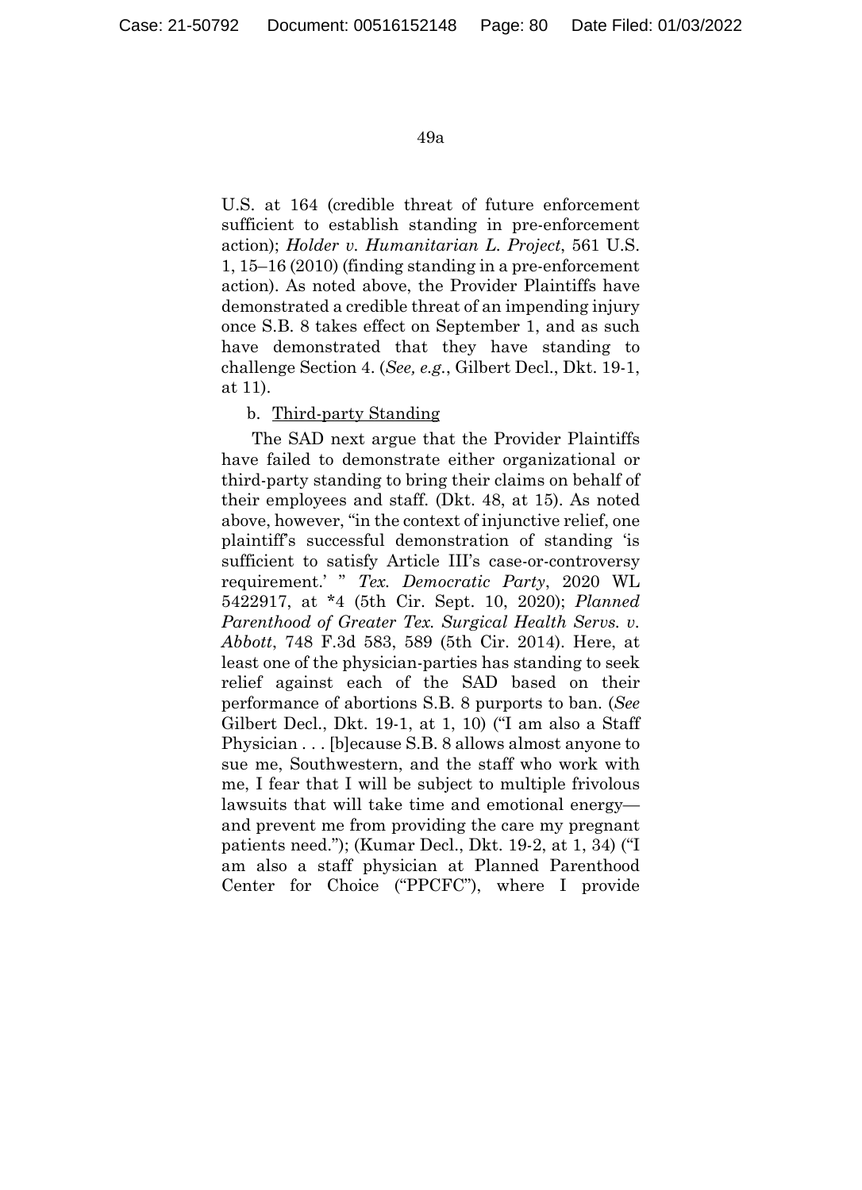U.S. at 164 (credible threat of future enforcement sufficient to establish standing in pre-enforcement action); *Holder v. Humanitarian L. Project*, 561 U.S. 1, 15–16 (2010) (finding standing in a pre-enforcement action). As noted above, the Provider Plaintiffs have demonstrated a credible threat of an impending injury once S.B. 8 takes effect on September 1, and as such have demonstrated that they have standing to challenge Section 4. (*See, e.g.*, Gilbert Decl., Dkt. 19-1, at 11).

b. Third-party Standing

The SAD next argue that the Provider Plaintiffs have failed to demonstrate either organizational or third-party standing to bring their claims on behalf of their employees and staff. (Dkt. 48, at 15). As noted above, however, "in the context of injunctive relief, one plaintiff's successful demonstration of standing 'is sufficient to satisfy Article III's case-or-controversy requirement.' " *Tex. Democratic Party*, 2020 WL 5422917, at *4 (5th Cir. Sept. 10, 2020); *Planned Parenthood of Greater Tex. Surgical Health Servs. v. Abbott*, 748 F.3d 583, 589 (5th Cir. 2014). Here, at least one of the physician-parties has standing to seek relief against each of the SAD based on their performance of abortions S.B. 8 purports to ban. (*See* Gilbert Decl., Dkt. 19-1, at 1, 10) ("I am also a Staff Physician . . . [b]ecause S.B. 8 allows almost anyone to sue me, Southwestern, and the staff who work with me, I fear that I will be subject to multiple frivolous lawsuits that will take time and emotional energy—and prevent me from providing the care my pregnant patients need."); (Kumar Decl., Dkt. 19-2, at 1, 34) ("I am also a staff physician at Planned Parenthood Center for Choice ("PPCFC"), where I provide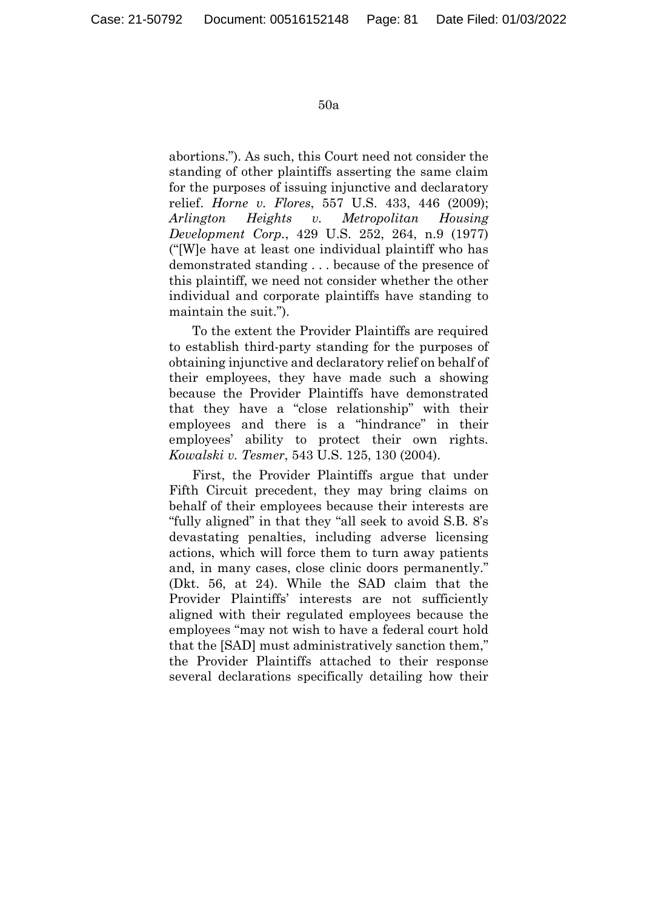abortions."). As such, this Court need not consider the standing of other plaintiffs asserting the same claim for the purposes of issuing injunctive and declaratory relief. *Horne v. Flores*, 557 U.S. 433, 446 (2009); *Arlington Heights v. Metropolitan Housing Development Corp.*, 429 U.S. 252, 264, n.9 (1977) ("[W]e have at least one individual plaintiff who has demonstrated standing . . . because of the presence of this plaintiff, we need not consider whether the other individual and corporate plaintiffs have standing to maintain the suit.").

To the extent the Provider Plaintiffs are required to establish third-party standing for the purposes of obtaining injunctive and declaratory relief on behalf of their employees, they have made such a showing because the Provider Plaintiffs have demonstrated that they have a "close relationship" with their employees and there is a "hindrance" in their employees' ability to protect their own rights. *Kowalski v. Tesmer*, 543 U.S. 125, 130 (2004).

First, the Provider Plaintiffs argue that under Fifth Circuit precedent, they may bring claims on behalf of their employees because their interests are "fully aligned" in that they "all seek to avoid S.B. 8's devastating penalties, including adverse licensing actions, which will force them to turn away patients and, in many cases, close clinic doors permanently." (Dkt. 56, at 24). While the SAD claim that the Provider Plaintiffs' interests are not sufficiently aligned with their regulated employees because the employees "may not wish to have a federal court hold that the [SAD] must administratively sanction them," the Provider Plaintiffs attached to their response several declarations specifically detailing how their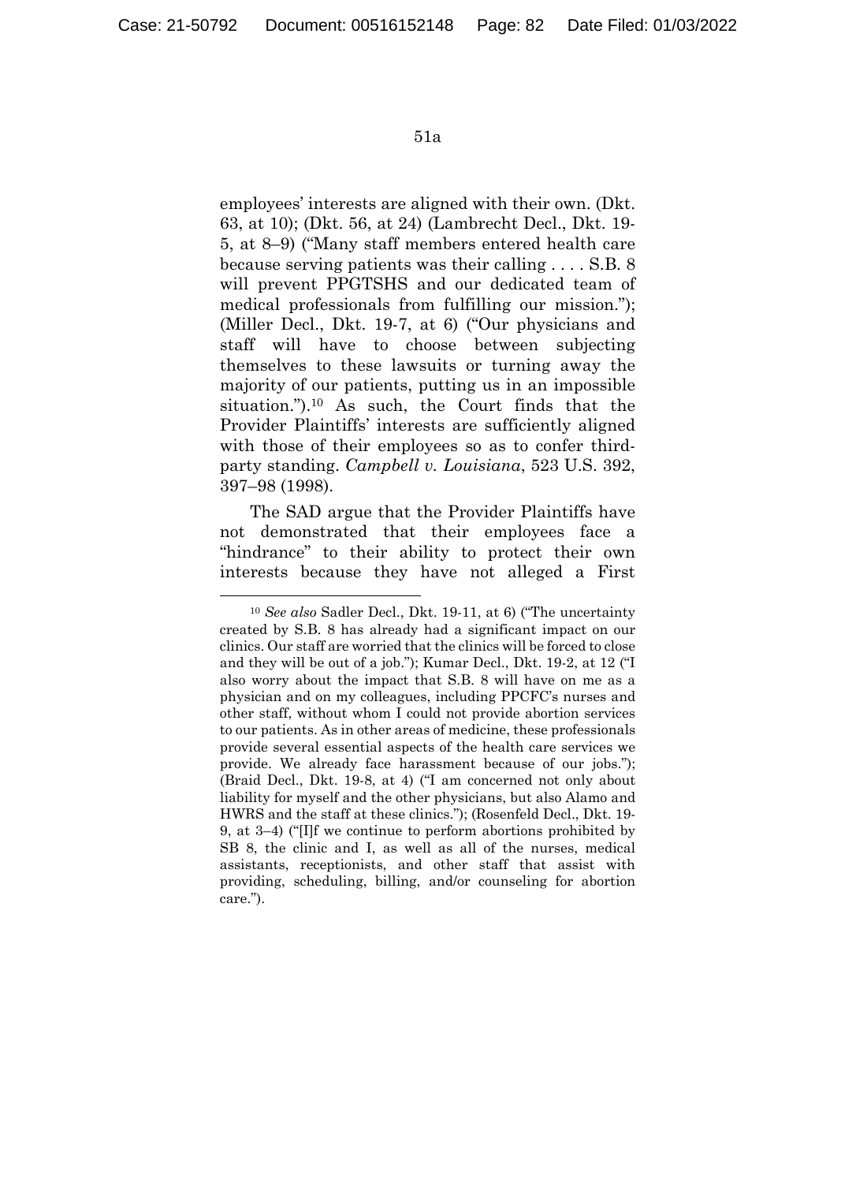employees' interests are aligned with their own. (Dkt. 63, at 10); (Dkt. 56, at 24) (Lambrecht Decl., Dkt. 19-5, at 8–9) ("Many staff members entered health care because serving patients was their calling . . . . S.B. 8 will prevent PPGTSHS and our dedicated team of medical professionals from fulfilling our mission."); (Miller Decl., Dkt. 19-7, at 6) ("Our physicians and staff will have to choose between subjecting themselves to these lawsuits or turning away the majority of our patients, putting us in an impossible situation.").[10] As such, the Court finds that the Provider Plaintiffs' interests are sufficiently aligned with those of their employees so as to confer third-party standing. *Campbell v. Louisiana*, 523 U.S. 392, 397–98 (1998).

The SAD argue that the Provider Plaintiffs have not demonstrated that their employees face a "hindrance" to their ability to protect their own interests because they have not alleged a First

---

[10] *See also* Sadler Decl., Dkt. 19-11, at 6) ("The uncertainty created by S.B. 8 has already had a significant impact on our clinics. Our staff are worried that the clinics will be forced to close and they will be out of a job."); Kumar Decl., Dkt. 19-2, at 12 ("I also worry about the impact that S.B. 8 will have on me as a physician and on my colleagues, including PPCFC's nurses and other staff, without whom I could not provide abortion services to our patients. As in other areas of medicine, these professionals provide several essential aspects of the health care services we provide. We already face harassment because of our jobs."); (Braid Decl., Dkt. 19-8, at 4) ("I am concerned not only about liability for myself and the other physicians, but also Alamo and HWRS and the staff at these clinics."); (Rosenfeld Decl., Dkt. 19-9, at 3–4) ("[I]f we continue to perform abortions prohibited by SB 8, the clinic and I, as well as all of the nurses, medical assistants, receptionists, and other staff that assist with providing, scheduling, billing, and/or counseling for abortion care.").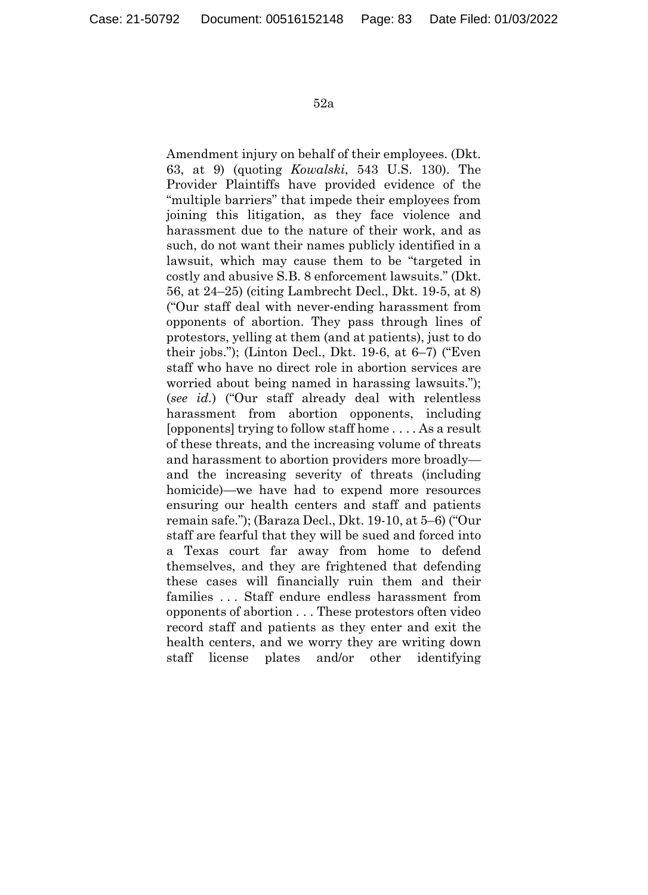Amendment injury on behalf of their employees. (Dkt. 63, at 9) (quoting *Kowalski*, 543 U.S. 130). The Provider Plaintiffs have provided evidence of the "multiple barriers" that impede their employees from joining this litigation, as they face violence and harassment due to the nature of their work, and as such, do not want their names publicly identified in a lawsuit, which may cause them to be "targeted in costly and abusive S.B. 8 enforcement lawsuits." (Dkt. 56, at 24–25) (citing Lambrecht Decl., Dkt. 19-5, at 8) ("Our staff deal with never-ending harassment from opponents of abortion. They pass through lines of protestors, yelling at them (and at patients), just to do their jobs."); (Linton Decl., Dkt. 19-6, at 6–7) ("Even staff who have no direct role in abortion services are worried about being named in harassing lawsuits."); (*see id.*) ("Our staff already deal with relentless harassment from abortion opponents, including [opponents] trying to follow staff home . . . . As a result of these threats, and the increasing volume of threats and harassment to abortion providers more broadly—and the increasing severity of threats (including homicide)—we have had to expend more resources ensuring our health centers and staff and patients remain safe."); (Baraza Decl., Dkt. 19-10, at 5–6) ("Our staff are fearful that they will be sued and forced into a Texas court far away from home to defend themselves, and they are frightened that defending these cases will financially ruin them and their families . . . Staff endure endless harassment from opponents of abortion . . . These protestors often video record staff and patients as they enter and exit the health centers, and we worry they are writing down staff license plates and/or other identifying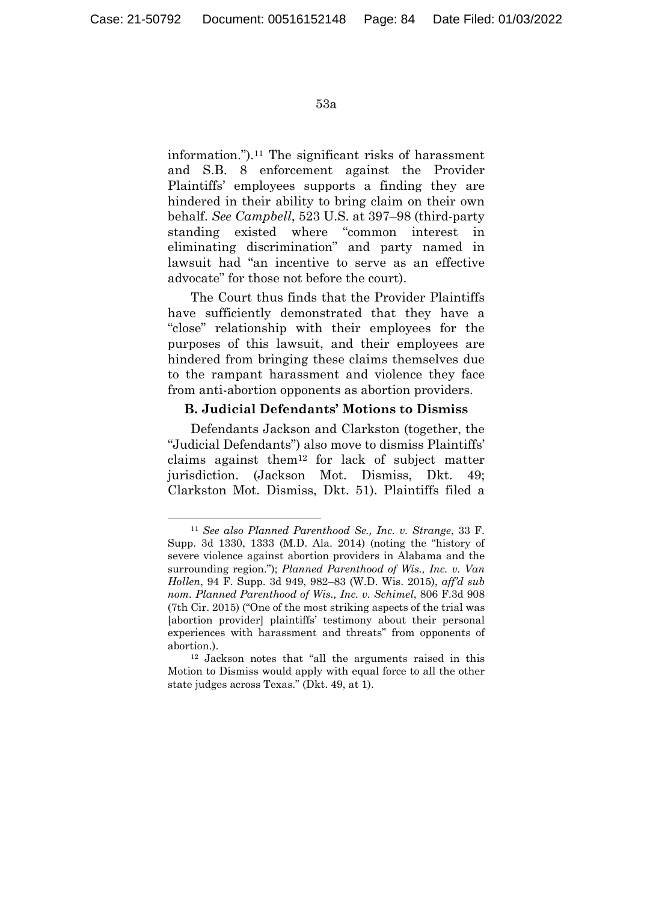information.").[11] The significant risks of harassment and S.B. 8 enforcement against the Provider Plaintiffs' employees supports a finding they are hindered in their ability to bring claim on their own behalf. *See Campbell*, 523 U.S. at 397–98 (third-party standing existed where "common interest in eliminating discrimination" and party named in lawsuit had "an incentive to serve as an effective advocate" for those not before the court).

The Court thus finds that the Provider Plaintiffs have sufficiently demonstrated that they have a "close" relationship with their employees for the purposes of this lawsuit, and their employees are hindered from bringing these claims themselves due to the rampant harassment and violence they face from anti-abortion opponents as abortion providers.

**B. Judicial Defendants' Motions to Dismiss**

Defendants Jackson and Clarkston (together, the "Judicial Defendants") also move to dismiss Plaintiffs' claims against them[12] for lack of subject matter jurisdiction. (Jackson Mot. Dismiss, Dkt. 49; Clarkston Mot. Dismiss, Dkt. 51). Plaintiffs filed a

---

[11] *See also Planned Parenthood Se., Inc. v. Strange*, 33 F. Supp. 3d 1330, 1333 (M.D. Ala. 2014) (noting the "history of severe violence against abortion providers in Alabama and the surrounding region."); *Planned Parenthood of Wis., Inc. v. Van Hollen*, 94 F. Supp. 3d 949, 982–83 (W.D. Wis. 2015), *aff'd sub nom. Planned Parenthood of Wis., Inc. v. Schimel*, 806 F.3d 908 (7th Cir. 2015) ("One of the most striking aspects of the trial was [abortion provider] plaintiffs' testimony about their personal experiences with harassment and threats" from opponents of abortion.).

[12] Jackson notes that "all the arguments raised in this Motion to Dismiss would apply with equal force to all the other state judges across Texas." (Dkt. 49, at 1).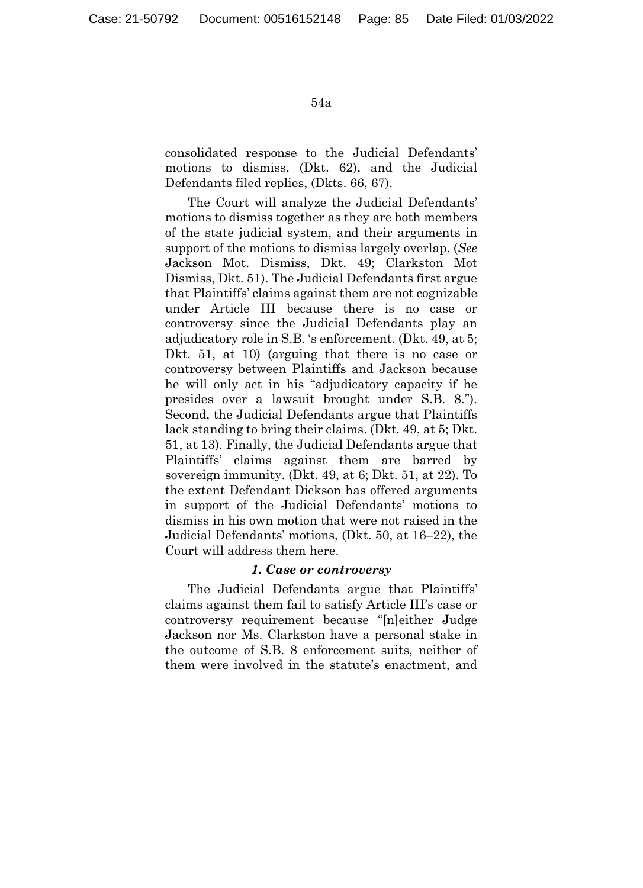consolidated response to the Judicial Defendants' motions to dismiss, (Dkt. 62), and the Judicial Defendants filed replies, (Dkts. 66, 67).

The Court will analyze the Judicial Defendants' motions to dismiss together as they are both members of the state judicial system, and their arguments in support of the motions to dismiss largely overlap. (*See* Jackson Mot. Dismiss, Dkt. 49; Clarkston Mot Dismiss, Dkt. 51). The Judicial Defendants first argue that Plaintiffs' claims against them are not cognizable under Article III because there is no case or controversy since the Judicial Defendants play an adjudicatory role in S.B. 's enforcement. (Dkt. 49, at 5; Dkt. 51, at 10) (arguing that there is no case or controversy between Plaintiffs and Jackson because he will only act in his "adjudicatory capacity if he presides over a lawsuit brought under S.B. 8."). Second, the Judicial Defendants argue that Plaintiffs lack standing to bring their claims. (Dkt. 49, at 5; Dkt. 51, at 13). Finally, the Judicial Defendants argue that Plaintiffs' claims against them are barred by sovereign immunity. (Dkt. 49, at 6; Dkt. 51, at 22). To the extent Defendant Dickson has offered arguments in support of the Judicial Defendants' motions to dismiss in his own motion that were not raised in the Judicial Defendants' motions, (Dkt. 50, at 16–22), the Court will address them here.

### *1. Case or controversy*

The Judicial Defendants argue that Plaintiffs' claims against them fail to satisfy Article III's case or controversy requirement because "[n]either Judge Jackson nor Ms. Clarkston have a personal stake in the outcome of S.B. 8 enforcement suits, neither of them were involved in the statute's enactment, and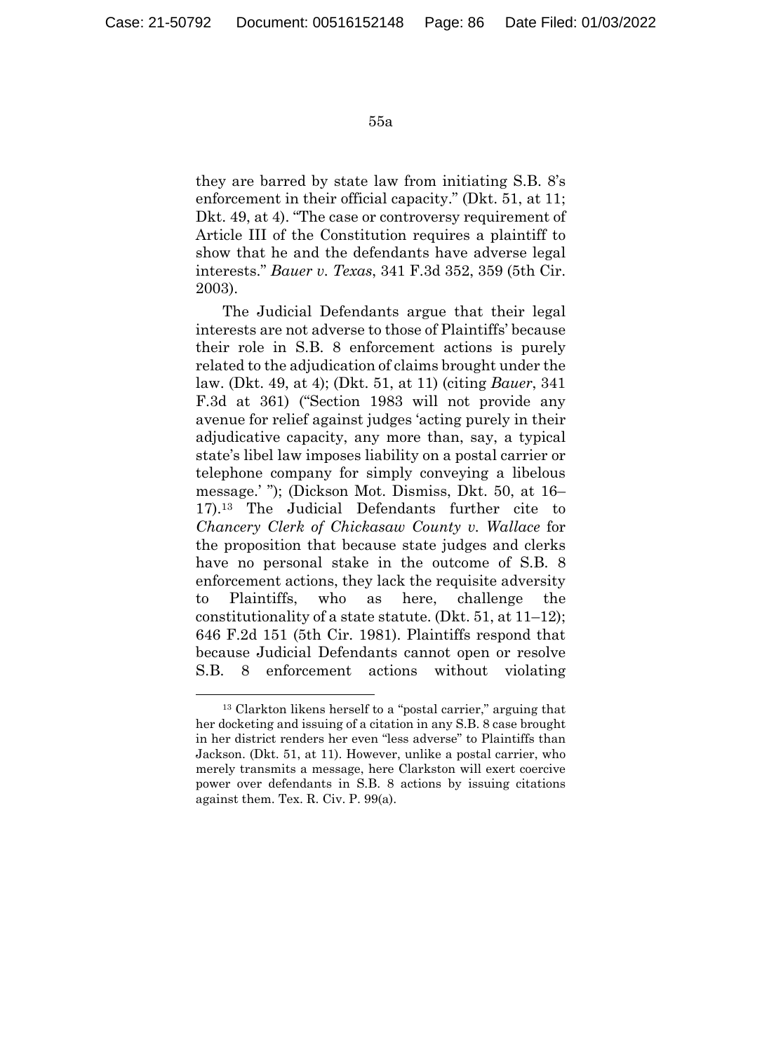they are barred by state law from initiating S.B. 8's enforcement in their official capacity." (Dkt. 51, at 11; Dkt. 49, at 4). "The case or controversy requirement of Article III of the Constitution requires a plaintiff to show that he and the defendants have adverse legal interests." *Bauer v. Texas*, 341 F.3d 352, 359 (5th Cir. 2003).

The Judicial Defendants argue that their legal interests are not adverse to those of Plaintiffs' because their role in S.B. 8 enforcement actions is purely related to the adjudication of claims brought under the law. (Dkt. 49, at 4); (Dkt. 51, at 11) (citing *Bauer*, 341 F.3d at 361) ("Section 1983 will not provide any avenue for relief against judges 'acting purely in their adjudicative capacity, any more than, say, a typical state's libel law imposes liability on a postal carrier or telephone company for simply conveying a libelous message.' "); (Dickson Mot. Dismiss, Dkt. 50, at 16–17).[13] The Judicial Defendants further cite to *Chancery Clerk of Chickasaw County v. Wallace* for the proposition that because state judges and clerks have no personal stake in the outcome of S.B. 8 enforcement actions, they lack the requisite adversity to Plaintiffs, who as here, challenge the constitutionality of a state statute. (Dkt. 51, at 11–12); 646 F.2d 151 (5th Cir. 1981). Plaintiffs respond that because Judicial Defendants cannot open or resolve S.B. 8 enforcement actions without violating

---

[13] Clarkton likens herself to a "postal carrier," arguing that her docketing and issuing of a citation in any S.B. 8 case brought in her district renders her even "less adverse" to Plaintiffs than Jackson. (Dkt. 51, at 11). However, unlike a postal carrier, who merely transmits a message, here Clarkston will exert coercive power over defendants in S.B. 8 actions by issuing citations against them. Tex. R. Civ. P. 99(a).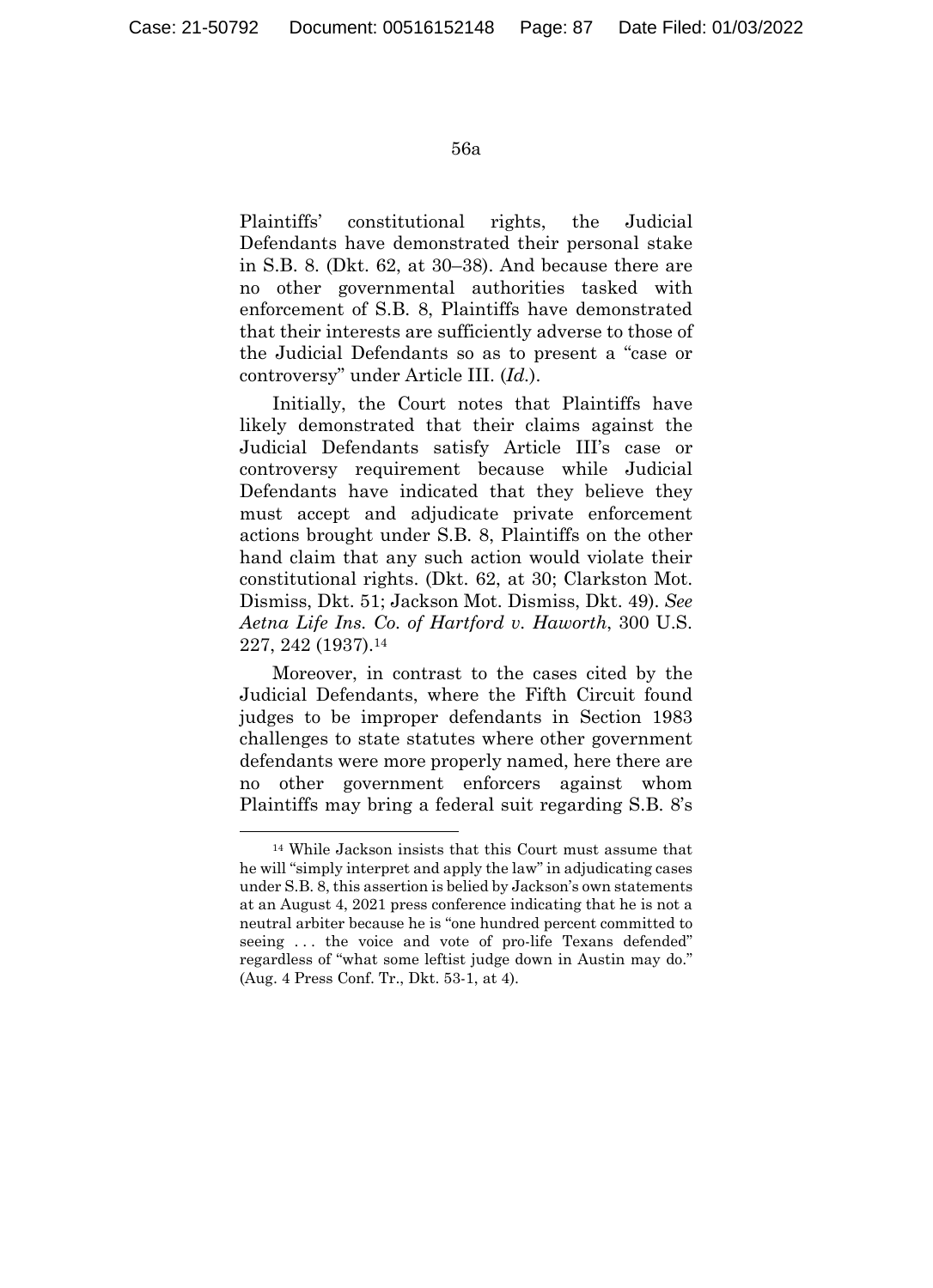Plaintiffs' constitutional rights, the Judicial Defendants have demonstrated their personal stake in S.B. 8. (Dkt. 62, at 30–38). And because there are no other governmental authorities tasked with enforcement of S.B. 8, Plaintiffs have demonstrated that their interests are sufficiently adverse to those of the Judicial Defendants so as to present a "case or controversy" under Article III. (*Id.*).

Initially, the Court notes that Plaintiffs have likely demonstrated that their claims against the Judicial Defendants satisfy Article III's case or controversy requirement because while Judicial Defendants have indicated that they believe they must accept and adjudicate private enforcement actions brought under S.B. 8, Plaintiffs on the other hand claim that any such action would violate their constitutional rights. (Dkt. 62, at 30; Clarkston Mot. Dismiss, Dkt. 51; Jackson Mot. Dismiss, Dkt. 49). *See Aetna Life Ins. Co. of Hartford v. Haworth*, 300 U.S. 227, 242 (1937).[14]

Moreover, in contrast to the cases cited by the Judicial Defendants, where the Fifth Circuit found judges to be improper defendants in Section 1983 challenges to state statutes where other government defendants were more properly named, here there are no other government enforcers against whom Plaintiffs may bring a federal suit regarding S.B. 8's

---

[14] While Jackson insists that this Court must assume that he will "simply interpret and apply the law" in adjudicating cases under S.B. 8, this assertion is belied by Jackson's own statements at an August 4, 2021 press conference indicating that he is not a neutral arbiter because he is "one hundred percent committed to seeing . . . the voice and vote of pro-life Texans defended" regardless of "what some leftist judge down in Austin may do." (Aug. 4 Press Conf. Tr., Dkt. 53-1, at 4).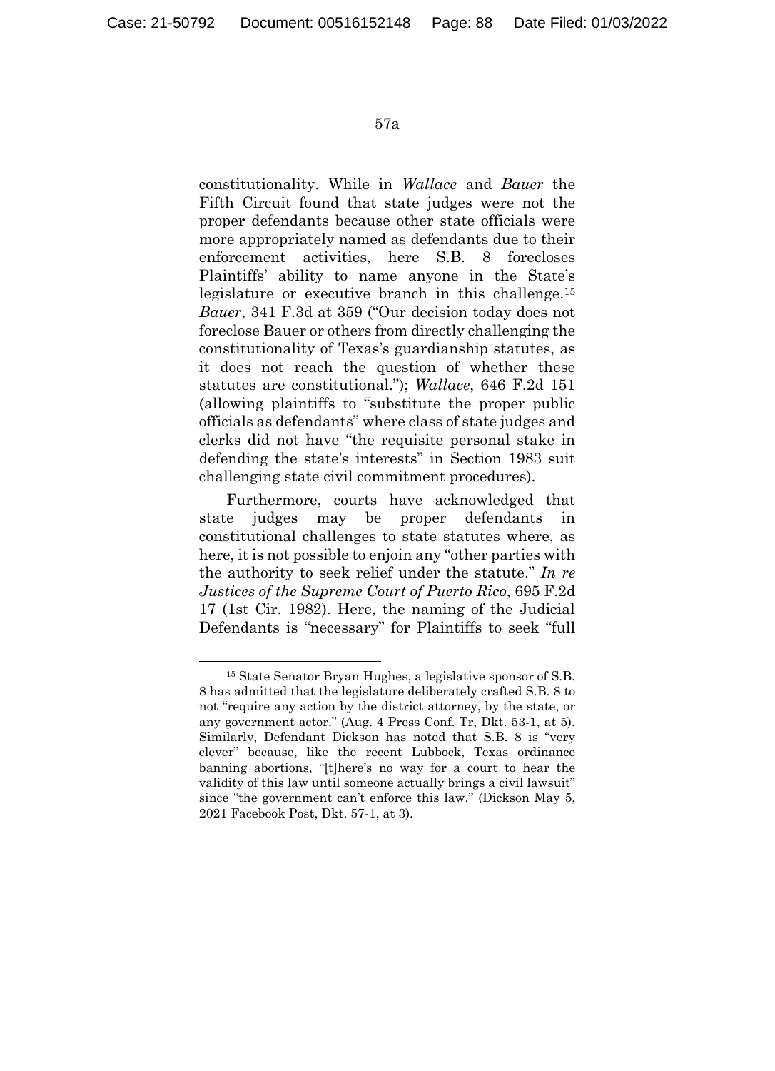constitutionality. While in *Wallace* and *Bauer* the Fifth Circuit found that state judges were not the proper defendants because other state officials were more appropriately named as defendants due to their enforcement activities, here S.B. 8 forecloses Plaintiffs' ability to name anyone in the State's legislature or executive branch in this challenge.[15] *Bauer*, 341 F.3d at 359 ("Our decision today does not foreclose Bauer or others from directly challenging the constitutionality of Texas's guardianship statutes, as it does not reach the question of whether these statutes are constitutional."); *Wallace*, 646 F.2d 151 (allowing plaintiffs to "substitute the proper public officials as defendants" where class of state judges and clerks did not have "the requisite personal stake in defending the state's interests" in Section 1983 suit challenging state civil commitment procedures).

Furthermore, courts have acknowledged that state judges may be proper defendants in constitutional challenges to state statutes where, as here, it is not possible to enjoin any "other parties with the authority to seek relief under the statute." *In re Justices of the Supreme Court of Puerto Rico*, 695 F.2d 17 (1st Cir. 1982). Here, the naming of the Judicial Defendants is "necessary" for Plaintiffs to seek "full

---

[15] State Senator Bryan Hughes, a legislative sponsor of S.B. 8 has admitted that the legislature deliberately crafted S.B. 8 to not "require any action by the district attorney, by the state, or any government actor." (Aug. 4 Press Conf. Tr, Dkt. 53-1, at 5). Similarly, Defendant Dickson has noted that S.B. 8 is "very clever" because, like the recent Lubbock, Texas ordinance banning abortions, "[t]here's no way for a court to hear the validity of this law until someone actually brings a civil lawsuit" since "the government can't enforce this law." (Dickson May 5, 2021 Facebook Post, Dkt. 57-1, at 3).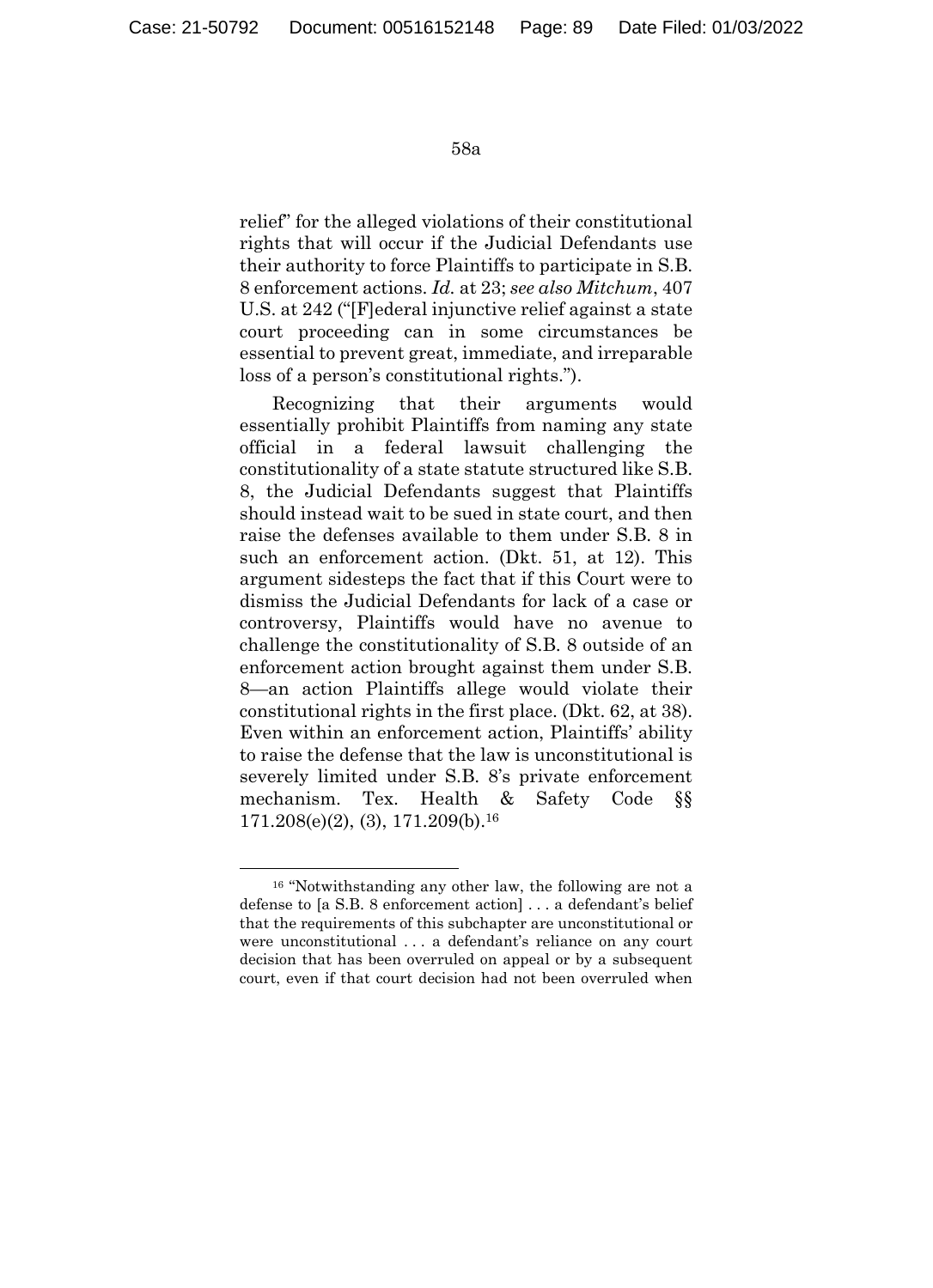relief" for the alleged violations of their constitutional rights that will occur if the Judicial Defendants use their authority to force Plaintiffs to participate in S.B. 8 enforcement actions. *Id.* at 23; *see also Mitchum*, 407 U.S. at 242 ("[F]ederal injunctive relief against a state court proceeding can in some circumstances be essential to prevent great, immediate, and irreparable loss of a person's constitutional rights.").

Recognizing that their arguments would essentially prohibit Plaintiffs from naming any state official in a federal lawsuit challenging the constitutionality of a state statute structured like S.B. 8, the Judicial Defendants suggest that Plaintiffs should instead wait to be sued in state court, and then raise the defenses available to them under S.B. 8 in such an enforcement action. (Dkt. 51, at 12). This argument sidesteps the fact that if this Court were to dismiss the Judicial Defendants for lack of a case or controversy, Plaintiffs would have no avenue to challenge the constitutionality of S.B. 8 outside of an enforcement action brought against them under S.B. 8—an action Plaintiffs allege would violate their constitutional rights in the first place. (Dkt. 62, at 38). Even within an enforcement action, Plaintiffs' ability to raise the defense that the law is unconstitutional is severely limited under S.B. 8's private enforcement mechanism. Tex. Health & Safety Code §§ 171.208(e)(2), (3), 171.209(b).[16]

[16] "Notwithstanding any other law, the following are not a defense to [a S.B. 8 enforcement action] . . . a defendant's belief that the requirements of this subchapter are unconstitutional or were unconstitutional . . . a defendant's reliance on any court decision that has been overruled on appeal or by a subsequent court, even if that court decision had not been overruled when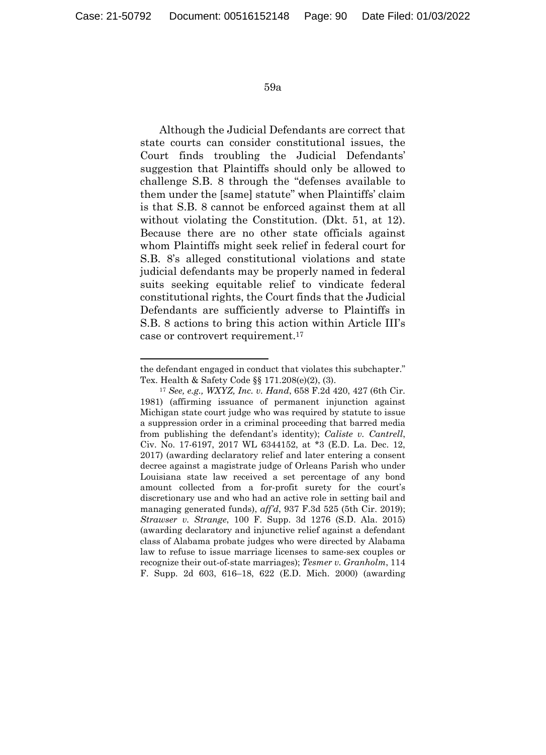Although the Judicial Defendants are correct that state courts can consider constitutional issues, the Court finds troubling the Judicial Defendants' suggestion that Plaintiffs should only be allowed to challenge S.B. 8 through the "defenses available to them under the [same] statute" when Plaintiffs' claim is that S.B. 8 cannot be enforced against them at all without violating the Constitution. (Dkt. 51, at 12). Because there are no other state officials against whom Plaintiffs might seek relief in federal court for S.B. 8's alleged constitutional violations and state judicial defendants may be properly named in federal suits seeking equitable relief to vindicate federal constitutional rights, the Court finds that the Judicial Defendants are sufficiently adverse to Plaintiffs in S.B. 8 actions to bring this action within Article III's case or controvert requirement.[17]

---

the defendant engaged in conduct that violates this subchapter." Tex. Health & Safety Code §§ 171.208(e)(2), (3).

[17] *See, e.g., WXYZ, Inc. v. Hand*, 658 F.2d 420, 427 (6th Cir. 1981) (affirming issuance of permanent injunction against Michigan state court judge who was required by statute to issue a suppression order in a criminal proceeding that barred media from publishing the defendant's identity); *Caliste v. Cantrell*, Civ. No. 17-6197, 2017 WL 6344152, at *3 (E.D. La. Dec. 12, 2017) (awarding declaratory relief and later entering a consent decree against a magistrate judge of Orleans Parish who under Louisiana state law received a set percentage of any bond amount collected from a for-profit surety for the court's discretionary use and who had an active role in setting bail and managing generated funds), *aff'd*, 937 F.3d 525 (5th Cir. 2019); *Strawser v. Strange*, 100 F. Supp. 3d 1276 (S.D. Ala. 2015) (awarding declaratory and injunctive relief against a defendant class of Alabama probate judges who were directed by Alabama law to refuse to issue marriage licenses to same-sex couples or recognize their out-of-state marriages); *Tesmer v. Granholm*, 114 F. Supp. 2d 603, 616–18, 622 (E.D. Mich. 2000) (awarding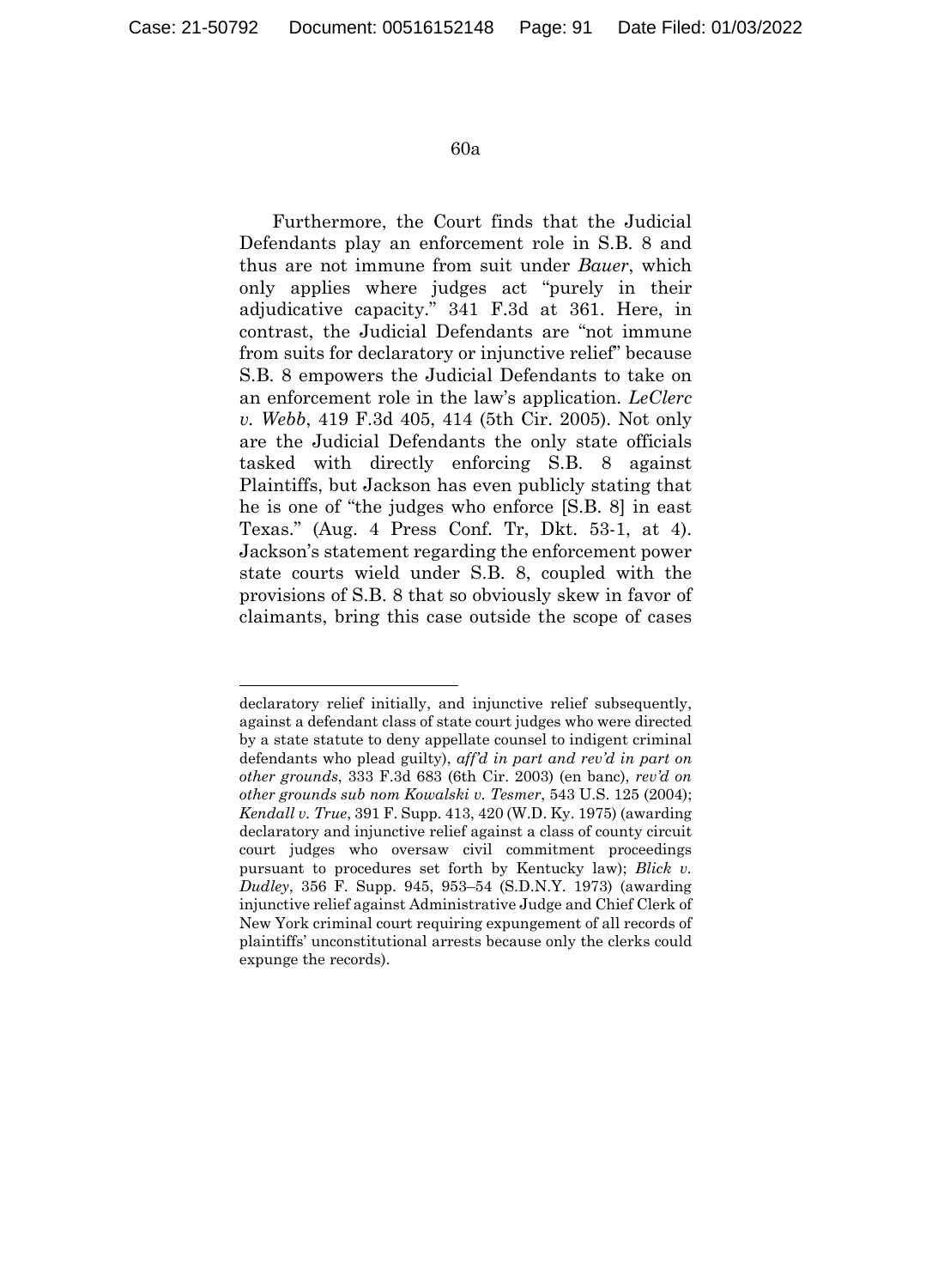Furthermore, the Court finds that the Judicial Defendants play an enforcement role in S.B. 8 and thus are not immune from suit under *Bauer*, which only applies where judges act "purely in their adjudicative capacity." 341 F.3d at 361. Here, in contrast, the Judicial Defendants are "not immune from suits for declaratory or injunctive relief" because S.B. 8 empowers the Judicial Defendants to take on an enforcement role in the law's application. *LeClerc v. Webb*, 419 F.3d 405, 414 (5th Cir. 2005). Not only are the Judicial Defendants the only state officials tasked with directly enforcing S.B. 8 against Plaintiffs, but Jackson has even publicly stating that he is one of "the judges who enforce [S.B. 8] in east Texas." (Aug. 4 Press Conf. Tr, Dkt. 53-1, at 4). Jackson's statement regarding the enforcement power state courts wield under S.B. 8, coupled with the provisions of S.B. 8 that so obviously skew in favor of claimants, bring this case outside the scope of cases

---

declaratory relief initially, and injunctive relief subsequently, against a defendant class of state court judges who were directed by a state statute to deny appellate counsel to indigent criminal defendants who plead guilty), *aff'd in part and rev'd in part on other grounds*, 333 F.3d 683 (6th Cir. 2003) (en banc), *rev'd on other grounds sub nom Kowalski v. Tesmer*, 543 U.S. 125 (2004); *Kendall v. True*, 391 F. Supp. 413, 420 (W.D. Ky. 1975) (awarding declaratory and injunctive relief against a class of county circuit court judges who oversaw civil commitment proceedings pursuant to procedures set forth by Kentucky law); *Blick v. Dudley*, 356 F. Supp. 945, 953–54 (S.D.N.Y. 1973) (awarding injunctive relief against Administrative Judge and Chief Clerk of New York criminal court requiring expungement of all records of plaintiffs' unconstitutional arrests because only the clerks could expunge the records).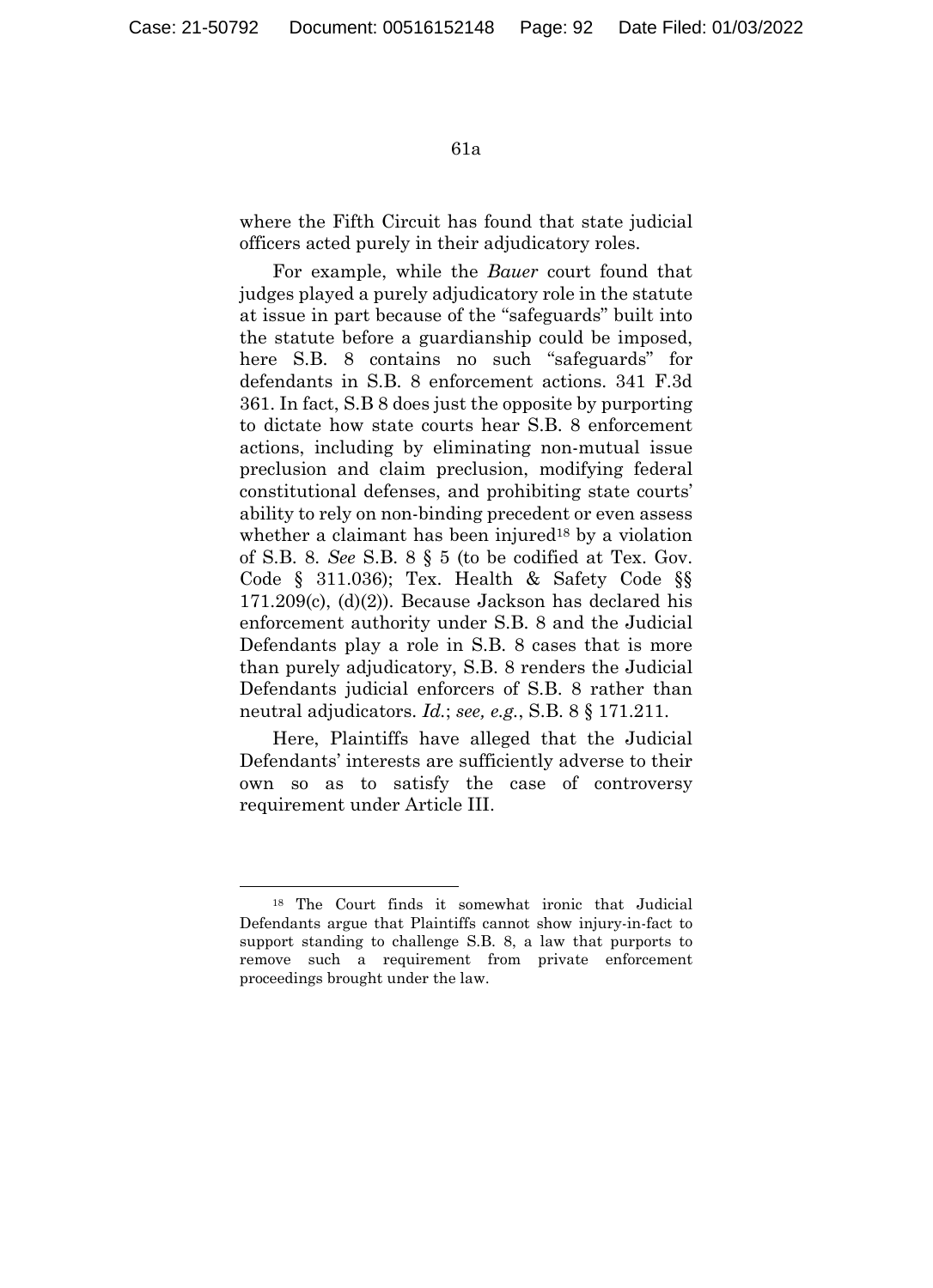where the Fifth Circuit has found that state judicial officers acted purely in their adjudicatory roles.

For example, while the *Bauer* court found that judges played a purely adjudicatory role in the statute at issue in part because of the "safeguards" built into the statute before a guardianship could be imposed, here S.B. 8 contains no such "safeguards" for defendants in S.B. 8 enforcement actions. 341 F.3d 361. In fact, S.B 8 does just the opposite by purporting to dictate how state courts hear S.B. 8 enforcement actions, including by eliminating non-mutual issue preclusion and claim preclusion, modifying federal constitutional defenses, and prohibiting state courts' ability to rely on non-binding precedent or even assess whether a claimant has been injured[18] by a violation of S.B. 8. *See* S.B. 8 § 5 (to be codified at Tex. Gov. Code § 311.036); Tex. Health & Safety Code §§ 171.209(c), (d)(2)). Because Jackson has declared his enforcement authority under S.B. 8 and the Judicial Defendants play a role in S.B. 8 cases that is more than purely adjudicatory, S.B. 8 renders the Judicial Defendants judicial enforcers of S.B. 8 rather than neutral adjudicators. *Id.*; *see, e.g.*, S.B. 8 § 171.211.

Here, Plaintiffs have alleged that the Judicial Defendants' interests are sufficiently adverse to their own so as to satisfy the case of controversy requirement under Article III.

---

[18] The Court finds it somewhat ironic that Judicial Defendants argue that Plaintiffs cannot show injury-in-fact to support standing to challenge S.B. 8, a law that purports to remove such a requirement from private enforcement proceedings brought under the law.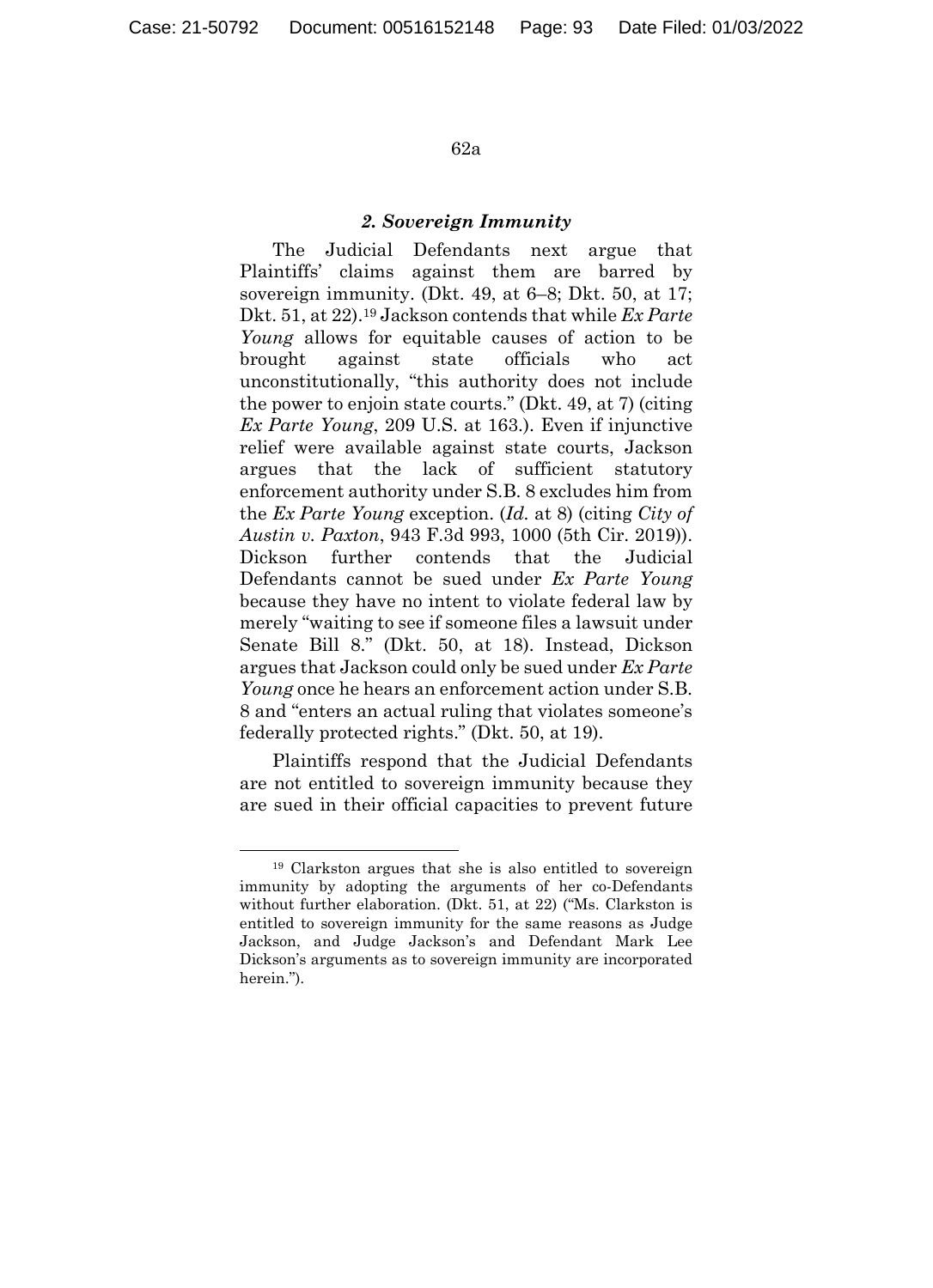### *2. Sovereign Immunity*

The Judicial Defendants next argue that Plaintiffs' claims against them are barred by sovereign immunity. (Dkt. 49, at 6–8; Dkt. 50, at 17; Dkt. 51, at 22).[19] Jackson contends that while *Ex Parte Young* allows for equitable causes of action to be brought against state officials who act unconstitutionally, "this authority does not include the power to enjoin state courts." (Dkt. 49, at 7) (citing *Ex Parte Young*, 209 U.S. at 163.). Even if injunctive relief were available against state courts, Jackson argues that the lack of sufficient statutory enforcement authority under S.B. 8 excludes him from the *Ex Parte Young* exception. (*Id.* at 8) (citing *City of Austin v. Paxton*, 943 F.3d 993, 1000 (5th Cir. 2019)). Dickson further contends that the Judicial Defendants cannot be sued under *Ex Parte Young* because they have no intent to violate federal law by merely "waiting to see if someone files a lawsuit under Senate Bill 8." (Dkt. 50, at 18). Instead, Dickson argues that Jackson could only be sued under *Ex Parte Young* once he hears an enforcement action under S.B. 8 and "enters an actual ruling that violates someone's federally protected rights." (Dkt. 50, at 19).

Plaintiffs respond that the Judicial Defendants are not entitled to sovereign immunity because they are sued in their official capacities to prevent future

[19] Clarkston argues that she is also entitled to sovereign immunity by adopting the arguments of her co-Defendants without further elaboration. (Dkt. 51, at 22) ("Ms. Clarkston is entitled to sovereign immunity for the same reasons as Judge Jackson, and Judge Jackson's and Defendant Mark Lee Dickson's arguments as to sovereign immunity are incorporated herein.").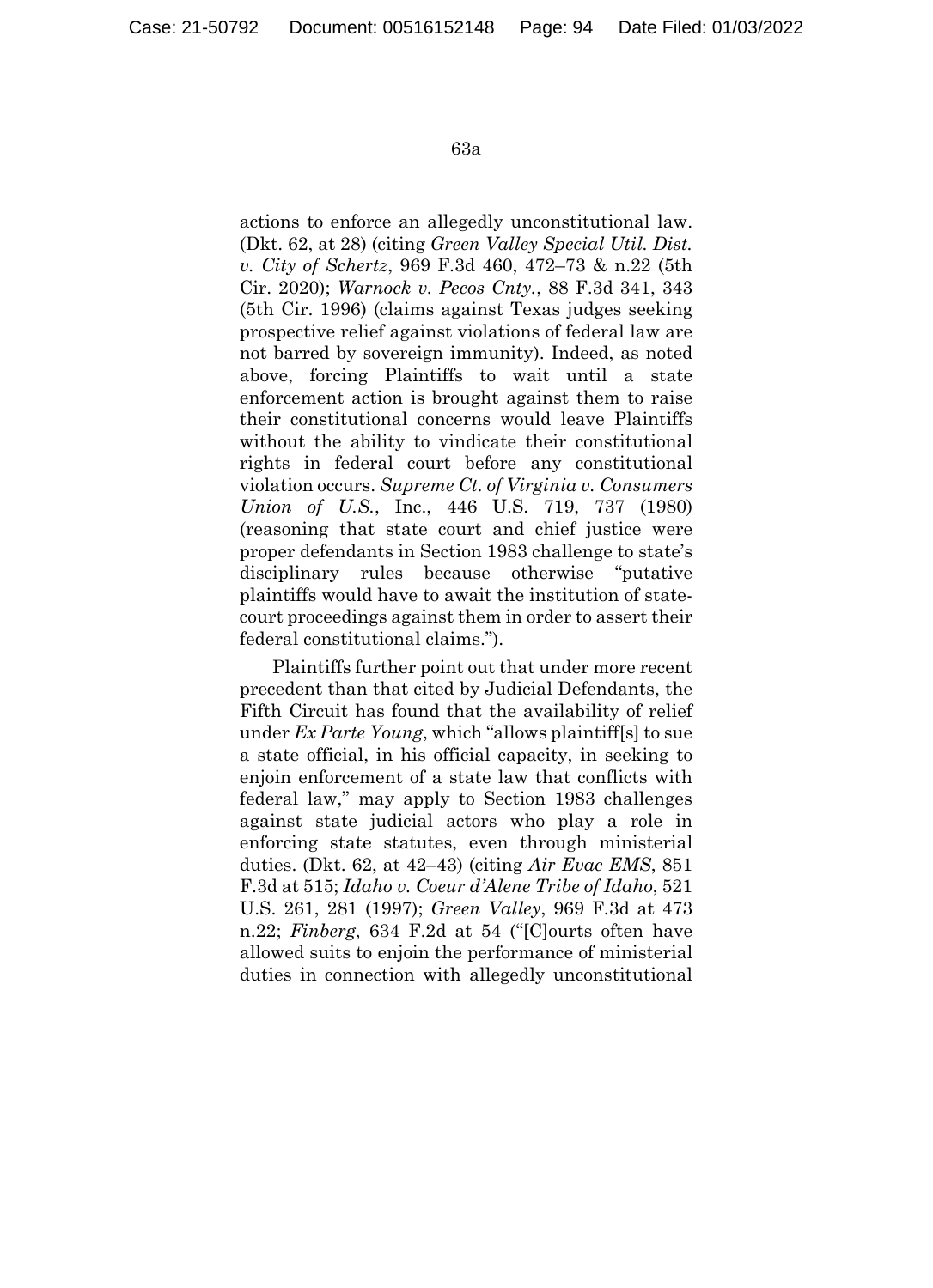actions to enforce an allegedly unconstitutional law. (Dkt. 62, at 28) (citing *Green Valley Special Util. Dist. v. City of Schertz*, 969 F.3d 460, 472–73 & n.22 (5th Cir. 2020); *Warnock v. Pecos Cnty.*, 88 F.3d 341, 343 (5th Cir. 1996) (claims against Texas judges seeking prospective relief against violations of federal law are not barred by sovereign immunity). Indeed, as noted above, forcing Plaintiffs to wait until a state enforcement action is brought against them to raise their constitutional concerns would leave Plaintiffs without the ability to vindicate their constitutional rights in federal court before any constitutional violation occurs. *Supreme Ct. of Virginia v. Consumers Union of U.S.*, Inc., 446 U.S. 719, 737 (1980) (reasoning that state court and chief justice were proper defendants in Section 1983 challenge to state's disciplinary rules because otherwise "putative plaintiffs would have to await the institution of state-court proceedings against them in order to assert their federal constitutional claims.").

Plaintiffs further point out that under more recent precedent than that cited by Judicial Defendants, the Fifth Circuit has found that the availability of relief under *Ex Parte Young*, which "allows plaintiff[s] to sue a state official, in his official capacity, in seeking to enjoin enforcement of a state law that conflicts with federal law," may apply to Section 1983 challenges against state judicial actors who play a role in enforcing state statutes, even through ministerial duties. (Dkt. 62, at 42–43) (citing *Air Evac EMS*, 851 F.3d at 515; *Idaho v. Coeur d'Alene Tribe of Idaho*, 521 U.S. 261, 281 (1997); *Green Valley*, 969 F.3d at 473 n.22; *Finberg*, 634 F.2d at 54 ("[C]ourts often have allowed suits to enjoin the performance of ministerial duties in connection with allegedly unconstitutional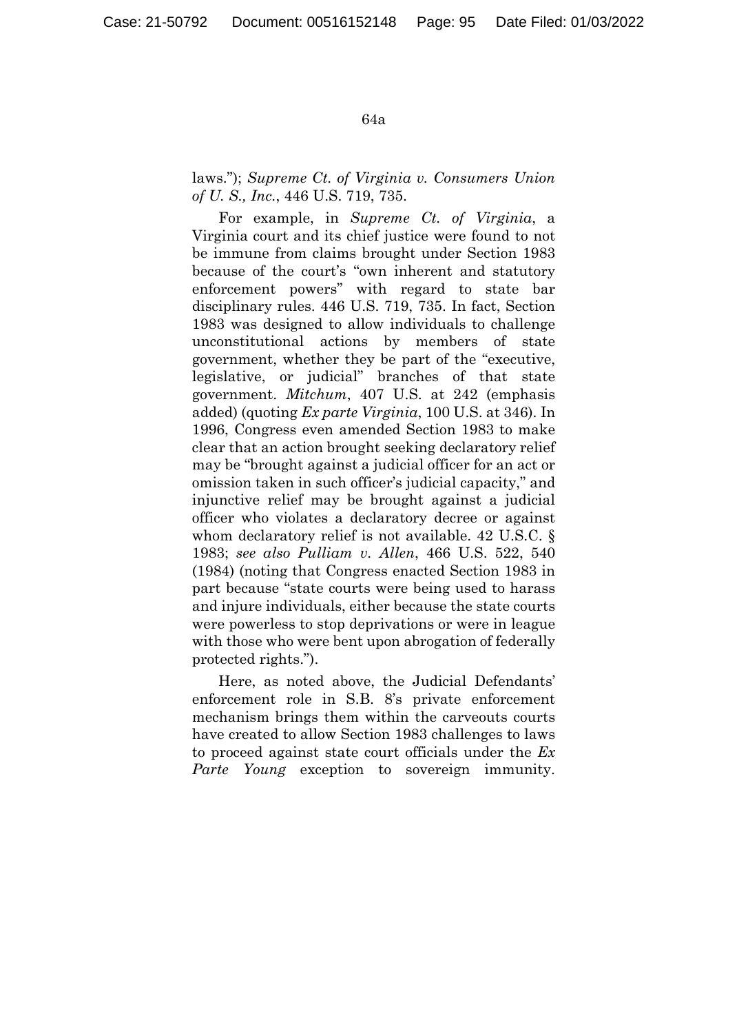laws."); *Supreme Ct. of Virginia v. Consumers Union of U. S., Inc.*, 446 U.S. 719, 735.

For example, in *Supreme Ct. of Virginia*, a Virginia court and its chief justice were found to not be immune from claims brought under Section 1983 because of the court's "own inherent and statutory enforcement powers" with regard to state bar disciplinary rules. 446 U.S. 719, 735. In fact, Section 1983 was designed to allow individuals to challenge unconstitutional actions by members of state government, whether they be part of the "executive, legislative, or judicial" branches of that state government. *Mitchum*, 407 U.S. at 242 (emphasis added) (quoting *Ex parte Virginia*, 100 U.S. at 346). In 1996, Congress even amended Section 1983 to make clear that an action brought seeking declaratory relief may be "brought against a judicial officer for an act or omission taken in such officer's judicial capacity," and injunctive relief may be brought against a judicial officer who violates a declaratory decree or against whom declaratory relief is not available. 42 U.S.C. § 1983; *see also Pulliam v. Allen*, 466 U.S. 522, 540 (1984) (noting that Congress enacted Section 1983 in part because "state courts were being used to harass and injure individuals, either because the state courts were powerless to stop deprivations or were in league with those who were bent upon abrogation of federally protected rights.").

Here, as noted above, the Judicial Defendants' enforcement role in S.B. 8's private enforcement mechanism brings them within the carveouts courts have created to allow Section 1983 challenges to laws to proceed against state court officials under the *Ex Parte Young* exception to sovereign immunity.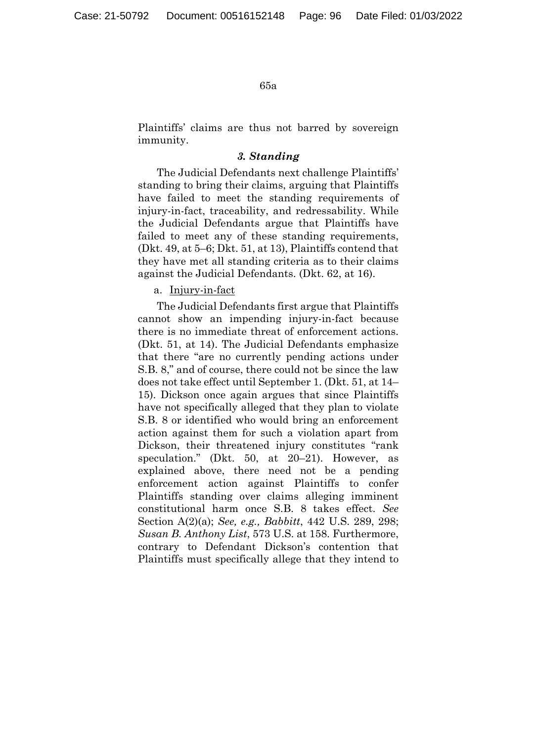Plaintiffs' claims are thus not barred by sovereign immunity.

### *3. Standing*

The Judicial Defendants next challenge Plaintiffs' standing to bring their claims, arguing that Plaintiffs have failed to meet the standing requirements of injury-in-fact, traceability, and redressability. While the Judicial Defendants argue that Plaintiffs have failed to meet any of these standing requirements, (Dkt. 49, at 5–6; Dkt. 51, at 13), Plaintiffs contend that they have met all standing criteria as to their claims against the Judicial Defendants. (Dkt. 62, at 16).

a. <u>Injury-in-fact</u>

The Judicial Defendants first argue that Plaintiffs cannot show an impending injury-in-fact because there is no immediate threat of enforcement actions. (Dkt. 51, at 14). The Judicial Defendants emphasize that there "are no currently pending actions under S.B. 8," and of course, there could not be since the law does not take effect until September 1. (Dkt. 51, at 14–15). Dickson once again argues that since Plaintiffs have not specifically alleged that they plan to violate S.B. 8 or identified who would bring an enforcement action against them for such a violation apart from Dickson, their threatened injury constitutes "rank speculation." (Dkt. 50, at 20–21). However, as explained above, there need not be a pending enforcement action against Plaintiffs to confer Plaintiffs standing over claims alleging imminent constitutional harm once S.B. 8 takes effect. *See* Section A(2)(a); *See, e.g., Babbitt*, 442 U.S. 289, 298; *Susan B. Anthony List*, 573 U.S. at 158. Furthermore, contrary to Defendant Dickson's contention that Plaintiffs must specifically allege that they intend to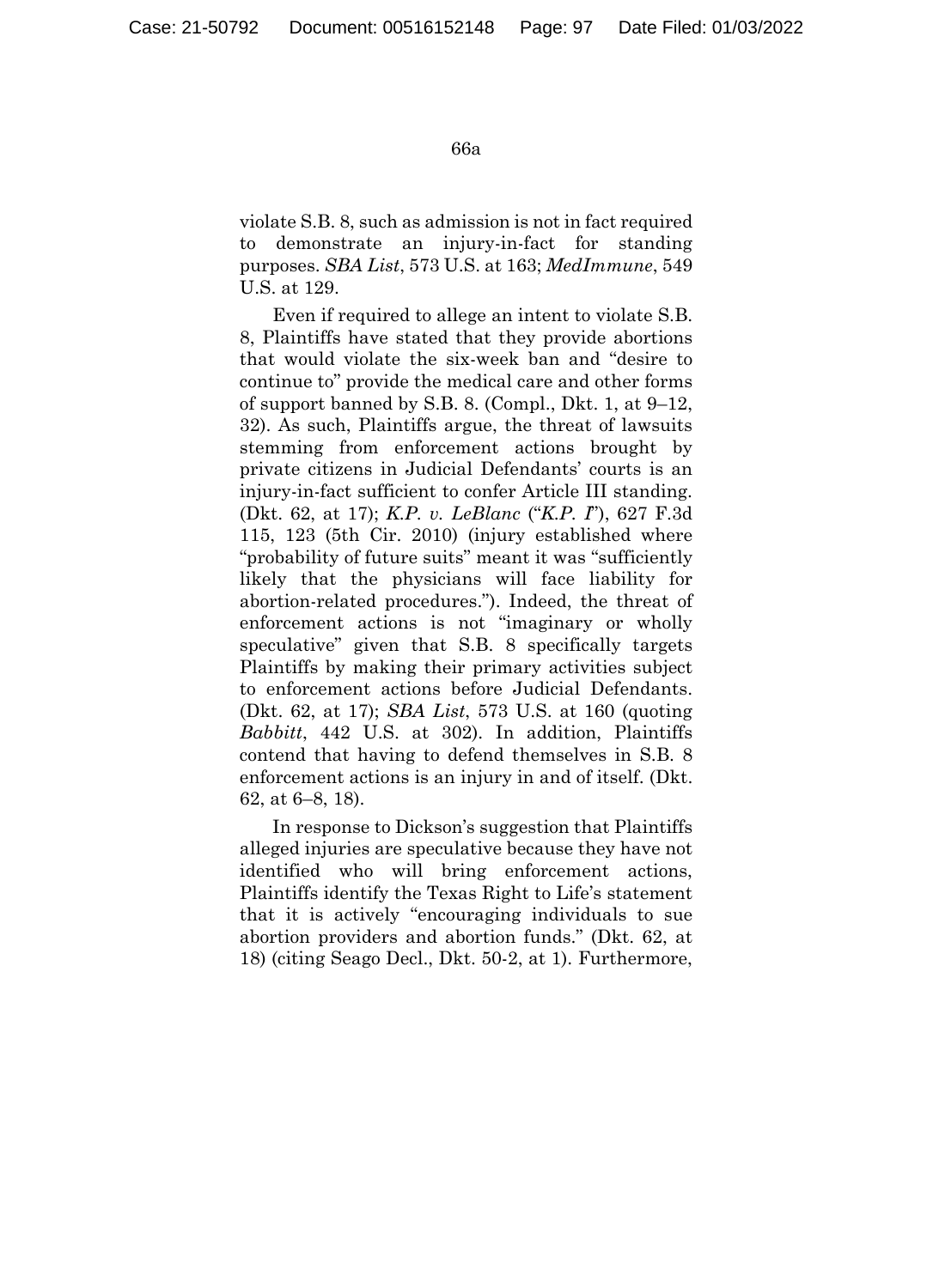violate S.B. 8, such as admission is not in fact required to demonstrate an injury-in-fact for standing purposes. *SBA List*, 573 U.S. at 163; *MedImmune*, 549 U.S. at 129.

Even if required to allege an intent to violate S.B. 8, Plaintiffs have stated that they provide abortions that would violate the six-week ban and "desire to continue to" provide the medical care and other forms of support banned by S.B. 8. (Compl., Dkt. 1, at 9–12, 32). As such, Plaintiffs argue, the threat of lawsuits stemming from enforcement actions brought by private citizens in Judicial Defendants' courts is an injury-in-fact sufficient to confer Article III standing. (Dkt. 62, at 17); *K.P. v. LeBlanc* ("*K.P. I*"), 627 F.3d 115, 123 (5th Cir. 2010) (injury established where "probability of future suits" meant it was "sufficiently likely that the physicians will face liability for abortion-related procedures."). Indeed, the threat of enforcement actions is not "imaginary or wholly speculative" given that S.B. 8 specifically targets Plaintiffs by making their primary activities subject to enforcement actions before Judicial Defendants. (Dkt. 62, at 17); *SBA List*, 573 U.S. at 160 (quoting *Babbitt*, 442 U.S. at 302). In addition, Plaintiffs contend that having to defend themselves in S.B. 8 enforcement actions is an injury in and of itself. (Dkt. 62, at 6–8, 18).

In response to Dickson's suggestion that Plaintiffs alleged injuries are speculative because they have not identified who will bring enforcement actions, Plaintiffs identify the Texas Right to Life's statement that it is actively "encouraging individuals to sue abortion providers and abortion funds." (Dkt. 62, at 18) (citing Seago Decl., Dkt. 50-2, at 1). Furthermore,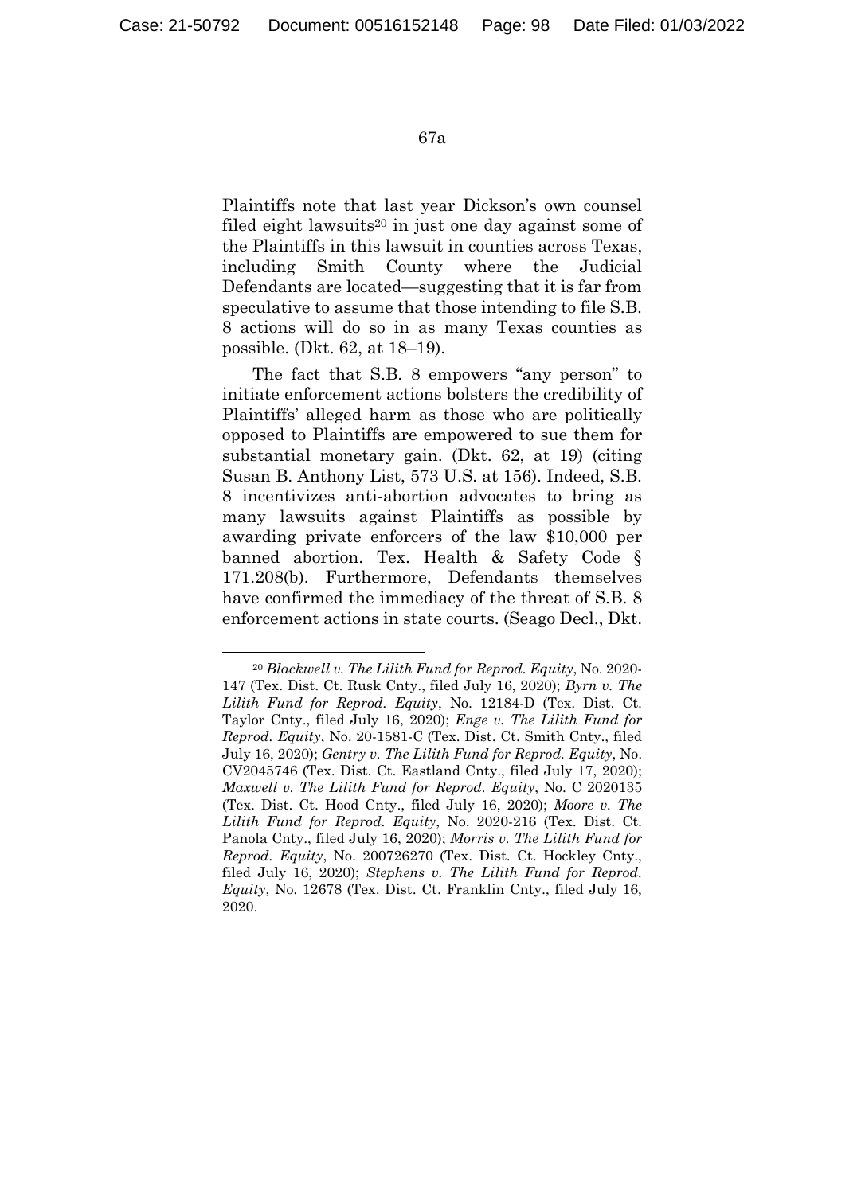Plaintiffs note that last year Dickson's own counsel filed eight lawsuits[20] in just one day against some of the Plaintiffs in this lawsuit in counties across Texas, including Smith County where the Judicial Defendants are located—suggesting that it is far from speculative to assume that those intending to file S.B. 8 actions will do so in as many Texas counties as possible. (Dkt. 62, at 18–19).

The fact that S.B. 8 empowers "any person" to initiate enforcement actions bolsters the credibility of Plaintiffs' alleged harm as those who are politically opposed to Plaintiffs are empowered to sue them for substantial monetary gain. (Dkt. 62, at 19) (citing Susan B. Anthony List, 573 U.S. at 156). Indeed, S.B. 8 incentivizes anti-abortion advocates to bring as many lawsuits against Plaintiffs as possible by awarding private enforcers of the law \$10,000 per banned abortion. Tex. Health & Safety Code § 171.208(b). Furthermore, Defendants themselves have confirmed the immediacy of the threat of S.B. 8 enforcement actions in state courts. (Seago Decl., Dkt.

---

[20] *Blackwell v. The Lilith Fund for Reprod. Equity*, No. 2020-147 (Tex. Dist. Ct. Rusk Cnty., filed July 16, 2020); *Byrn v. The Lilith Fund for Reprod. Equity*, No. 12184-D (Tex. Dist. Ct. Taylor Cnty., filed July 16, 2020); *Enge v. The Lilith Fund for Reprod. Equity*, No. 20-1581-C (Tex. Dist. Ct. Smith Cnty., filed July 16, 2020); *Gentry v. The Lilith Fund for Reprod. Equity*, No. CV2045746 (Tex. Dist. Ct. Eastland Cnty., filed July 17, 2020); *Maxwell v. The Lilith Fund for Reprod. Equity*, No. C 2020135 (Tex. Dist. Ct. Hood Cnty., filed July 16, 2020); *Moore v. The Lilith Fund for Reprod. Equity*, No. 2020-216 (Tex. Dist. Ct. Panola Cnty., filed July 16, 2020); *Morris v. The Lilith Fund for Reprod. Equity*, No. 200726270 (Tex. Dist. Ct. Hockley Cnty., filed July 16, 2020); *Stephens v. The Lilith Fund for Reprod. Equity*, No. 12678 (Tex. Dist. Ct. Franklin Cnty., filed July 16, 2020.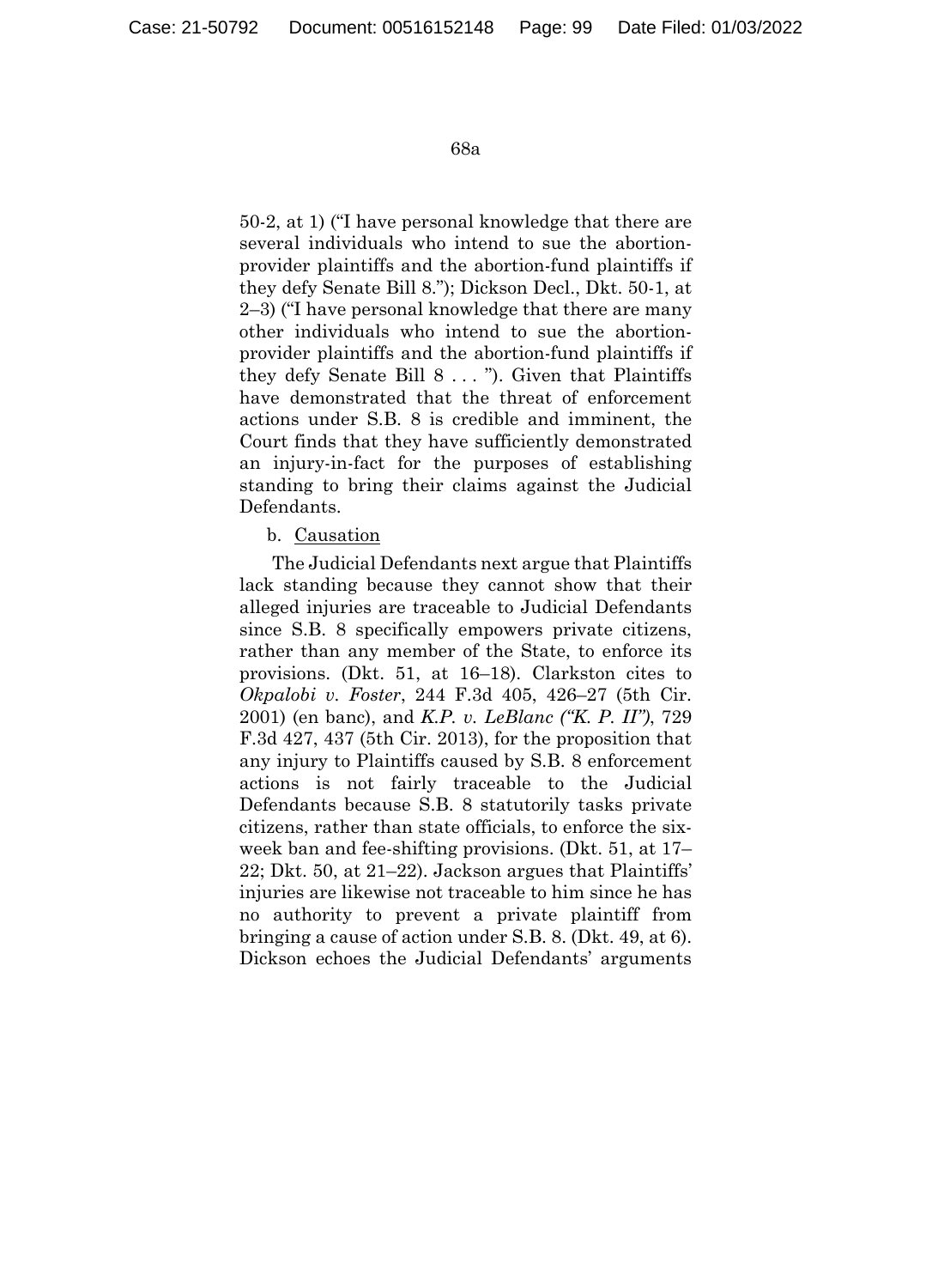50-2, at 1) ("I have personal knowledge that there are several individuals who intend to sue the abortion-provider plaintiffs and the abortion-fund plaintiffs if they defy Senate Bill 8."); Dickson Decl., Dkt. 50-1, at 2–3) ("I have personal knowledge that there are many other individuals who intend to sue the abortion-provider plaintiffs and the abortion-fund plaintiffs if they defy Senate Bill 8 . . . "). Given that Plaintiffs have demonstrated that the threat of enforcement actions under S.B. 8 is credible and imminent, the Court finds that they have sufficiently demonstrated an injury-in-fact for the purposes of establishing standing to bring their claims against the Judicial Defendants.

b. Causation

The Judicial Defendants next argue that Plaintiffs lack standing because they cannot show that their alleged injuries are traceable to Judicial Defendants since S.B. 8 specifically empowers private citizens, rather than any member of the State, to enforce its provisions. (Dkt. 51, at 16–18). Clarkston cites to *Okpalobi v. Foster*, 244 F.3d 405, 426–27 (5th Cir. 2001) (en banc), and *K.P. v. LeBlanc ("K. P. II")*, 729 F.3d 427, 437 (5th Cir. 2013), for the proposition that any injury to Plaintiffs caused by S.B. 8 enforcement actions is not fairly traceable to the Judicial Defendants because S.B. 8 statutorily tasks private citizens, rather than state officials, to enforce the six-week ban and fee-shifting provisions. (Dkt. 51, at 17–22; Dkt. 50, at 21–22). Jackson argues that Plaintiffs' injuries are likewise not traceable to him since he has no authority to prevent a private plaintiff from bringing a cause of action under S.B. 8. (Dkt. 49, at 6). Dickson echoes the Judicial Defendants' arguments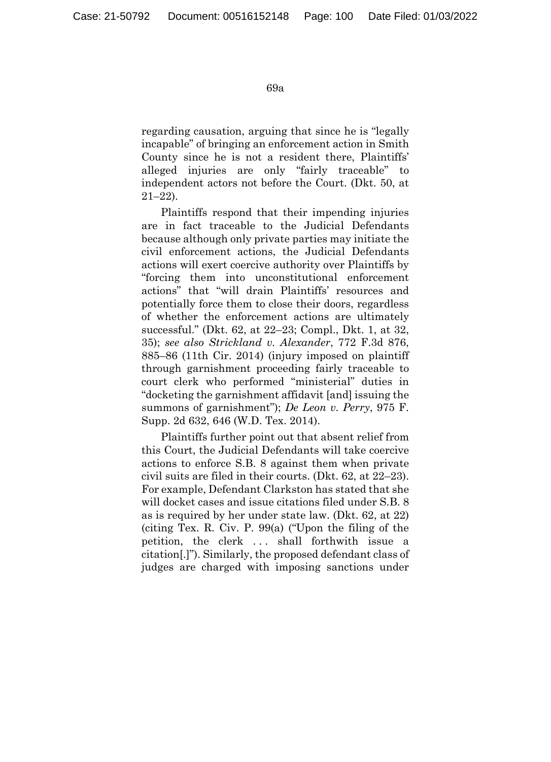regarding causation, arguing that since he is "legally incapable" of bringing an enforcement action in Smith County since he is not a resident there, Plaintiffs' alleged injuries are only "fairly traceable" to independent actors not before the Court. (Dkt. 50, at 21–22).

Plaintiffs respond that their impending injuries are in fact traceable to the Judicial Defendants because although only private parties may initiate the civil enforcement actions, the Judicial Defendants actions will exert coercive authority over Plaintiffs by "forcing them into unconstitutional enforcement actions" that "will drain Plaintiffs' resources and potentially force them to close their doors, regardless of whether the enforcement actions are ultimately successful." (Dkt. 62, at 22–23; Compl., Dkt. 1, at 32, 35); *see also Strickland v. Alexander*, 772 F.3d 876, 885–86 (11th Cir. 2014) (injury imposed on plaintiff through garnishment proceeding fairly traceable to court clerk who performed "ministerial" duties in "docketing the garnishment affidavit [and] issuing the summons of garnishment"); *De Leon v. Perry*, 975 F. Supp. 2d 632, 646 (W.D. Tex. 2014).

Plaintiffs further point out that absent relief from this Court, the Judicial Defendants will take coercive actions to enforce S.B. 8 against them when private civil suits are filed in their courts. (Dkt. 62, at 22–23). For example, Defendant Clarkston has stated that she will docket cases and issue citations filed under S.B. 8 as is required by her under state law. (Dkt. 62, at 22) (citing Tex. R. Civ. P. 99(a) ("Upon the filing of the petition, the clerk . . . shall forthwith issue a citation[.]"). Similarly, the proposed defendant class of judges are charged with imposing sanctions under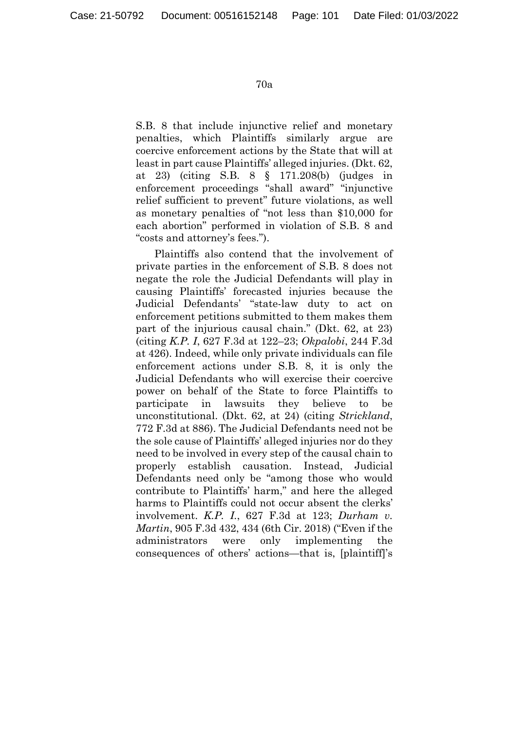S.B. 8 that include injunctive relief and monetary penalties, which Plaintiffs similarly argue are coercive enforcement actions by the State that will at least in part cause Plaintiffs' alleged injuries. (Dkt. 62, at 23) (citing S.B. 8 § 171.208(b) (judges in enforcement proceedings "shall award" "injunctive relief sufficient to prevent" future violations, as well as monetary penalties of "not less than $10,000 for each abortion" performed in violation of S.B. 8 and "costs and attorney's fees.").

Plaintiffs also contend that the involvement of private parties in the enforcement of S.B. 8 does not negate the role the Judicial Defendants will play in causing Plaintiffs' forecasted injuries because the Judicial Defendants' "state-law duty to act on enforcement petitions submitted to them makes them part of the injurious causal chain." (Dkt. 62, at 23) (citing *K.P. I*, 627 F.3d at 122–23; *Okpalobi*, 244 F.3d at 426). Indeed, while only private individuals can file enforcement actions under S.B. 8, it is only the Judicial Defendants who will exercise their coercive power on behalf of the State to force Plaintiffs to participate in lawsuits they believe to be unconstitutional. (Dkt. 62, at 24) (citing *Strickland*, 772 F.3d at 886). The Judicial Defendants need not be the sole cause of Plaintiffs' alleged injuries nor do they need to be involved in every step of the causal chain to properly establish causation. Instead, Judicial Defendants need only be "among those who would contribute to Plaintiffs' harm," and here the alleged harms to Plaintiffs could not occur absent the clerks' involvement. *K.P. I.*, 627 F.3d at 123; *Durham v. Martin*, 905 F.3d 432, 434 (6th Cir. 2018) ("Even if the administrators were only implementing the consequences of others' actions—that is, [plaintiff]'s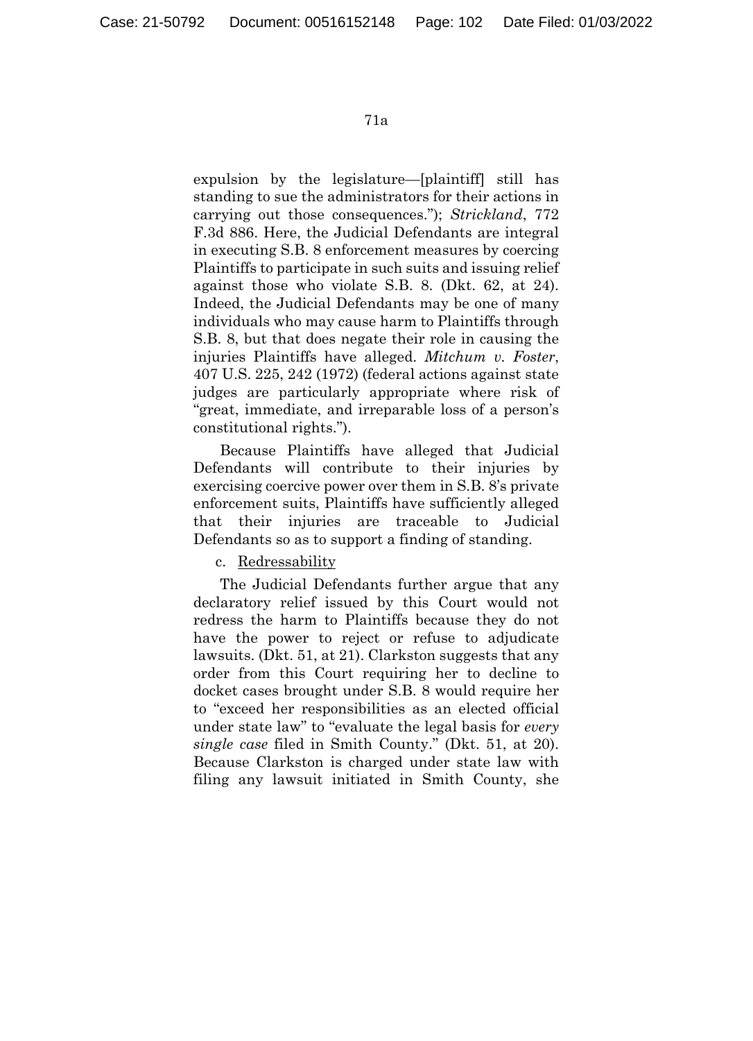expulsion by the legislature—[plaintiff] still has standing to sue the administrators for their actions in carrying out those consequences."); *Strickland*, 772 F.3d 886. Here, the Judicial Defendants are integral in executing S.B. 8 enforcement measures by coercing Plaintiffs to participate in such suits and issuing relief against those who violate S.B. 8. (Dkt. 62, at 24). Indeed, the Judicial Defendants may be one of many individuals who may cause harm to Plaintiffs through S.B. 8, but that does negate their role in causing the injuries Plaintiffs have alleged. *Mitchum v. Foster*, 407 U.S. 225, 242 (1972) (federal actions against state judges are particularly appropriate where risk of "great, immediate, and irreparable loss of a person's constitutional rights.").

Because Plaintiffs have alleged that Judicial Defendants will contribute to their injuries by exercising coercive power over them in S.B. 8's private enforcement suits, Plaintiffs have sufficiently alleged that their injuries are traceable to Judicial Defendants so as to support a finding of standing.

c. Redressability

The Judicial Defendants further argue that any declaratory relief issued by this Court would not redress the harm to Plaintiffs because they do not have the power to reject or refuse to adjudicate lawsuits. (Dkt. 51, at 21). Clarkston suggests that any order from this Court requiring her to decline to docket cases brought under S.B. 8 would require her to "exceed her responsibilities as an elected official under state law" to "evaluate the legal basis for *every single case* filed in Smith County." (Dkt. 51, at 20). Because Clarkston is charged under state law with filing any lawsuit initiated in Smith County, she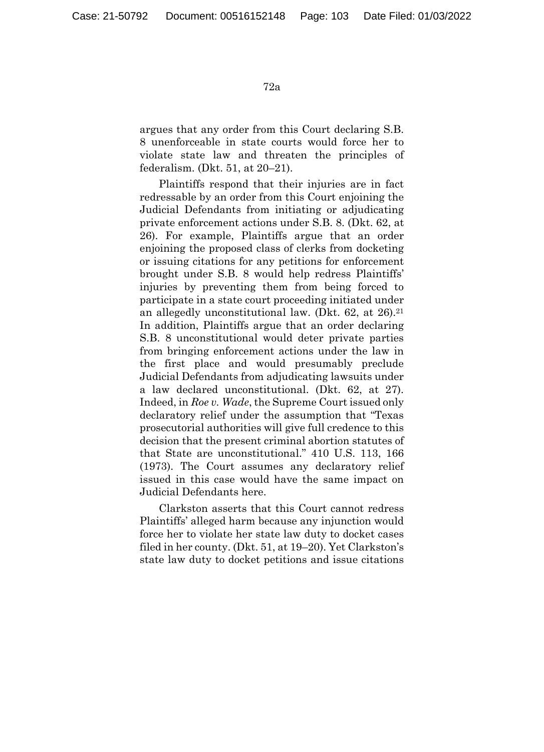argues that any order from this Court declaring S.B. 8 unenforceable in state courts would force her to violate state law and threaten the principles of federalism. (Dkt. 51, at 20–21).

Plaintiffs respond that their injuries are in fact redressable by an order from this Court enjoining the Judicial Defendants from initiating or adjudicating private enforcement actions under S.B. 8. (Dkt. 62, at 26). For example, Plaintiffs argue that an order enjoining the proposed class of clerks from docketing or issuing citations for any petitions for enforcement brought under S.B. 8 would help redress Plaintiffs' injuries by preventing them from being forced to participate in a state court proceeding initiated under an allegedly unconstitutional law. (Dkt. 62, at 26).[21] In addition, Plaintiffs argue that an order declaring S.B. 8 unconstitutional would deter private parties from bringing enforcement actions under the law in the first place and would presumably preclude Judicial Defendants from adjudicating lawsuits under a law declared unconstitutional. (Dkt. 62, at 27). Indeed, in *Roe v. Wade*, the Supreme Court issued only declaratory relief under the assumption that "Texas prosecutorial authorities will give full credence to this decision that the present criminal abortion statutes of that State are unconstitutional." 410 U.S. 113, 166 (1973). The Court assumes any declaratory relief issued in this case would have the same impact on Judicial Defendants here.

Clarkston asserts that this Court cannot redress Plaintiffs' alleged harm because any injunction would force her to violate her state law duty to docket cases filed in her county. (Dkt. 51, at 19–20). Yet Clarkston's state law duty to docket petitions and issue citations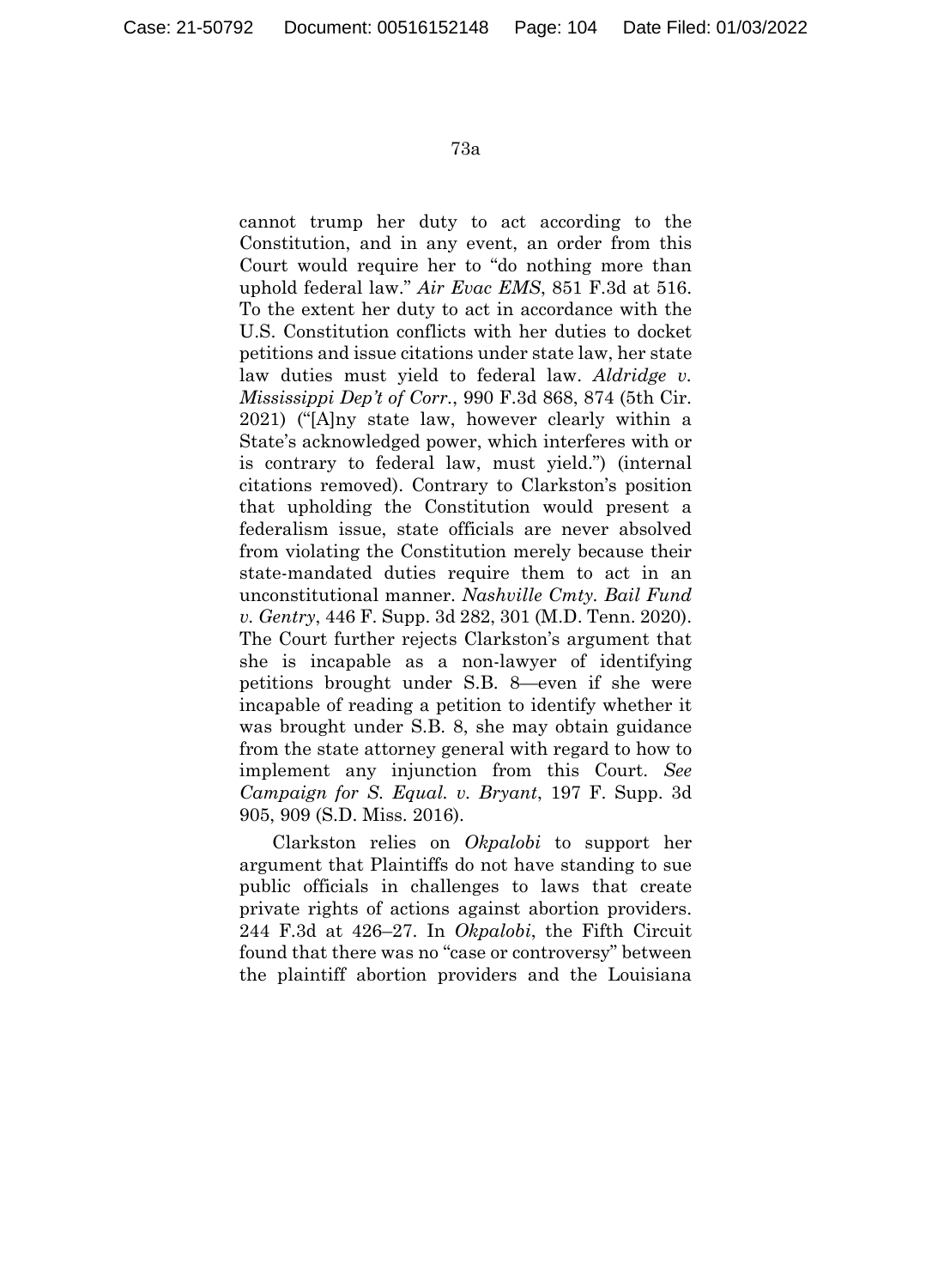cannot trump her duty to act according to the Constitution, and in any event, an order from this Court would require her to "do nothing more than uphold federal law." *Air Evac EMS*, 851 F.3d at 516. To the extent her duty to act in accordance with the U.S. Constitution conflicts with her duties to docket petitions and issue citations under state law, her state law duties must yield to federal law. *Aldridge v. Mississippi Dep't of Corr.*, 990 F.3d 868, 874 (5th Cir. 2021) ("[A]ny state law, however clearly within a State's acknowledged power, which interferes with or is contrary to federal law, must yield.") (internal citations removed). Contrary to Clarkston's position that upholding the Constitution would present a federalism issue, state officials are never absolved from violating the Constitution merely because their state-mandated duties require them to act in an unconstitutional manner. *Nashville Cmty. Bail Fund v. Gentry*, 446 F. Supp. 3d 282, 301 (M.D. Tenn. 2020). The Court further rejects Clarkston's argument that she is incapable as a non-lawyer of identifying petitions brought under S.B. 8—even if she were incapable of reading a petition to identify whether it was brought under S.B. 8, she may obtain guidance from the state attorney general with regard to how to implement any injunction from this Court. *See Campaign for S. Equal. v. Bryant*, 197 F. Supp. 3d 905, 909 (S.D. Miss. 2016).

Clarkston relies on *Okpalobi* to support her argument that Plaintiffs do not have standing to sue public officials in challenges to laws that create private rights of actions against abortion providers. 244 F.3d at 426–27. In *Okpalobi*, the Fifth Circuit found that there was no "case or controversy" between the plaintiff abortion providers and the Louisiana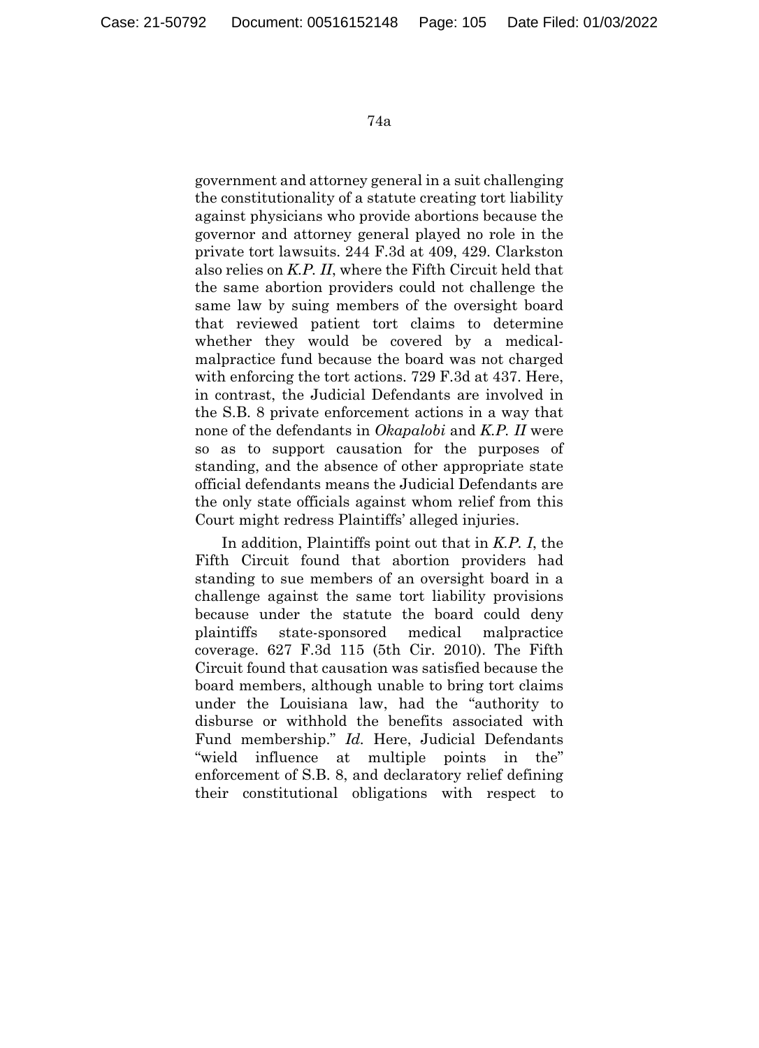government and attorney general in a suit challenging the constitutionality of a statute creating tort liability against physicians who provide abortions because the governor and attorney general played no role in the private tort lawsuits. 244 F.3d at 409, 429. Clarkston also relies on *K.P. II*, where the Fifth Circuit held that the same abortion providers could not challenge the same law by suing members of the oversight board that reviewed patient tort claims to determine whether they would be covered by a medical-malpractice fund because the board was not charged with enforcing the tort actions. 729 F.3d at 437. Here, in contrast, the Judicial Defendants are involved in the S.B. 8 private enforcement actions in a way that none of the defendants in *Okapalobi* and *K.P. II* were so as to support causation for the purposes of standing, and the absence of other appropriate state official defendants means the Judicial Defendants are the only state officials against whom relief from this Court might redress Plaintiffs' alleged injuries.

In addition, Plaintiffs point out that in *K.P. I*, the Fifth Circuit found that abortion providers had standing to sue members of an oversight board in a challenge against the same tort liability provisions because under the statute the board could deny plaintiffs state-sponsored medical malpractice coverage. 627 F.3d 115 (5th Cir. 2010). The Fifth Circuit found that causation was satisfied because the board members, although unable to bring tort claims under the Louisiana law, had the "authority to disburse or withhold the benefits associated with Fund membership." *Id.* Here, Judicial Defendants "wield influence at multiple points in the" enforcement of S.B. 8, and declaratory relief defining their constitutional obligations with respect to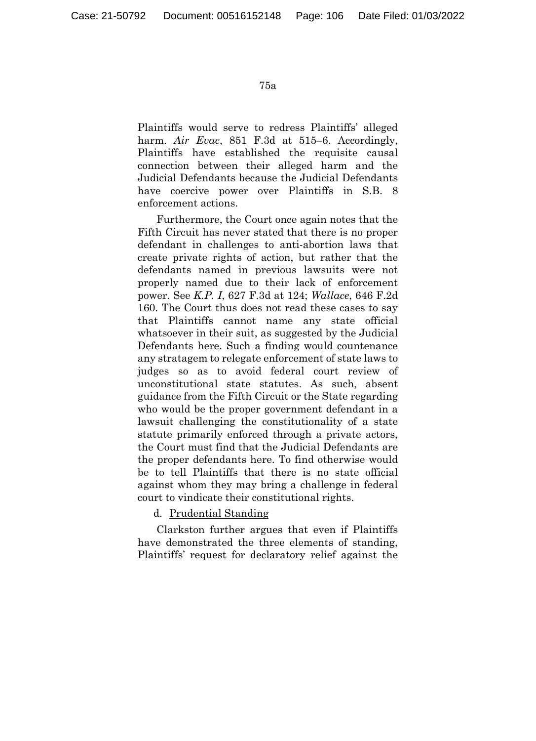Plaintiffs would serve to redress Plaintiffs' alleged harm. *Air Evac*, 851 F.3d at 515–6. Accordingly, Plaintiffs have established the requisite causal connection between their alleged harm and the Judicial Defendants because the Judicial Defendants have coercive power over Plaintiffs in S.B. 8 enforcement actions.

Furthermore, the Court once again notes that the Fifth Circuit has never stated that there is no proper defendant in challenges to anti-abortion laws that create private rights of action, but rather that the defendants named in previous lawsuits were not properly named due to their lack of enforcement power. See *K.P. I*, 627 F.3d at 124; *Wallace*, 646 F.2d 160. The Court thus does not read these cases to say that Plaintiffs cannot name any state official whatsoever in their suit, as suggested by the Judicial Defendants here. Such a finding would countenance any stratagem to relegate enforcement of state laws to judges so as to avoid federal court review of unconstitutional state statutes. As such, absent guidance from the Fifth Circuit or the State regarding who would be the proper government defendant in a lawsuit challenging the constitutionality of a state statute primarily enforced through a private actors, the Court must find that the Judicial Defendants are the proper defendants here. To find otherwise would be to tell Plaintiffs that there is no state official against whom they may bring a challenge in federal court to vindicate their constitutional rights.

d. Prudential Standing

Clarkston further argues that even if Plaintiffs have demonstrated the three elements of standing, Plaintiffs' request for declaratory relief against the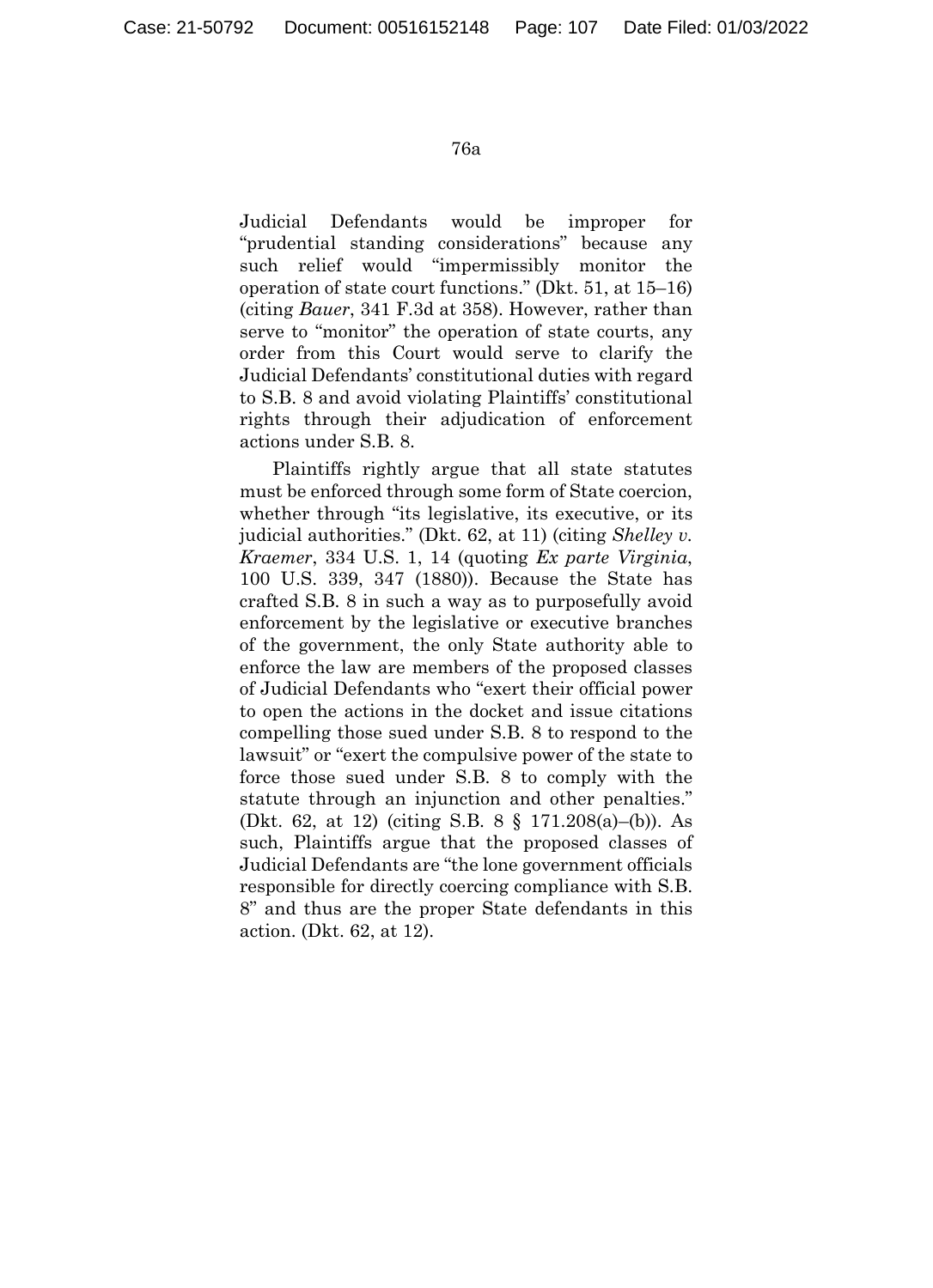Judicial Defendants would be improper for "prudential standing considerations" because any such relief would "impermissibly monitor the operation of state court functions." (Dkt. 51, at 15–16) (citing *Bauer*, 341 F.3d at 358). However, rather than serve to "monitor" the operation of state courts, any order from this Court would serve to clarify the Judicial Defendants' constitutional duties with regard to S.B. 8 and avoid violating Plaintiffs' constitutional rights through their adjudication of enforcement actions under S.B. 8.

Plaintiffs rightly argue that all state statutes must be enforced through some form of State coercion, whether through "its legislative, its executive, or its judicial authorities." (Dkt. 62, at 11) (citing *Shelley v. Kraemer*, 334 U.S. 1, 14 (quoting *Ex parte Virginia*, 100 U.S. 339, 347 (1880)). Because the State has crafted S.B. 8 in such a way as to purposefully avoid enforcement by the legislative or executive branches of the government, the only State authority able to enforce the law are members of the proposed classes of Judicial Defendants who "exert their official power to open the actions in the docket and issue citations compelling those sued under S.B. 8 to respond to the lawsuit" or "exert the compulsive power of the state to force those sued under S.B. 8 to comply with the statute through an injunction and other penalties." (Dkt. 62, at 12) (citing S.B. 8 § 171.208(a)–(b)). As such, Plaintiffs argue that the proposed classes of Judicial Defendants are "the lone government officials responsible for directly coercing compliance with S.B. 8" and thus are the proper State defendants in this action. (Dkt. 62, at 12).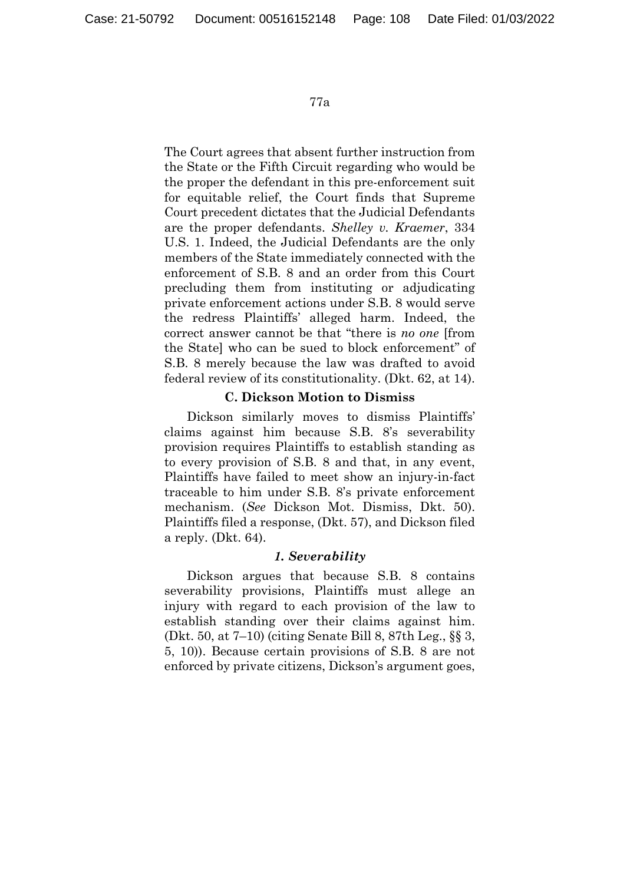The Court agrees that absent further instruction from the State or the Fifth Circuit regarding who would be the proper the defendant in this pre-enforcement suit for equitable relief, the Court finds that Supreme Court precedent dictates that the Judicial Defendants are the proper defendants. *Shelley v. Kraemer*, 334 U.S. 1. Indeed, the Judicial Defendants are the only members of the State immediately connected with the enforcement of S.B. 8 and an order from this Court precluding them from instituting or adjudicating private enforcement actions under S.B. 8 would serve the redress Plaintiffs' alleged harm. Indeed, the correct answer cannot be that "there is *no one* [from the State] who can be sued to block enforcement" of S.B. 8 merely because the law was drafted to avoid federal review of its constitutionality. (Dkt. 62, at 14).

### C. Dickson Motion to Dismiss

Dickson similarly moves to dismiss Plaintiffs' claims against him because S.B. 8's severability provision requires Plaintiffs to establish standing as to every provision of S.B. 8 and that, in any event, Plaintiffs have failed to meet show an injury-in-fact traceable to him under S.B. 8's private enforcement mechanism. (*See* Dickson Mot. Dismiss, Dkt. 50). Plaintiffs filed a response, (Dkt. 57), and Dickson filed a reply. (Dkt. 64).

#### *1. Severability*

Dickson argues that because S.B. 8 contains severability provisions, Plaintiffs must allege an injury with regard to each provision of the law to establish standing over their claims against him. (Dkt. 50, at 7–10) (citing Senate Bill 8, 87th Leg., §§ 3, 5, 10)). Because certain provisions of S.B. 8 are not enforced by private citizens, Dickson's argument goes,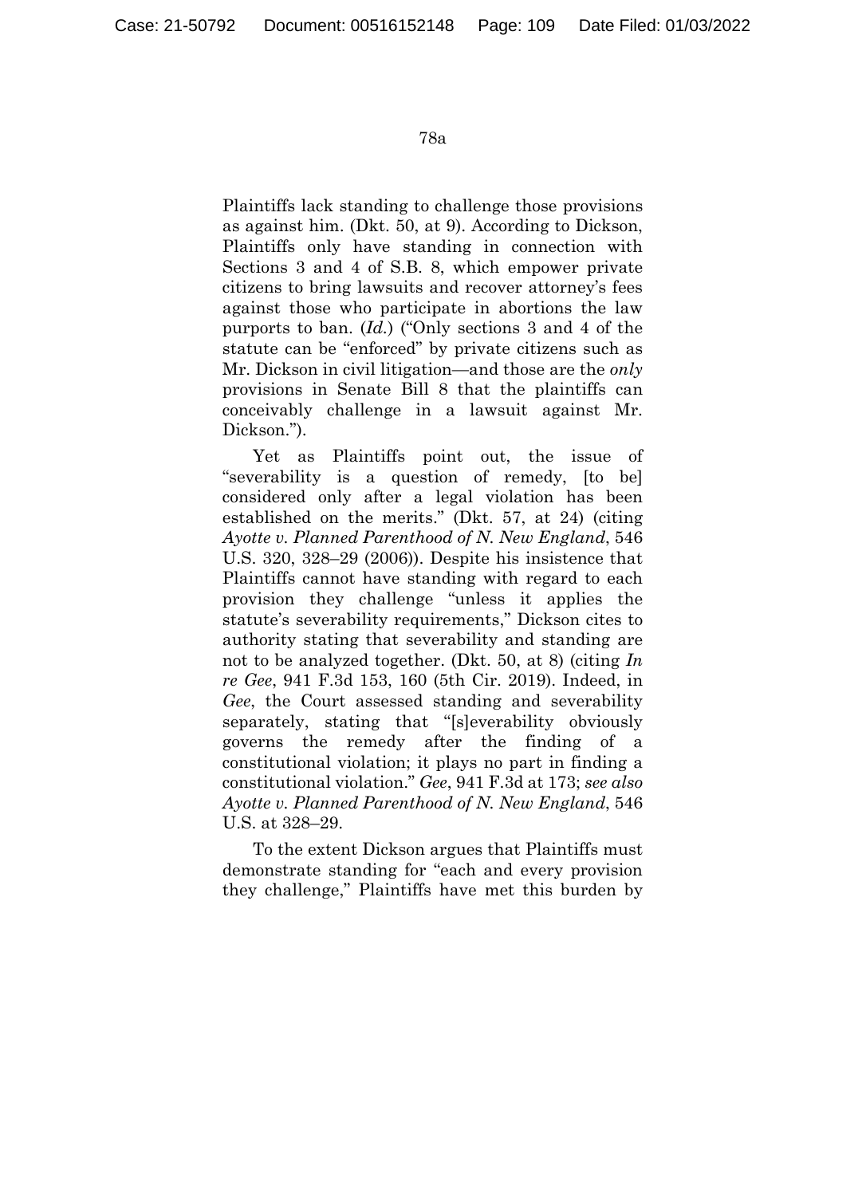Plaintiffs lack standing to challenge those provisions as against him. (Dkt. 50, at 9). According to Dickson, Plaintiffs only have standing in connection with Sections 3 and 4 of S.B. 8, which empower private citizens to bring lawsuits and recover attorney's fees against those who participate in abortions the law purports to ban. (*Id.*) ("Only sections 3 and 4 of the statute can be "enforced" by private citizens such as Mr. Dickson in civil litigation—and those are the *only* provisions in Senate Bill 8 that the plaintiffs can conceivably challenge in a lawsuit against Mr. Dickson.").

Yet as Plaintiffs point out, the issue of "severability is a question of remedy, [to be] considered only after a legal violation has been established on the merits." (Dkt. 57, at 24) (citing *Ayotte v. Planned Parenthood of N. New England*, 546 U.S. 320, 328–29 (2006)). Despite his insistence that Plaintiffs cannot have standing with regard to each provision they challenge "unless it applies the statute's severability requirements," Dickson cites to authority stating that severability and standing are not to be analyzed together. (Dkt. 50, at 8) (citing *In re Gee*, 941 F.3d 153, 160 (5th Cir. 2019). Indeed, in *Gee*, the Court assessed standing and severability separately, stating that "[s]everability obviously governs the remedy after the finding of a constitutional violation; it plays no part in finding a constitutional violation." *Gee*, 941 F.3d at 173; *see also Ayotte v. Planned Parenthood of N. New England*, 546 U.S. at 328–29.

To the extent Dickson argues that Plaintiffs must demonstrate standing for "each and every provision they challenge," Plaintiffs have met this burden by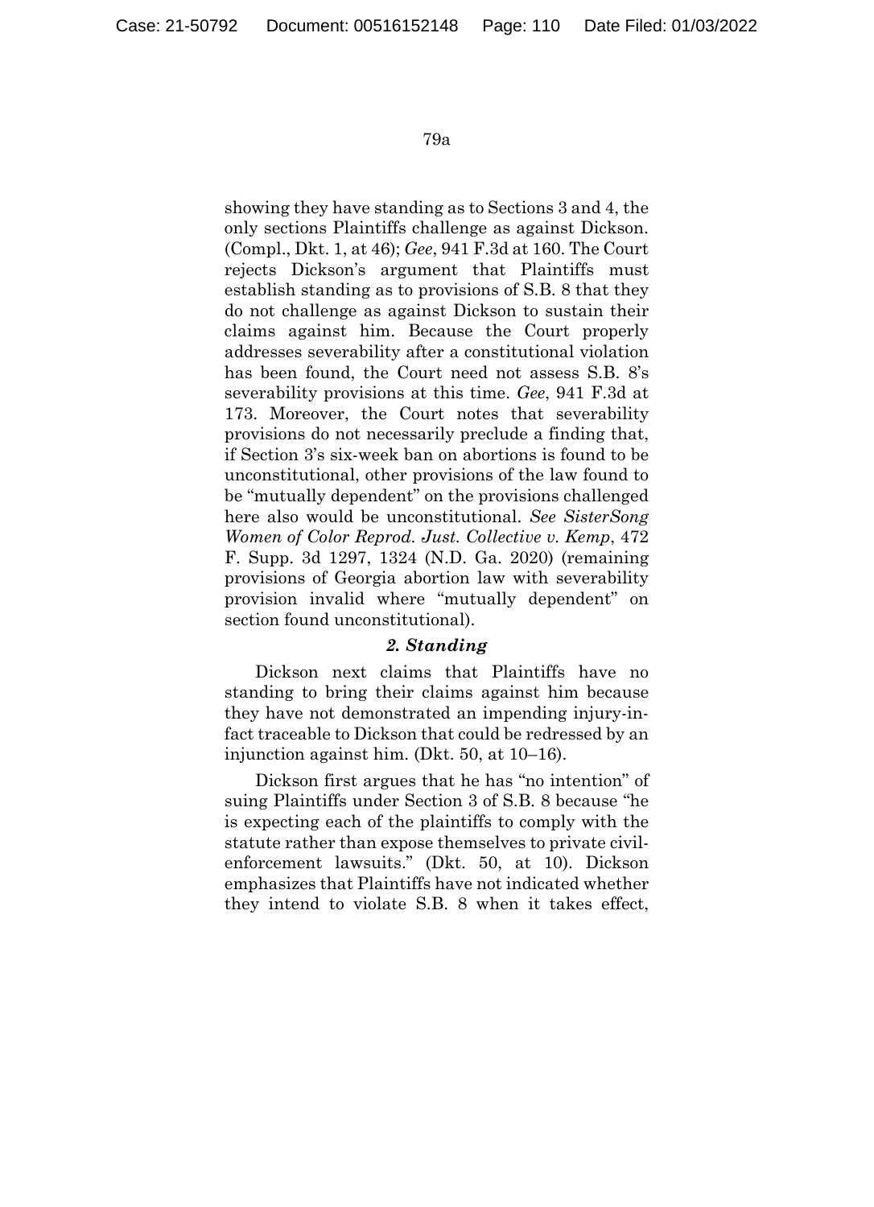showing they have standing as to Sections 3 and 4, the only sections Plaintiffs challenge as against Dickson. (Compl., Dkt. 1, at 46); *Gee*, 941 F.3d at 160. The Court rejects Dickson's argument that Plaintiffs must establish standing as to provisions of S.B. 8 that they do not challenge as against Dickson to sustain their claims against him. Because the Court properly addresses severability after a constitutional violation has been found, the Court need not assess S.B. 8's severability provisions at this time. *Gee*, 941 F.3d at 173. Moreover, the Court notes that severability provisions do not necessarily preclude a finding that, if Section 3's six-week ban on abortions is found to be unconstitutional, other provisions of the law found to be "mutually dependent" on the provisions challenged here also would be unconstitutional. *See SisterSong Women of Color Reprod. Just. Collective v. Kemp*, 472 F. Supp. 3d 1297, 1324 (N.D. Ga. 2020) (remaining provisions of Georgia abortion law with severability provision invalid where "mutually dependent" on section found unconstitutional).

### *2. Standing*

Dickson next claims that Plaintiffs have no standing to bring their claims against him because they have not demonstrated an impending injury-in-fact traceable to Dickson that could be redressed by an injunction against him. (Dkt. 50, at 10–16).

Dickson first argues that he has "no intention" of suing Plaintiffs under Section 3 of S.B. 8 because "he is expecting each of the plaintiffs to comply with the statute rather than expose themselves to private civil-enforcement lawsuits." (Dkt. 50, at 10). Dickson emphasizes that Plaintiffs have not indicated whether they intend to violate S.B. 8 when it takes effect,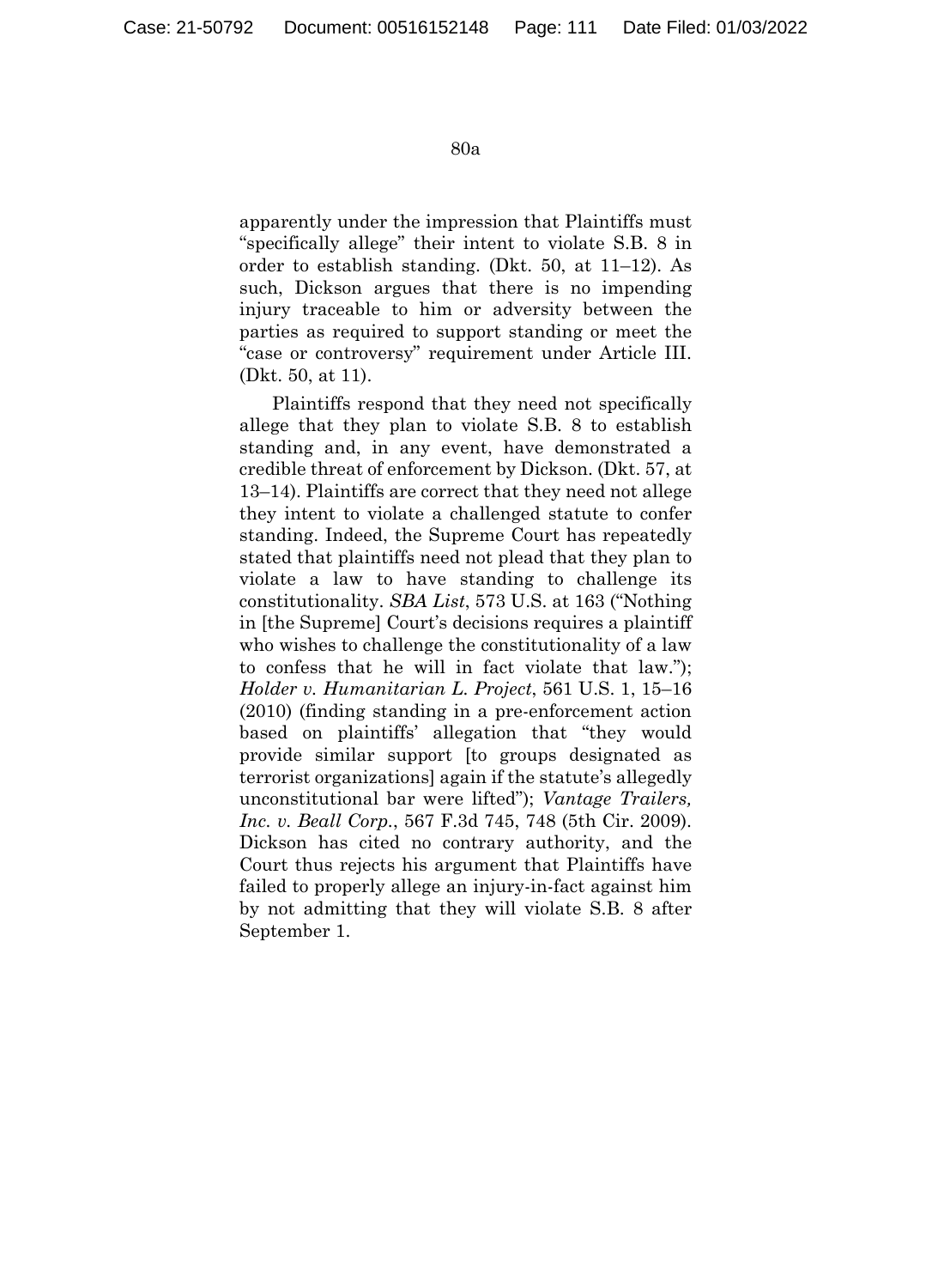apparently under the impression that Plaintiffs must "specifically allege" their intent to violate S.B. 8 in order to establish standing. (Dkt. 50, at 11–12). As such, Dickson argues that there is no impending injury traceable to him or adversity between the parties as required to support standing or meet the "case or controversy" requirement under Article III. (Dkt. 50, at 11).

Plaintiffs respond that they need not specifically allege that they plan to violate S.B. 8 to establish standing and, in any event, have demonstrated a credible threat of enforcement by Dickson. (Dkt. 57, at 13–14). Plaintiffs are correct that they need not allege they intent to violate a challenged statute to confer standing. Indeed, the Supreme Court has repeatedly stated that plaintiffs need not plead that they plan to violate a law to have standing to challenge its constitutionality. *SBA List*, 573 U.S. at 163 ("Nothing in [the Supreme] Court's decisions requires a plaintiff who wishes to challenge the constitutionality of a law to confess that he will in fact violate that law."); *Holder v. Humanitarian L. Project*, 561 U.S. 1, 15–16 (2010) (finding standing in a pre-enforcement action based on plaintiffs' allegation that "they would provide similar support [to groups designated as terrorist organizations] again if the statute's allegedly unconstitutional bar were lifted"); *Vantage Trailers, Inc. v. Beall Corp.*, 567 F.3d 745, 748 (5th Cir. 2009). Dickson has cited no contrary authority, and the Court thus rejects his argument that Plaintiffs have failed to properly allege an injury-in-fact against him by not admitting that they will violate S.B. 8 after September 1.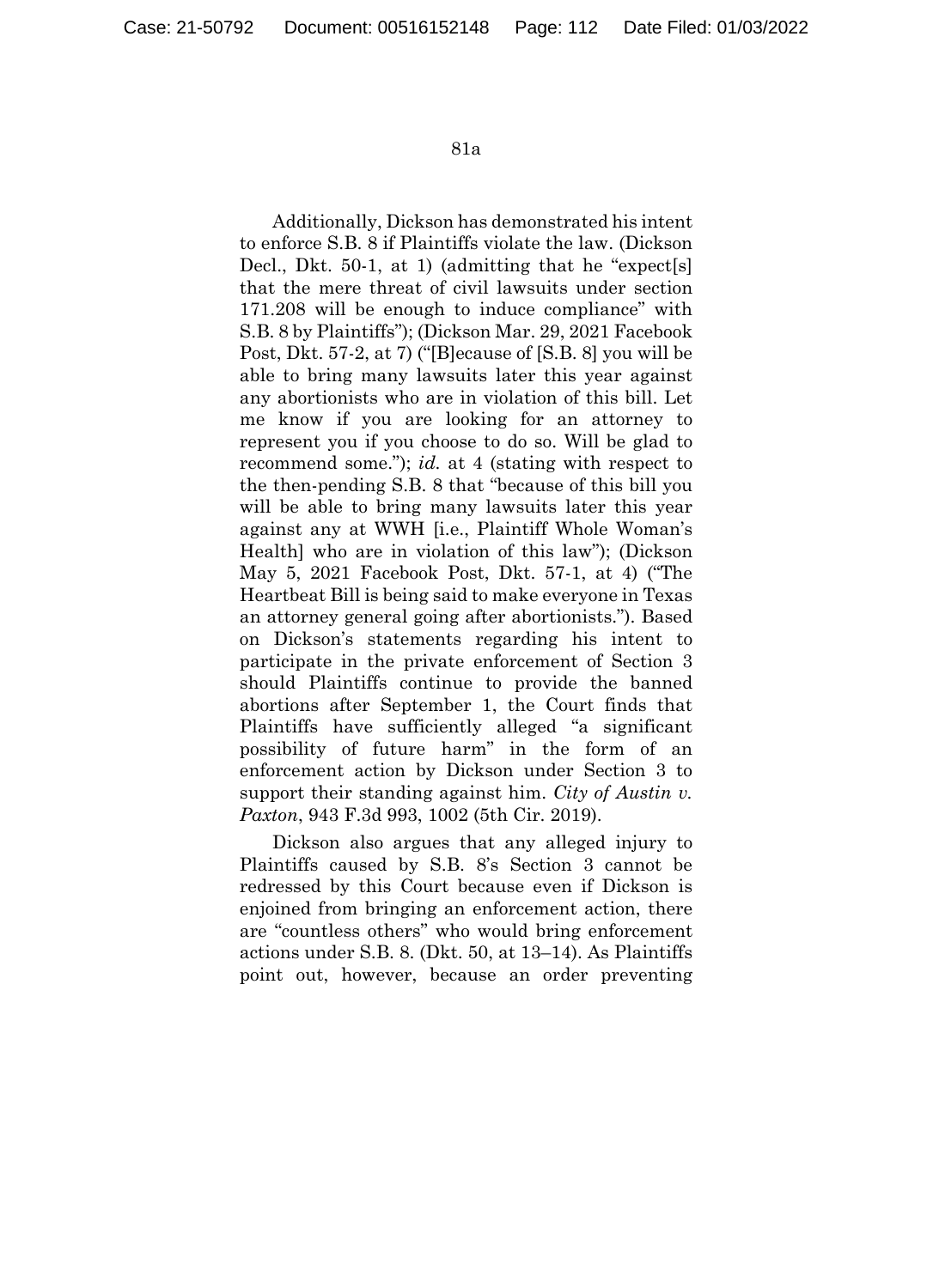Additionally, Dickson has demonstrated his intent to enforce S.B. 8 if Plaintiffs violate the law. (Dickson Decl., Dkt. 50-1, at 1) (admitting that he "expect[s] that the mere threat of civil lawsuits under section 171.208 will be enough to induce compliance" with S.B. 8 by Plaintiffs"); (Dickson Mar. 29, 2021 Facebook Post, Dkt. 57-2, at 7) ("[B]ecause of [S.B. 8] you will be able to bring many lawsuits later this year against any abortionists who are in violation of this bill. Let me know if you are looking for an attorney to represent you if you choose to do so. Will be glad to recommend some."); *id.* at 4 (stating with respect to the then-pending S.B. 8 that "because of this bill you will be able to bring many lawsuits later this year against any at WWH [i.e., Plaintiff Whole Woman's Health] who are in violation of this law"); (Dickson May 5, 2021 Facebook Post, Dkt. 57-1, at 4) ("The Heartbeat Bill is being said to make everyone in Texas an attorney general going after abortionists."). Based on Dickson's statements regarding his intent to participate in the private enforcement of Section 3 should Plaintiffs continue to provide the banned abortions after September 1, the Court finds that Plaintiffs have sufficiently alleged "a significant possibility of future harm" in the form of an enforcement action by Dickson under Section 3 to support their standing against him. *City of Austin v. Paxton*, 943 F.3d 993, 1002 (5th Cir. 2019).

Dickson also argues that any alleged injury to Plaintiffs caused by S.B. 8's Section 3 cannot be redressed by this Court because even if Dickson is enjoined from bringing an enforcement action, there are "countless others" who would bring enforcement actions under S.B. 8. (Dkt. 50, at 13–14). As Plaintiffs point out, however, because an order preventing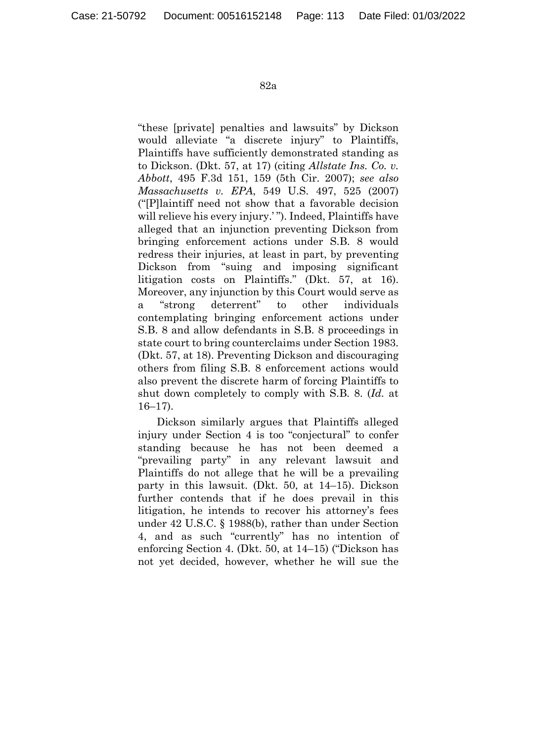"these [private] penalties and lawsuits" by Dickson would alleviate "a discrete injury" to Plaintiffs, Plaintiffs have sufficiently demonstrated standing as to Dickson. (Dkt. 57, at 17) (citing *Allstate Ins. Co. v. Abbott*, 495 F.3d 151, 159 (5th Cir. 2007); *see also Massachusetts v. EPA*, 549 U.S. 497, 525 (2007) ("[P]laintiff need not show that a favorable decision will relieve his every injury.' "). Indeed, Plaintiffs have alleged that an injunction preventing Dickson from bringing enforcement actions under S.B. 8 would redress their injuries, at least in part, by preventing Dickson from "suing and imposing significant litigation costs on Plaintiffs." (Dkt. 57, at 16). Moreover, any injunction by this Court would serve as a "strong deterrent" to other individuals contemplating bringing enforcement actions under S.B. 8 and allow defendants in S.B. 8 proceedings in state court to bring counterclaims under Section 1983. (Dkt. 57, at 18). Preventing Dickson and discouraging others from filing S.B. 8 enforcement actions would also prevent the discrete harm of forcing Plaintiffs to shut down completely to comply with S.B. 8. (*Id.* at 16–17).

Dickson similarly argues that Plaintiffs alleged injury under Section 4 is too "conjectural" to confer standing because he has not been deemed a "prevailing party" in any relevant lawsuit and Plaintiffs do not allege that he will be a prevailing party in this lawsuit. (Dkt. 50, at 14–15). Dickson further contends that if he does prevail in this litigation, he intends to recover his attorney's fees under 42 U.S.C. § 1988(b), rather than under Section 4, and as such "currently" has no intention of enforcing Section 4. (Dkt. 50, at 14–15) ("Dickson has not yet decided, however, whether he will sue the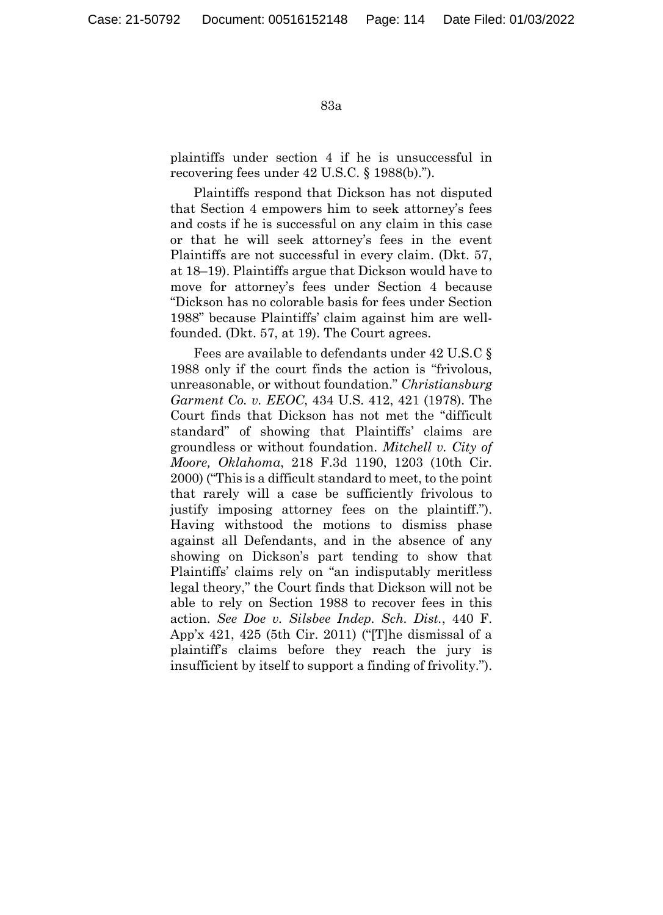plaintiffs under section 4 if he is unsuccessful in recovering fees under 42 U.S.C. § 1988(b).").

Plaintiffs respond that Dickson has not disputed that Section 4 empowers him to seek attorney's fees and costs if he is successful on any claim in this case or that he will seek attorney's fees in the event Plaintiffs are not successful in every claim. (Dkt. 57, at 18–19). Plaintiffs argue that Dickson would have to move for attorney's fees under Section 4 because "Dickson has no colorable basis for fees under Section 1988" because Plaintiffs' claim against him are well-founded. (Dkt. 57, at 19). The Court agrees.

Fees are available to defendants under 42 U.S.C § 1988 only if the court finds the action is "frivolous, unreasonable, or without foundation." *Christiansburg Garment Co. v. EEOC*, 434 U.S. 412, 421 (1978). The Court finds that Dickson has not met the "difficult standard" of showing that Plaintiffs' claims are groundless or without foundation. *Mitchell v. City of Moore, Oklahoma*, 218 F.3d 1190, 1203 (10th Cir. 2000) ("This is a difficult standard to meet, to the point that rarely will a case be sufficiently frivolous to justify imposing attorney fees on the plaintiff."). Having withstood the motions to dismiss phase against all Defendants, and in the absence of any showing on Dickson's part tending to show that Plaintiffs' claims rely on "an indisputably meritless legal theory," the Court finds that Dickson will not be able to rely on Section 1988 to recover fees in this action. *See Doe v. Silsbee Indep. Sch. Dist.*, 440 F. App'x 421, 425 (5th Cir. 2011) ("[T]he dismissal of a plaintiff's claims before they reach the jury is insufficient by itself to support a finding of frivolity.").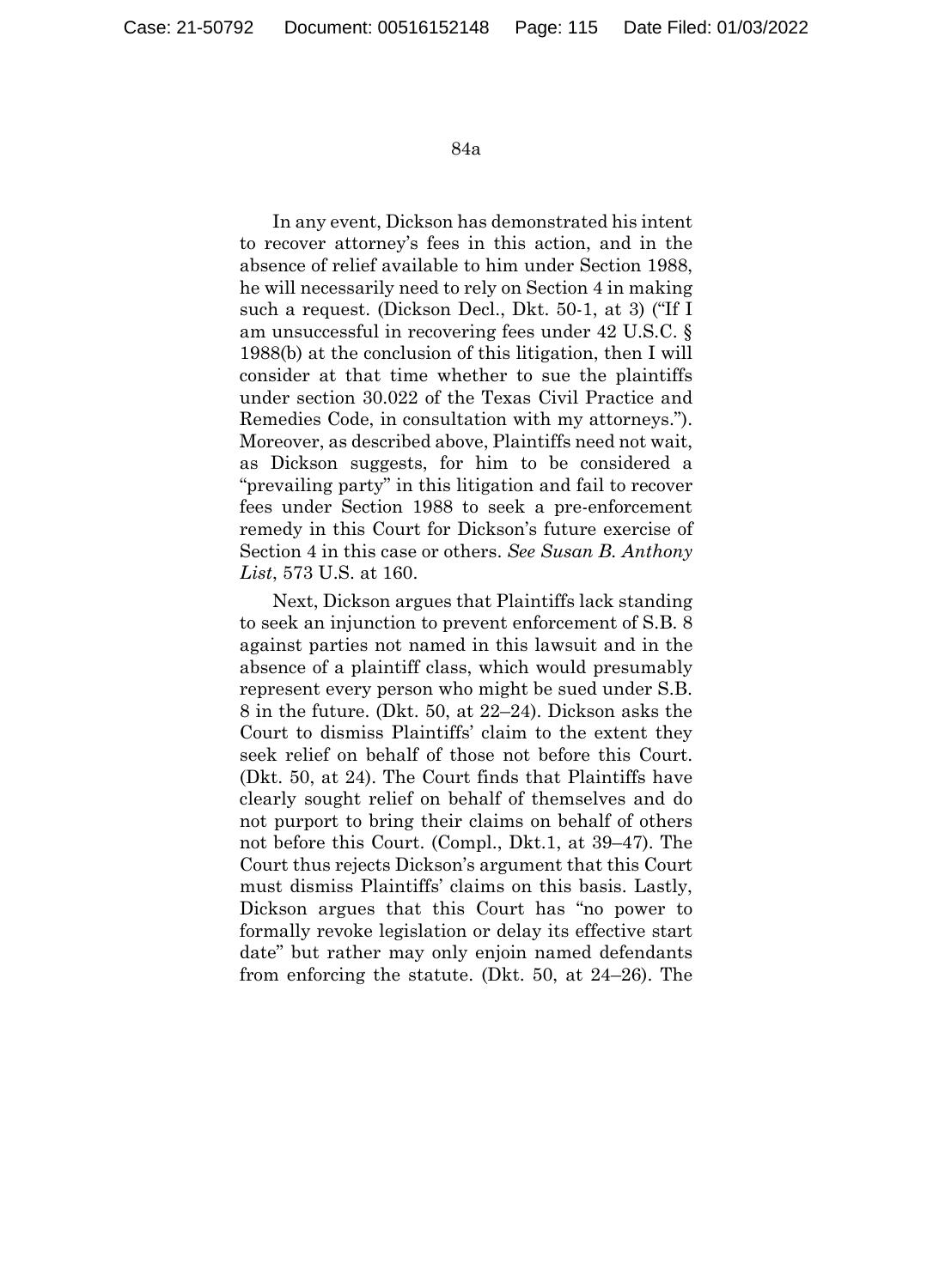In any event, Dickson has demonstrated his intent to recover attorney's fees in this action, and in the absence of relief available to him under Section 1988, he will necessarily need to rely on Section 4 in making such a request. (Dickson Decl., Dkt. 50-1, at 3) ("If I am unsuccessful in recovering fees under 42 U.S.C. § 1988(b) at the conclusion of this litigation, then I will consider at that time whether to sue the plaintiffs under section 30.022 of the Texas Civil Practice and Remedies Code, in consultation with my attorneys."). Moreover, as described above, Plaintiffs need not wait, as Dickson suggests, for him to be considered a "prevailing party" in this litigation and fail to recover fees under Section 1988 to seek a pre-enforcement remedy in this Court for Dickson's future exercise of Section 4 in this case or others. *See Susan B. Anthony List*, 573 U.S. at 160.

Next, Dickson argues that Plaintiffs lack standing to seek an injunction to prevent enforcement of S.B. 8 against parties not named in this lawsuit and in the absence of a plaintiff class, which would presumably represent every person who might be sued under S.B. 8 in the future. (Dkt. 50, at 22–24). Dickson asks the Court to dismiss Plaintiffs' claim to the extent they seek relief on behalf of those not before this Court. (Dkt. 50, at 24). The Court finds that Plaintiffs have clearly sought relief on behalf of themselves and do not purport to bring their claims on behalf of others not before this Court. (Compl., Dkt.1, at 39–47). The Court thus rejects Dickson's argument that this Court must dismiss Plaintiffs' claims on this basis. Lastly, Dickson argues that this Court has "no power to formally revoke legislation or delay its effective start date" but rather may only enjoin named defendants from enforcing the statute. (Dkt. 50, at 24–26). The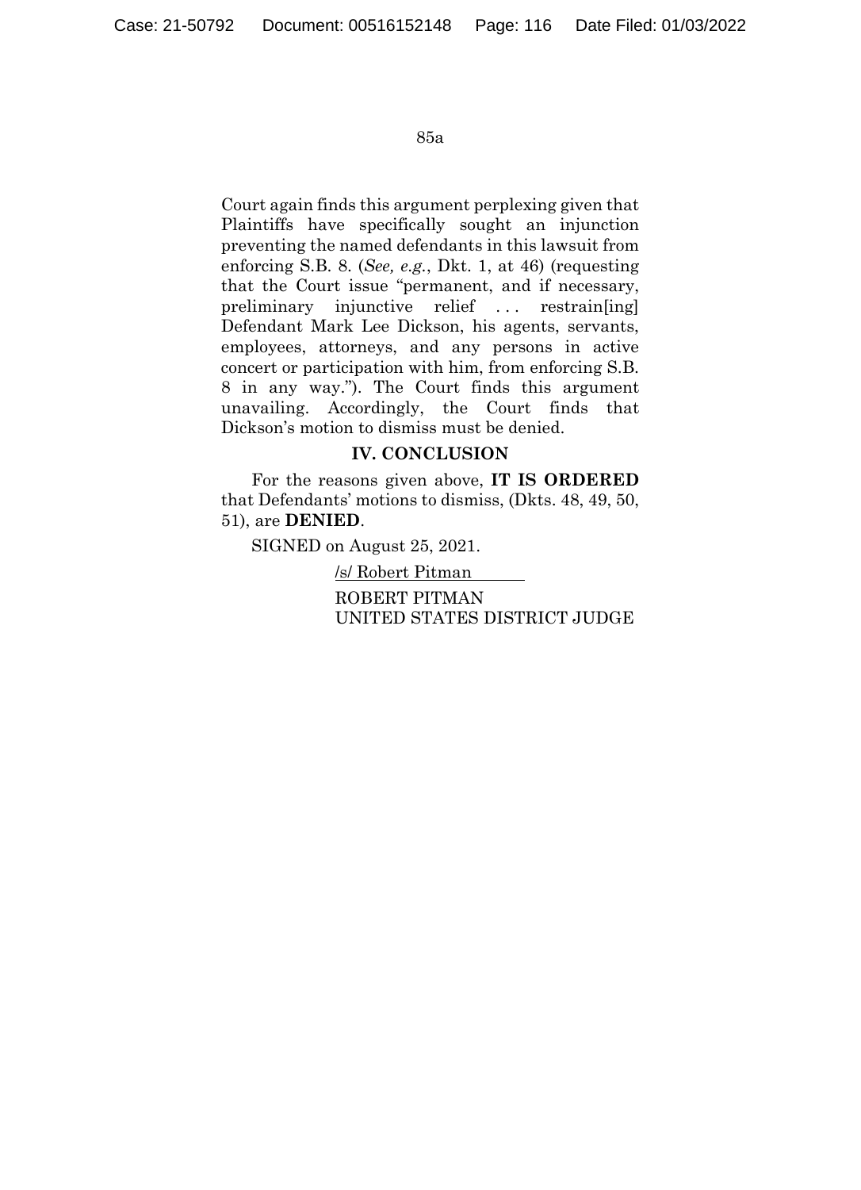Court again finds this argument perplexing given that Plaintiffs have specifically sought an injunction preventing the named defendants in this lawsuit from enforcing S.B. 8. (*See, e.g.*, Dkt. 1, at 46) (requesting that the Court issue "permanent, and if necessary, preliminary injunctive relief . . . restrain[ing] Defendant Mark Lee Dickson, his agents, servants, employees, attorneys, and any persons in active concert or participation with him, from enforcing S.B. 8 in any way."). The Court finds this argument unavailing. Accordingly, the Court finds that Dickson's motion to dismiss must be denied.

## IV. CONCLUSION

For the reasons given above, **IT IS ORDERED** that Defendants' motions to dismiss, (Dkts. 48, 49, 50, 51), are **DENIED**.

SIGNED on August 25, 2021.

/s/ Robert Pitman

ROBERT PITMAN
UNITED STATES DISTRICT JUDGE